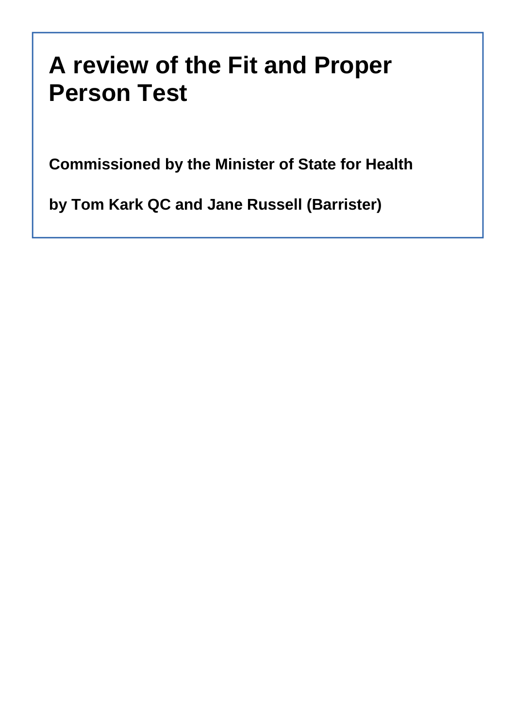# A review of the Fit and Proper Person Test

**Commissioned by the Minister of State for Health**

**by Tom Kark QC and Jane Russell (Barrister)**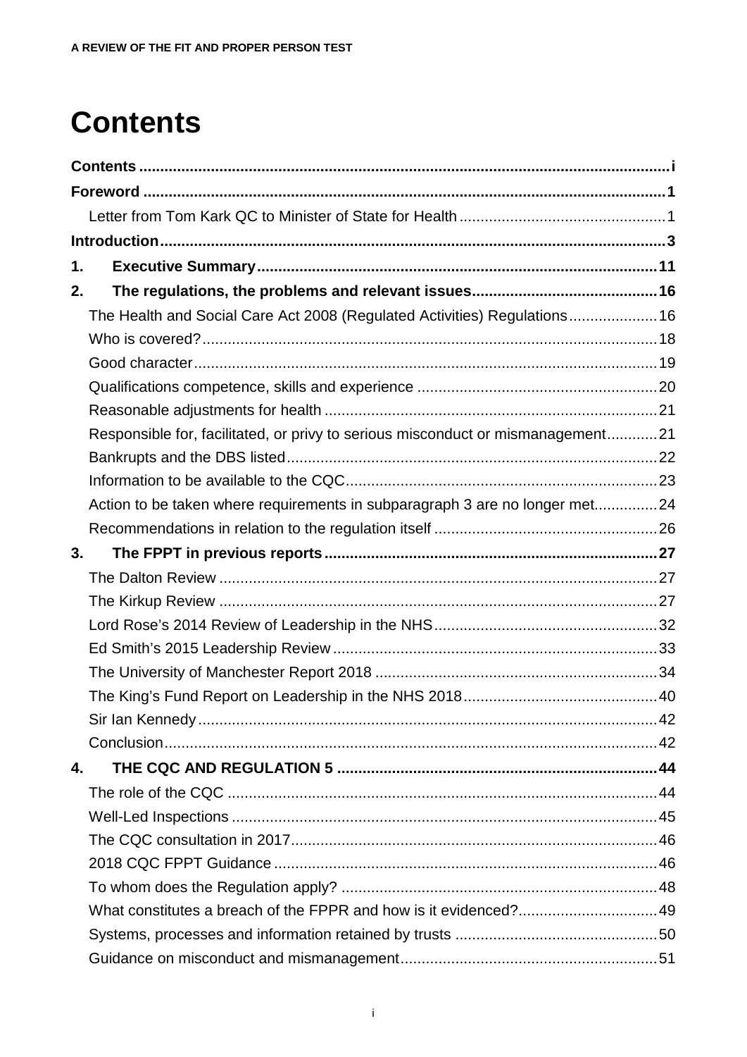# Contents

**Contents** ..... i

**Foreword** ..... 1

- Letter from Tom Kark QC to Minister of State for Health ..... 1

**Introduction** ..... 3

**1. Executive Summary** ..... 11

**2. The regulations, the problems and relevant issues** ..... 16

- The Health and Social Care Act 2008 (Regulated Activities) Regulations ..... 16
- Who is covered? ..... 18
- Good character ..... 19
- Qualifications competence, skills and experience ..... 20
- Reasonable adjustments for health ..... 21
- Responsible for, facilitated, or privy to serious misconduct or mismanagement ..... 21
- Bankrupts and the DBS listed ..... 22
- Information to be available to the CQC ..... 23
- Action to be taken where requirements in subparagraph 3 are no longer met ..... 24
- Recommendations in relation to the regulation itself ..... 26

**3. The FPPT in previous reports** ..... 27

- The Dalton Review ..... 27
- The Kirkup Review ..... 27
- Lord Rose's 2014 Review of Leadership in the NHS ..... 32
- Ed Smith's 2015 Leadership Review ..... 33
- The University of Manchester Report 2018 ..... 34
- The King's Fund Report on Leadership in the NHS 2018 ..... 40
- Sir Ian Kennedy ..... 42
- Conclusion ..... 42

**4. THE CQC AND REGULATION 5** ..... 44

- The role of the CQC ..... 44
- Well-Led Inspections ..... 45
- The CQC consultation in 2017 ..... 46
- 2018 CQC FPPT Guidance ..... 46
- To whom does the Regulation apply? ..... 48
- What constitutes a breach of the FPPR and how is it evidenced? ..... 49
- Systems, processes and information retained by trusts ..... 50
- Guidance on misconduct and mismanagement ..... 51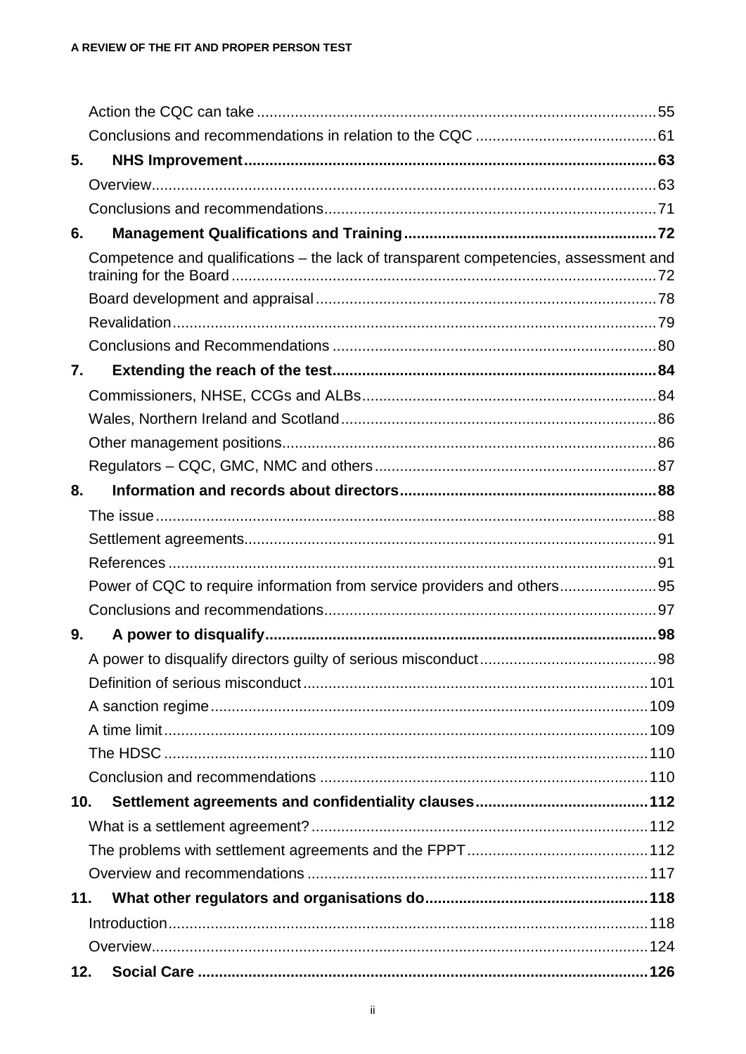Action the CQC can take ... 55
Conclusions and recommendations in relation to the CQC ... 61

**5. NHS Improvement ... 63**

Overview ... 63
Conclusions and recommendations ... 71

**6. Management Qualifications and Training ... 72**

Competence and qualifications – the lack of transparent competencies, assessment and training for the Board ... 72
Board development and appraisal ... 78
Revalidation ... 79
Conclusions and Recommendations ... 80

**7. Extending the reach of the test ... 84**

Commissioners, NHSE, CCGs and ALBs ... 84
Wales, Northern Ireland and Scotland ... 86
Other management positions ... 86
Regulators – CQC, GMC, NMC and others ... 87

**8. Information and records about directors ... 88**

The issue ... 88
Settlement agreements ... 91
References ... 91
Power of CQC to require information from service providers and others ... 95
Conclusions and recommendations ... 97

**9. A power to disqualify ... 98**

A power to disqualify directors guilty of serious misconduct ... 98
Definition of serious misconduct ... 101
A sanction regime ... 109
A time limit ... 109
The HDSC ... 110
Conclusion and recommendations ... 110

**10. Settlement agreements and confidentiality clauses ... 112**

What is a settlement agreement? ... 112
The problems with settlement agreements and the FPPT ... 112
Overview and recommendations ... 117

**11. What other regulators and organisations do ... 118**

Introduction ... 118
Overview ... 124

**12. Social Care ... 126**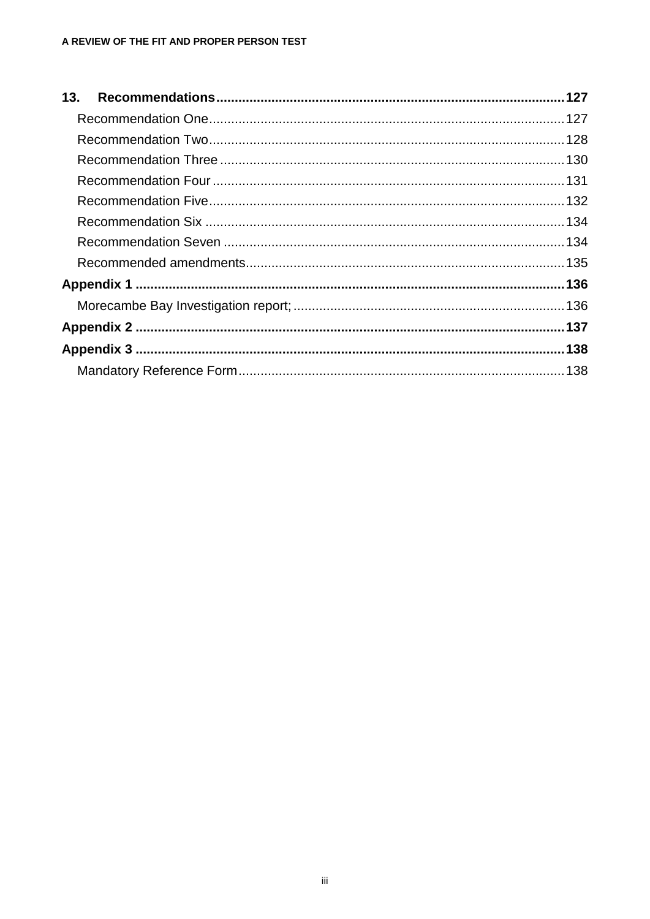**13. Recommendations** 127

Recommendation One 127

Recommendation Two 128

Recommendation Three 130

Recommendation Four 131

Recommendation Five 132

Recommendation Six 134

Recommendation Seven 134

Recommended amendments 135

**Appendix 1** 136

Morecambe Bay Investigation report; 136

**Appendix 2** 137

**Appendix 3** 138

Mandatory Reference Form 138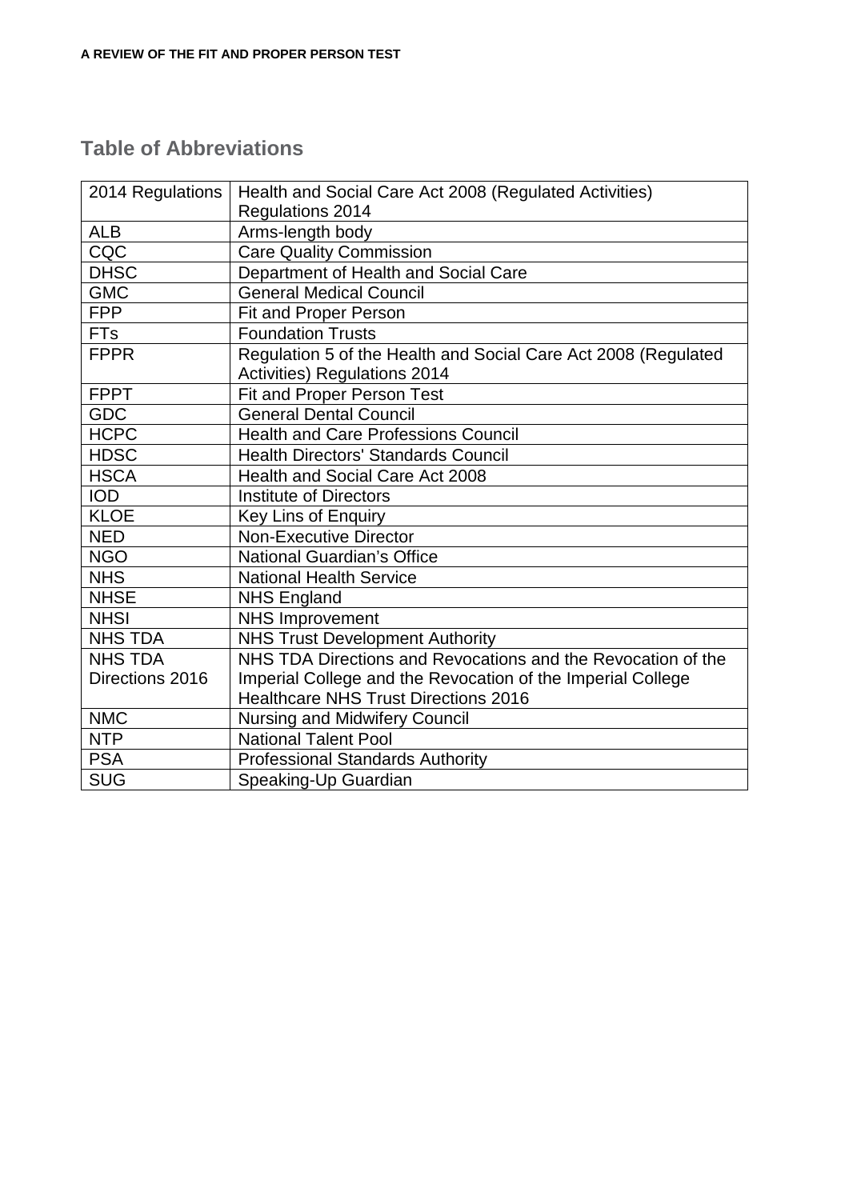## Table of Abbreviations

| 2014 Regulations | Health and Social Care Act 2008 (Regulated Activities) Regulations 2014 |
|---|---|
| ALB | Arms-length body |
| CQC | Care Quality Commission |
| DHSC | Department of Health and Social Care |
| GMC | General Medical Council |
| FPP | Fit and Proper Person |
| FTs | Foundation Trusts |
| FPPR | Regulation 5 of the Health and Social Care Act 2008 (Regulated Activities) Regulations 2014 |
| FPPT | Fit and Proper Person Test |
| GDC | General Dental Council |
| HCPC | Health and Care Professions Council |
| HDSC | Health Directors' Standards Council |
| HSCA | Health and Social Care Act 2008 |
| IOD | Institute of Directors |
| KLOE | Key Lins of Enquiry |
| NED | Non-Executive Director |
| NGO | National Guardian's Office |
| NHS | National Health Service |
| NHSE | NHS England |
| NHSI | NHS Improvement |
| NHS TDA | NHS Trust Development Authority |
| NHS TDA Directions 2016 | NHS TDA Directions and Revocations and the Revocation of the Imperial College and the Revocation of the Imperial College Healthcare NHS Trust Directions 2016 |
| NMC | Nursing and Midwifery Council |
| NTP | National Talent Pool |
| PSA | Professional Standards Authority |
| SUG | Speaking-Up Guardian |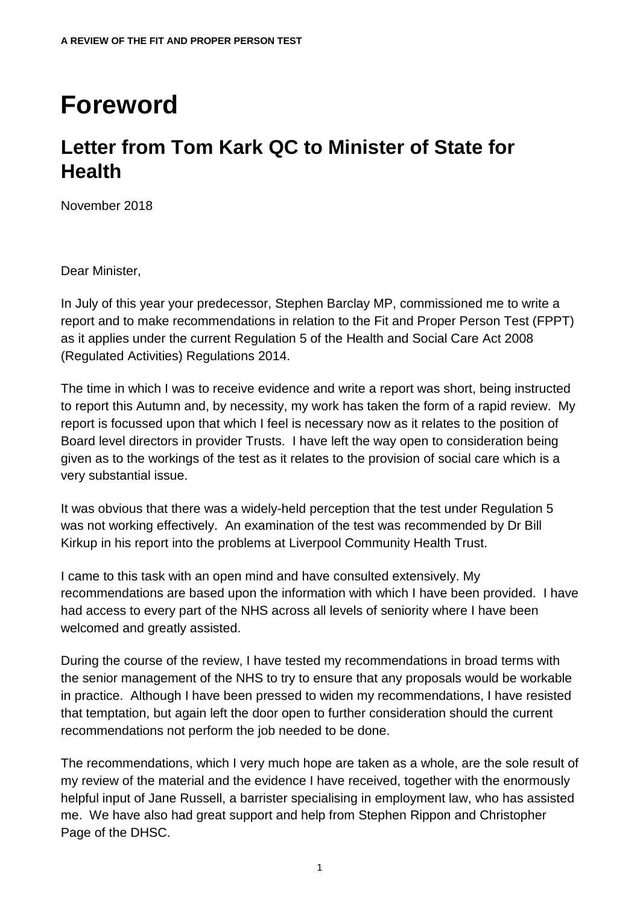# Foreword

## Letter from Tom Kark QC to Minister of State for Health

November 2018

Dear Minister,

In July of this year your predecessor, Stephen Barclay MP, commissioned me to write a report and to make recommendations in relation to the Fit and Proper Person Test (FPPT) as it applies under the current Regulation 5 of the Health and Social Care Act 2008 (Regulated Activities) Regulations 2014.

The time in which I was to receive evidence and write a report was short, being instructed to report this Autumn and, by necessity, my work has taken the form of a rapid review. My report is focussed upon that which I feel is necessary now as it relates to the position of Board level directors in provider Trusts. I have left the way open to consideration being given as to the workings of the test as it relates to the provision of social care which is a very substantial issue.

It was obvious that there was a widely-held perception that the test under Regulation 5 was not working effectively. An examination of the test was recommended by Dr Bill Kirkup in his report into the problems at Liverpool Community Health Trust.

I came to this task with an open mind and have consulted extensively. My recommendations are based upon the information with which I have been provided. I have had access to every part of the NHS across all levels of seniority where I have been welcomed and greatly assisted.

During the course of the review, I have tested my recommendations in broad terms with the senior management of the NHS to try to ensure that any proposals would be workable in practice. Although I have been pressed to widen my recommendations, I have resisted that temptation, but again left the door open to further consideration should the current recommendations not perform the job needed to be done.

The recommendations, which I very much hope are taken as a whole, are the sole result of my review of the material and the evidence I have received, together with the enormously helpful input of Jane Russell, a barrister specialising in employment law, who has assisted me. We have also had great support and help from Stephen Rippon and Christopher Page of the DHSC.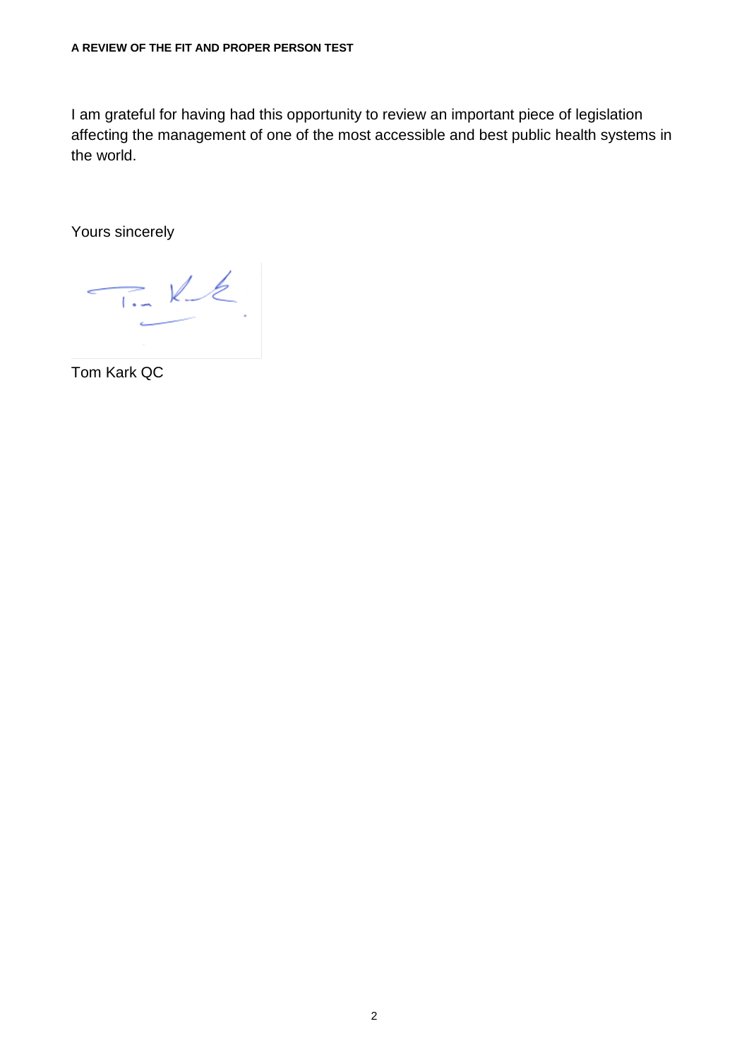I am grateful for having had this opportunity to review an important piece of legislation affecting the management of one of the most accessible and best public health systems in the world.

Yours sincerely

Tom Kark QC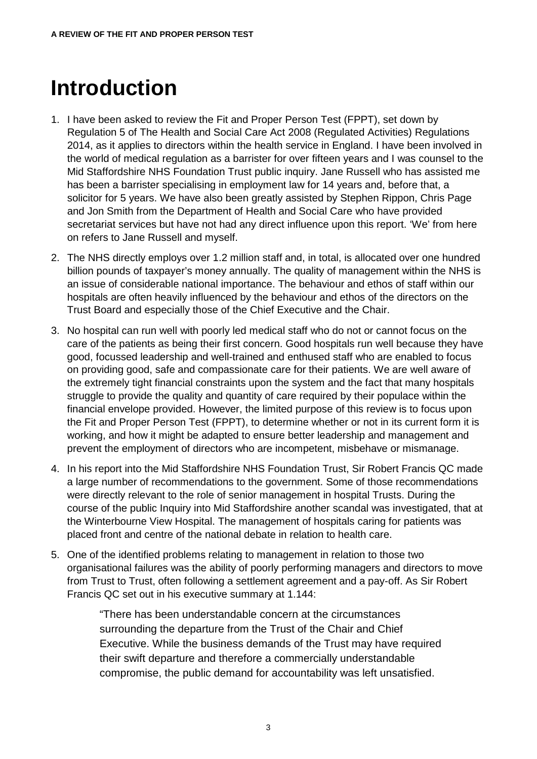# Introduction

1. I have been asked to review the Fit and Proper Person Test (FPPT), set down by Regulation 5 of The Health and Social Care Act 2008 (Regulated Activities) Regulations 2014, as it applies to directors within the health service in England. I have been involved in the world of medical regulation as a barrister for over fifteen years and I was counsel to the Mid Staffordshire NHS Foundation Trust public inquiry. Jane Russell who has assisted me has been a barrister specialising in employment law for 14 years and, before that, a solicitor for 5 years. We have also been greatly assisted by Stephen Rippon, Chris Page and Jon Smith from the Department of Health and Social Care who have provided secretariat services but have not had any direct influence upon this report. 'We' from here on refers to Jane Russell and myself.

2. The NHS directly employs over 1.2 million staff and, in total, is allocated over one hundred billion pounds of taxpayer's money annually. The quality of management within the NHS is an issue of considerable national importance. The behaviour and ethos of staff within our hospitals are often heavily influenced by the behaviour and ethos of the directors on the Trust Board and especially those of the Chief Executive and the Chair.

3. No hospital can run well with poorly led medical staff who do not or cannot focus on the care of the patients as being their first concern. Good hospitals run well because they have good, focussed leadership and well-trained and enthused staff who are enabled to focus on providing good, safe and compassionate care for their patients. We are well aware of the extremely tight financial constraints upon the system and the fact that many hospitals struggle to provide the quality and quantity of care required by their populace within the financial envelope provided. However, the limited purpose of this review is to focus upon the Fit and Proper Person Test (FPPT), to determine whether or not in its current form it is working, and how it might be adapted to ensure better leadership and management and prevent the employment of directors who are incompetent, misbehave or mismanage.

4. In his report into the Mid Staffordshire NHS Foundation Trust, Sir Robert Francis QC made a large number of recommendations to the government. Some of those recommendations were directly relevant to the role of senior management in hospital Trusts. During the course of the public Inquiry into Mid Staffordshire another scandal was investigated, that at the Winterbourne View Hospital. The management of hospitals caring for patients was placed front and centre of the national debate in relation to health care.

5. One of the identified problems relating to management in relation to those two organisational failures was the ability of poorly performing managers and directors to move from Trust to Trust, often following a settlement agreement and a pay-off. As Sir Robert Francis QC set out in his executive summary at 1.144:

   > "There has been understandable concern at the circumstances surrounding the departure from the Trust of the Chair and Chief Executive. While the business demands of the Trust may have required their swift departure and therefore a commercially understandable compromise, the public demand for accountability was left unsatisfied.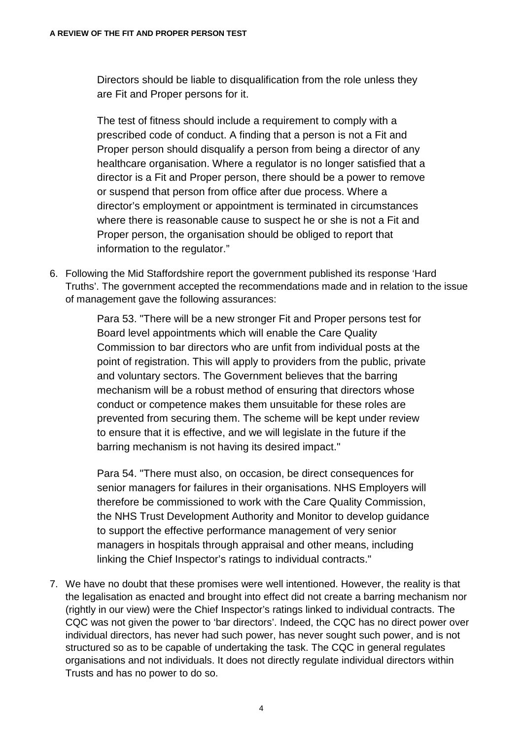> Directors should be liable to disqualification from the role unless they are Fit and Proper persons for it.
>
> The test of fitness should include a requirement to comply with a prescribed code of conduct. A finding that a person is not a Fit and Proper person should disqualify a person from being a director of any healthcare organisation. Where a regulator is no longer satisfied that a director is a Fit and Proper person, there should be a power to remove or suspend that person from office after due process. Where a director's employment or appointment is terminated in circumstances where there is reasonable cause to suspect he or she is not a Fit and Proper person, the organisation should be obliged to report that information to the regulator."

6. Following the Mid Staffordshire report the government published its response 'Hard Truths'. The government accepted the recommendations made and in relation to the issue of management gave the following assurances:

> Para 53. "There will be a new stronger Fit and Proper persons test for Board level appointments which will enable the Care Quality Commission to bar directors who are unfit from individual posts at the point of registration. This will apply to providers from the public, private and voluntary sectors. The Government believes that the barring mechanism will be a robust method of ensuring that directors whose conduct or competence makes them unsuitable for these roles are prevented from securing them. The scheme will be kept under review to ensure that it is effective, and we will legislate in the future if the barring mechanism is not having its desired impact."
>
> Para 54. "There must also, on occasion, be direct consequences for senior managers for failures in their organisations. NHS Employers will therefore be commissioned to work with the Care Quality Commission, the NHS Trust Development Authority and Monitor to develop guidance to support the effective performance management of very senior managers in hospitals through appraisal and other means, including linking the Chief Inspector's ratings to individual contracts."

7. We have no doubt that these promises were well intentioned. However, the reality is that the legalisation as enacted and brought into effect did not create a barring mechanism nor (rightly in our view) were the Chief Inspector's ratings linked to individual contracts. The CQC was not given the power to 'bar directors'. Indeed, the CQC has no direct power over individual directors, has never had such power, has never sought such power, and is not structured so as to be capable of undertaking the task. The CQC in general regulates organisations and not individuals. It does not directly regulate individual directors within Trusts and has no power to do so.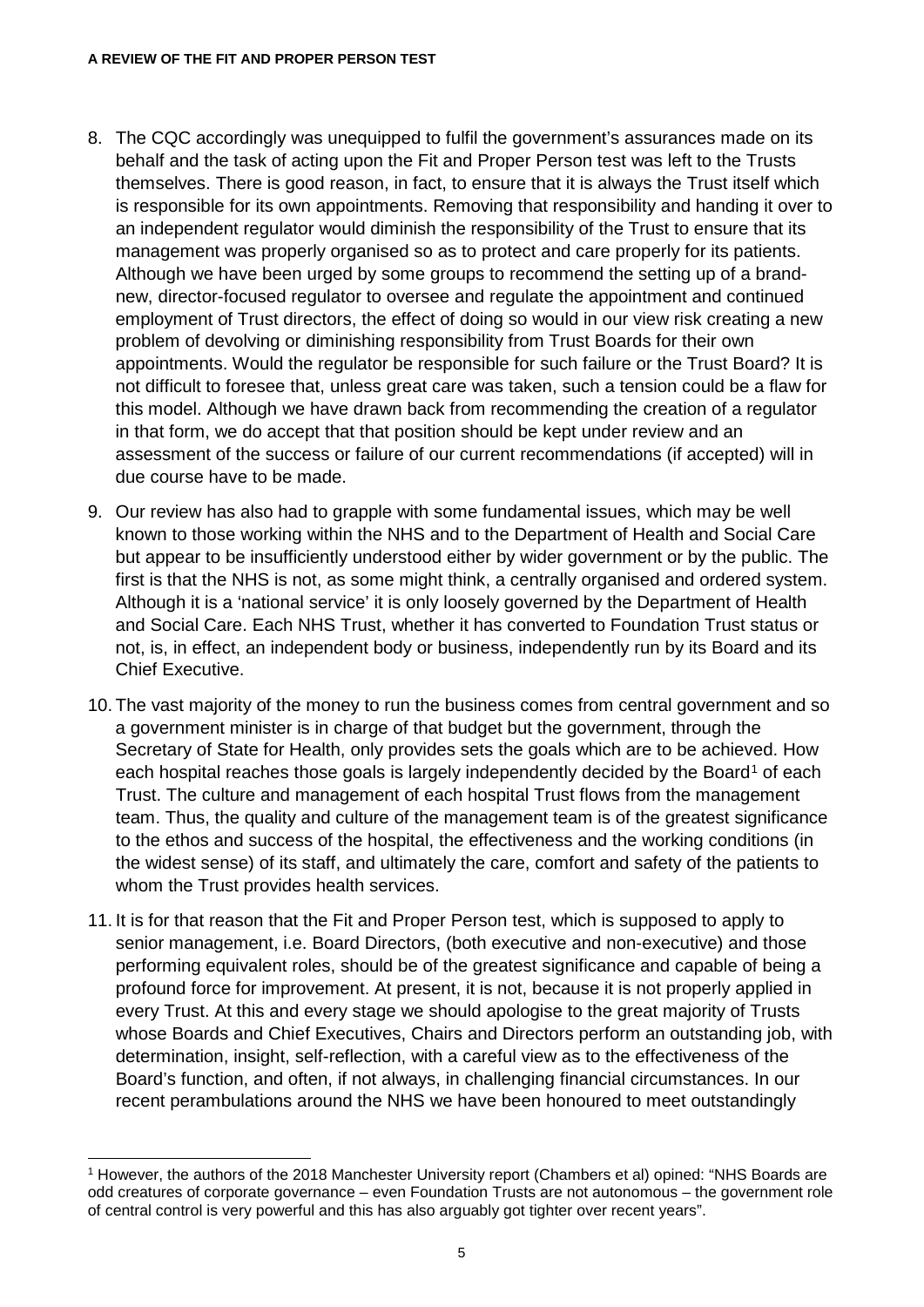8. The CQC accordingly was unequipped to fulfil the government's assurances made on its behalf and the task of acting upon the Fit and Proper Person test was left to the Trusts themselves. There is good reason, in fact, to ensure that it is always the Trust itself which is responsible for its own appointments. Removing that responsibility and handing it over to an independent regulator would diminish the responsibility of the Trust to ensure that its management was properly organised so as to protect and care properly for its patients. Although we have been urged by some groups to recommend the setting up of a brand-new, director-focused regulator to oversee and regulate the appointment and continued employment of Trust directors, the effect of doing so would in our view risk creating a new problem of devolving or diminishing responsibility from Trust Boards for their own appointments. Would the regulator be responsible for such failure or the Trust Board? It is not difficult to foresee that, unless great care was taken, such a tension could be a flaw for this model. Although we have drawn back from recommending the creation of a regulator in that form, we do accept that that position should be kept under review and an assessment of the success or failure of our current recommendations (if accepted) will in due course have to be made.

9. Our review has also had to grapple with some fundamental issues, which may be well known to those working within the NHS and to the Department of Health and Social Care but appear to be insufficiently understood either by wider government or by the public. The first is that the NHS is not, as some might think, a centrally organised and ordered system. Although it is a 'national service' it is only loosely governed by the Department of Health and Social Care. Each NHS Trust, whether it has converted to Foundation Trust status or not, is, in effect, an independent body or business, independently run by its Board and its Chief Executive.

10. The vast majority of the money to run the business comes from central government and so a government minister is in charge of that budget but the government, through the Secretary of State for Health, only provides sets the goals which are to be achieved. How each hospital reaches those goals is largely independently decided by the Board[1] of each Trust. The culture and management of each hospital Trust flows from the management team. Thus, the quality and culture of the management team is of the greatest significance to the ethos and success of the hospital, the effectiveness and the working conditions (in the widest sense) of its staff, and ultimately the care, comfort and safety of the patients to whom the Trust provides health services.

11. It is for that reason that the Fit and Proper Person test, which is supposed to apply to senior management, i.e. Board Directors, (both executive and non-executive) and those performing equivalent roles, should be of the greatest significance and capable of being a profound force for improvement. At present, it is not, because it is not properly applied in every Trust. At this and every stage we should apologise to the great majority of Trusts whose Boards and Chief Executives, Chairs and Directors perform an outstanding job, with determination, insight, self-reflection, with a careful view as to the effectiveness of the Board's function, and often, if not always, in challenging financial circumstances. In our recent perambulations around the NHS we have been honoured to meet outstandingly

[1] However, the authors of the 2018 Manchester University report (Chambers et al) opined: "NHS Boards are odd creatures of corporate governance – even Foundation Trusts are not autonomous – the government role of central control is very powerful and this has also arguably got tighter over recent years".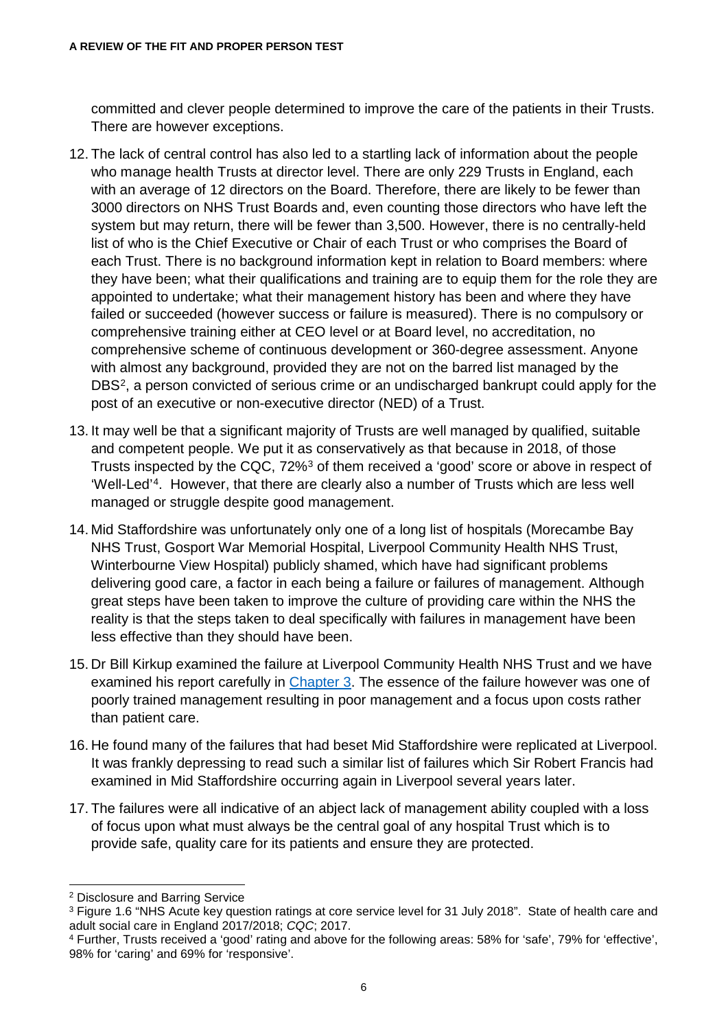committed and clever people determined to improve the care of the patients in their Trusts. There are however exceptions.

12. The lack of central control has also led to a startling lack of information about the people who manage health Trusts at director level. There are only 229 Trusts in England, each with an average of 12 directors on the Board. Therefore, there are likely to be fewer than 3000 directors on NHS Trust Boards and, even counting those directors who have left the system but may return, there will be fewer than 3,500. However, there is no centrally-held list of who is the Chief Executive or Chair of each Trust or who comprises the Board of each Trust. There is no background information kept in relation to Board members: where they have been; what their qualifications and training are to equip them for the role they are appointed to undertake; what their management history has been and where they have failed or succeeded (however success or failure is measured). There is no compulsory or comprehensive training either at CEO level or at Board level, no accreditation, no comprehensive scheme of continuous development or 360-degree assessment. Anyone with almost any background, provided they are not on the barred list managed by the DBS[2], a person convicted of serious crime or an undischarged bankrupt could apply for the post of an executive or non-executive director (NED) of a Trust.

13. It may well be that a significant majority of Trusts are well managed by qualified, suitable and competent people. We put it as conservatively as that because in 2018, of those Trusts inspected by the CQC, 72%[3] of them received a 'good' score or above in respect of 'Well-Led'[4]. However, that there are clearly also a number of Trusts which are less well managed or struggle despite good management.

14. Mid Staffordshire was unfortunately only one of a long list of hospitals (Morecambe Bay NHS Trust, Gosport War Memorial Hospital, Liverpool Community Health NHS Trust, Winterbourne View Hospital) publicly shamed, which have had significant problems delivering good care, a factor in each being a failure or failures of management. Although great steps have been taken to improve the culture of providing care within the NHS the reality is that the steps taken to deal specifically with failures in management have been less effective than they should have been.

15. Dr Bill Kirkup examined the failure at Liverpool Community Health NHS Trust and we have examined his report carefully in Chapter 3. The essence of the failure however was one of poorly trained management resulting in poor management and a focus upon costs rather than patient care.

16. He found many of the failures that had beset Mid Staffordshire were replicated at Liverpool. It was frankly depressing to read such a similar list of failures which Sir Robert Francis had examined in Mid Staffordshire occurring again in Liverpool several years later.

17. The failures were all indicative of an abject lack of management ability coupled with a loss of focus upon what must always be the central goal of any hospital Trust which is to provide safe, quality care for its patients and ensure they are protected.

---

[2] Disclosure and Barring Service

[3] Figure 1.6 "NHS Acute key question ratings at core service level for 31 July 2018". State of health care and adult social care in England 2017/2018; *CQC*; 2017.

[4] Further, Trusts received a 'good' rating and above for the following areas: 58% for 'safe', 79% for 'effective', 98% for 'caring' and 69% for 'responsive'.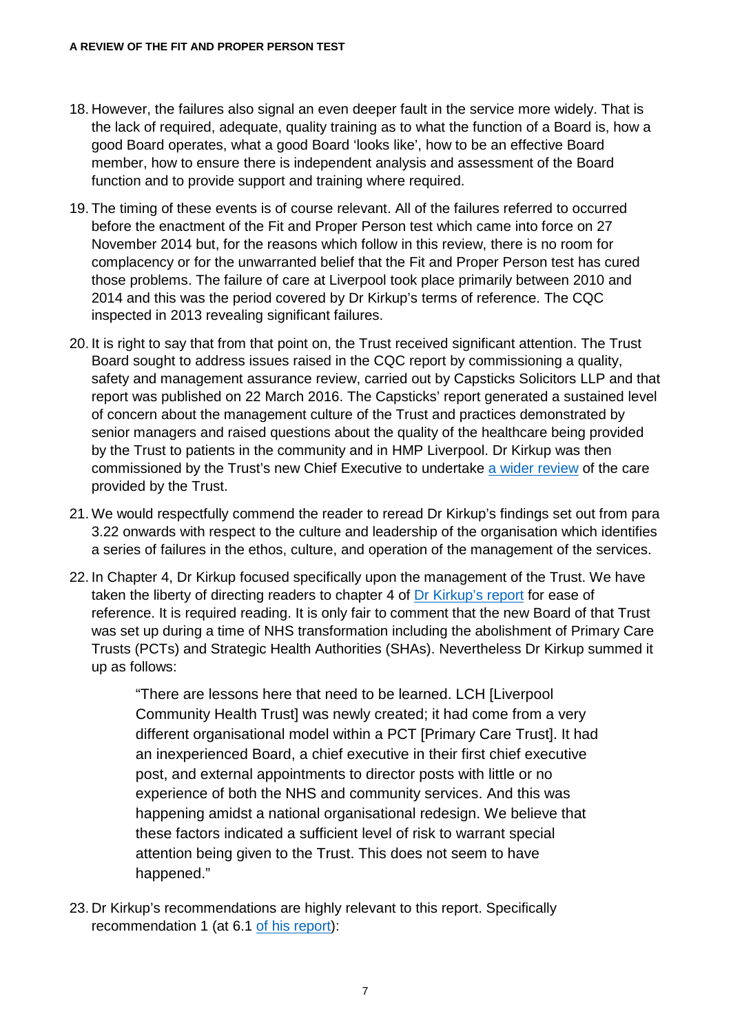18. However, the failures also signal an even deeper fault in the service more widely. That is the lack of required, adequate, quality training as to what the function of a Board is, how a good Board operates, what a good Board 'looks like', how to be an effective Board member, how to ensure there is independent analysis and assessment of the Board function and to provide support and training where required.

19. The timing of these events is of course relevant. All of the failures referred to occurred before the enactment of the Fit and Proper Person test which came into force on 27 November 2014 but, for the reasons which follow in this review, there is no room for complacency or for the unwarranted belief that the Fit and Proper Person test has cured those problems. The failure of care at Liverpool took place primarily between 2010 and 2014 and this was the period covered by Dr Kirkup's terms of reference. The CQC inspected in 2013 revealing significant failures.

20. It is right to say that from that point on, the Trust received significant attention. The Trust Board sought to address issues raised in the CQC report by commissioning a quality, safety and management assurance review, carried out by Capsticks Solicitors LLP and that report was published on 22 March 2016. The Capsticks' report generated a sustained level of concern about the management culture of the Trust and practices demonstrated by senior managers and raised questions about the quality of the healthcare being provided by the Trust to patients in the community and in HMP Liverpool. Dr Kirkup was then commissioned by the Trust's new Chief Executive to undertake a wider review of the care provided by the Trust.

21. We would respectfully commend the reader to reread Dr Kirkup's findings set out from para 3.22 onwards with respect to the culture and leadership of the organisation which identifies a series of failures in the ethos, culture, and operation of the management of the services.

22. In Chapter 4, Dr Kirkup focused specifically upon the management of the Trust. We have taken the liberty of directing readers to chapter 4 of Dr Kirkup's report for ease of reference. It is required reading. It is only fair to comment that the new Board of that Trust was set up during a time of NHS transformation including the abolishment of Primary Care Trusts (PCTs) and Strategic Health Authorities (SHAs). Nevertheless Dr Kirkup summed it up as follows:

> "There are lessons here that need to be learned. LCH [Liverpool Community Health Trust] was newly created; it had come from a very different organisational model within a PCT [Primary Care Trust]. It had an inexperienced Board, a chief executive in their first chief executive post, and external appointments to director posts with little or no experience of both the NHS and community services. And this was happening amidst a national organisational redesign. We believe that these factors indicated a sufficient level of risk to warrant special attention being given to the Trust. This does not seem to have happened."

23. Dr Kirkup's recommendations are highly relevant to this report. Specifically recommendation 1 (at 6.1 of his report):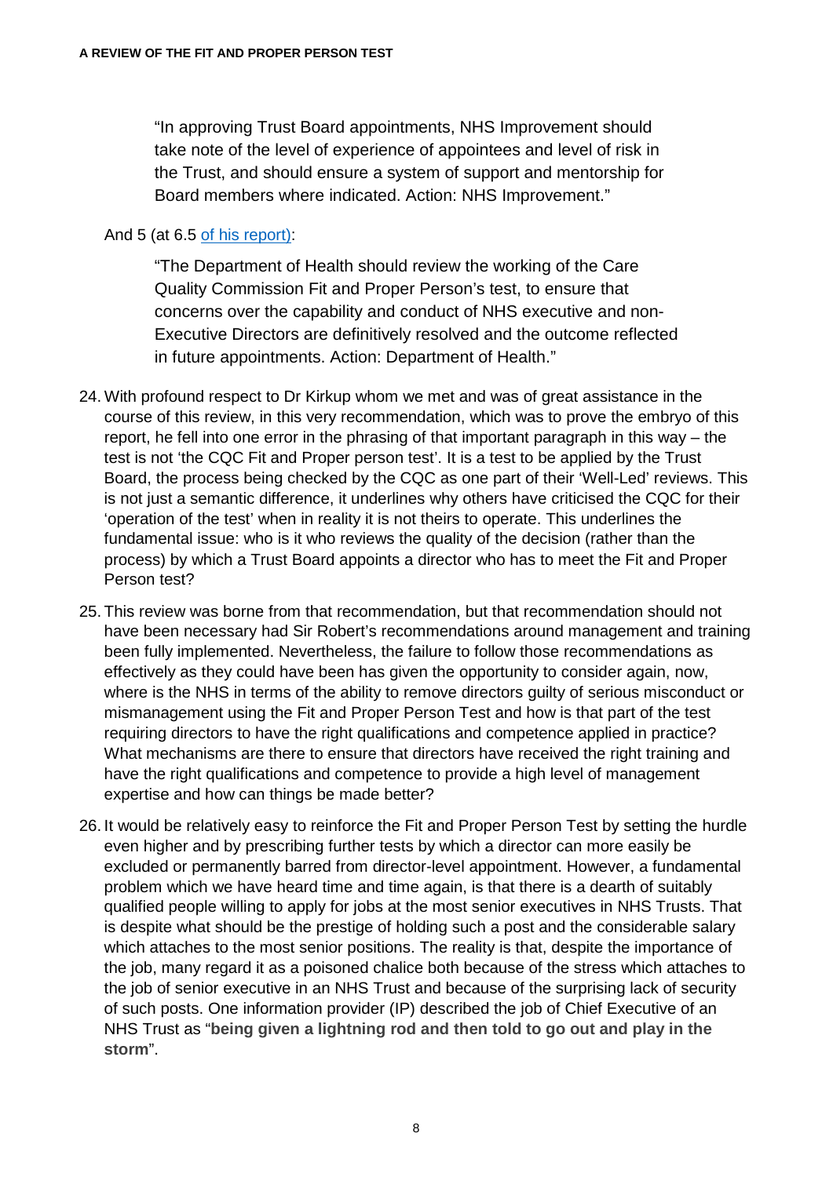> "In approving Trust Board appointments, NHS Improvement should take note of the level of experience of appointees and level of risk in the Trust, and should ensure a system of support and mentorship for Board members where indicated. Action: NHS Improvement."

And 5 (at 6.5 of his report):

> "The Department of Health should review the working of the Care Quality Commission Fit and Proper Person's test, to ensure that concerns over the capability and conduct of NHS executive and non-Executive Directors are definitively resolved and the outcome reflected in future appointments. Action: Department of Health."

24. With profound respect to Dr Kirkup whom we met and was of great assistance in the course of this review, in this very recommendation, which was to prove the embryo of this report, he fell into one error in the phrasing of that important paragraph in this way – the test is not 'the CQC Fit and Proper person test'. It is a test to be applied by the Trust Board, the process being checked by the CQC as one part of their 'Well-Led' reviews. This is not just a semantic difference, it underlines why others have criticised the CQC for their 'operation of the test' when in reality it is not theirs to operate. This underlines the fundamental issue: who is it who reviews the quality of the decision (rather than the process) by which a Trust Board appoints a director who has to meet the Fit and Proper Person test?

25. This review was borne from that recommendation, but that recommendation should not have been necessary had Sir Robert's recommendations around management and training been fully implemented. Nevertheless, the failure to follow those recommendations as effectively as they could have been has given the opportunity to consider again, now, where is the NHS in terms of the ability to remove directors guilty of serious misconduct or mismanagement using the Fit and Proper Person Test and how is that part of the test requiring directors to have the right qualifications and competence applied in practice? What mechanisms are there to ensure that directors have received the right training and have the right qualifications and competence to provide a high level of management expertise and how can things be made better?

26. It would be relatively easy to reinforce the Fit and Proper Person Test by setting the hurdle even higher and by prescribing further tests by which a director can more easily be excluded or permanently barred from director-level appointment. However, a fundamental problem which we have heard time and time again, is that there is a dearth of suitably qualified people willing to apply for jobs at the most senior executives in NHS Trusts. That is despite what should be the prestige of holding such a post and the considerable salary which attaches to the most senior positions. The reality is that, despite the importance of the job, many regard it as a poisoned chalice both because of the stress which attaches to the job of senior executive in an NHS Trust and because of the surprising lack of security of such posts. One information provider (IP) described the job of Chief Executive of an NHS Trust as "**being given a lightning rod and then told to go out and play in the storm**".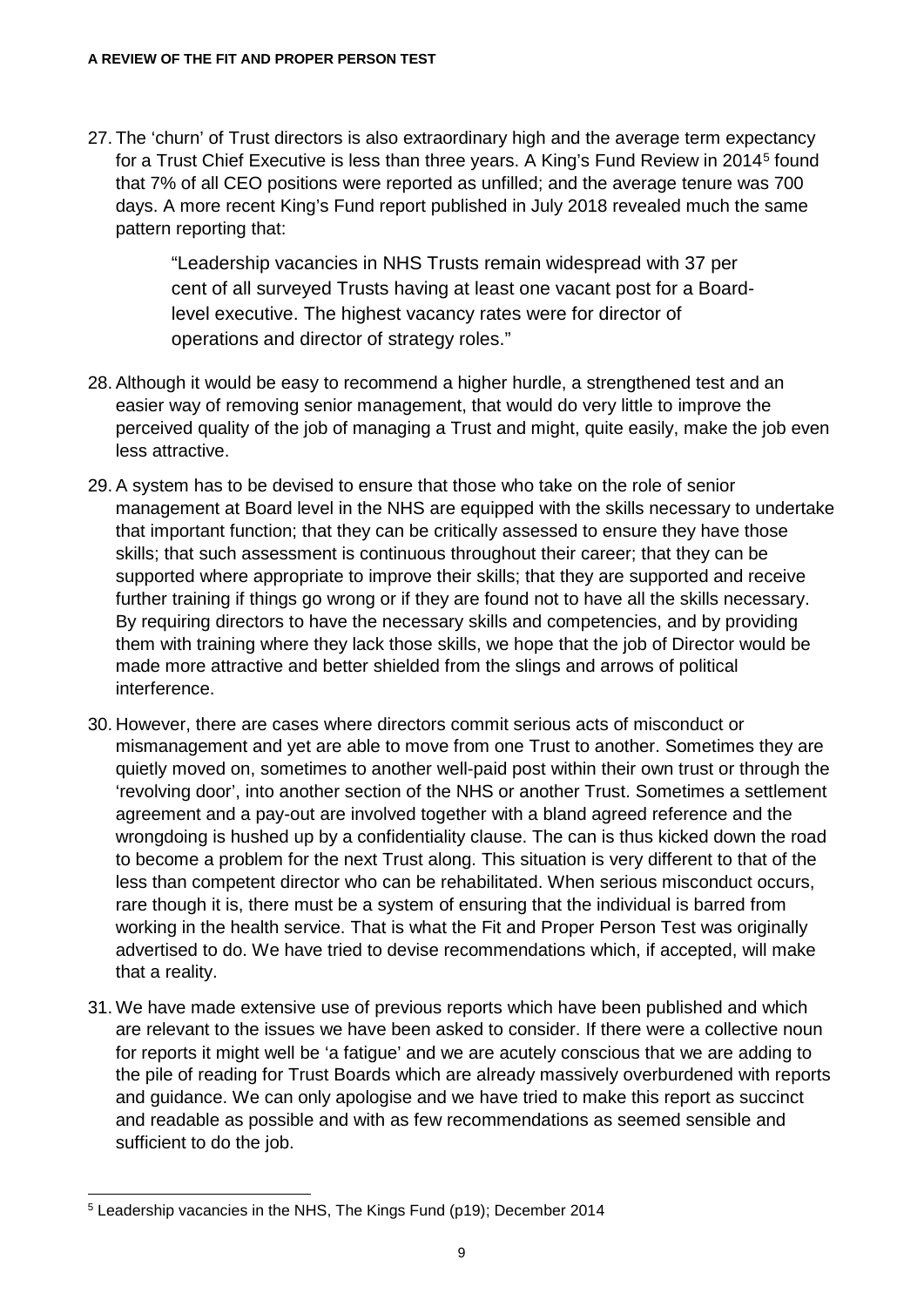27. The 'churn' of Trust directors is also extraordinary high and the average term expectancy for a Trust Chief Executive is less than three years. A King's Fund Review in 2014[5] found that 7% of all CEO positions were reported as unfilled; and the average tenure was 700 days. A more recent King's Fund report published in July 2018 revealed much the same pattern reporting that:

> "Leadership vacancies in NHS Trusts remain widespread with 37 per cent of all surveyed Trusts having at least one vacant post for a Board-level executive. The highest vacancy rates were for director of operations and director of strategy roles."

28. Although it would be easy to recommend a higher hurdle, a strengthened test and an easier way of removing senior management, that would do very little to improve the perceived quality of the job of managing a Trust and might, quite easily, make the job even less attractive.

29. A system has to be devised to ensure that those who take on the role of senior management at Board level in the NHS are equipped with the skills necessary to undertake that important function; that they can be critically assessed to ensure they have those skills; that such assessment is continuous throughout their career; that they can be supported where appropriate to improve their skills; that they are supported and receive further training if things go wrong or if they are found not to have all the skills necessary. By requiring directors to have the necessary skills and competencies, and by providing them with training where they lack those skills, we hope that the job of Director would be made more attractive and better shielded from the slings and arrows of political interference.

30. However, there are cases where directors commit serious acts of misconduct or mismanagement and yet are able to move from one Trust to another. Sometimes they are quietly moved on, sometimes to another well-paid post within their own trust or through the 'revolving door', into another section of the NHS or another Trust. Sometimes a settlement agreement and a pay-out are involved together with a bland agreed reference and the wrongdoing is hushed up by a confidentiality clause. The can is thus kicked down the road to become a problem for the next Trust along. This situation is very different to that of the less than competent director who can be rehabilitated. When serious misconduct occurs, rare though it is, there must be a system of ensuring that the individual is barred from working in the health service. That is what the Fit and Proper Person Test was originally advertised to do. We have tried to devise recommendations which, if accepted, will make that a reality.

31. We have made extensive use of previous reports which have been published and which are relevant to the issues we have been asked to consider. If there were a collective noun for reports it might well be 'a fatigue' and we are acutely conscious that we are adding to the pile of reading for Trust Boards which are already massively overburdened with reports and guidance. We can only apologise and we have tried to make this report as succinct and readable as possible and with as few recommendations as seemed sensible and sufficient to do the job.

---

[5] Leadership vacancies in the NHS, The Kings Fund (p19); December 2014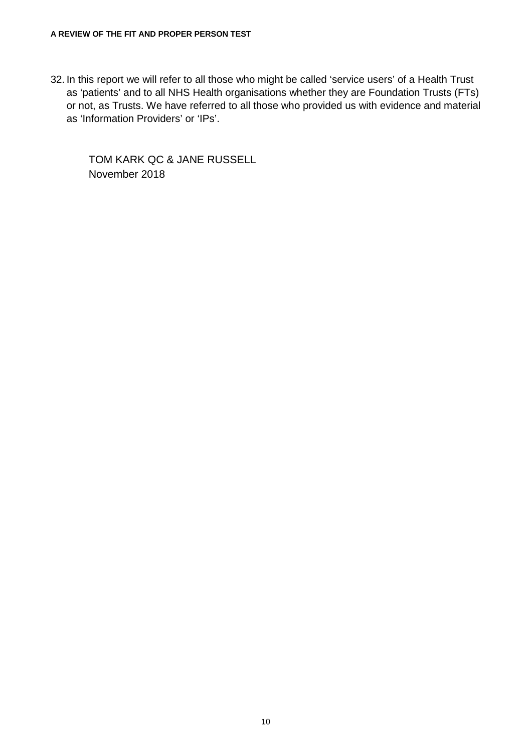32. In this report we will refer to all those who might be called 'service users' of a Health Trust as 'patients' and to all NHS Health organisations whether they are Foundation Trusts (FTs) or not, as Trusts. We have referred to all those who provided us with evidence and material as 'Information Providers' or 'IPs'.

TOM KARK QC & JANE RUSSELL
November 2018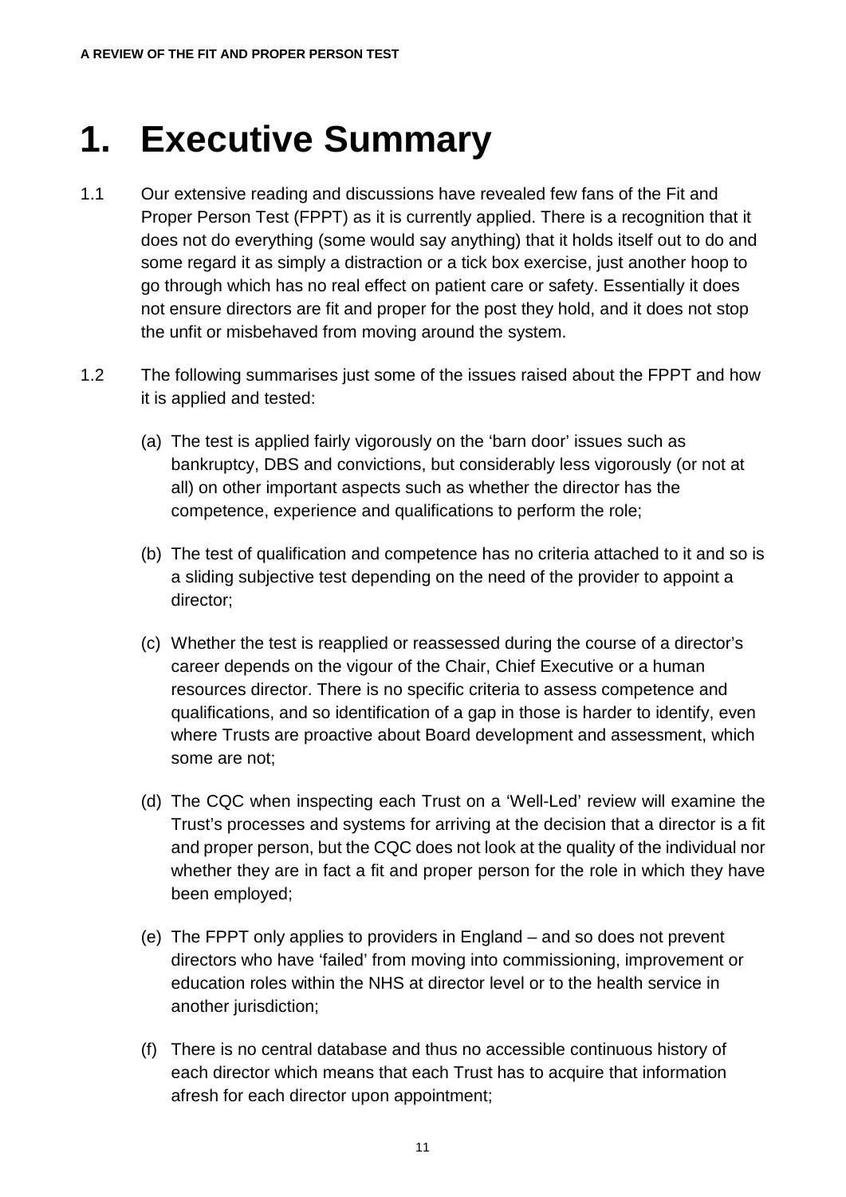# 1. Executive Summary

1.1 Our extensive reading and discussions have revealed few fans of the Fit and Proper Person Test (FPPT) as it is currently applied. There is a recognition that it does not do everything (some would say anything) that it holds itself out to do and some regard it as simply a distraction or a tick box exercise, just another hoop to go through which has no real effect on patient care or safety. Essentially it does not ensure directors are fit and proper for the post they hold, and it does not stop the unfit or misbehaved from moving around the system.

1.2 The following summarises just some of the issues raised about the FPPT and how it is applied and tested:

(a) The test is applied fairly vigorously on the 'barn door' issues such as bankruptcy, DBS and convictions, but considerably less vigorously (or not at all) on other important aspects such as whether the director has the competence, experience and qualifications to perform the role;

(b) The test of qualification and competence has no criteria attached to it and so is a sliding subjective test depending on the need of the provider to appoint a director;

(c) Whether the test is reapplied or reassessed during the course of a director's career depends on the vigour of the Chair, Chief Executive or a human resources director. There is no specific criteria to assess competence and qualifications, and so identification of a gap in those is harder to identify, even where Trusts are proactive about Board development and assessment, which some are not;

(d) The CQC when inspecting each Trust on a 'Well-Led' review will examine the Trust's processes and systems for arriving at the decision that a director is a fit and proper person, but the CQC does not look at the quality of the individual nor whether they are in fact a fit and proper person for the role in which they have been employed;

(e) The FPPT only applies to providers in England – and so does not prevent directors who have 'failed' from moving into commissioning, improvement or education roles within the NHS at director level or to the health service in another jurisdiction;

(f) There is no central database and thus no accessible continuous history of each director which means that each Trust has to acquire that information afresh for each director upon appointment;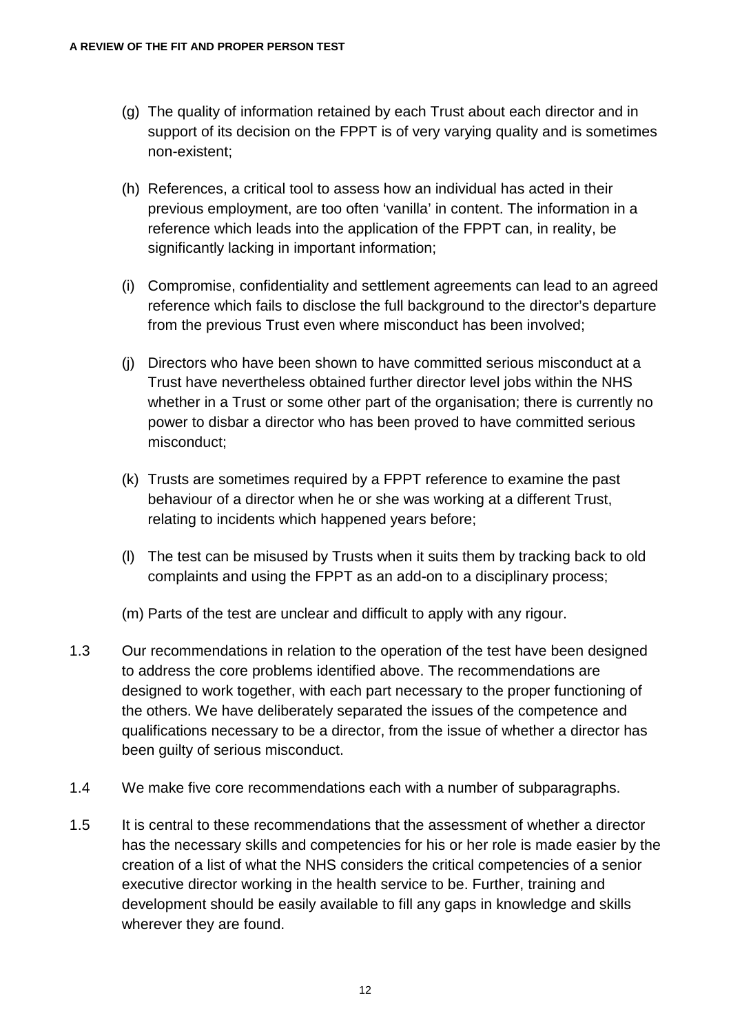(g) The quality of information retained by each Trust about each director and in support of its decision on the FPPT is of very varying quality and is sometimes non-existent;

(h) References, a critical tool to assess how an individual has acted in their previous employment, are too often 'vanilla' in content. The information in a reference which leads into the application of the FPPT can, in reality, be significantly lacking in important information;

(i) Compromise, confidentiality and settlement agreements can lead to an agreed reference which fails to disclose the full background to the director's departure from the previous Trust even where misconduct has been involved;

(j) Directors who have been shown to have committed serious misconduct at a Trust have nevertheless obtained further director level jobs within the NHS whether in a Trust or some other part of the organisation; there is currently no power to disbar a director who has been proved to have committed serious misconduct;

(k) Trusts are sometimes required by a FPPT reference to examine the past behaviour of a director when he or she was working at a different Trust, relating to incidents which happened years before;

(l) The test can be misused by Trusts when it suits them by tracking back to old complaints and using the FPPT as an add-on to a disciplinary process;

(m) Parts of the test are unclear and difficult to apply with any rigour.

1.3 Our recommendations in relation to the operation of the test have been designed to address the core problems identified above. The recommendations are designed to work together, with each part necessary to the proper functioning of the others. We have deliberately separated the issues of the competence and qualifications necessary to be a director, from the issue of whether a director has been guilty of serious misconduct.

1.4 We make five core recommendations each with a number of subparagraphs.

1.5 It is central to these recommendations that the assessment of whether a director has the necessary skills and competencies for his or her role is made easier by the creation of a list of what the NHS considers the critical competencies of a senior executive director working in the health service to be. Further, training and development should be easily available to fill any gaps in knowledge and skills wherever they are found.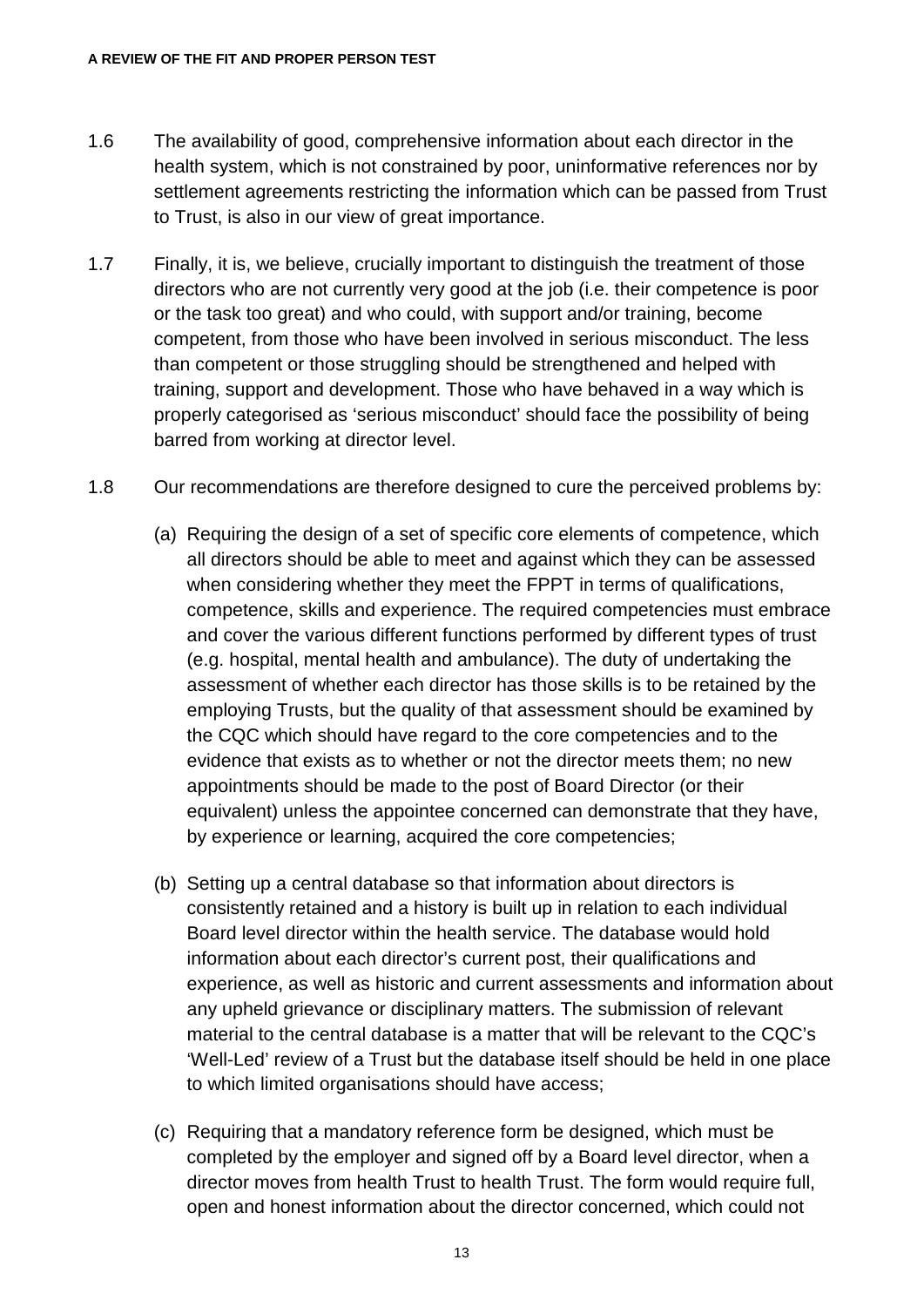1.6 The availability of good, comprehensive information about each director in the health system, which is not constrained by poor, uninformative references nor by settlement agreements restricting the information which can be passed from Trust to Trust, is also in our view of great importance.

1.7 Finally, it is, we believe, crucially important to distinguish the treatment of those directors who are not currently very good at the job (i.e. their competence is poor or the task too great) and who could, with support and/or training, become competent, from those who have been involved in serious misconduct. The less than competent or those struggling should be strengthened and helped with training, support and development. Those who have behaved in a way which is properly categorised as 'serious misconduct' should face the possibility of being barred from working at director level.

1.8 Our recommendations are therefore designed to cure the perceived problems by:

(a) Requiring the design of a set of specific core elements of competence, which all directors should be able to meet and against which they can be assessed when considering whether they meet the FPPT in terms of qualifications, competence, skills and experience. The required competencies must embrace and cover the various different functions performed by different types of trust (e.g. hospital, mental health and ambulance). The duty of undertaking the assessment of whether each director has those skills is to be retained by the employing Trusts, but the quality of that assessment should be examined by the CQC which should have regard to the core competencies and to the evidence that exists as to whether or not the director meets them; no new appointments should be made to the post of Board Director (or their equivalent) unless the appointee concerned can demonstrate that they have, by experience or learning, acquired the core competencies;

(b) Setting up a central database so that information about directors is consistently retained and a history is built up in relation to each individual Board level director within the health service. The database would hold information about each director's current post, their qualifications and experience, as well as historic and current assessments and information about any upheld grievance or disciplinary matters. The submission of relevant material to the central database is a matter that will be relevant to the CQC's 'Well-Led' review of a Trust but the database itself should be held in one place to which limited organisations should have access;

(c) Requiring that a mandatory reference form be designed, which must be completed by the employer and signed off by a Board level director, when a director moves from health Trust to health Trust. The form would require full, open and honest information about the director concerned, which could not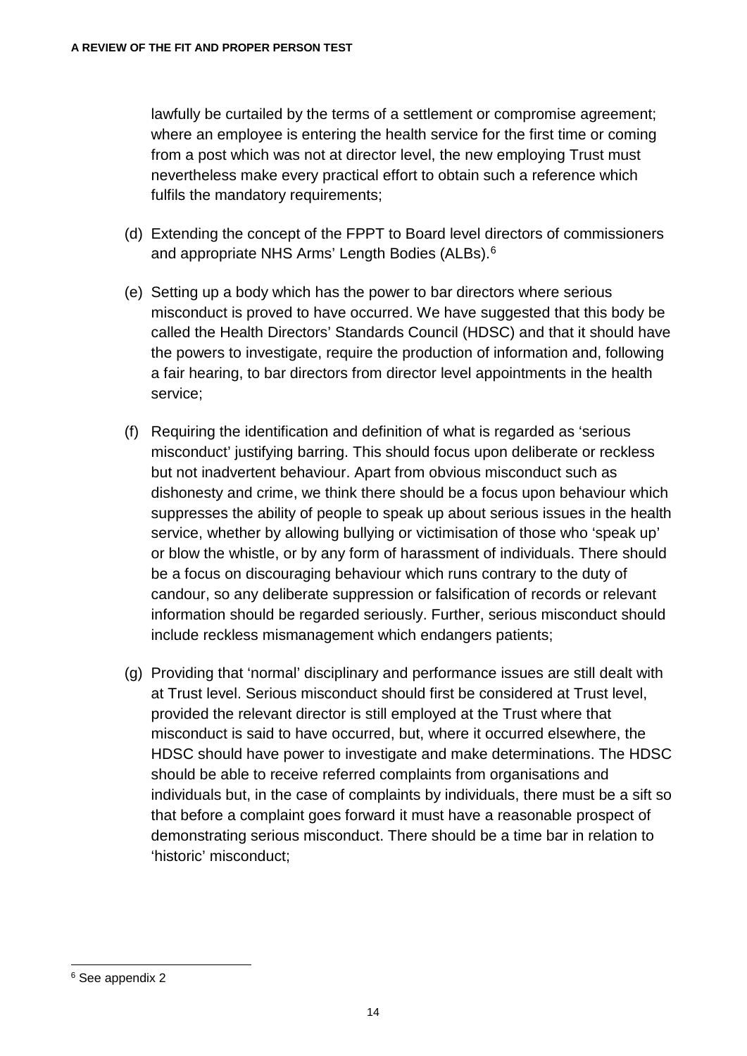lawfully be curtailed by the terms of a settlement or compromise agreement; where an employee is entering the health service for the first time or coming from a post which was not at director level, the new employing Trust must nevertheless make every practical effort to obtain such a reference which fulfils the mandatory requirements;

(d) Extending the concept of the FPPT to Board level directors of commissioners and appropriate NHS Arms' Length Bodies (ALBs).[6]

(e) Setting up a body which has the power to bar directors where serious misconduct is proved to have occurred. We have suggested that this body be called the Health Directors' Standards Council (HDSC) and that it should have the powers to investigate, require the production of information and, following a fair hearing, to bar directors from director level appointments in the health service;

(f) Requiring the identification and definition of what is regarded as 'serious misconduct' justifying barring. This should focus upon deliberate or reckless but not inadvertent behaviour. Apart from obvious misconduct such as dishonesty and crime, we think there should be a focus upon behaviour which suppresses the ability of people to speak up about serious issues in the health service, whether by allowing bullying or victimisation of those who 'speak up' or blow the whistle, or by any form of harassment of individuals. There should be a focus on discouraging behaviour which runs contrary to the duty of candour, so any deliberate suppression or falsification of records or relevant information should be regarded seriously. Further, serious misconduct should include reckless mismanagement which endangers patients;

(g) Providing that 'normal' disciplinary and performance issues are still dealt with at Trust level. Serious misconduct should first be considered at Trust level, provided the relevant director is still employed at the Trust where that misconduct is said to have occurred, but, where it occurred elsewhere, the HDSC should have power to investigate and make determinations. The HDSC should be able to receive referred complaints from organisations and individuals but, in the case of complaints by individuals, there must be a sift so that before a complaint goes forward it must have a reasonable prospect of demonstrating serious misconduct. There should be a time bar in relation to 'historic' misconduct;

---

[6] See appendix 2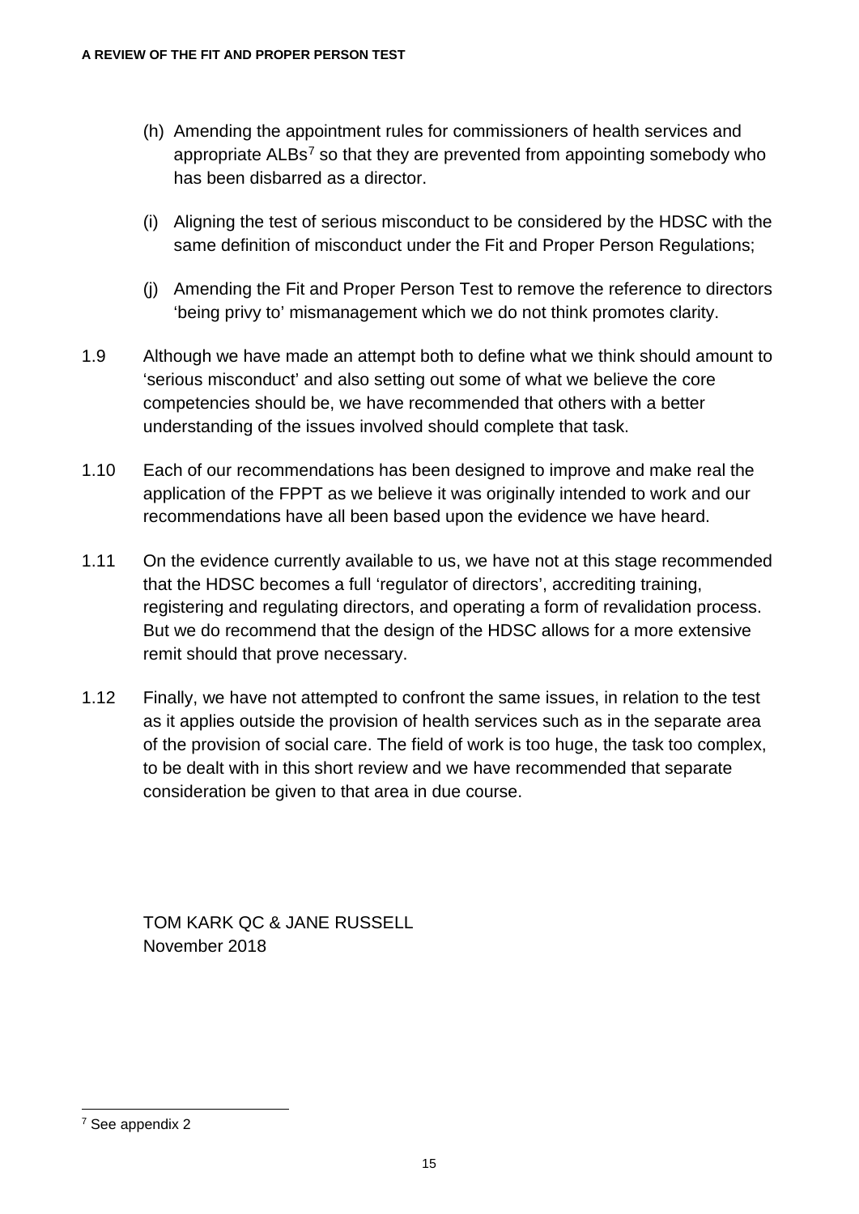(h) Amending the appointment rules for commissioners of health services and appropriate ALBs[7] so that they are prevented from appointing somebody who has been disbarred as a director.

(i) Aligning the test of serious misconduct to be considered by the HDSC with the same definition of misconduct under the Fit and Proper Person Regulations;

(j) Amending the Fit and Proper Person Test to remove the reference to directors 'being privy to' mismanagement which we do not think promotes clarity.

1.9 Although we have made an attempt both to define what we think should amount to 'serious misconduct' and also setting out some of what we believe the core competencies should be, we have recommended that others with a better understanding of the issues involved should complete that task.

1.10 Each of our recommendations has been designed to improve and make real the application of the FPPT as we believe it was originally intended to work and our recommendations have all been based upon the evidence we have heard.

1.11 On the evidence currently available to us, we have not at this stage recommended that the HDSC becomes a full 'regulator of directors', accrediting training, registering and regulating directors, and operating a form of revalidation process. But we do recommend that the design of the HDSC allows for a more extensive remit should that prove necessary.

1.12 Finally, we have not attempted to confront the same issues, in relation to the test as it applies outside the provision of health services such as in the separate area of the provision of social care. The field of work is too huge, the task too complex, to be dealt with in this short review and we have recommended that separate consideration be given to that area in due course.

TOM KARK QC & JANE RUSSELL
November 2018

[7] See appendix 2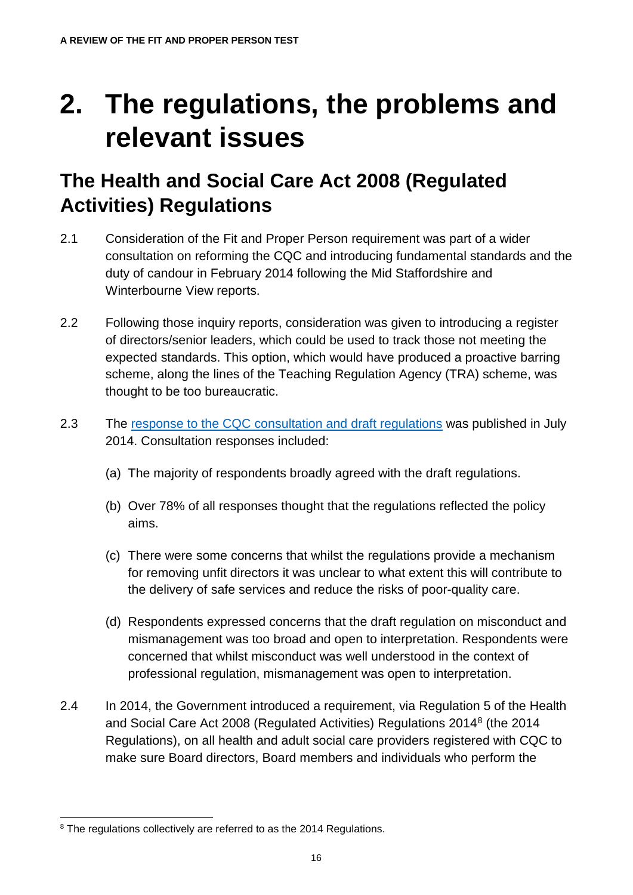# 2. The regulations, the problems and relevant issues

## The Health and Social Care Act 2008 (Regulated Activities) Regulations

2.1 Consideration of the Fit and Proper Person requirement was part of a wider consultation on reforming the CQC and introducing fundamental standards and the duty of candour in February 2014 following the Mid Staffordshire and Winterbourne View reports.

2.2 Following those inquiry reports, consideration was given to introducing a register of directors/senior leaders, which could be used to track those not meeting the expected standards. This option, which would have produced a proactive barring scheme, along the lines of the Teaching Regulation Agency (TRA) scheme, was thought to be too bureaucratic.

2.3 The response to the CQC consultation and draft regulations was published in July 2014. Consultation responses included:

(a) The majority of respondents broadly agreed with the draft regulations.

(b) Over 78% of all responses thought that the regulations reflected the policy aims.

(c) There were some concerns that whilst the regulations provide a mechanism for removing unfit directors it was unclear to what extent this will contribute to the delivery of safe services and reduce the risks of poor-quality care.

(d) Respondents expressed concerns that the draft regulation on misconduct and mismanagement was too broad and open to interpretation. Respondents were concerned that whilst misconduct was well understood in the context of professional regulation, mismanagement was open to interpretation.

2.4 In 2014, the Government introduced a requirement, via Regulation 5 of the Health and Social Care Act 2008 (Regulated Activities) Regulations 2014[8] (the 2014 Regulations), on all health and adult social care providers registered with CQC to make sure Board directors, Board members and individuals who perform the

[8] The regulations collectively are referred to as the 2014 Regulations.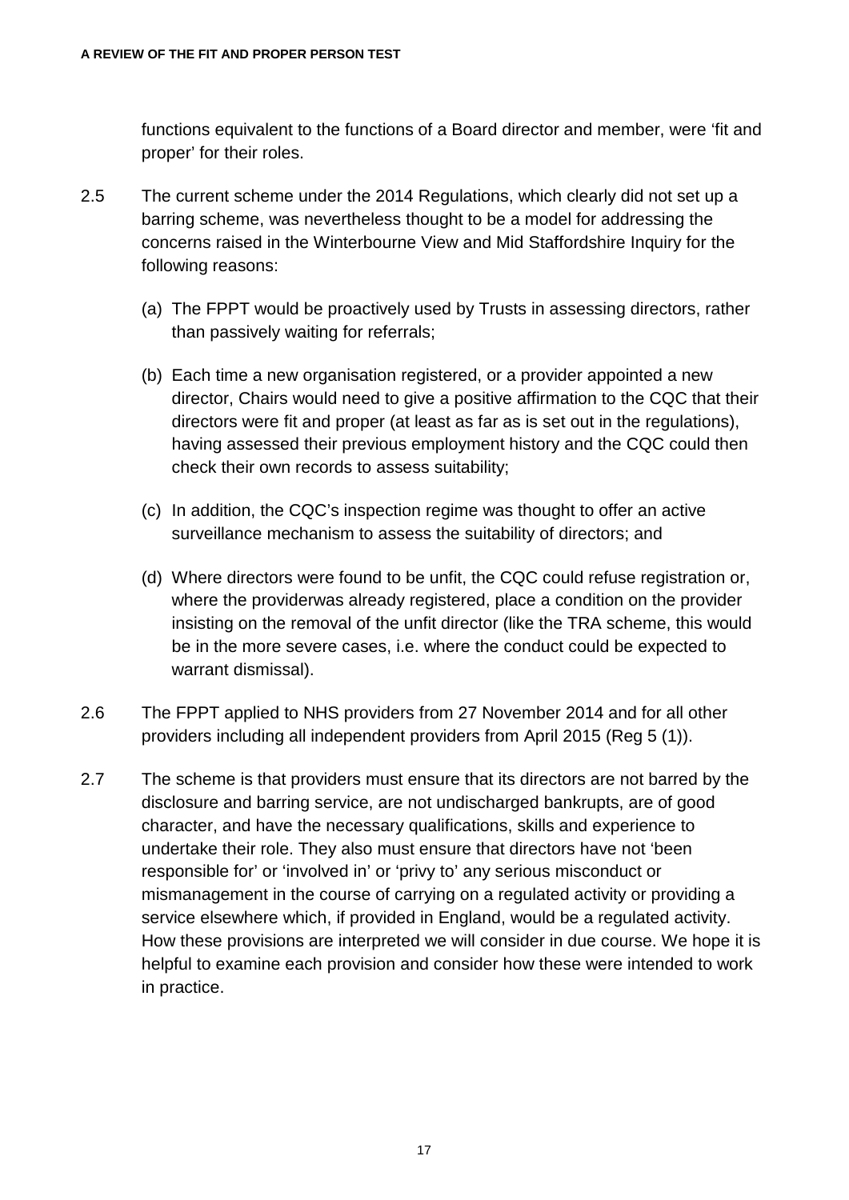functions equivalent to the functions of a Board director and member, were 'fit and proper' for their roles.

2.5 The current scheme under the 2014 Regulations, which clearly did not set up a barring scheme, was nevertheless thought to be a model for addressing the concerns raised in the Winterbourne View and Mid Staffordshire Inquiry for the following reasons:

(a) The FPPT would be proactively used by Trusts in assessing directors, rather than passively waiting for referrals;

(b) Each time a new organisation registered, or a provider appointed a new director, Chairs would need to give a positive affirmation to the CQC that their directors were fit and proper (at least as far as is set out in the regulations), having assessed their previous employment history and the CQC could then check their own records to assess suitability;

(c) In addition, the CQC's inspection regime was thought to offer an active surveillance mechanism to assess the suitability of directors; and

(d) Where directors were found to be unfit, the CQC could refuse registration or, where the providerwas already registered, place a condition on the provider insisting on the removal of the unfit director (like the TRA scheme, this would be in the more severe cases, i.e. where the conduct could be expected to warrant dismissal).

2.6 The FPPT applied to NHS providers from 27 November 2014 and for all other providers including all independent providers from April 2015 (Reg 5 (1)).

2.7 The scheme is that providers must ensure that its directors are not barred by the disclosure and barring service, are not undischarged bankrupts, are of good character, and have the necessary qualifications, skills and experience to undertake their role. They also must ensure that directors have not 'been responsible for' or 'involved in' or 'privy to' any serious misconduct or mismanagement in the course of carrying on a regulated activity or providing a service elsewhere which, if provided in England, would be a regulated activity. How these provisions are interpreted we will consider in due course. We hope it is helpful to examine each provision and consider how these were intended to work in practice.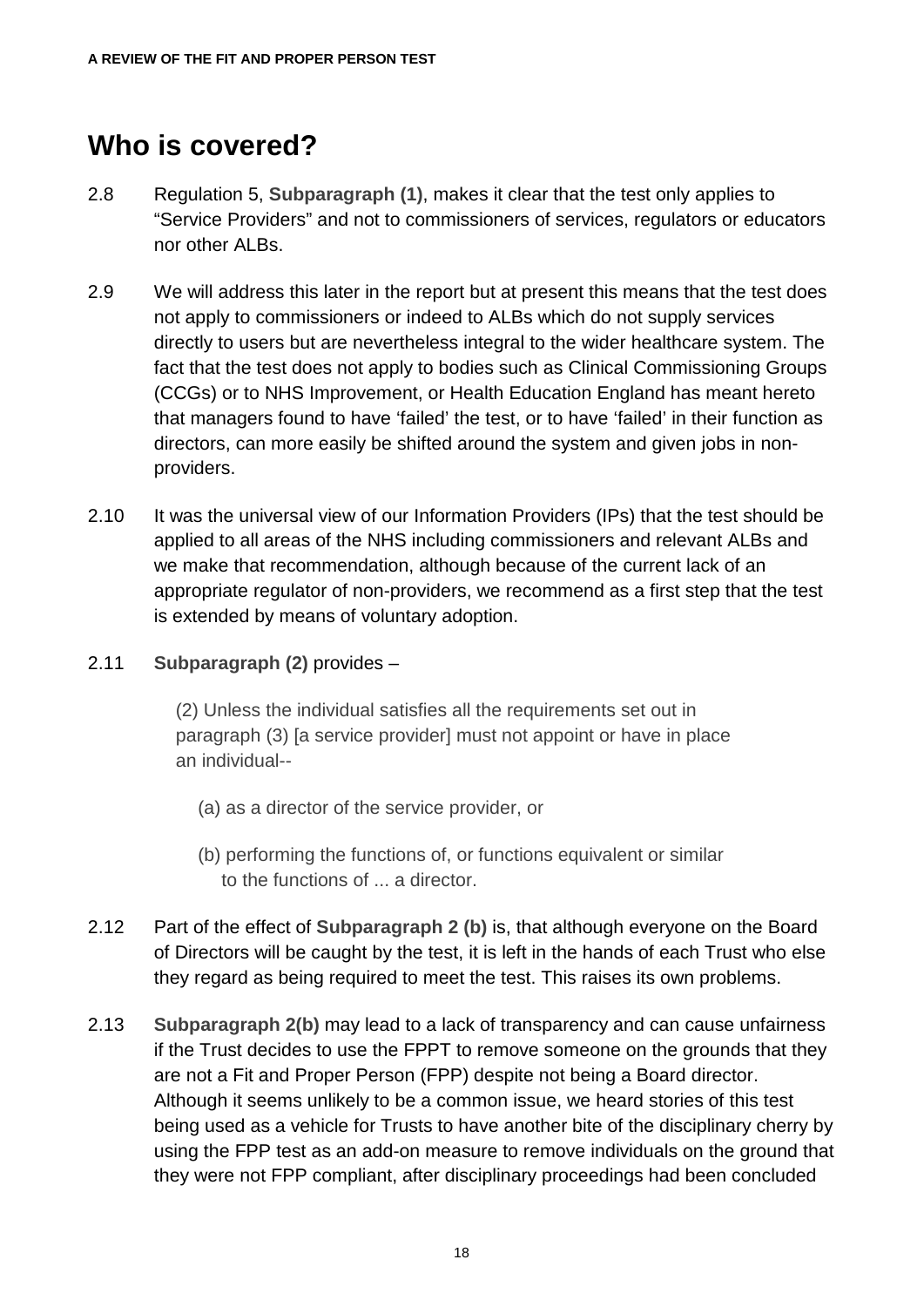## Who is covered?

2.8 Regulation 5, **Subparagraph (1)**, makes it clear that the test only applies to "Service Providers" and not to commissioners of services, regulators or educators nor other ALBs.

2.9 We will address this later in the report but at present this means that the test does not apply to commissioners or indeed to ALBs which do not supply services directly to users but are nevertheless integral to the wider healthcare system. The fact that the test does not apply to bodies such as Clinical Commissioning Groups (CCGs) or to NHS Improvement, or Health Education England has meant hereto that managers found to have 'failed' the test, or to have 'failed' in their function as directors, can more easily be shifted around the system and given jobs in non-providers.

2.10 It was the universal view of our Information Providers (IPs) that the test should be applied to all areas of the NHS including commissioners and relevant ALBs and we make that recommendation, although because of the current lack of an appropriate regulator of non-providers, we recommend as a first step that the test is extended by means of voluntary adoption.

2.11 **Subparagraph (2)** provides –

> (2) Unless the individual satisfies all the requirements set out in paragraph (3) [a service provider] must not appoint or have in place an individual--
>
> (a) as a director of the service provider, or
>
> (b) performing the functions of, or functions equivalent or similar to the functions of ... a director.

2.12 Part of the effect of **Subparagraph 2 (b)** is, that although everyone on the Board of Directors will be caught by the test, it is left in the hands of each Trust who else they regard as being required to meet the test. This raises its own problems.

2.13 **Subparagraph 2(b)** may lead to a lack of transparency and can cause unfairness if the Trust decides to use the FPPT to remove someone on the grounds that they are not a Fit and Proper Person (FPP) despite not being a Board director. Although it seems unlikely to be a common issue, we heard stories of this test being used as a vehicle for Trusts to have another bite of the disciplinary cherry by using the FPP test as an add-on measure to remove individuals on the ground that they were not FPP compliant, after disciplinary proceedings had been concluded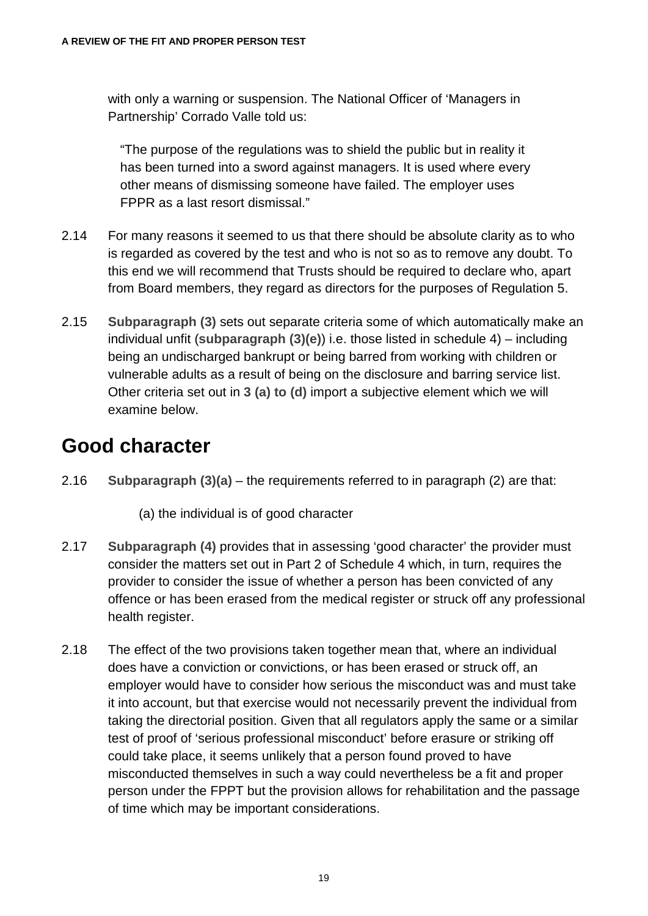with only a warning or suspension. The National Officer of 'Managers in Partnership' Corrado Valle told us:

> "The purpose of the regulations was to shield the public but in reality it has been turned into a sword against managers. It is used where every other means of dismissing someone have failed. The employer uses FPPR as a last resort dismissal."

2.14 For many reasons it seemed to us that there should be absolute clarity as to who is regarded as covered by the test and who is not so as to remove any doubt. To this end we will recommend that Trusts should be required to declare who, apart from Board members, they regard as directors for the purposes of Regulation 5.

2.15 **Subparagraph (3)** sets out separate criteria some of which automatically make an individual unfit (**subparagraph (3)(e)**) i.e. those listed in schedule 4) – including being an undischarged bankrupt or being barred from working with children or vulnerable adults as a result of being on the disclosure and barring service list. Other criteria set out in **3 (a) to (d)** import a subjective element which we will examine below.

## Good character

2.16 **Subparagraph (3)(a)** – the requirements referred to in paragraph (2) are that:

(a) the individual is of good character

2.17 **Subparagraph (4)** provides that in assessing 'good character' the provider must consider the matters set out in Part 2 of Schedule 4 which, in turn, requires the provider to consider the issue of whether a person has been convicted of any offence or has been erased from the medical register or struck off any professional health register.

2.18 The effect of the two provisions taken together mean that, where an individual does have a conviction or convictions, or has been erased or struck off, an employer would have to consider how serious the misconduct was and must take it into account, but that exercise would not necessarily prevent the individual from taking the directorial position. Given that all regulators apply the same or a similar test of proof of 'serious professional misconduct' before erasure or striking off could take place, it seems unlikely that a person found proved to have misconducted themselves in such a way could nevertheless be a fit and proper person under the FPPT but the provision allows for rehabilitation and the passage of time which may be important considerations.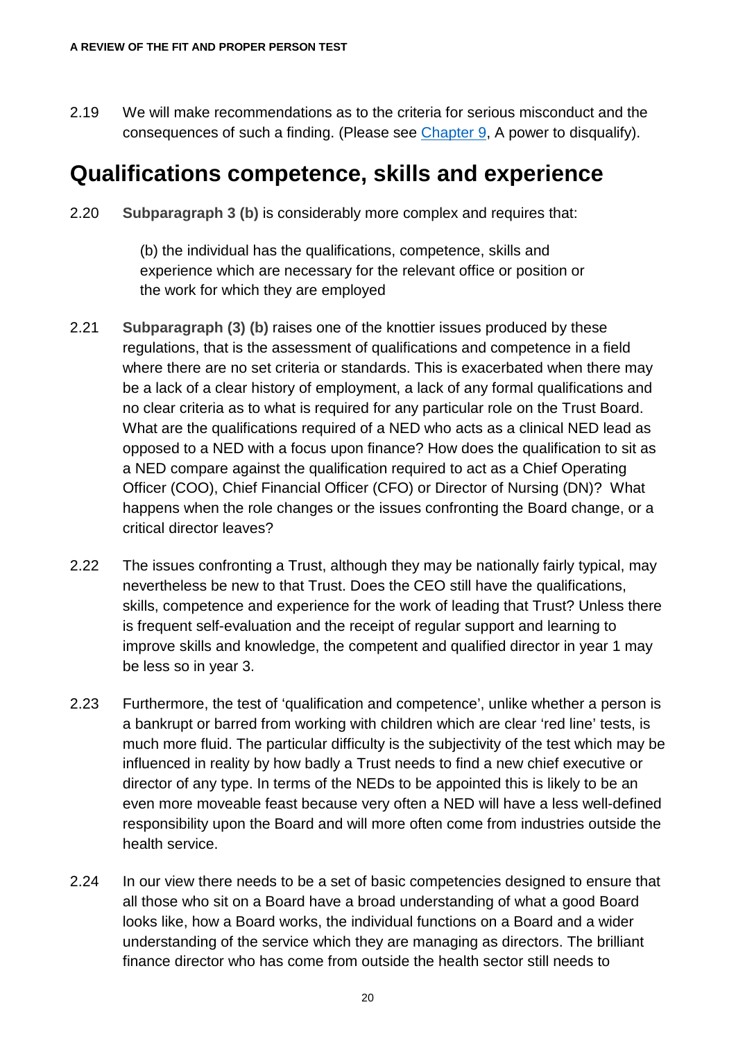2.19 We will make recommendations as to the criteria for serious misconduct and the consequences of such a finding. (Please see [Chapter 9](#), A power to disqualify).

## Qualifications competence, skills and experience

2.20 **Subparagraph 3 (b)** is considerably more complex and requires that:

> (b) the individual has the qualifications, competence, skills and experience which are necessary for the relevant office or position or the work for which they are employed

2.21 **Subparagraph (3) (b)** raises one of the knottier issues produced by these regulations, that is the assessment of qualifications and competence in a field where there are no set criteria or standards. This is exacerbated when there may be a lack of a clear history of employment, a lack of any formal qualifications and no clear criteria as to what is required for any particular role on the Trust Board. What are the qualifications required of a NED who acts as a clinical NED lead as opposed to a NED with a focus upon finance? How does the qualification to sit as a NED compare against the qualification required to act as a Chief Operating Officer (COO), Chief Financial Officer (CFO) or Director of Nursing (DN)? What happens when the role changes or the issues confronting the Board change, or a critical director leaves?

2.22 The issues confronting a Trust, although they may be nationally fairly typical, may nevertheless be new to that Trust. Does the CEO still have the qualifications, skills, competence and experience for the work of leading that Trust? Unless there is frequent self-evaluation and the receipt of regular support and learning to improve skills and knowledge, the competent and qualified director in year 1 may be less so in year 3.

2.23 Furthermore, the test of 'qualification and competence', unlike whether a person is a bankrupt or barred from working with children which are clear 'red line' tests, is much more fluid. The particular difficulty is the subjectivity of the test which may be influenced in reality by how badly a Trust needs to find a new chief executive or director of any type. In terms of the NEDs to be appointed this is likely to be an even more moveable feast because very often a NED will have a less well-defined responsibility upon the Board and will more often come from industries outside the health service.

2.24 In our view there needs to be a set of basic competencies designed to ensure that all those who sit on a Board have a broad understanding of what a good Board looks like, how a Board works, the individual functions on a Board and a wider understanding of the service which they are managing as directors. The brilliant finance director who has come from outside the health sector still needs to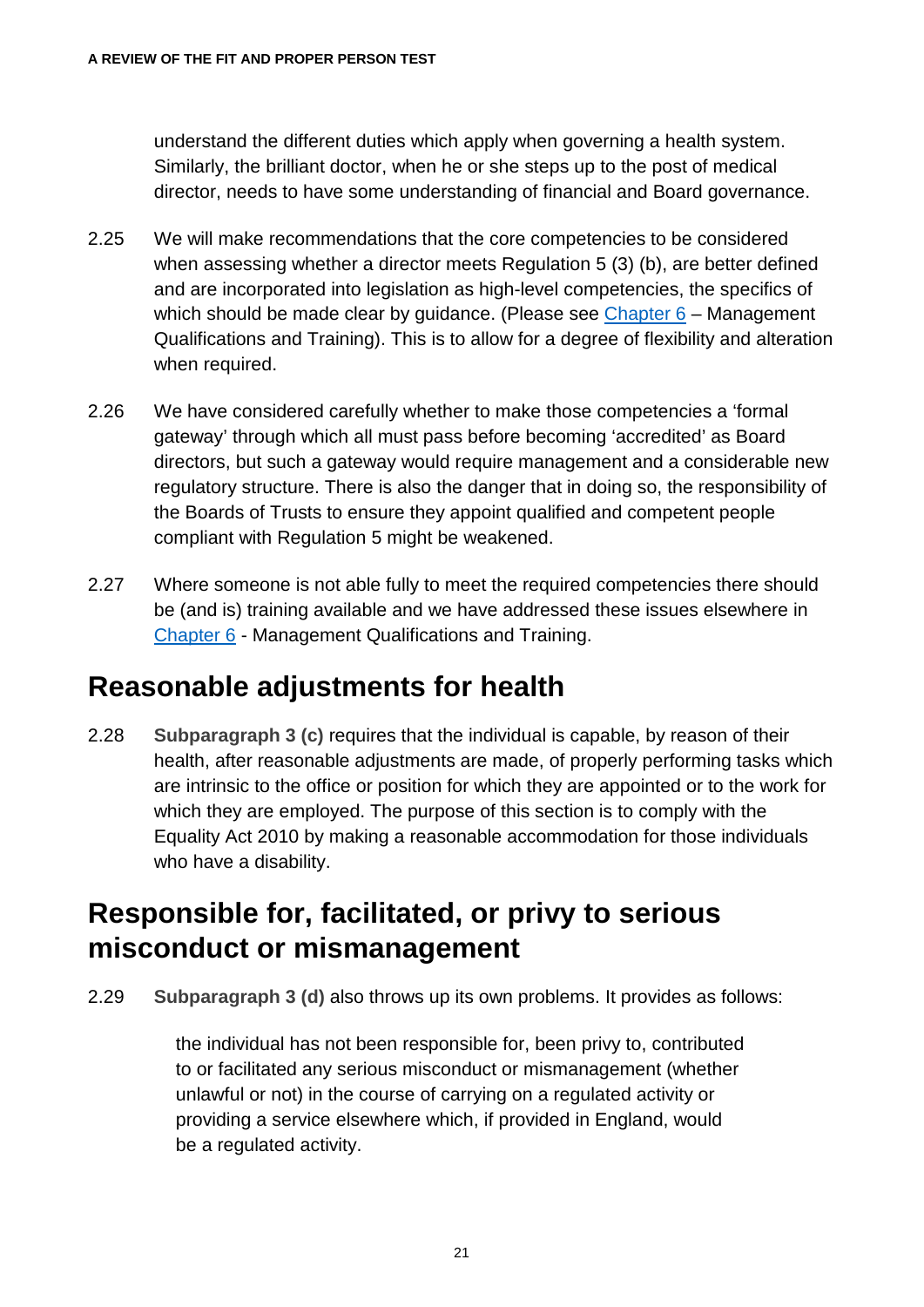understand the different duties which apply when governing a health system. Similarly, the brilliant doctor, when he or she steps up to the post of medical director, needs to have some understanding of financial and Board governance.

2.25 We will make recommendations that the core competencies to be considered when assessing whether a director meets Regulation 5 (3) (b), are better defined and are incorporated into legislation as high-level competencies, the specifics of which should be made clear by guidance. (Please see Chapter 6 – Management Qualifications and Training). This is to allow for a degree of flexibility and alteration when required.

2.26 We have considered carefully whether to make those competencies a 'formal gateway' through which all must pass before becoming 'accredited' as Board directors, but such a gateway would require management and a considerable new regulatory structure. There is also the danger that in doing so, the responsibility of the Boards of Trusts to ensure they appoint qualified and competent people compliant with Regulation 5 might be weakened.

2.27 Where someone is not able fully to meet the required competencies there should be (and is) training available and we have addressed these issues elsewhere in Chapter 6 - Management Qualifications and Training.

## Reasonable adjustments for health

2.28 **Subparagraph 3 (c)** requires that the individual is capable, by reason of their health, after reasonable adjustments are made, of properly performing tasks which are intrinsic to the office or position for which they are appointed or to the work for which they are employed. The purpose of this section is to comply with the Equality Act 2010 by making a reasonable accommodation for those individuals who have a disability.

## Responsible for, facilitated, or privy to serious misconduct or mismanagement

2.29 **Subparagraph 3 (d)** also throws up its own problems. It provides as follows:

> the individual has not been responsible for, been privy to, contributed to or facilitated any serious misconduct or mismanagement (whether unlawful or not) in the course of carrying on a regulated activity or providing a service elsewhere which, if provided in England, would be a regulated activity.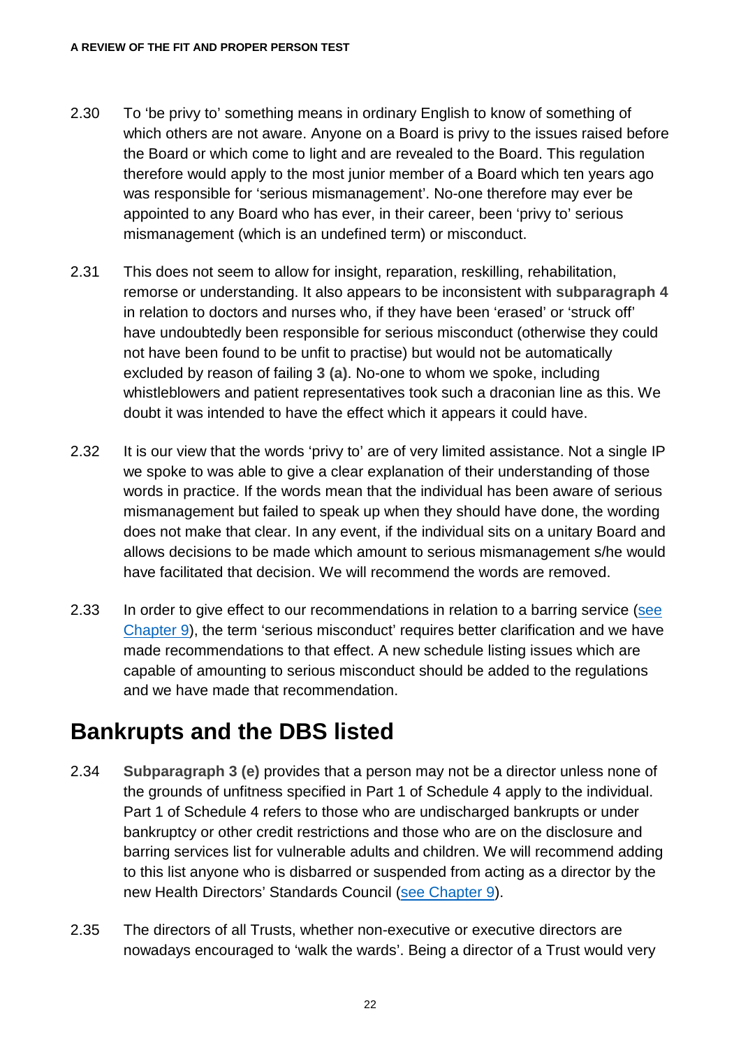2.30 To 'be privy to' something means in ordinary English to know of something of which others are not aware. Anyone on a Board is privy to the issues raised before the Board or which come to light and are revealed to the Board. This regulation therefore would apply to the most junior member of a Board which ten years ago was responsible for 'serious mismanagement'. No-one therefore may ever be appointed to any Board who has ever, in their career, been 'privy to' serious mismanagement (which is an undefined term) or misconduct.

2.31 This does not seem to allow for insight, reparation, reskilling, rehabilitation, remorse or understanding. It also appears to be inconsistent with **subparagraph 4** in relation to doctors and nurses who, if they have been 'erased' or 'struck off' have undoubtedly been responsible for serious misconduct (otherwise they could not have been found to be unfit to practise) but would not be automatically excluded by reason of failing **3 (a)**. No-one to whom we spoke, including whistleblowers and patient representatives took such a draconian line as this. We doubt it was intended to have the effect which it appears it could have.

2.32 It is our view that the words 'privy to' are of very limited assistance. Not a single IP we spoke to was able to give a clear explanation of their understanding of those words in practice. If the words mean that the individual has been aware of serious mismanagement but failed to speak up when they should have done, the wording does not make that clear. In any event, if the individual sits on a unitary Board and allows decisions to be made which amount to serious mismanagement s/he would have facilitated that decision. We will recommend the words are removed.

2.33 In order to give effect to our recommendations in relation to a barring service (see Chapter 9), the term 'serious misconduct' requires better clarification and we have made recommendations to that effect. A new schedule listing issues which are capable of amounting to serious misconduct should be added to the regulations and we have made that recommendation.

## Bankrupts and the DBS listed

2.34 **Subparagraph 3 (e)** provides that a person may not be a director unless none of the grounds of unfitness specified in Part 1 of Schedule 4 apply to the individual. Part 1 of Schedule 4 refers to those who are undischarged bankrupts or under bankruptcy or other credit restrictions and those who are on the disclosure and barring services list for vulnerable adults and children. We will recommend adding to this list anyone who is disbarred or suspended from acting as a director by the new Health Directors' Standards Council (see Chapter 9).

2.35 The directors of all Trusts, whether non-executive or executive directors are nowadays encouraged to 'walk the wards'. Being a director of a Trust would very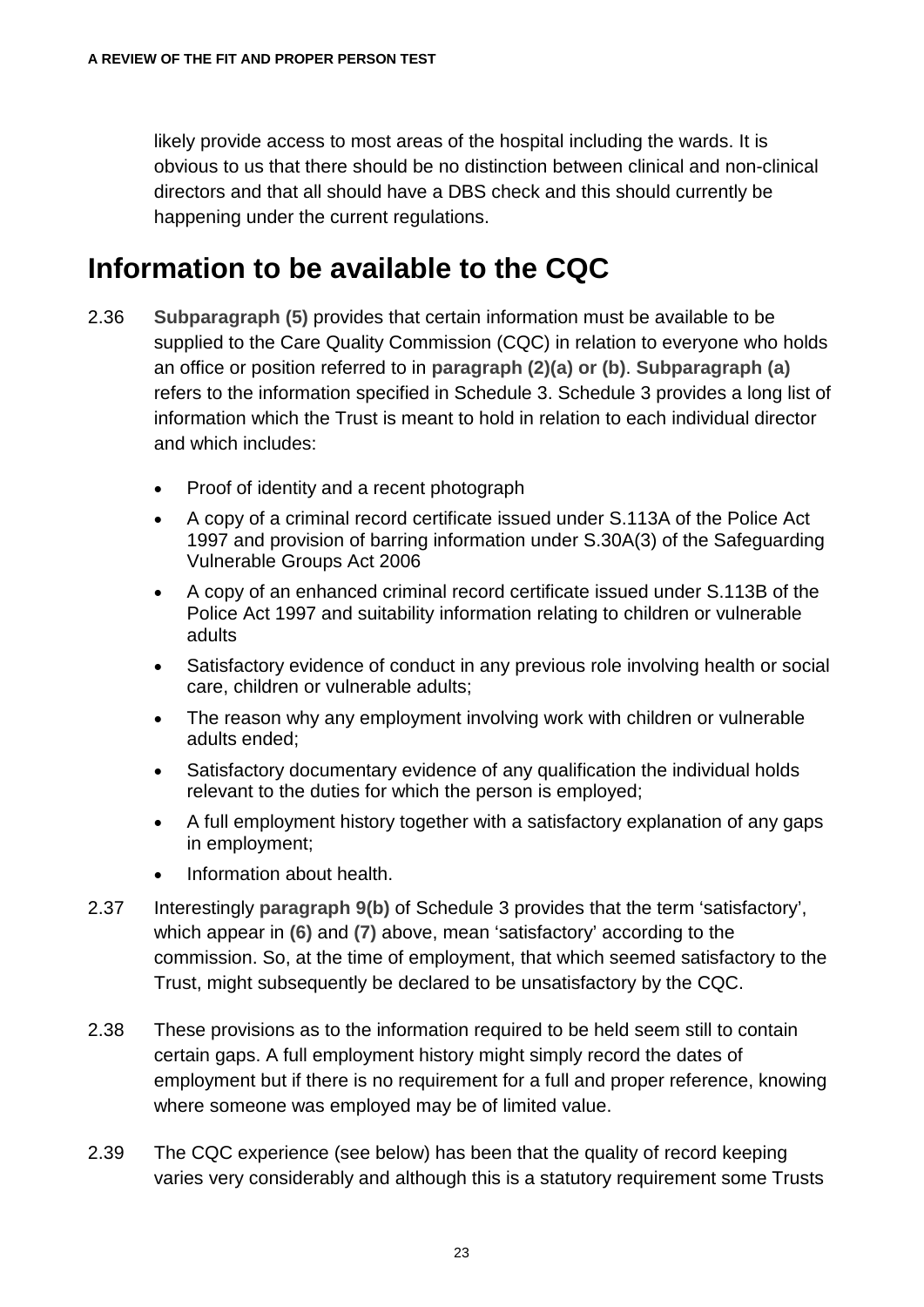likely provide access to most areas of the hospital including the wards. It is obvious to us that there should be no distinction between clinical and non-clinical directors and that all should have a DBS check and this should currently be happening under the current regulations.

## Information to be available to the CQC

2.36 **Subparagraph (5)** provides that certain information must be available to be supplied to the Care Quality Commission (CQC) in relation to everyone who holds an office or position referred to in **paragraph (2)(a) or (b)**. **Subparagraph (a)** refers to the information specified in Schedule 3. Schedule 3 provides a long list of information which the Trust is meant to hold in relation to each individual director and which includes:

- Proof of identity and a recent photograph
- A copy of a criminal record certificate issued under S.113A of the Police Act 1997 and provision of barring information under S.30A(3) of the Safeguarding Vulnerable Groups Act 2006
- A copy of an enhanced criminal record certificate issued under S.113B of the Police Act 1997 and suitability information relating to children or vulnerable adults
- Satisfactory evidence of conduct in any previous role involving health or social care, children or vulnerable adults;
- The reason why any employment involving work with children or vulnerable adults ended;
- Satisfactory documentary evidence of any qualification the individual holds relevant to the duties for which the person is employed;
- A full employment history together with a satisfactory explanation of any gaps in employment;
- Information about health.

2.37 Interestingly **paragraph 9(b)** of Schedule 3 provides that the term 'satisfactory', which appear in **(6)** and **(7)** above, mean 'satisfactory' according to the commission. So, at the time of employment, that which seemed satisfactory to the Trust, might subsequently be declared to be unsatisfactory by the CQC.

2.38 These provisions as to the information required to be held seem still to contain certain gaps. A full employment history might simply record the dates of employment but if there is no requirement for a full and proper reference, knowing where someone was employed may be of limited value.

2.39 The CQC experience (see below) has been that the quality of record keeping varies very considerably and although this is a statutory requirement some Trusts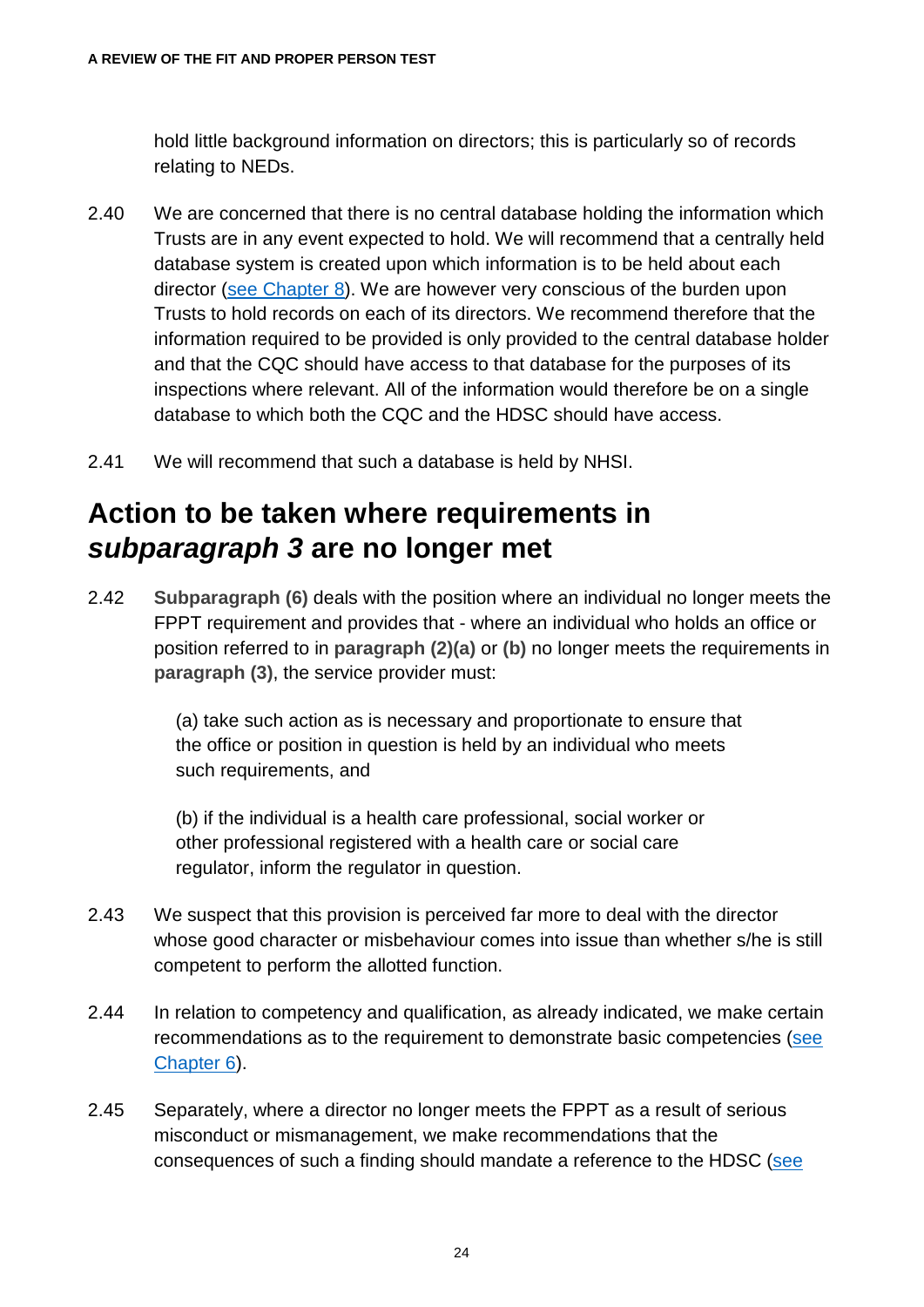hold little background information on directors; this is particularly so of records relating to NEDs.

2.40 We are concerned that there is no central database holding the information which Trusts are in any event expected to hold. We will recommend that a centrally held database system is created upon which information is to be held about each director ([see Chapter 8](#)). We are however very conscious of the burden upon Trusts to hold records on each of its directors. We recommend therefore that the information required to be provided is only provided to the central database holder and that the CQC should have access to that database for the purposes of its inspections where relevant. All of the information would therefore be on a single database to which both the CQC and the HDSC should have access.

2.41 We will recommend that such a database is held by NHSI.

## Action to be taken where requirements in *subparagraph 3* are no longer met

2.42 **Subparagraph (6)** deals with the position where an individual no longer meets the FPPT requirement and provides that - where an individual who holds an office or position referred to in **paragraph (2)(a)** or **(b)** no longer meets the requirements in **paragraph (3)**, the service provider must:

> (a) take such action as is necessary and proportionate to ensure that the office or position in question is held by an individual who meets such requirements, and
>
> (b) if the individual is a health care professional, social worker or other professional registered with a health care or social care regulator, inform the regulator in question.

2.43 We suspect that this provision is perceived far more to deal with the director whose good character or misbehaviour comes into issue than whether s/he is still competent to perform the allotted function.

2.44 In relation to competency and qualification, as already indicated, we make certain recommendations as to the requirement to demonstrate basic competencies ([see Chapter 6](#)).

2.45 Separately, where a director no longer meets the FPPT as a result of serious misconduct or mismanagement, we make recommendations that the consequences of such a finding should mandate a reference to the HDSC ([see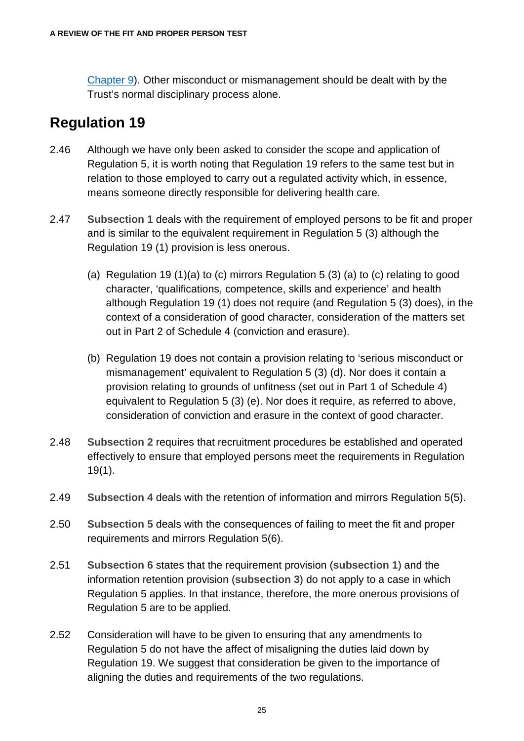Chapter 9). Other misconduct or mismanagement should be dealt with by the Trust's normal disciplinary process alone.

## Regulation 19

2.46 Although we have only been asked to consider the scope and application of Regulation 5, it is worth noting that Regulation 19 refers to the same test but in relation to those employed to carry out a regulated activity which, in essence, means someone directly responsible for delivering health care.

2.47 **Subsection 1** deals with the requirement of employed persons to be fit and proper and is similar to the equivalent requirement in Regulation 5 (3) although the Regulation 19 (1) provision is less onerous.

(a) Regulation 19 (1)(a) to (c) mirrors Regulation 5 (3) (a) to (c) relating to good character, 'qualifications, competence, skills and experience' and health although Regulation 19 (1) does not require (and Regulation 5 (3) does), in the context of a consideration of good character, consideration of the matters set out in Part 2 of Schedule 4 (conviction and erasure).

(b) Regulation 19 does not contain a provision relating to 'serious misconduct or mismanagement' equivalent to Regulation 5 (3) (d). Nor does it contain a provision relating to grounds of unfitness (set out in Part 1 of Schedule 4) equivalent to Regulation 5 (3) (e). Nor does it require, as referred to above, consideration of conviction and erasure in the context of good character.

2.48 **Subsection 2** requires that recruitment procedures be established and operated effectively to ensure that employed persons meet the requirements in Regulation 19(1).

2.49 **Subsection 4** deals with the retention of information and mirrors Regulation 5(5).

2.50 **Subsection 5** deals with the consequences of failing to meet the fit and proper requirements and mirrors Regulation 5(6).

2.51 **Subsection 6** states that the requirement provision (**subsection 1**) and the information retention provision (**subsection 3**) do not apply to a case in which Regulation 5 applies. In that instance, therefore, the more onerous provisions of Regulation 5 are to be applied.

2.52 Consideration will have to be given to ensuring that any amendments to Regulation 5 do not have the affect of misaligning the duties laid down by Regulation 19. We suggest that consideration be given to the importance of aligning the duties and requirements of the two regulations.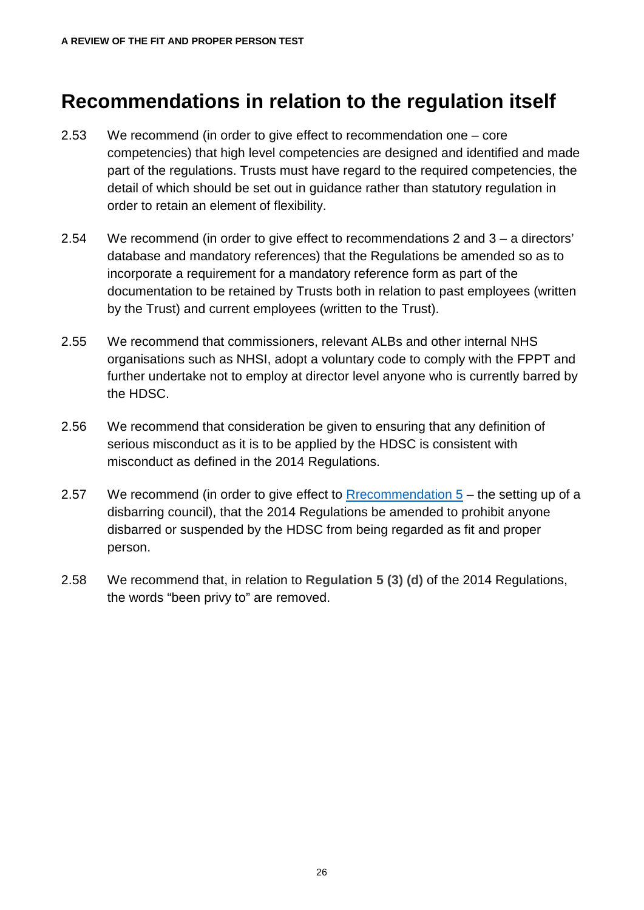## Recommendations in relation to the regulation itself

2.53 We recommend (in order to give effect to recommendation one – core competencies) that high level competencies are designed and identified and made part of the regulations. Trusts must have regard to the required competencies, the detail of which should be set out in guidance rather than statutory regulation in order to retain an element of flexibility.

2.54 We recommend (in order to give effect to recommendations 2 and 3 – a directors' database and mandatory references) that the Regulations be amended so as to incorporate a requirement for a mandatory reference form as part of the documentation to be retained by Trusts both in relation to past employees (written by the Trust) and current employees (written to the Trust).

2.55 We recommend that commissioners, relevant ALBs and other internal NHS organisations such as NHSI, adopt a voluntary code to comply with the FPPT and further undertake not to employ at director level anyone who is currently barred by the HDSC.

2.56 We recommend that consideration be given to ensuring that any definition of serious misconduct as it is to be applied by the HDSC is consistent with misconduct as defined in the 2014 Regulations.

2.57 We recommend (in order to give effect to Rrecommendation 5 – the setting up of a disbarring council), that the 2014 Regulations be amended to prohibit anyone disbarred or suspended by the HDSC from being regarded as fit and proper person.

2.58 We recommend that, in relation to **Regulation 5 (3) (d)** of the 2014 Regulations, the words "been privy to" are removed.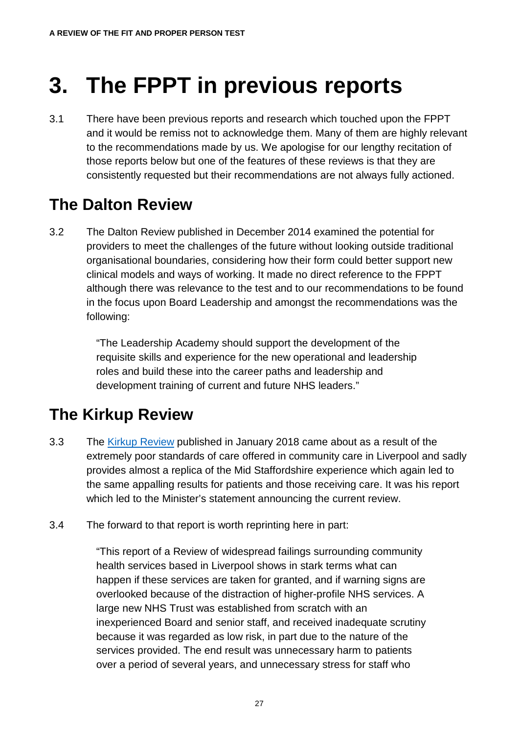# 3. The FPPT in previous reports

3.1 There have been previous reports and research which touched upon the FPPT and it would be remiss not to acknowledge them. Many of them are highly relevant to the recommendations made by us. We apologise for our lengthy recitation of those reports below but one of the features of these reviews is that they are consistently requested but their recommendations are not always fully actioned.

## The Dalton Review

3.2 The Dalton Review published in December 2014 examined the potential for providers to meet the challenges of the future without looking outside traditional organisational boundaries, considering how their form could better support new clinical models and ways of working. It made no direct reference to the FPPT although there was relevance to the test and to our recommendations to be found in the focus upon Board Leadership and amongst the recommendations was the following:

> "The Leadership Academy should support the development of the requisite skills and experience for the new operational and leadership roles and build these into the career paths and leadership and development training of current and future NHS leaders."

## The Kirkup Review

3.3 The Kirkup Review published in January 2018 came about as a result of the extremely poor standards of care offered in community care in Liverpool and sadly provides almost a replica of the Mid Staffordshire experience which again led to the same appalling results for patients and those receiving care. It was his report which led to the Minister's statement announcing the current review.

3.4 The forward to that report is worth reprinting here in part:

> "This report of a Review of widespread failings surrounding community health services based in Liverpool shows in stark terms what can happen if these services are taken for granted, and if warning signs are overlooked because of the distraction of higher-profile NHS services. A large new NHS Trust was established from scratch with an inexperienced Board and senior staff, and received inadequate scrutiny because it was regarded as low risk, in part due to the nature of the services provided. The end result was unnecessary harm to patients over a period of several years, and unnecessary stress for staff who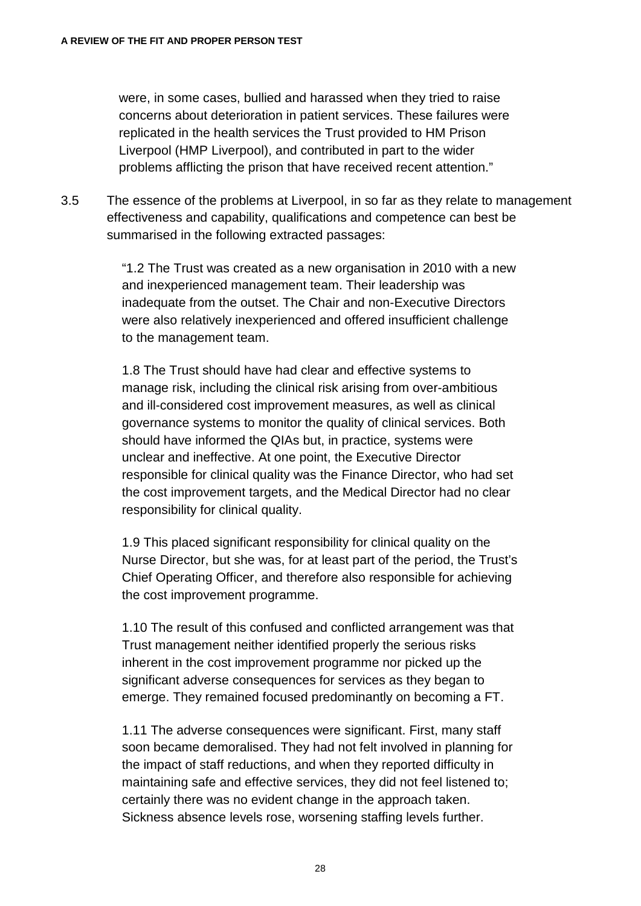were, in some cases, bullied and harassed when they tried to raise concerns about deterioration in patient services. These failures were replicated in the health services the Trust provided to HM Prison Liverpool (HMP Liverpool), and contributed in part to the wider problems afflicting the prison that have received recent attention."

3.5 The essence of the problems at Liverpool, in so far as they relate to management effectiveness and capability, qualifications and competence can best be summarised in the following extracted passages:

> "1.2 The Trust was created as a new organisation in 2010 with a new and inexperienced management team. Their leadership was inadequate from the outset. The Chair and non-Executive Directors were also relatively inexperienced and offered insufficient challenge to the management team.
>
> 1.8 The Trust should have had clear and effective systems to manage risk, including the clinical risk arising from over-ambitious and ill-considered cost improvement measures, as well as clinical governance systems to monitor the quality of clinical services. Both should have informed the QIAs but, in practice, systems were unclear and ineffective. At one point, the Executive Director responsible for clinical quality was the Finance Director, who had set the cost improvement targets, and the Medical Director had no clear responsibility for clinical quality.
>
> 1.9 This placed significant responsibility for clinical quality on the Nurse Director, but she was, for at least part of the period, the Trust's Chief Operating Officer, and therefore also responsible for achieving the cost improvement programme.
>
> 1.10 The result of this confused and conflicted arrangement was that Trust management neither identified properly the serious risks inherent in the cost improvement programme nor picked up the significant adverse consequences for services as they began to emerge. They remained focused predominantly on becoming a FT.
>
> 1.11 The adverse consequences were significant. First, many staff soon became demoralised. They had not felt involved in planning for the impact of staff reductions, and when they reported difficulty in maintaining safe and effective services, they did not feel listened to; certainly there was no evident change in the approach taken. Sickness absence levels rose, worsening staffing levels further.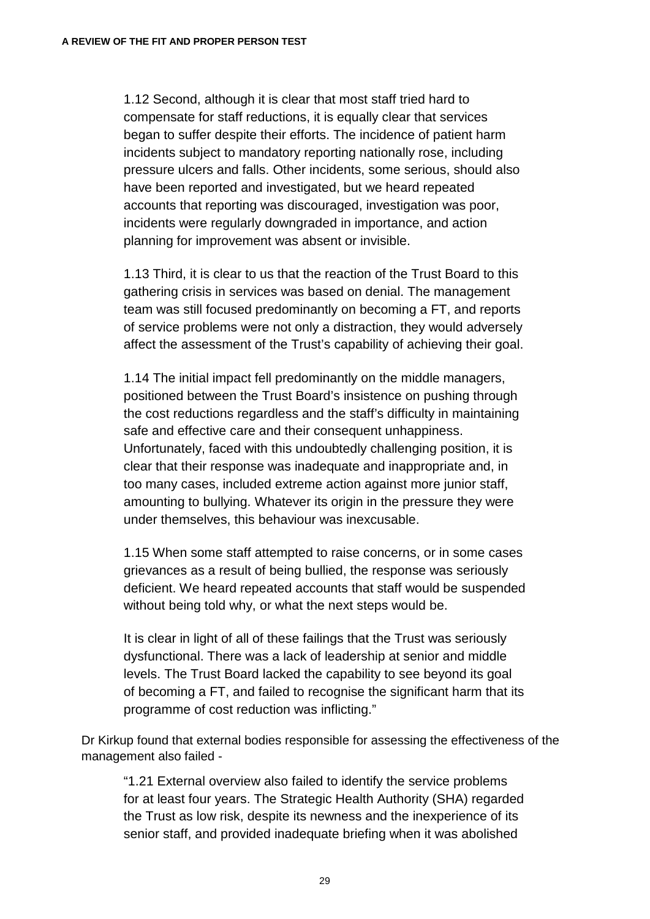1.12 Second, although it is clear that most staff tried hard to compensate for staff reductions, it is equally clear that services began to suffer despite their efforts. The incidence of patient harm incidents subject to mandatory reporting nationally rose, including pressure ulcers and falls. Other incidents, some serious, should also have been reported and investigated, but we heard repeated accounts that reporting was discouraged, investigation was poor, incidents were regularly downgraded in importance, and action planning for improvement was absent or invisible.

1.13 Third, it is clear to us that the reaction of the Trust Board to this gathering crisis in services was based on denial. The management team was still focused predominantly on becoming a FT, and reports of service problems were not only a distraction, they would adversely affect the assessment of the Trust's capability of achieving their goal.

1.14 The initial impact fell predominantly on the middle managers, positioned between the Trust Board's insistence on pushing through the cost reductions regardless and the staff's difficulty in maintaining safe and effective care and their consequent unhappiness. Unfortunately, faced with this undoubtedly challenging position, it is clear that their response was inadequate and inappropriate and, in too many cases, included extreme action against more junior staff, amounting to bullying. Whatever its origin in the pressure they were under themselves, this behaviour was inexcusable.

1.15 When some staff attempted to raise concerns, or in some cases grievances as a result of being bullied, the response was seriously deficient. We heard repeated accounts that staff would be suspended without being told why, or what the next steps would be.

It is clear in light of all of these failings that the Trust was seriously dysfunctional. There was a lack of leadership at senior and middle levels. The Trust Board lacked the capability to see beyond its goal of becoming a FT, and failed to recognise the significant harm that its programme of cost reduction was inflicting."

Dr Kirkup found that external bodies responsible for assessing the effectiveness of the management also failed -

"1.21 External overview also failed to identify the service problems for at least four years. The Strategic Health Authority (SHA) regarded the Trust as low risk, despite its newness and the inexperience of its senior staff, and provided inadequate briefing when it was abolished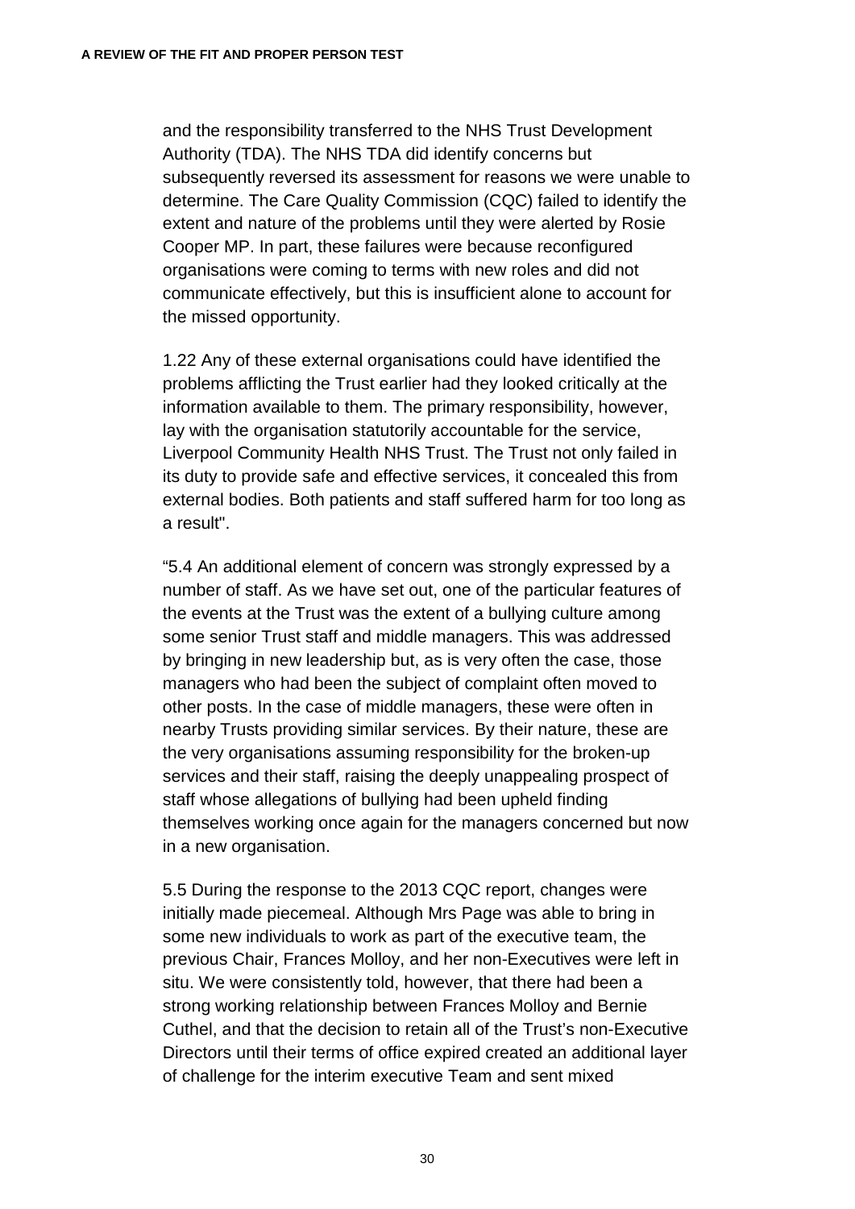and the responsibility transferred to the NHS Trust Development Authority (TDA). The NHS TDA did identify concerns but subsequently reversed its assessment for reasons we were unable to determine. The Care Quality Commission (CQC) failed to identify the extent and nature of the problems until they were alerted by Rosie Cooper MP. In part, these failures were because reconfigured organisations were coming to terms with new roles and did not communicate effectively, but this is insufficient alone to account for the missed opportunity.

1.22 Any of these external organisations could have identified the problems afflicting the Trust earlier had they looked critically at the information available to them. The primary responsibility, however, lay with the organisation statutorily accountable for the service, Liverpool Community Health NHS Trust. The Trust not only failed in its duty to provide safe and effective services, it concealed this from external bodies. Both patients and staff suffered harm for too long as a result".

"5.4 An additional element of concern was strongly expressed by a number of staff. As we have set out, one of the particular features of the events at the Trust was the extent of a bullying culture among some senior Trust staff and middle managers. This was addressed by bringing in new leadership but, as is very often the case, those managers who had been the subject of complaint often moved to other posts. In the case of middle managers, these were often in nearby Trusts providing similar services. By their nature, these are the very organisations assuming responsibility for the broken-up services and their staff, raising the deeply unappealing prospect of staff whose allegations of bullying had been upheld finding themselves working once again for the managers concerned but now in a new organisation.

5.5 During the response to the 2013 CQC report, changes were initially made piecemeal. Although Mrs Page was able to bring in some new individuals to work as part of the executive team, the previous Chair, Frances Molloy, and her non-Executives were left in situ. We were consistently told, however, that there had been a strong working relationship between Frances Molloy and Bernie Cuthel, and that the decision to retain all of the Trust's non-Executive Directors until their terms of office expired created an additional layer of challenge for the interim executive Team and sent mixed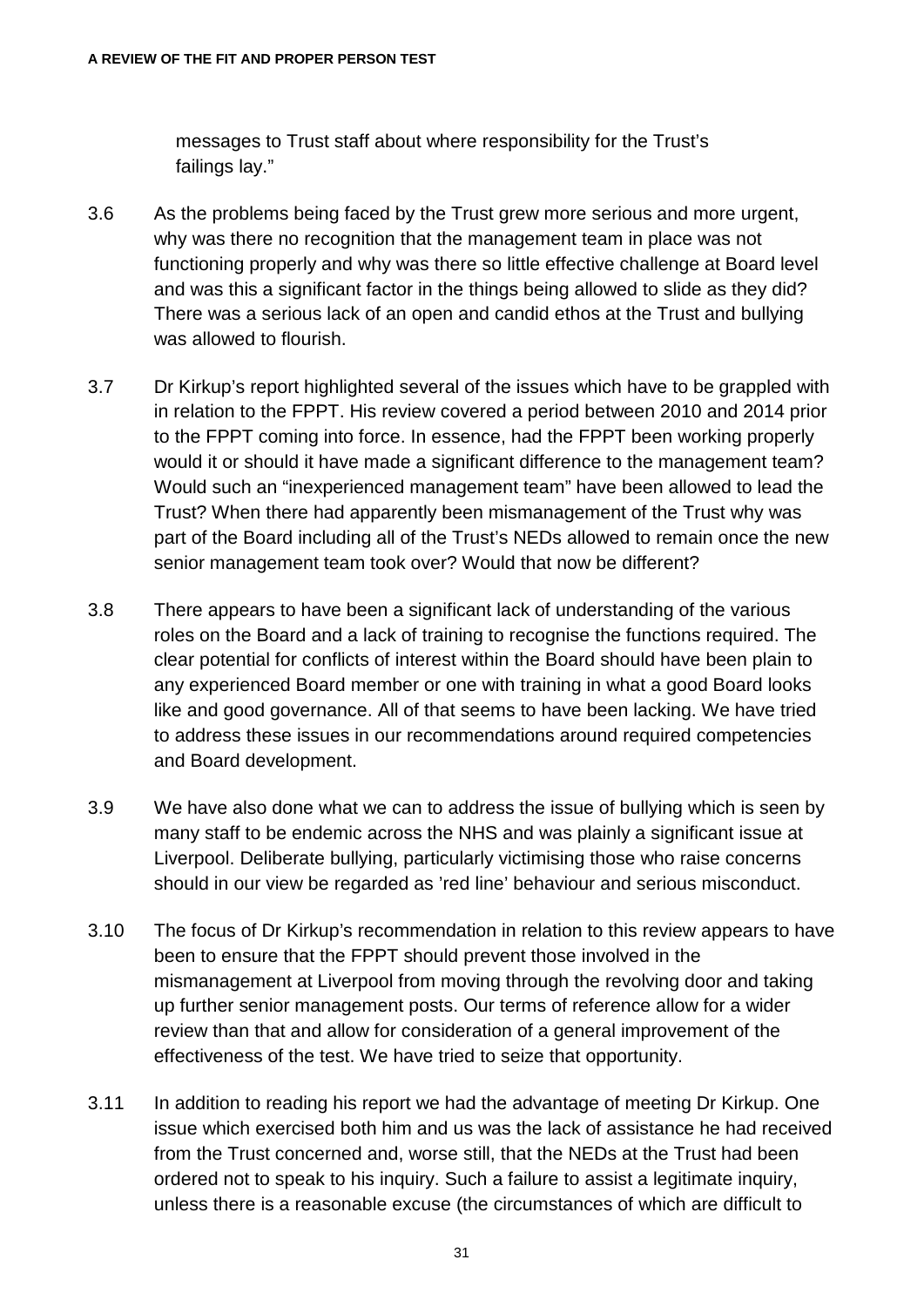messages to Trust staff about where responsibility for the Trust's failings lay."

3.6 As the problems being faced by the Trust grew more serious and more urgent, why was there no recognition that the management team in place was not functioning properly and why was there so little effective challenge at Board level and was this a significant factor in the things being allowed to slide as they did? There was a serious lack of an open and candid ethos at the Trust and bullying was allowed to flourish.

3.7 Dr Kirkup's report highlighted several of the issues which have to be grappled with in relation to the FPPT. His review covered a period between 2010 and 2014 prior to the FPPT coming into force. In essence, had the FPPT been working properly would it or should it have made a significant difference to the management team? Would such an "inexperienced management team" have been allowed to lead the Trust? When there had apparently been mismanagement of the Trust why was part of the Board including all of the Trust's NEDs allowed to remain once the new senior management team took over? Would that now be different?

3.8 There appears to have been a significant lack of understanding of the various roles on the Board and a lack of training to recognise the functions required. The clear potential for conflicts of interest within the Board should have been plain to any experienced Board member or one with training in what a good Board looks like and good governance. All of that seems to have been lacking. We have tried to address these issues in our recommendations around required competencies and Board development.

3.9 We have also done what we can to address the issue of bullying which is seen by many staff to be endemic across the NHS and was plainly a significant issue at Liverpool. Deliberate bullying, particularly victimising those who raise concerns should in our view be regarded as 'red line' behaviour and serious misconduct.

3.10 The focus of Dr Kirkup's recommendation in relation to this review appears to have been to ensure that the FPPT should prevent those involved in the mismanagement at Liverpool from moving through the revolving door and taking up further senior management posts. Our terms of reference allow for a wider review than that and allow for consideration of a general improvement of the effectiveness of the test. We have tried to seize that opportunity.

3.11 In addition to reading his report we had the advantage of meeting Dr Kirkup. One issue which exercised both him and us was the lack of assistance he had received from the Trust concerned and, worse still, that the NEDs at the Trust had been ordered not to speak to his inquiry. Such a failure to assist a legitimate inquiry, unless there is a reasonable excuse (the circumstances of which are difficult to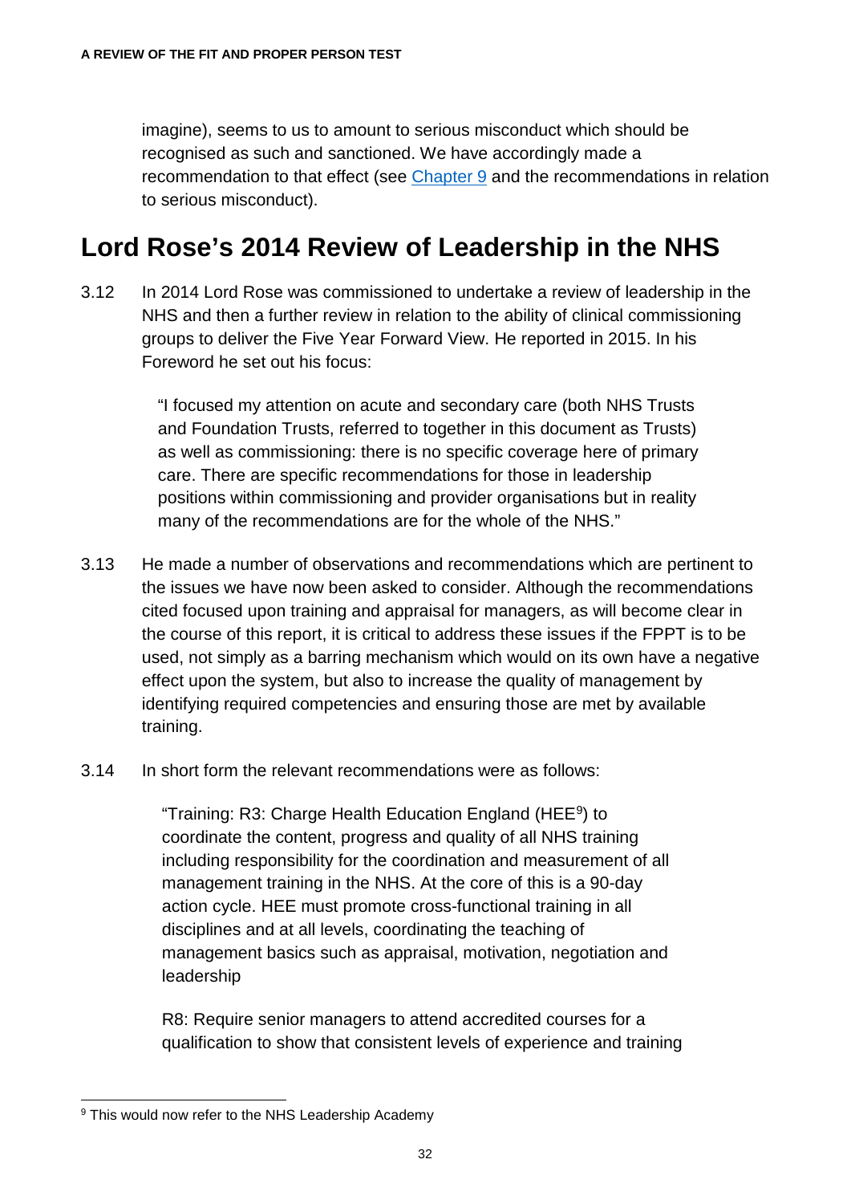imagine), seems to us to amount to serious misconduct which should be recognised as such and sanctioned. We have accordingly made a recommendation to that effect (see Chapter 9 and the recommendations in relation to serious misconduct).

## Lord Rose's 2014 Review of Leadership in the NHS

3.12 In 2014 Lord Rose was commissioned to undertake a review of leadership in the NHS and then a further review in relation to the ability of clinical commissioning groups to deliver the Five Year Forward View. He reported in 2015. In his Foreword he set out his focus:

> "I focused my attention on acute and secondary care (both NHS Trusts and Foundation Trusts, referred to together in this document as Trusts) as well as commissioning: there is no specific coverage here of primary care. There are specific recommendations for those in leadership positions within commissioning and provider organisations but in reality many of the recommendations are for the whole of the NHS."

3.13 He made a number of observations and recommendations which are pertinent to the issues we have now been asked to consider. Although the recommendations cited focused upon training and appraisal for managers, as will become clear in the course of this report, it is critical to address these issues if the FPPT is to be used, not simply as a barring mechanism which would on its own have a negative effect upon the system, but also to increase the quality of management by identifying required competencies and ensuring those are met by available training.

3.14 In short form the relevant recommendations were as follows:

> "Training: R3: Charge Health Education England (HEE[9]) to coordinate the content, progress and quality of all NHS training including responsibility for the coordination and measurement of all management training in the NHS. At the core of this is a 90-day action cycle. HEE must promote cross-functional training in all disciplines and at all levels, coordinating the teaching of management basics such as appraisal, motivation, negotiation and leadership
>
> R8: Require senior managers to attend accredited courses for a qualification to show that consistent levels of experience and training

[9] This would now refer to the NHS Leadership Academy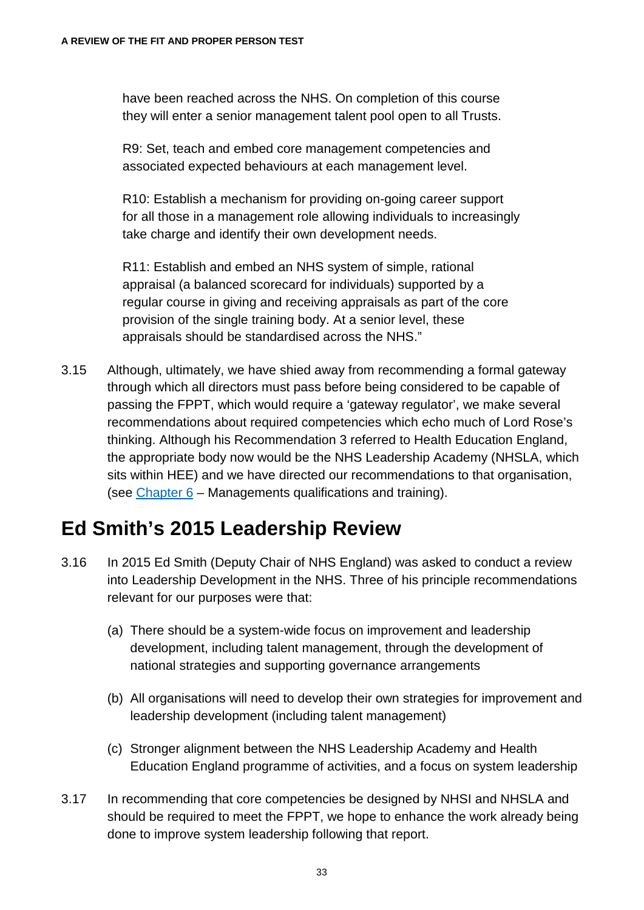have been reached across the NHS. On completion of this course they will enter a senior management talent pool open to all Trusts.

R9: Set, teach and embed core management competencies and associated expected behaviours at each management level.

R10: Establish a mechanism for providing on-going career support for all those in a management role allowing individuals to increasingly take charge and identify their own development needs.

R11: Establish and embed an NHS system of simple, rational appraisal (a balanced scorecard for individuals) supported by a regular course in giving and receiving appraisals as part of the core provision of the single training body. At a senior level, these appraisals should be standardised across the NHS."

3.15 Although, ultimately, we have shied away from recommending a formal gateway through which all directors must pass before being considered to be capable of passing the FPPT, which would require a 'gateway regulator', we make several recommendations about required competencies which echo much of Lord Rose's thinking. Although his Recommendation 3 referred to Health Education England, the appropriate body now would be the NHS Leadership Academy (NHSLA, which sits within HEE) and we have directed our recommendations to that organisation, (see Chapter 6 – Managements qualifications and training).

## Ed Smith's 2015 Leadership Review

3.16 In 2015 Ed Smith (Deputy Chair of NHS England) was asked to conduct a review into Leadership Development in the NHS. Three of his principle recommendations relevant for our purposes were that:

(a) There should be a system-wide focus on improvement and leadership development, including talent management, through the development of national strategies and supporting governance arrangements

(b) All organisations will need to develop their own strategies for improvement and leadership development (including talent management)

(c) Stronger alignment between the NHS Leadership Academy and Health Education England programme of activities, and a focus on system leadership

3.17 In recommending that core competencies be designed by NHSI and NHSLA and should be required to meet the FPPT, we hope to enhance the work already being done to improve system leadership following that report.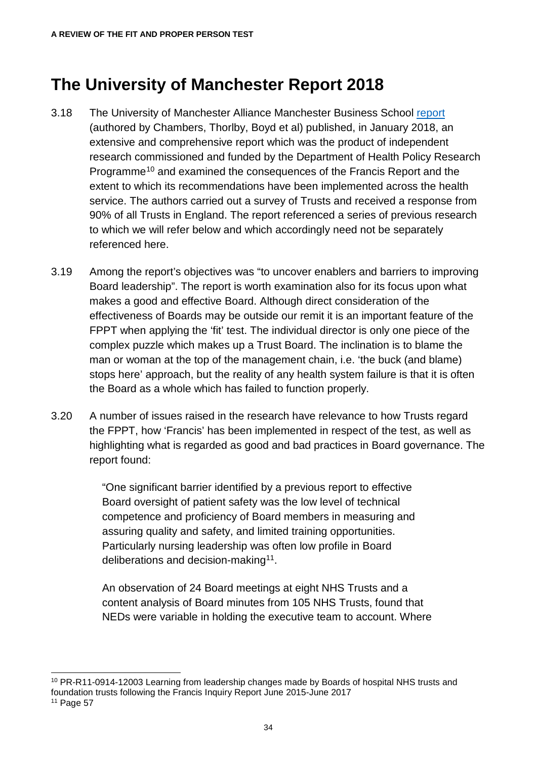# The University of Manchester Report 2018

3.18 The University of Manchester Alliance Manchester Business School report (authored by Chambers, Thorlby, Boyd et al) published, in January 2018, an extensive and comprehensive report which was the product of independent research commissioned and funded by the Department of Health Policy Research Programme[10] and examined the consequences of the Francis Report and the extent to which its recommendations have been implemented across the health service. The authors carried out a survey of Trusts and received a response from 90% of all Trusts in England. The report referenced a series of previous research to which we will refer below and which accordingly need not be separately referenced here.

3.19 Among the report's objectives was "to uncover enablers and barriers to improving Board leadership". The report is worth examination also for its focus upon what makes a good and effective Board. Although direct consideration of the effectiveness of Boards may be outside our remit it is an important feature of the FPPT when applying the 'fit' test. The individual director is only one piece of the complex puzzle which makes up a Trust Board. The inclination is to blame the man or woman at the top of the management chain, i.e. 'the buck (and blame) stops here' approach, but the reality of any health system failure is that it is often the Board as a whole which has failed to function properly.

3.20 A number of issues raised in the research have relevance to how Trusts regard the FPPT, how 'Francis' has been implemented in respect of the test, as well as highlighting what is regarded as good and bad practices in Board governance. The report found:

> "One significant barrier identified by a previous report to effective Board oversight of patient safety was the low level of technical competence and proficiency of Board members in measuring and assuring quality and safety, and limited training opportunities. Particularly nursing leadership was often low profile in Board deliberations and decision-making[11].
>
> An observation of 24 Board meetings at eight NHS Trusts and a content analysis of Board minutes from 105 NHS Trusts, found that NEDs were variable in holding the executive team to account. Where

[10] PR-R11-0914-12003 Learning from leadership changes made by Boards of hospital NHS trusts and foundation trusts following the Francis Inquiry Report June 2015-June 2017

[11] Page 57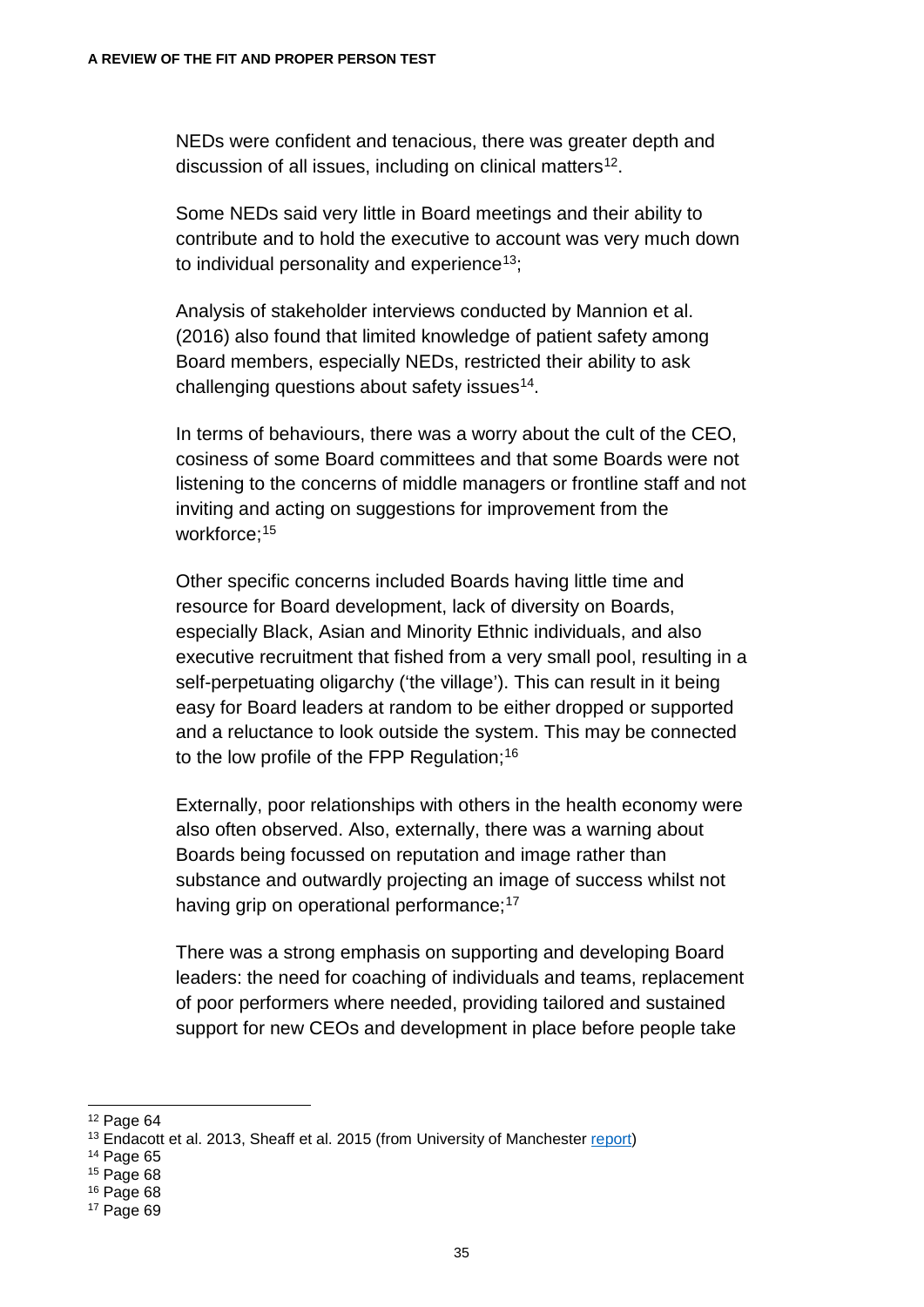NEDs were confident and tenacious, there was greater depth and discussion of all issues, including on clinical matters[12].

Some NEDs said very little in Board meetings and their ability to contribute and to hold the executive to account was very much down to individual personality and experience[13];

Analysis of stakeholder interviews conducted by Mannion et al. (2016) also found that limited knowledge of patient safety among Board members, especially NEDs, restricted their ability to ask challenging questions about safety issues[14].

In terms of behaviours, there was a worry about the cult of the CEO, cosiness of some Board committees and that some Boards were not listening to the concerns of middle managers or frontline staff and not inviting and acting on suggestions for improvement from the workforce;[15]

Other specific concerns included Boards having little time and resource for Board development, lack of diversity on Boards, especially Black, Asian and Minority Ethnic individuals, and also executive recruitment that fished from a very small pool, resulting in a self-perpetuating oligarchy ('the village'). This can result in it being easy for Board leaders at random to be either dropped or supported and a reluctance to look outside the system. This may be connected to the low profile of the FPP Regulation;[16]

Externally, poor relationships with others in the health economy were also often observed. Also, externally, there was a warning about Boards being focussed on reputation and image rather than substance and outwardly projecting an image of success whilst not having grip on operational performance;[17]

There was a strong emphasis on supporting and developing Board leaders: the need for coaching of individuals and teams, replacement of poor performers where needed, providing tailored and sustained support for new CEOs and development in place before people take

---

[12] Page 64

[13] Endacott et al. 2013, Sheaff et al. 2015 (from University of Manchester report)

[14] Page 65

[15] Page 68

[16] Page 68

[17] Page 69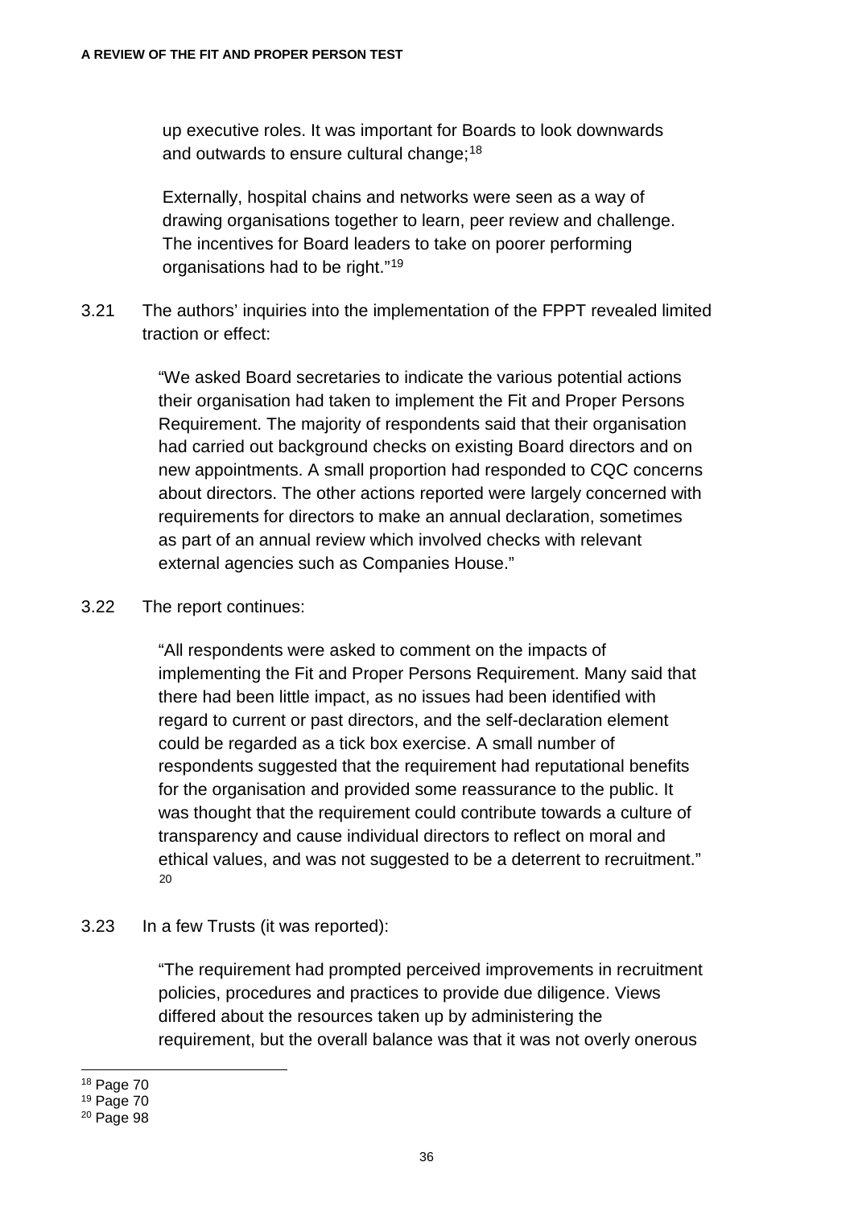up executive roles. It was important for Boards to look downwards and outwards to ensure cultural change;[18]

Externally, hospital chains and networks were seen as a way of drawing organisations together to learn, peer review and challenge. The incentives for Board leaders to take on poorer performing organisations had to be right."[19]

3.21 The authors' inquiries into the implementation of the FPPT revealed limited traction or effect:

> "We asked Board secretaries to indicate the various potential actions their organisation had taken to implement the Fit and Proper Persons Requirement. The majority of respondents said that their organisation had carried out background checks on existing Board directors and on new appointments. A small proportion had responded to CQC concerns about directors. The other actions reported were largely concerned with requirements for directors to make an annual declaration, sometimes as part of an annual review which involved checks with relevant external agencies such as Companies House."

3.22 The report continues:

> "All respondents were asked to comment on the impacts of implementing the Fit and Proper Persons Requirement. Many said that there had been little impact, as no issues had been identified with regard to current or past directors, and the self-declaration element could be regarded as a tick box exercise. A small number of respondents suggested that the requirement had reputational benefits for the organisation and provided some reassurance to the public. It was thought that the requirement could contribute towards a culture of transparency and cause individual directors to reflect on moral and ethical values, and was not suggested to be a deterrent to recruitment." [20]

3.23 In a few Trusts (it was reported):

> "The requirement had prompted perceived improvements in recruitment policies, procedures and practices to provide due diligence. Views differed about the resources taken up by administering the requirement, but the overall balance was that it was not overly onerous

---

[18] Page 70

[19] Page 70

[20] Page 98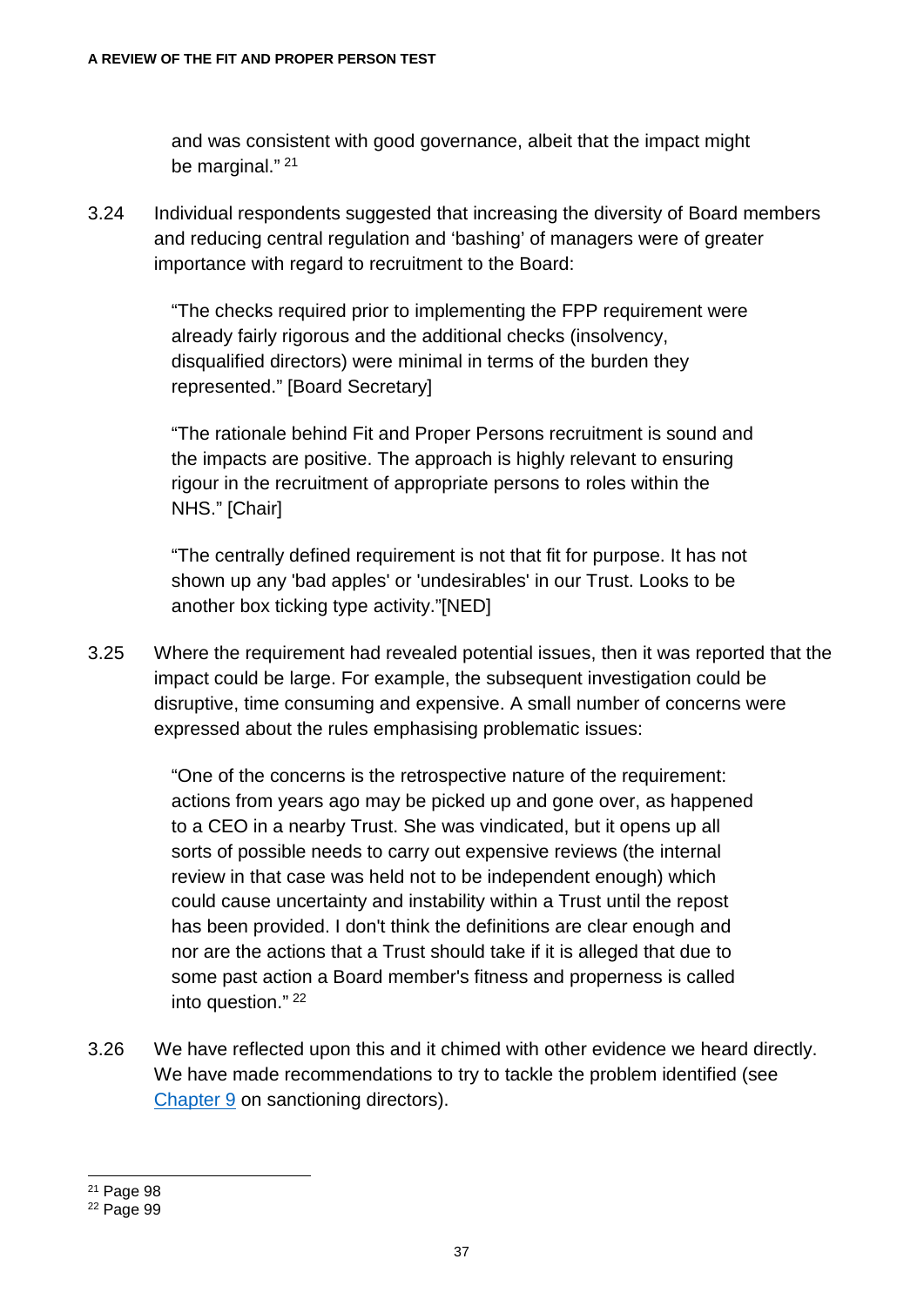and was consistent with good governance, albeit that the impact might be marginal." [21]

3.24 Individual respondents suggested that increasing the diversity of Board members and reducing central regulation and 'bashing' of managers were of greater importance with regard to recruitment to the Board:

> "The checks required prior to implementing the FPP requirement were already fairly rigorous and the additional checks (insolvency, disqualified directors) were minimal in terms of the burden they represented." [Board Secretary]

> "The rationale behind Fit and Proper Persons recruitment is sound and the impacts are positive. The approach is highly relevant to ensuring rigour in the recruitment of appropriate persons to roles within the NHS." [Chair]

> "The centrally defined requirement is not that fit for purpose. It has not shown up any 'bad apples' or 'undesirables' in our Trust. Looks to be another box ticking type activity."[NED]

3.25 Where the requirement had revealed potential issues, then it was reported that the impact could be large. For example, the subsequent investigation could be disruptive, time consuming and expensive. A small number of concerns were expressed about the rules emphasising problematic issues:

> "One of the concerns is the retrospective nature of the requirement: actions from years ago may be picked up and gone over, as happened to a CEO in a nearby Trust. She was vindicated, but it opens up all sorts of possible needs to carry out expensive reviews (the internal review in that case was held not to be independent enough) which could cause uncertainty and instability within a Trust until the repost has been provided. I don't think the definitions are clear enough and nor are the actions that a Trust should take if it is alleged that due to some past action a Board member's fitness and properness is called into question." [22]

3.26 We have reflected upon this and it chimed with other evidence we heard directly. We have made recommendations to try to tackle the problem identified (see Chapter 9 on sanctioning directors).

[21] Page 98

[22] Page 99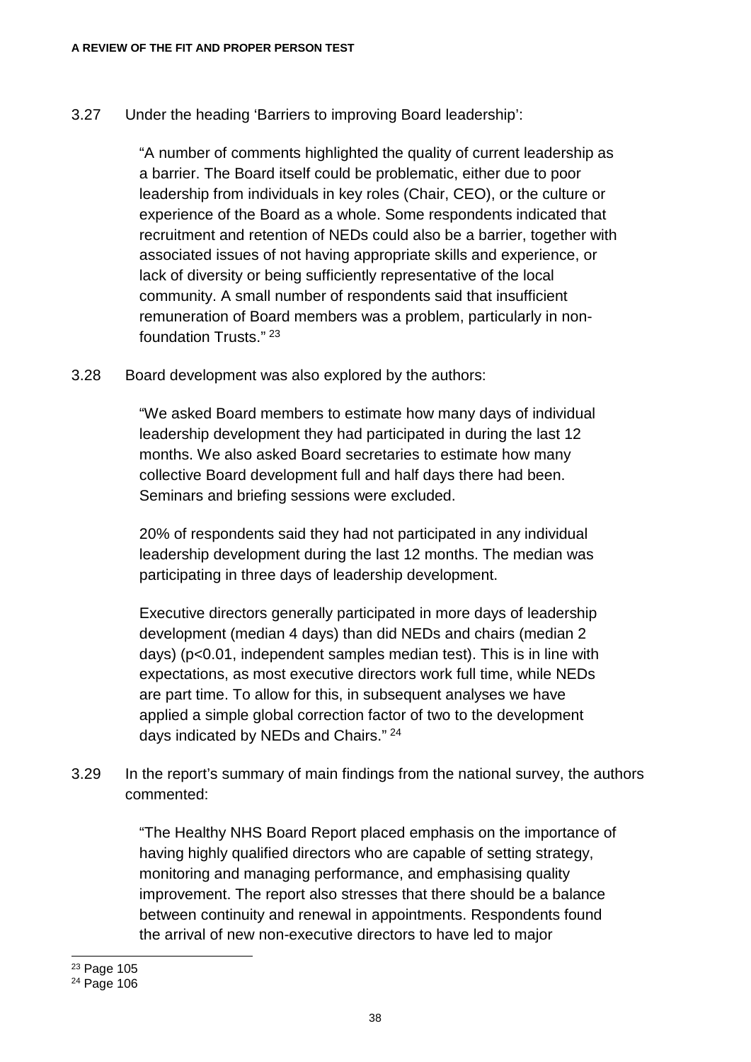3.27 Under the heading 'Barriers to improving Board leadership':

> "A number of comments highlighted the quality of current leadership as a barrier. The Board itself could be problematic, either due to poor leadership from individuals in key roles (Chair, CEO), or the culture or experience of the Board as a whole. Some respondents indicated that recruitment and retention of NEDs could also be a barrier, together with associated issues of not having appropriate skills and experience, or lack of diversity or being sufficiently representative of the local community. A small number of respondents said that insufficient remuneration of Board members was a problem, particularly in non-foundation Trusts." [23]

3.28 Board development was also explored by the authors:

> "We asked Board members to estimate how many days of individual leadership development they had participated in during the last 12 months. We also asked Board secretaries to estimate how many collective Board development full and half days there had been. Seminars and briefing sessions were excluded.
>
> 20% of respondents said they had not participated in any individual leadership development during the last 12 months. The median was participating in three days of leadership development.
>
> Executive directors generally participated in more days of leadership development (median 4 days) than did NEDs and chairs (median 2 days) ($p<0.01$, independent samples median test). This is in line with expectations, as most executive directors work full time, while NEDs are part time. To allow for this, in subsequent analyses we have applied a simple global correction factor of two to the development days indicated by NEDs and Chairs." [24]

3.29 In the report's summary of main findings from the national survey, the authors commented:

> "The Healthy NHS Board Report placed emphasis on the importance of having highly qualified directors who are capable of setting strategy, monitoring and managing performance, and emphasising quality improvement. The report also stresses that there should be a balance between continuity and renewal in appointments. Respondents found the arrival of new non-executive directors to have led to major

---

[23] Page 105

[24] Page 106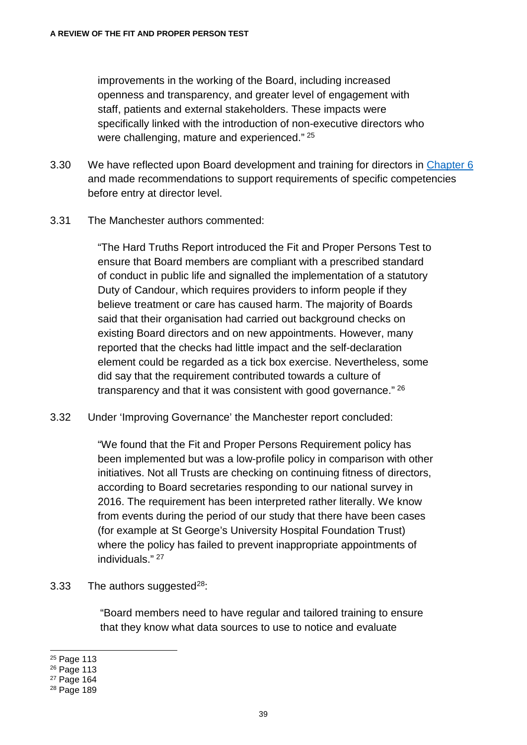improvements in the working of the Board, including increased openness and transparency, and greater level of engagement with staff, patients and external stakeholders. These impacts were specifically linked with the introduction of non-executive directors who were challenging, mature and experienced." [25]

3.30 We have reflected upon Board development and training for directors in Chapter 6 and made recommendations to support requirements of specific competencies before entry at director level.

3.31 The Manchester authors commented:

> "The Hard Truths Report introduced the Fit and Proper Persons Test to ensure that Board members are compliant with a prescribed standard of conduct in public life and signalled the implementation of a statutory Duty of Candour, which requires providers to inform people if they believe treatment or care has caused harm. The majority of Boards said that their organisation had carried out background checks on existing Board directors and on new appointments. However, many reported that the checks had little impact and the self-declaration element could be regarded as a tick box exercise. Nevertheless, some did say that the requirement contributed towards a culture of transparency and that it was consistent with good governance." [26]

3.32 Under 'Improving Governance' the Manchester report concluded:

> "We found that the Fit and Proper Persons Requirement policy has been implemented but was a low-profile policy in comparison with other initiatives. Not all Trusts are checking on continuing fitness of directors, according to Board secretaries responding to our national survey in 2016. The requirement has been interpreted rather literally. We know from events during the period of our study that there have been cases (for example at St George's University Hospital Foundation Trust) where the policy has failed to prevent inappropriate appointments of individuals." [27]

3.33 The authors suggested[28]:

> "Board members need to have regular and tailored training to ensure that they know what data sources to use to notice and evaluate

---

[25] Page 113
[26] Page 113
[27] Page 164
[28] Page 189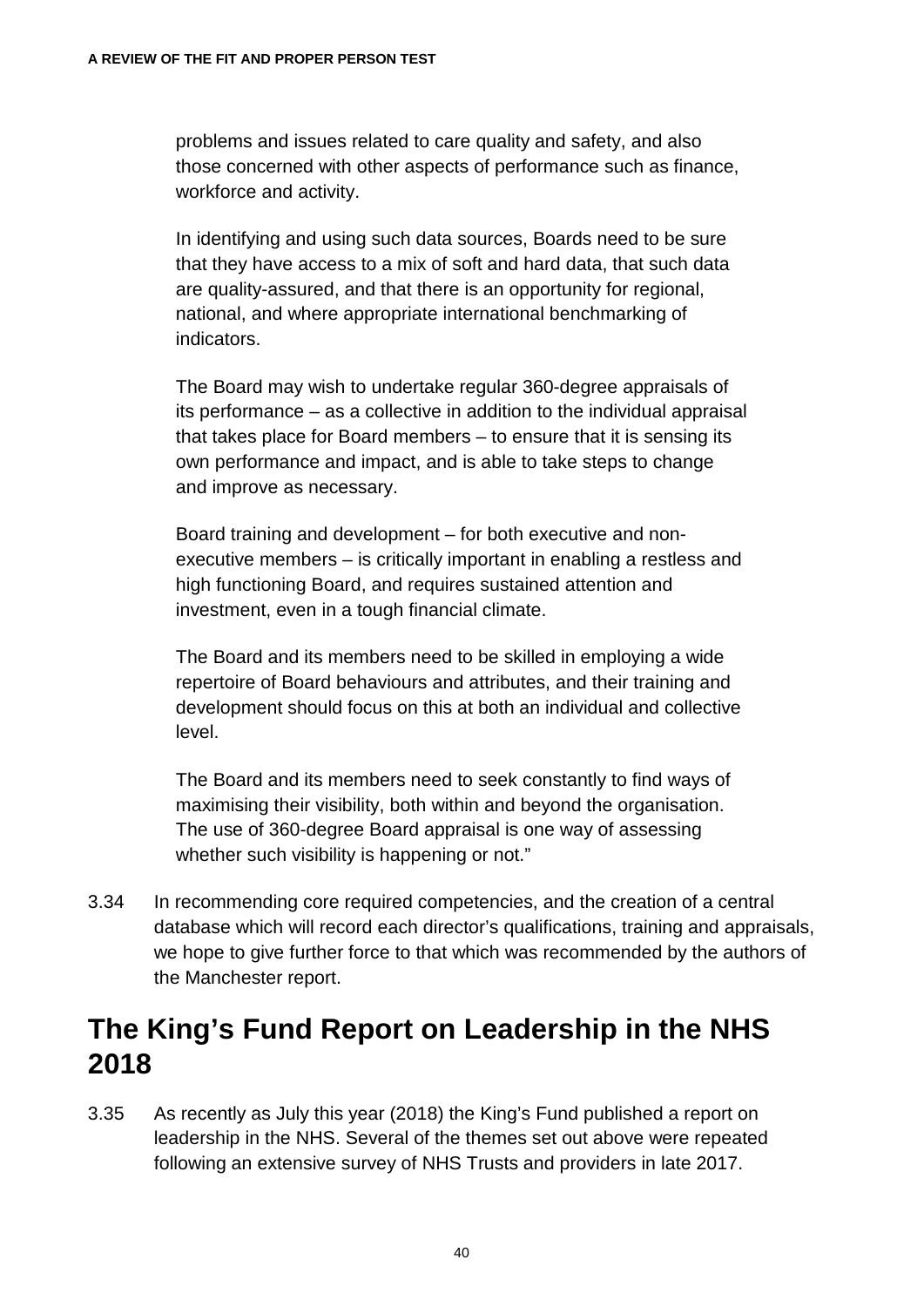problems and issues related to care quality and safety, and also those concerned with other aspects of performance such as finance, workforce and activity.

In identifying and using such data sources, Boards need to be sure that they have access to a mix of soft and hard data, that such data are quality-assured, and that there is an opportunity for regional, national, and where appropriate international benchmarking of indicators.

The Board may wish to undertake regular 360-degree appraisals of its performance – as a collective in addition to the individual appraisal that takes place for Board members – to ensure that it is sensing its own performance and impact, and is able to take steps to change and improve as necessary.

Board training and development – for both executive and non-executive members – is critically important in enabling a restless and high functioning Board, and requires sustained attention and investment, even in a tough financial climate.

The Board and its members need to be skilled in employing a wide repertoire of Board behaviours and attributes, and their training and development should focus on this at both an individual and collective level.

The Board and its members need to seek constantly to find ways of maximising their visibility, both within and beyond the organisation. The use of 360-degree Board appraisal is one way of assessing whether such visibility is happening or not."

3.34 In recommending core required competencies, and the creation of a central database which will record each director's qualifications, training and appraisals, we hope to give further force to that which was recommended by the authors of the Manchester report.

## The King's Fund Report on Leadership in the NHS 2018

3.35 As recently as July this year (2018) the King's Fund published a report on leadership in the NHS. Several of the themes set out above were repeated following an extensive survey of NHS Trusts and providers in late 2017.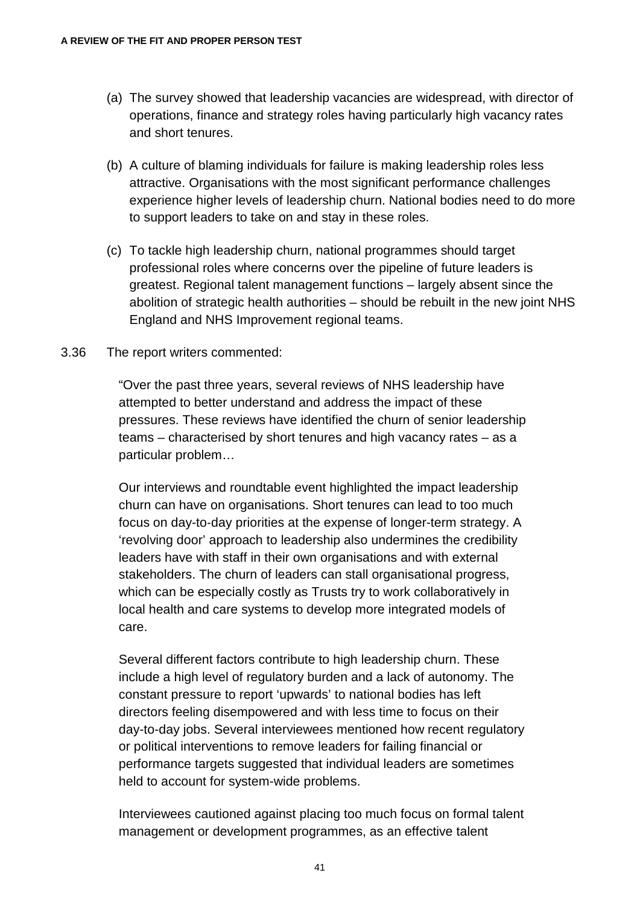(a) The survey showed that leadership vacancies are widespread, with director of operations, finance and strategy roles having particularly high vacancy rates and short tenures.

(b) A culture of blaming individuals for failure is making leadership roles less attractive. Organisations with the most significant performance challenges experience higher levels of leadership churn. National bodies need to do more to support leaders to take on and stay in these roles.

(c) To tackle high leadership churn, national programmes should target professional roles where concerns over the pipeline of future leaders is greatest. Regional talent management functions – largely absent since the abolition of strategic health authorities – should be rebuilt in the new joint NHS England and NHS Improvement regional teams.

3.36 The report writers commented:

> "Over the past three years, several reviews of NHS leadership have attempted to better understand and address the impact of these pressures. These reviews have identified the churn of senior leadership teams – characterised by short tenures and high vacancy rates – as a particular problem…
>
> Our interviews and roundtable event highlighted the impact leadership churn can have on organisations. Short tenures can lead to too much focus on day-to-day priorities at the expense of longer-term strategy. A 'revolving door' approach to leadership also undermines the credibility leaders have with staff in their own organisations and with external stakeholders. The churn of leaders can stall organisational progress, which can be especially costly as Trusts try to work collaboratively in local health and care systems to develop more integrated models of care.
>
> Several different factors contribute to high leadership churn. These include a high level of regulatory burden and a lack of autonomy. The constant pressure to report 'upwards' to national bodies has left directors feeling disempowered and with less time to focus on their day-to-day jobs. Several interviewees mentioned how recent regulatory or political interventions to remove leaders for failing financial or performance targets suggested that individual leaders are sometimes held to account for system-wide problems.
>
> Interviewees cautioned against placing too much focus on formal talent management or development programmes, as an effective talent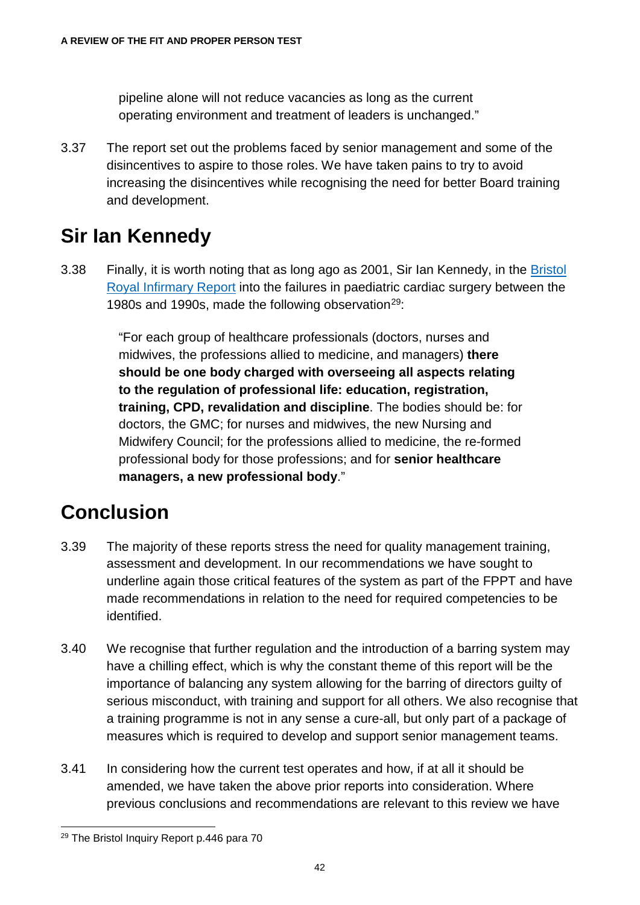pipeline alone will not reduce vacancies as long as the current operating environment and treatment of leaders is unchanged."

3.37 The report set out the problems faced by senior management and some of the disincentives to aspire to those roles. We have taken pains to try to avoid increasing the disincentives while recognising the need for better Board training and development.

## Sir Ian Kennedy

3.38 Finally, it is worth noting that as long ago as 2001, Sir Ian Kennedy, in the Bristol Royal Infirmary Report into the failures in paediatric cardiac surgery between the 1980s and 1990s, made the following observation[29]:

> "For each group of healthcare professionals (doctors, nurses and midwives, the professions allied to medicine, and managers) **there should be one body charged with overseeing all aspects relating to the regulation of professional life: education, registration, training, CPD, revalidation and discipline**. The bodies should be: for doctors, the GMC; for nurses and midwives, the new Nursing and Midwifery Council; for the professions allied to medicine, the re-formed professional body for those professions; and for **senior healthcare managers, a new professional body**."

## Conclusion

3.39 The majority of these reports stress the need for quality management training, assessment and development. In our recommendations we have sought to underline again those critical features of the system as part of the FPPT and have made recommendations in relation to the need for required competencies to be identified.

3.40 We recognise that further regulation and the introduction of a barring system may have a chilling effect, which is why the constant theme of this report will be the importance of balancing any system allowing for the barring of directors guilty of serious misconduct, with training and support for all others. We also recognise that a training programme is not in any sense a cure-all, but only part of a package of measures which is required to develop and support senior management teams.

3.41 In considering how the current test operates and how, if at all it should be amended, we have taken the above prior reports into consideration. Where previous conclusions and recommendations are relevant to this review we have

[29] The Bristol Inquiry Report p.446 para 70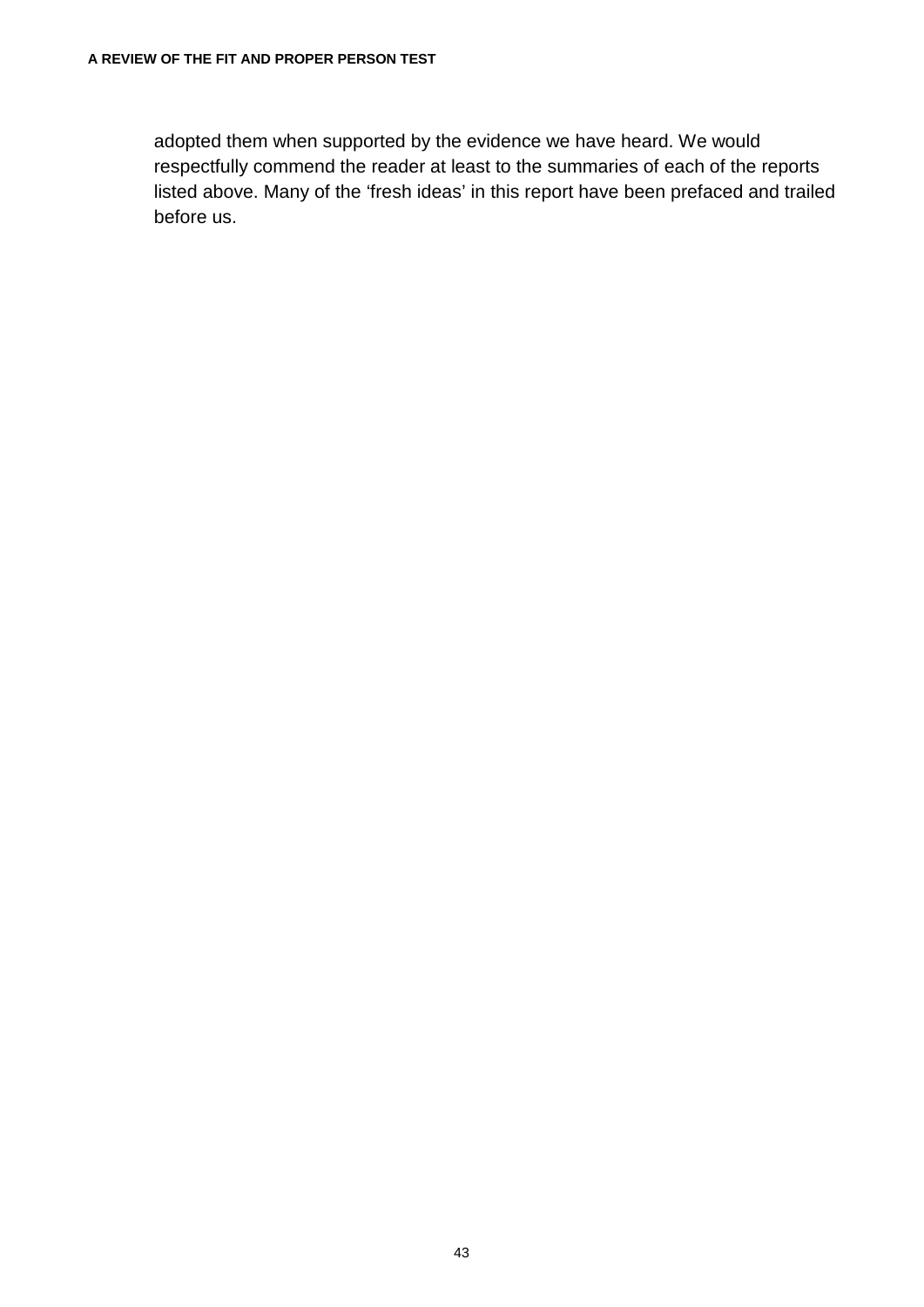adopted them when supported by the evidence we have heard. We would respectfully commend the reader at least to the summaries of each of the reports listed above. Many of the ‘fresh ideas’ in this report have been prefaced and trailed before us.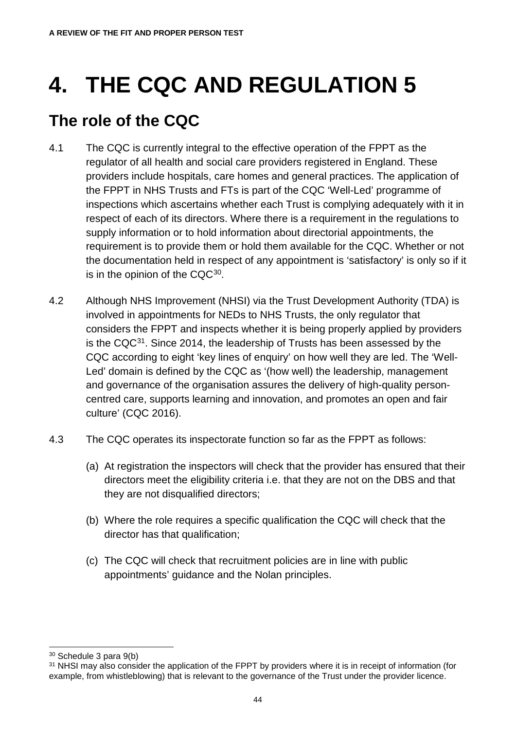# 4. THE CQC AND REGULATION 5

## The role of the CQC

4.1 The CQC is currently integral to the effective operation of the FPPT as the regulator of all health and social care providers registered in England. These providers include hospitals, care homes and general practices. The application of the FPPT in NHS Trusts and FTs is part of the CQC 'Well-Led' programme of inspections which ascertains whether each Trust is complying adequately with it in respect of each of its directors. Where there is a requirement in the regulations to supply information or to hold information about directorial appointments, the requirement is to provide them or hold them available for the CQC. Whether or not the documentation held in respect of any appointment is 'satisfactory' is only so if it is in the opinion of the CQC[30].

4.2 Although NHS Improvement (NHSI) via the Trust Development Authority (TDA) is involved in appointments for NEDs to NHS Trusts, the only regulator that considers the FPPT and inspects whether it is being properly applied by providers is the CQC[31]. Since 2014, the leadership of Trusts has been assessed by the CQC according to eight 'key lines of enquiry' on how well they are led. The 'Well-Led' domain is defined by the CQC as '(how well) the leadership, management and governance of the organisation assures the delivery of high-quality person-centred care, supports learning and innovation, and promotes an open and fair culture' (CQC 2016).

4.3 The CQC operates its inspectorate function so far as the FPPT as follows:

(a) At registration the inspectors will check that the provider has ensured that their directors meet the eligibility criteria i.e. that they are not on the DBS and that they are not disqualified directors;

(b) Where the role requires a specific qualification the CQC will check that the director has that qualification;

(c) The CQC will check that recruitment policies are in line with public appointments' guidance and the Nolan principles.

---

[30] Schedule 3 para 9(b)

[31] NHSI may also consider the application of the FPPT by providers where it is in receipt of information (for example, from whistleblowing) that is relevant to the governance of the Trust under the provider licence.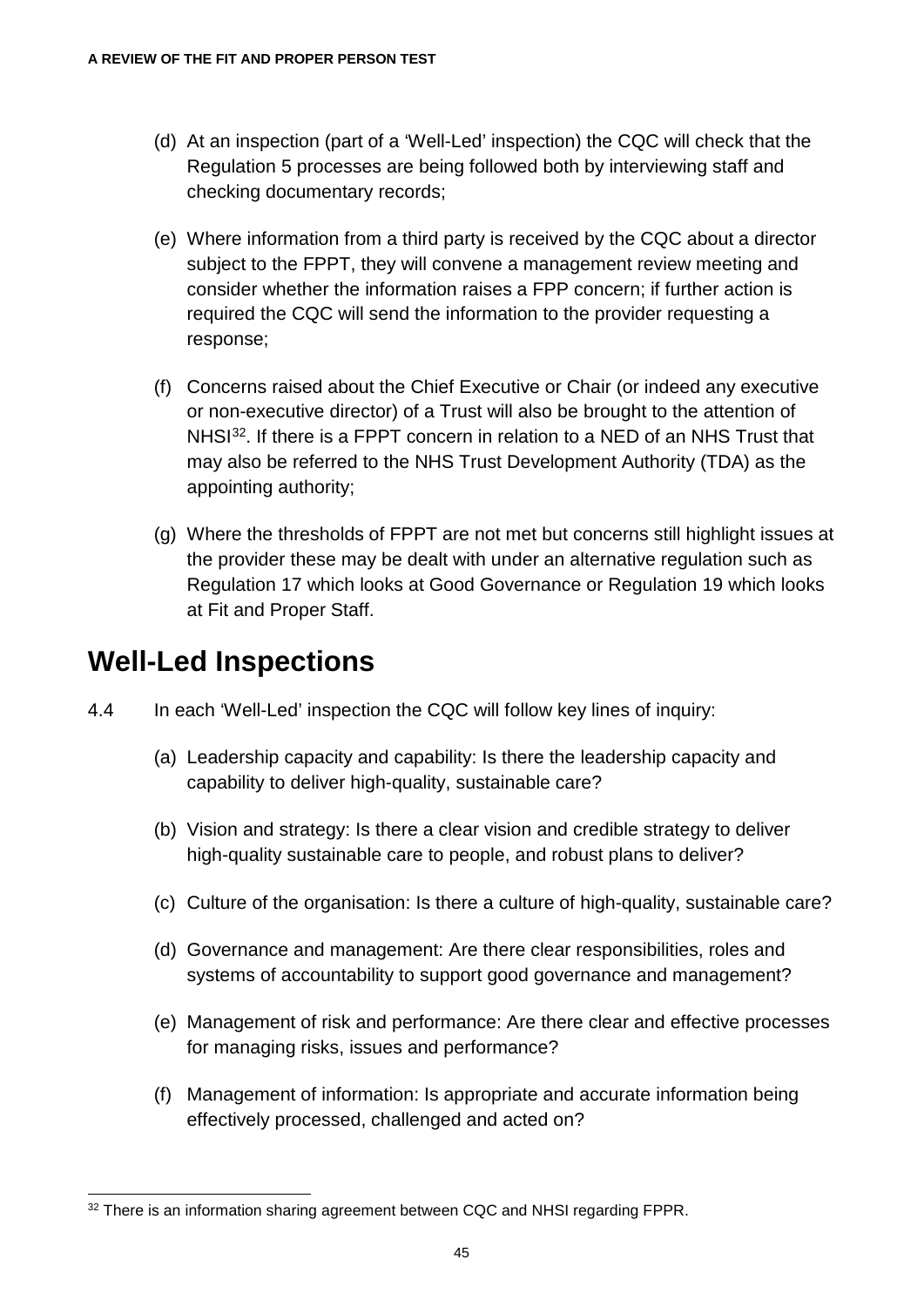(d) At an inspection (part of a 'Well-Led' inspection) the CQC will check that the Regulation 5 processes are being followed both by interviewing staff and checking documentary records;

(e) Where information from a third party is received by the CQC about a director subject to the FPPT, they will convene a management review meeting and consider whether the information raises a FPP concern; if further action is required the CQC will send the information to the provider requesting a response;

(f) Concerns raised about the Chief Executive or Chair (or indeed any executive or non-executive director) of a Trust will also be brought to the attention of NHSI[32]. If there is a FPPT concern in relation to a NED of an NHS Trust that may also be referred to the NHS Trust Development Authority (TDA) as the appointing authority;

(g) Where the thresholds of FPPT are not met but concerns still highlight issues at the provider these may be dealt with under an alternative regulation such as Regulation 17 which looks at Good Governance or Regulation 19 which looks at Fit and Proper Staff.

## Well-Led Inspections

4.4 In each 'Well-Led' inspection the CQC will follow key lines of inquiry:

(a) Leadership capacity and capability: Is there the leadership capacity and capability to deliver high-quality, sustainable care?

(b) Vision and strategy: Is there a clear vision and credible strategy to deliver high-quality sustainable care to people, and robust plans to deliver?

(c) Culture of the organisation: Is there a culture of high-quality, sustainable care?

(d) Governance and management: Are there clear responsibilities, roles and systems of accountability to support good governance and management?

(e) Management of risk and performance: Are there clear and effective processes for managing risks, issues and performance?

(f) Management of information: Is appropriate and accurate information being effectively processed, challenged and acted on?

[32] There is an information sharing agreement between CQC and NHSI regarding FPPR.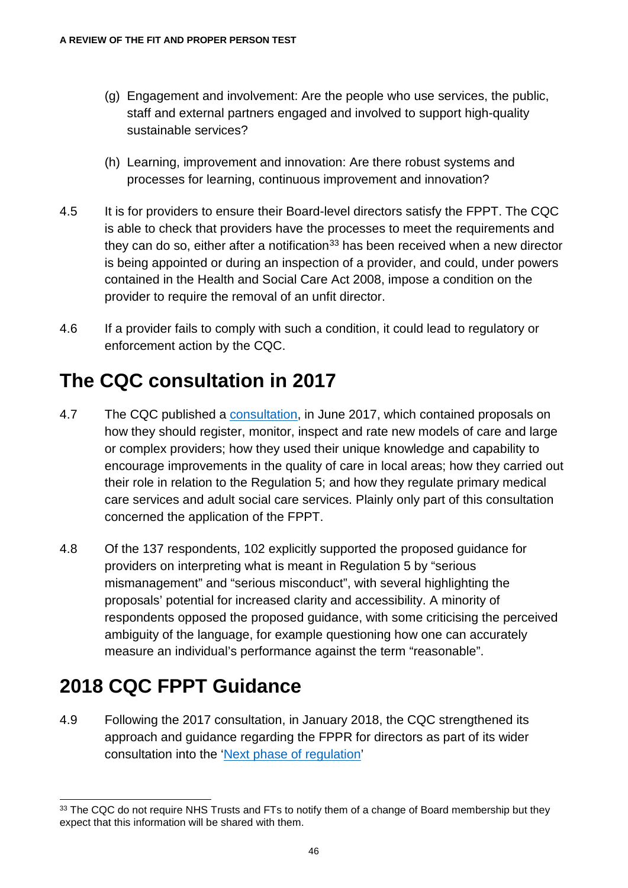(g) Engagement and involvement: Are the people who use services, the public, staff and external partners engaged and involved to support high-quality sustainable services?

(h) Learning, improvement and innovation: Are there robust systems and processes for learning, continuous improvement and innovation?

4.5 It is for providers to ensure their Board-level directors satisfy the FPPT. The CQC is able to check that providers have the processes to meet the requirements and they can do so, either after a notification[33] has been received when a new director is being appointed or during an inspection of a provider, and could, under powers contained in the Health and Social Care Act 2008, impose a condition on the provider to require the removal of an unfit director.

4.6 If a provider fails to comply with such a condition, it could lead to regulatory or enforcement action by the CQC.

## The CQC consultation in 2017

4.7 The CQC published a consultation, in June 2017, which contained proposals on how they should register, monitor, inspect and rate new models of care and large or complex providers; how they used their unique knowledge and capability to encourage improvements in the quality of care in local areas; how they carried out their role in relation to the Regulation 5; and how they regulate primary medical care services and adult social care services. Plainly only part of this consultation concerned the application of the FPPT.

4.8 Of the 137 respondents, 102 explicitly supported the proposed guidance for providers on interpreting what is meant in Regulation 5 by "serious mismanagement" and "serious misconduct", with several highlighting the proposals' potential for increased clarity and accessibility. A minority of respondents opposed the proposed guidance, with some criticising the perceived ambiguity of the language, for example questioning how one can accurately measure an individual's performance against the term "reasonable".

## 2018 CQC FPPT Guidance

4.9 Following the 2017 consultation, in January 2018, the CQC strengthened its approach and guidance regarding the FPPR for directors as part of its wider consultation into the 'Next phase of regulation'

[33] The CQC do not require NHS Trusts and FTs to notify them of a change of Board membership but they expect that this information will be shared with them.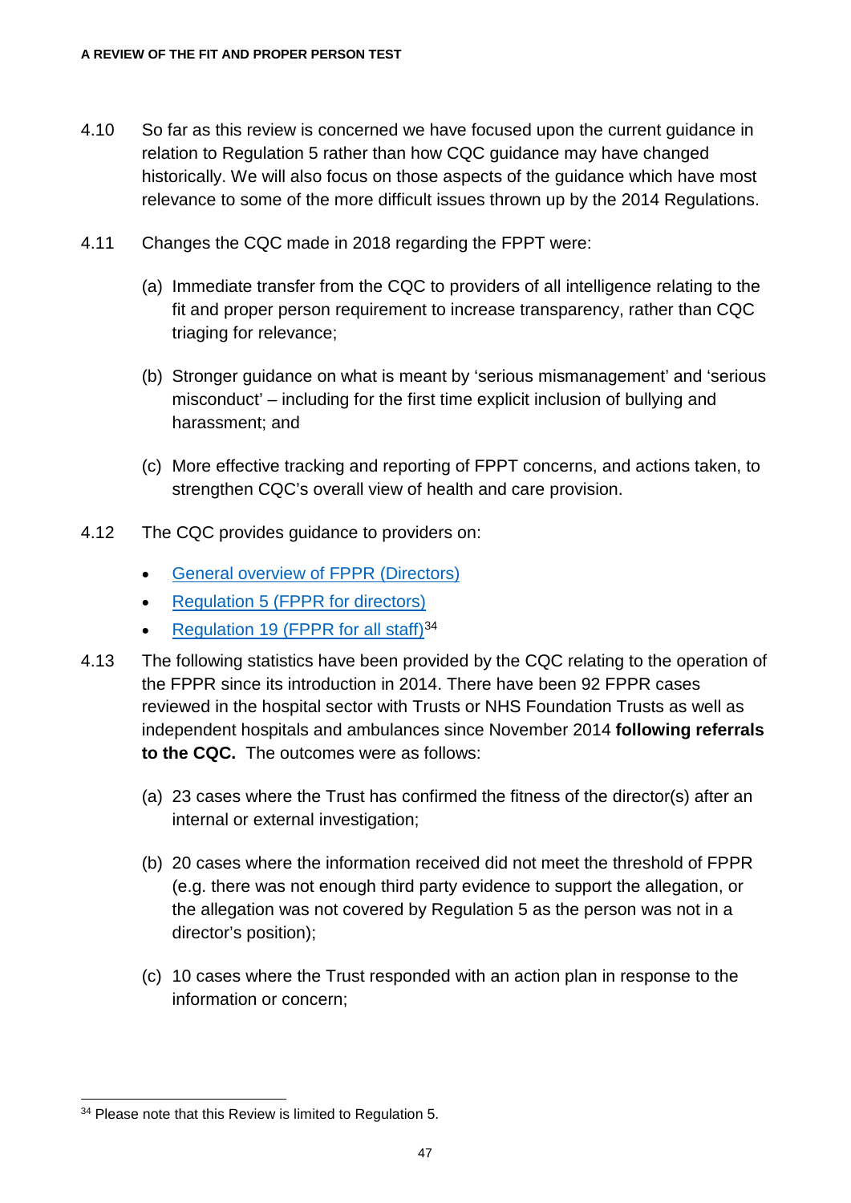4.10 So far as this review is concerned we have focused upon the current guidance in relation to Regulation 5 rather than how CQC guidance may have changed historically. We will also focus on those aspects of the guidance which have most relevance to some of the more difficult issues thrown up by the 2014 Regulations.

4.11 Changes the CQC made in 2018 regarding the FPPT were:

(a) Immediate transfer from the CQC to providers of all intelligence relating to the fit and proper person requirement to increase transparency, rather than CQC triaging for relevance;

(b) Stronger guidance on what is meant by 'serious mismanagement' and 'serious misconduct' – including for the first time explicit inclusion of bullying and harassment; and

(c) More effective tracking and reporting of FPPT concerns, and actions taken, to strengthen CQC's overall view of health and care provision.

4.12 The CQC provides guidance to providers on:

- General overview of FPPR (Directors)
- Regulation 5 (FPPR for directors)
- Regulation 19 (FPPR for all staff)[34]

4.13 The following statistics have been provided by the CQC relating to the operation of the FPPR since its introduction in 2014. There have been 92 FPPR cases reviewed in the hospital sector with Trusts or NHS Foundation Trusts as well as independent hospitals and ambulances since November 2014 **following referrals to the CQC.** The outcomes were as follows:

(a) 23 cases where the Trust has confirmed the fitness of the director(s) after an internal or external investigation;

(b) 20 cases where the information received did not meet the threshold of FPPR (e.g. there was not enough third party evidence to support the allegation, or the allegation was not covered by Regulation 5 as the person was not in a director's position);

(c) 10 cases where the Trust responded with an action plan in response to the information or concern;

---

[34] Please note that this Review is limited to Regulation 5.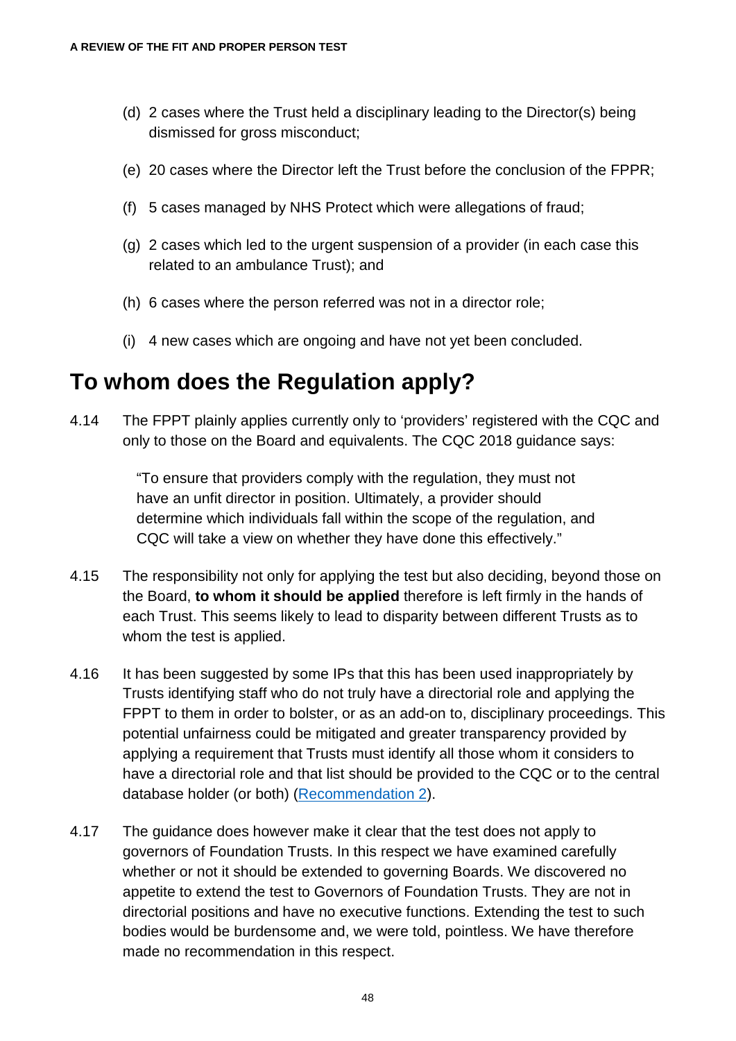(d) 2 cases where the Trust held a disciplinary leading to the Director(s) being dismissed for gross misconduct;

(e) 20 cases where the Director left the Trust before the conclusion of the FPPR;

(f) 5 cases managed by NHS Protect which were allegations of fraud;

(g) 2 cases which led to the urgent suspension of a provider (in each case this related to an ambulance Trust); and

(h) 6 cases where the person referred was not in a director role;

(i) 4 new cases which are ongoing and have not yet been concluded.

## To whom does the Regulation apply?

4.14 The FPPT plainly applies currently only to 'providers' registered with the CQC and only to those on the Board and equivalents. The CQC 2018 guidance says:

> "To ensure that providers comply with the regulation, they must not have an unfit director in position. Ultimately, a provider should determine which individuals fall within the scope of the regulation, and CQC will take a view on whether they have done this effectively."

4.15 The responsibility not only for applying the test but also deciding, beyond those on the Board, **to whom it should be applied** therefore is left firmly in the hands of each Trust. This seems likely to lead to disparity between different Trusts as to whom the test is applied.

4.16 It has been suggested by some IPs that this has been used inappropriately by Trusts identifying staff who do not truly have a directorial role and applying the FPPT to them in order to bolster, or as an add-on to, disciplinary proceedings. This potential unfairness could be mitigated and greater transparency provided by applying a requirement that Trusts must identify all those whom it considers to have a directorial role and that list should be provided to the CQC or to the central database holder (or both) (Recommendation 2).

4.17 The guidance does however make it clear that the test does not apply to governors of Foundation Trusts. In this respect we have examined carefully whether or not it should be extended to governing Boards. We discovered no appetite to extend the test to Governors of Foundation Trusts. They are not in directorial positions and have no executive functions. Extending the test to such bodies would be burdensome and, we were told, pointless. We have therefore made no recommendation in this respect.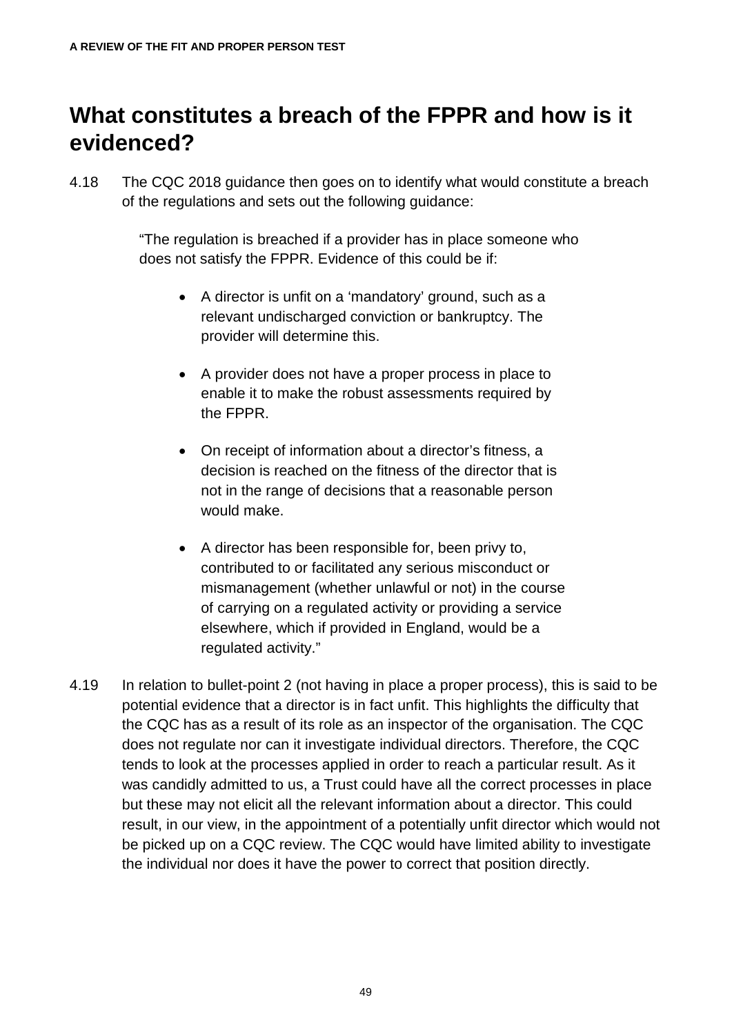## What constitutes a breach of the FPPR and how is it evidenced?

4.18 The CQC 2018 guidance then goes on to identify what would constitute a breach of the regulations and sets out the following guidance:

> "The regulation is breached if a provider has in place someone who does not satisfy the FPPR. Evidence of this could be if:
>
> - A director is unfit on a 'mandatory' ground, such as a relevant undischarged conviction or bankruptcy. The provider will determine this.
> - A provider does not have a proper process in place to enable it to make the robust assessments required by the FPPR.
> - On receipt of information about a director's fitness, a decision is reached on the fitness of the director that is not in the range of decisions that a reasonable person would make.
> - A director has been responsible for, been privy to, contributed to or facilitated any serious misconduct or mismanagement (whether unlawful or not) in the course of carrying on a regulated activity or providing a service elsewhere, which if provided in England, would be a regulated activity."

4.19 In relation to bullet-point 2 (not having in place a proper process), this is said to be potential evidence that a director is in fact unfit. This highlights the difficulty that the CQC has as a result of its role as an inspector of the organisation. The CQC does not regulate nor can it investigate individual directors. Therefore, the CQC tends to look at the processes applied in order to reach a particular result. As it was candidly admitted to us, a Trust could have all the correct processes in place but these may not elicit all the relevant information about a director. This could result, in our view, in the appointment of a potentially unfit director which would not be picked up on a CQC review. The CQC would have limited ability to investigate the individual nor does it have the power to correct that position directly.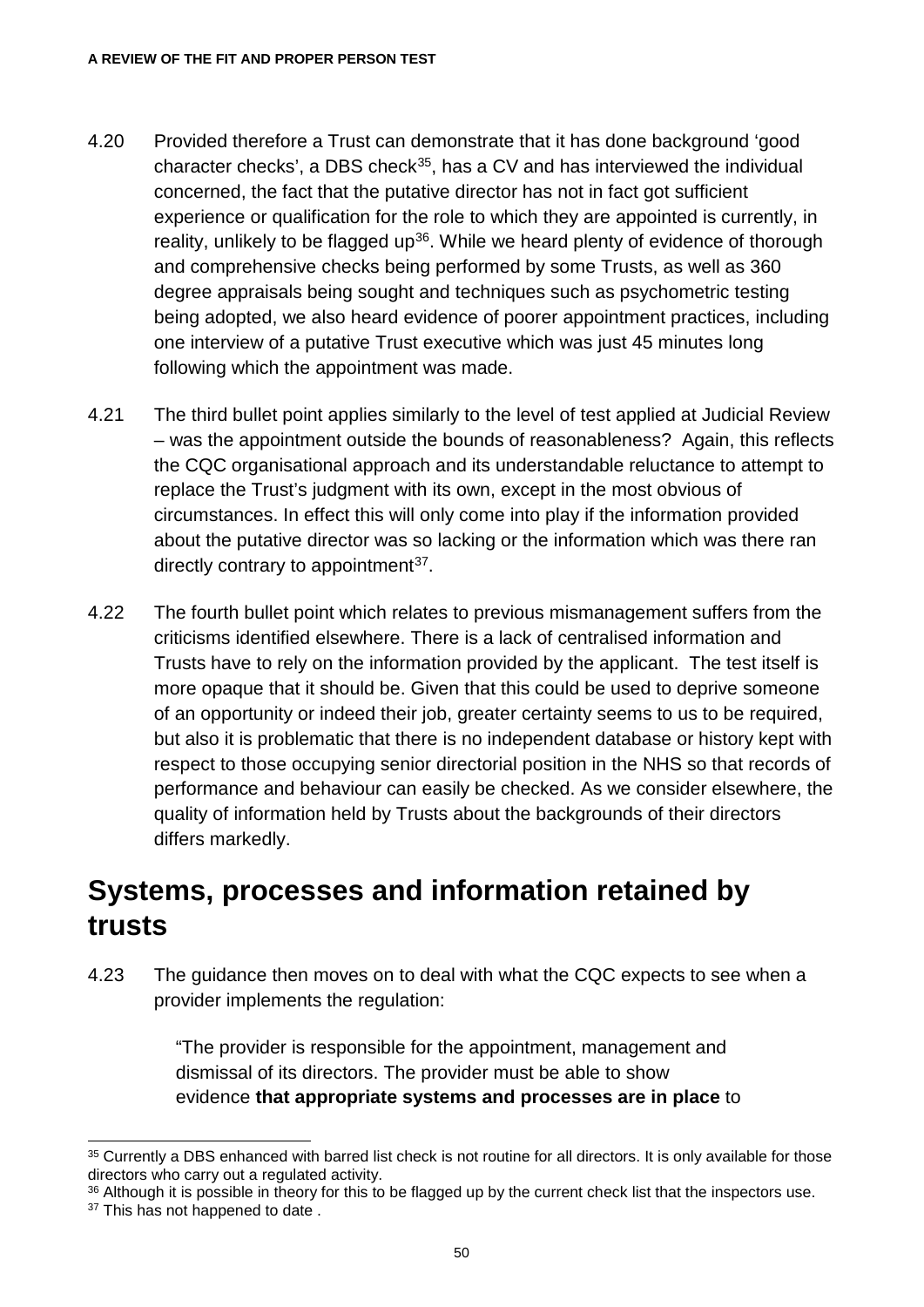4.20 Provided therefore a Trust can demonstrate that it has done background 'good character checks', a DBS check[35], has a CV and has interviewed the individual concerned, the fact that the putative director has not in fact got sufficient experience or qualification for the role to which they are appointed is currently, in reality, unlikely to be flagged up[36]. While we heard plenty of evidence of thorough and comprehensive checks being performed by some Trusts, as well as 360 degree appraisals being sought and techniques such as psychometric testing being adopted, we also heard evidence of poorer appointment practices, including one interview of a putative Trust executive which was just 45 minutes long following which the appointment was made.

4.21 The third bullet point applies similarly to the level of test applied at Judicial Review – was the appointment outside the bounds of reasonableness? Again, this reflects the CQC organisational approach and its understandable reluctance to attempt to replace the Trust's judgment with its own, except in the most obvious of circumstances. In effect this will only come into play if the information provided about the putative director was so lacking or the information which was there ran directly contrary to appointment[37].

4.22 The fourth bullet point which relates to previous mismanagement suffers from the criticisms identified elsewhere. There is a lack of centralised information and Trusts have to rely on the information provided by the applicant. The test itself is more opaque that it should be. Given that this could be used to deprive someone of an opportunity or indeed their job, greater certainty seems to us to be required, but also it is problematic that there is no independent database or history kept with respect to those occupying senior directorial position in the NHS so that records of performance and behaviour can easily be checked. As we consider elsewhere, the quality of information held by Trusts about the backgrounds of their directors differs markedly.

## Systems, processes and information retained by trusts

4.23 The guidance then moves on to deal with what the CQC expects to see when a provider implements the regulation:

> "The provider is responsible for the appointment, management and dismissal of its directors. The provider must be able to show evidence **that appropriate systems and processes are in place** to

---

[35] Currently a DBS enhanced with barred list check is not routine for all directors. It is only available for those directors who carry out a regulated activity.

[36] Although it is possible in theory for this to be flagged up by the current check list that the inspectors use.

[37] This has not happened to date .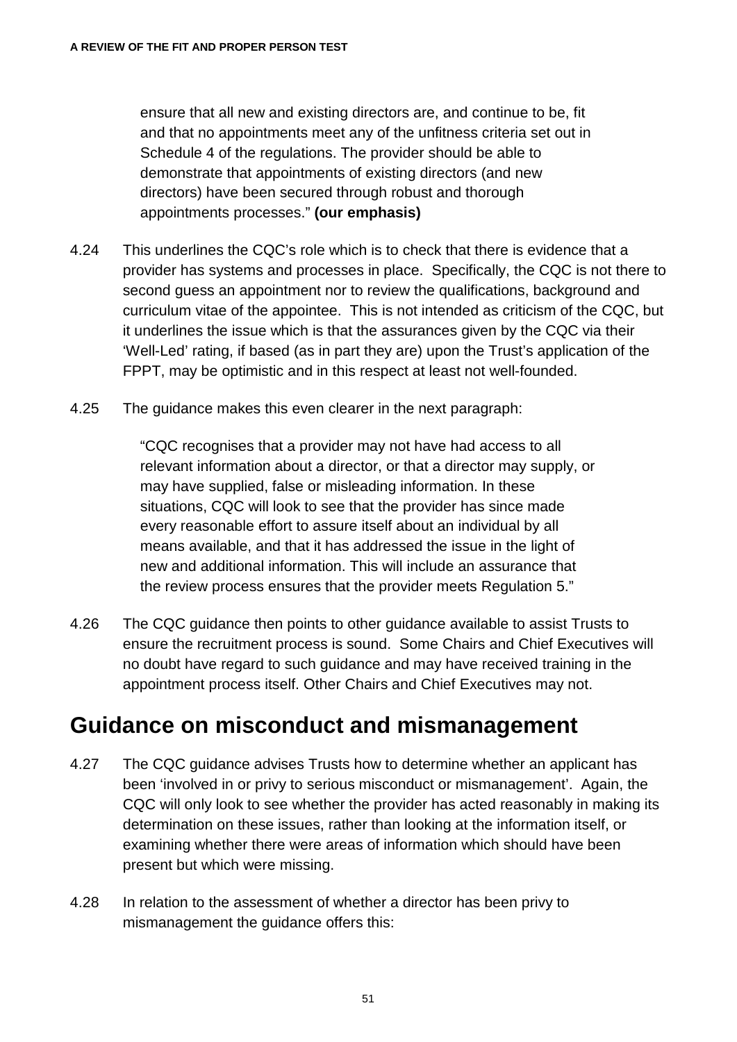> ensure that all new and existing directors are, and continue to be, fit and that no appointments meet any of the unfitness criteria set out in Schedule 4 of the regulations. The provider should be able to demonstrate that appointments of existing directors (and new directors) have been secured through robust and thorough appointments processes." **(our emphasis)**

4.24 This underlines the CQC's role which is to check that there is evidence that a provider has systems and processes in place. Specifically, the CQC is not there to second guess an appointment nor to review the qualifications, background and curriculum vitae of the appointee. This is not intended as criticism of the CQC, but it underlines the issue which is that the assurances given by the CQC via their 'Well-Led' rating, if based (as in part they are) upon the Trust's application of the FPPT, may be optimistic and in this respect at least not well-founded.

4.25 The guidance makes this even clearer in the next paragraph:

> "CQC recognises that a provider may not have had access to all relevant information about a director, or that a director may supply, or may have supplied, false or misleading information. In these situations, CQC will look to see that the provider has since made every reasonable effort to assure itself about an individual by all means available, and that it has addressed the issue in the light of new and additional information. This will include an assurance that the review process ensures that the provider meets Regulation 5."

4.26 The CQC guidance then points to other guidance available to assist Trusts to ensure the recruitment process is sound. Some Chairs and Chief Executives will no doubt have regard to such guidance and may have received training in the appointment process itself. Other Chairs and Chief Executives may not.

## Guidance on misconduct and mismanagement

4.27 The CQC guidance advises Trusts how to determine whether an applicant has been 'involved in or privy to serious misconduct or mismanagement'. Again, the CQC will only look to see whether the provider has acted reasonably in making its determination on these issues, rather than looking at the information itself, or examining whether there were areas of information which should have been present but which were missing.

4.28 In relation to the assessment of whether a director has been privy to mismanagement the guidance offers this: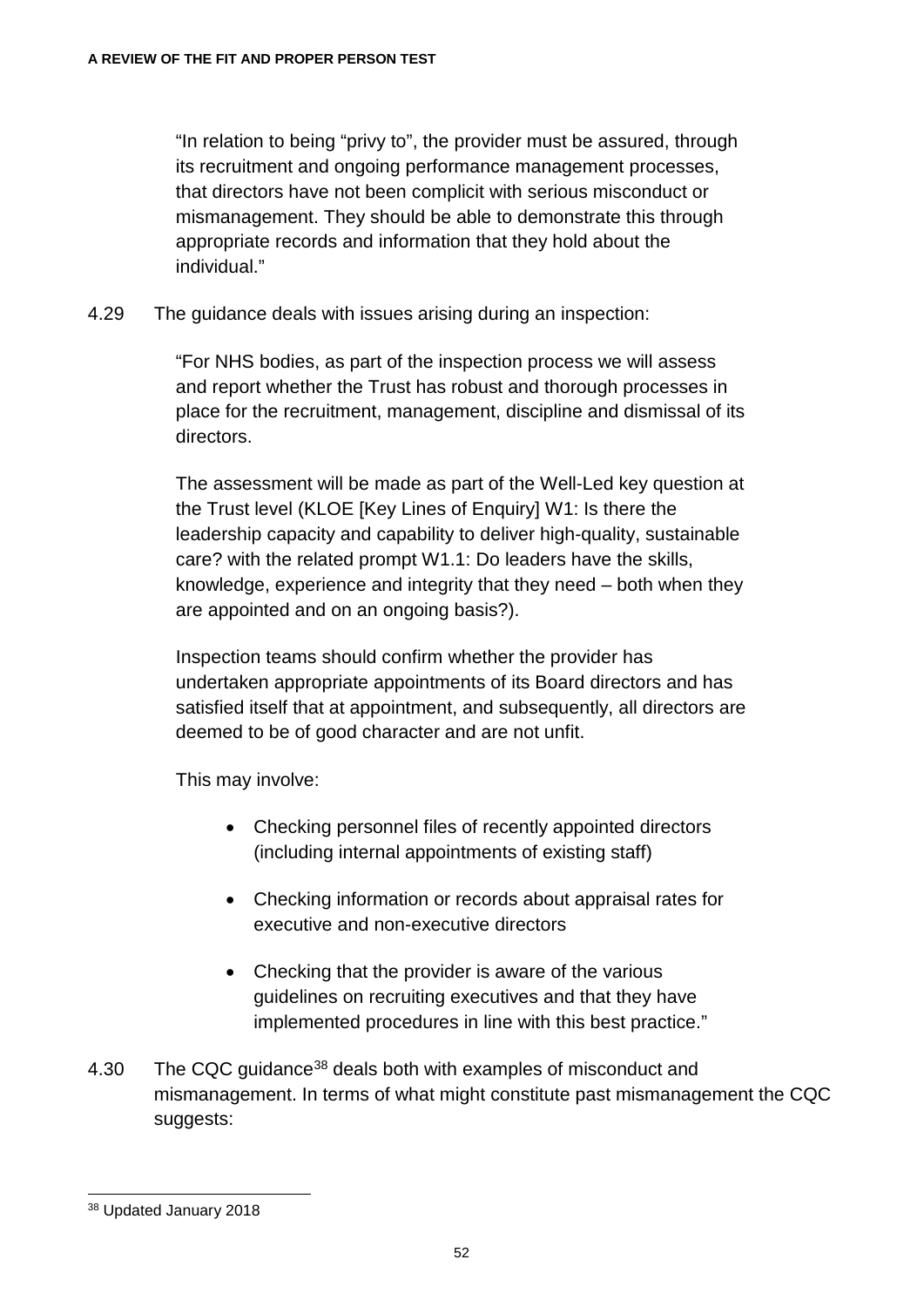"In relation to being "privy to", the provider must be assured, through its recruitment and ongoing performance management processes, that directors have not been complicit with serious misconduct or mismanagement. They should be able to demonstrate this through appropriate records and information that they hold about the individual."

4.29 The guidance deals with issues arising during an inspection:

> "For NHS bodies, as part of the inspection process we will assess and report whether the Trust has robust and thorough processes in place for the recruitment, management, discipline and dismissal of its directors.
>
> The assessment will be made as part of the Well-Led key question at the Trust level (KLOE [Key Lines of Enquiry] W1: Is there the leadership capacity and capability to deliver high-quality, sustainable care? with the related prompt W1.1: Do leaders have the skills, knowledge, experience and integrity that they need – both when they are appointed and on an ongoing basis?).
>
> Inspection teams should confirm whether the provider has undertaken appropriate appointments of its Board directors and has satisfied itself that at appointment, and subsequently, all directors are deemed to be of good character and are not unfit.
>
> This may involve:
>
> - Checking personnel files of recently appointed directors (including internal appointments of existing staff)
> - Checking information or records about appraisal rates for executive and non-executive directors
> - Checking that the provider is aware of the various guidelines on recruiting executives and that they have implemented procedures in line with this best practice."

4.30 The CQC guidance[38] deals both with examples of misconduct and mismanagement. In terms of what might constitute past mismanagement the CQC suggests:

[38] Updated January 2018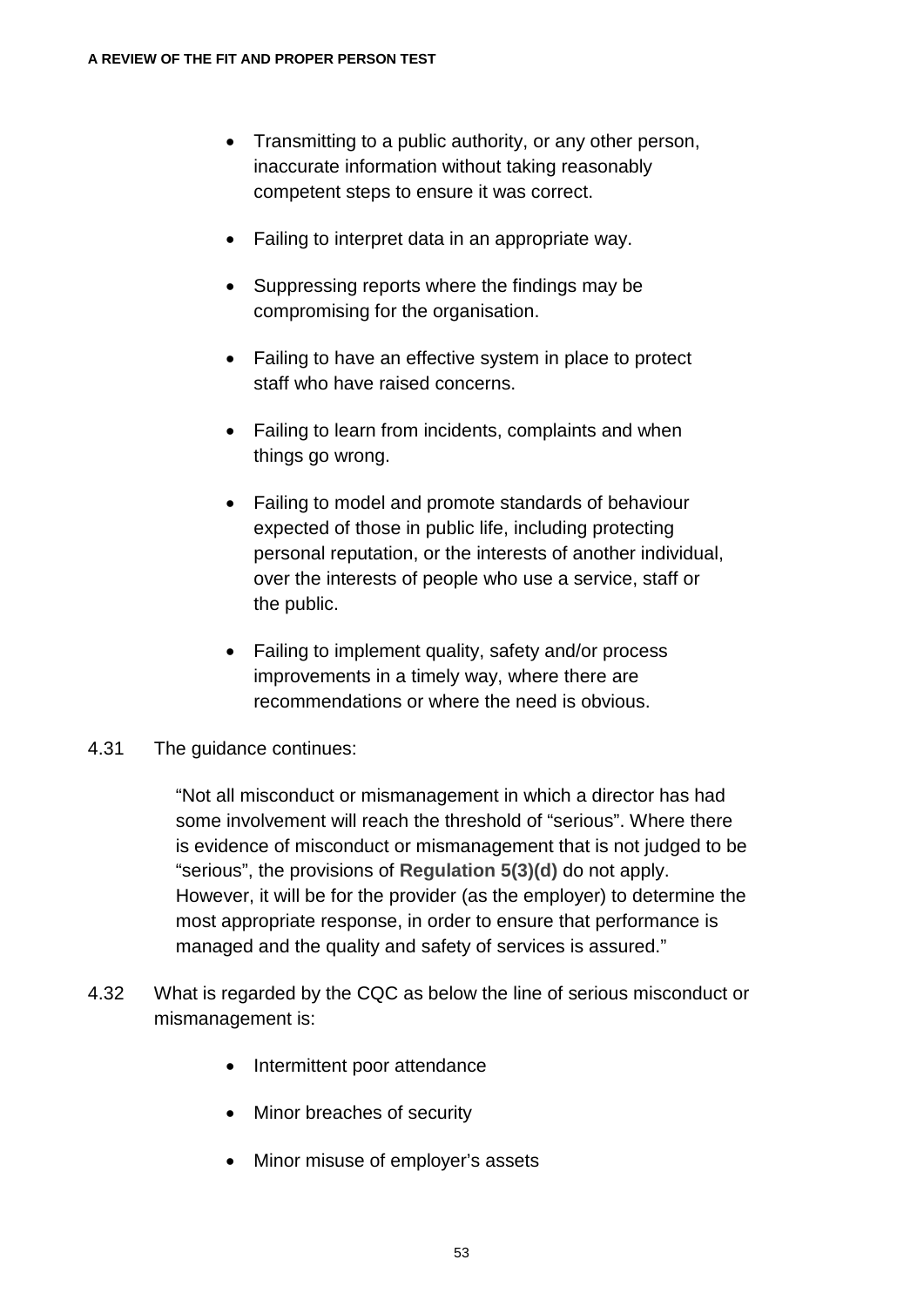- Transmitting to a public authority, or any other person, inaccurate information without taking reasonably competent steps to ensure it was correct.

- Failing to interpret data in an appropriate way.

- Suppressing reports where the findings may be compromising for the organisation.

- Failing to have an effective system in place to protect staff who have raised concerns.

- Failing to learn from incidents, complaints and when things go wrong.

- Failing to model and promote standards of behaviour expected of those in public life, including protecting personal reputation, or the interests of another individual, over the interests of people who use a service, staff or the public.

- Failing to implement quality, safety and/or process improvements in a timely way, where there are recommendations or where the need is obvious.

4.31 The guidance continues:

> "Not all misconduct or mismanagement in which a director has had some involvement will reach the threshold of "serious". Where there is evidence of misconduct or mismanagement that is not judged to be "serious", the provisions of **Regulation 5(3)(d)** do not apply. However, it will be for the provider (as the employer) to determine the most appropriate response, in order to ensure that performance is managed and the quality and safety of services is assured."

4.32 What is regarded by the CQC as below the line of serious misconduct or mismanagement is:

- Intermittent poor attendance

- Minor breaches of security

- Minor misuse of employer's assets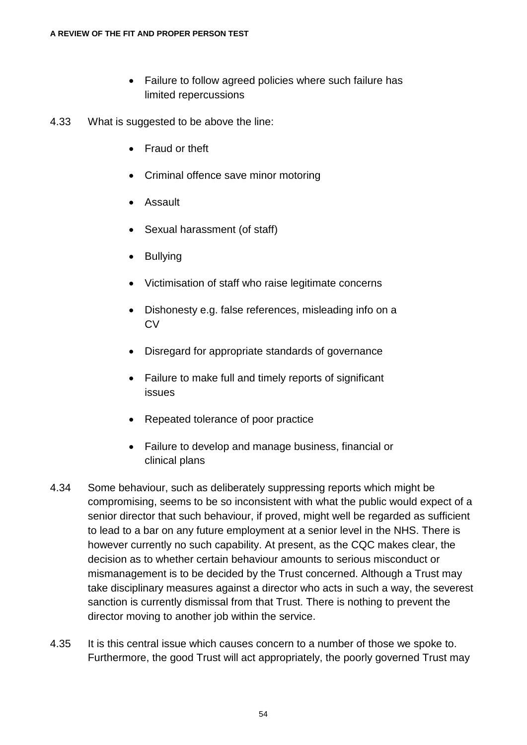- Failure to follow agreed policies where such failure has limited repercussions

4.33 What is suggested to be above the line:

- Fraud or theft
- Criminal offence save minor motoring
- Assault
- Sexual harassment (of staff)
- Bullying
- Victimisation of staff who raise legitimate concerns
- Dishonesty e.g. false references, misleading info on a CV
- Disregard for appropriate standards of governance
- Failure to make full and timely reports of significant issues
- Repeated tolerance of poor practice
- Failure to develop and manage business, financial or clinical plans

4.34 Some behaviour, such as deliberately suppressing reports which might be compromising, seems to be so inconsistent with what the public would expect of a senior director that such behaviour, if proved, might well be regarded as sufficient to lead to a bar on any future employment at a senior level in the NHS. There is however currently no such capability. At present, as the CQC makes clear, the decision as to whether certain behaviour amounts to serious misconduct or mismanagement is to be decided by the Trust concerned. Although a Trust may take disciplinary measures against a director who acts in such a way, the severest sanction is currently dismissal from that Trust. There is nothing to prevent the director moving to another job within the service.

4.35 It is this central issue which causes concern to a number of those we spoke to. Furthermore, the good Trust will act appropriately, the poorly governed Trust may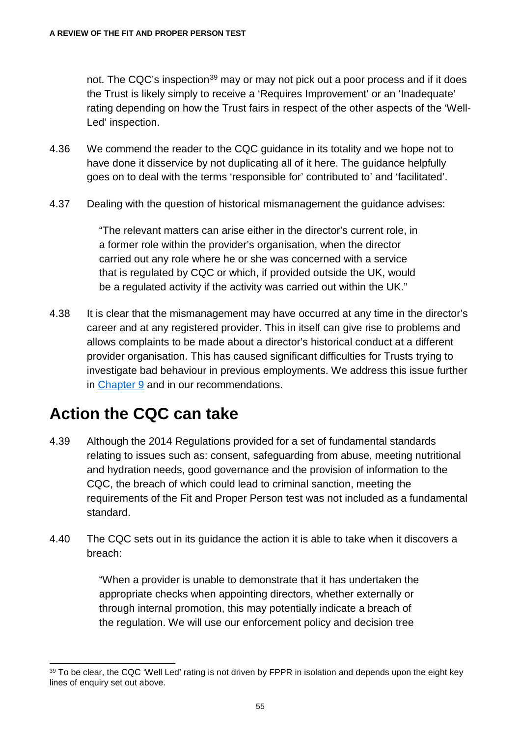not. The CQC's inspection[39] may or may not pick out a poor process and if it does the Trust is likely simply to receive a 'Requires Improvement' or an 'Inadequate' rating depending on how the Trust fairs in respect of the other aspects of the 'Well-Led' inspection.

4.36 We commend the reader to the CQC guidance in its totality and we hope not to have done it disservice by not duplicating all of it here. The guidance helpfully goes on to deal with the terms 'responsible for' contributed to' and 'facilitated'.

4.37 Dealing with the question of historical mismanagement the guidance advises:

> "The relevant matters can arise either in the director's current role, in a former role within the provider's organisation, when the director carried out any role where he or she was concerned with a service that is regulated by CQC or which, if provided outside the UK, would be a regulated activity if the activity was carried out within the UK."

4.38 It is clear that the mismanagement may have occurred at any time in the director's career and at any registered provider. This in itself can give rise to problems and allows complaints to be made about a director's historical conduct at a different provider organisation. This has caused significant difficulties for Trusts trying to investigate bad behaviour in previous employments. We address this issue further in Chapter 9 and in our recommendations.

## Action the CQC can take

4.39 Although the 2014 Regulations provided for a set of fundamental standards relating to issues such as: consent, safeguarding from abuse, meeting nutritional and hydration needs, good governance and the provision of information to the CQC, the breach of which could lead to criminal sanction, meeting the requirements of the Fit and Proper Person test was not included as a fundamental standard.

4.40 The CQC sets out in its guidance the action it is able to take when it discovers a breach:

> "When a provider is unable to demonstrate that it has undertaken the appropriate checks when appointing directors, whether externally or through internal promotion, this may potentially indicate a breach of the regulation. We will use our enforcement policy and decision tree

---

[39] To be clear, the CQC 'Well Led' rating is not driven by FPPR in isolation and depends upon the eight key lines of enquiry set out above.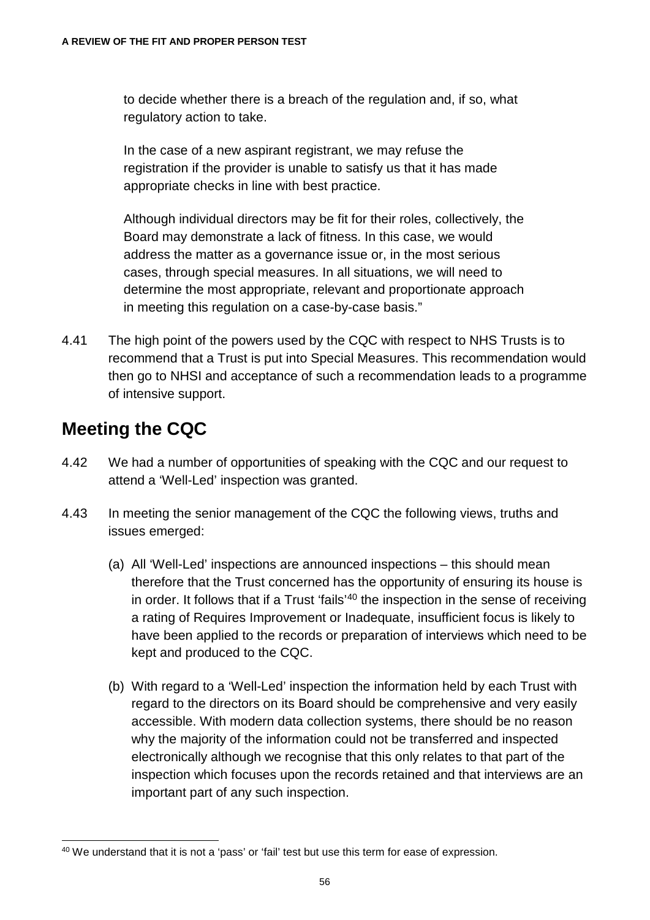to decide whether there is a breach of the regulation and, if so, what regulatory action to take.

In the case of a new aspirant registrant, we may refuse the registration if the provider is unable to satisfy us that it has made appropriate checks in line with best practice.

Although individual directors may be fit for their roles, collectively, the Board may demonstrate a lack of fitness. In this case, we would address the matter as a governance issue or, in the most serious cases, through special measures. In all situations, we will need to determine the most appropriate, relevant and proportionate approach in meeting this regulation on a case-by-case basis."

4.41 The high point of the powers used by the CQC with respect to NHS Trusts is to recommend that a Trust is put into Special Measures. This recommendation would then go to NHSI and acceptance of such a recommendation leads to a programme of intensive support.

## Meeting the CQC

4.42 We had a number of opportunities of speaking with the CQC and our request to attend a 'Well-Led' inspection was granted.

4.43 In meeting the senior management of the CQC the following views, truths and issues emerged:

(a) All 'Well-Led' inspections are announced inspections – this should mean therefore that the Trust concerned has the opportunity of ensuring its house is in order. It follows that if a Trust 'fails'[40] the inspection in the sense of receiving a rating of Requires Improvement or Inadequate, insufficient focus is likely to have been applied to the records or preparation of interviews which need to be kept and produced to the CQC.

(b) With regard to a 'Well-Led' inspection the information held by each Trust with regard to the directors on its Board should be comprehensive and very easily accessible. With modern data collection systems, there should be no reason why the majority of the information could not be transferred and inspected electronically although we recognise that this only relates to that part of the inspection which focuses upon the records retained and that interviews are an important part of any such inspection.

[40] We understand that it is not a 'pass' or 'fail' test but use this term for ease of expression.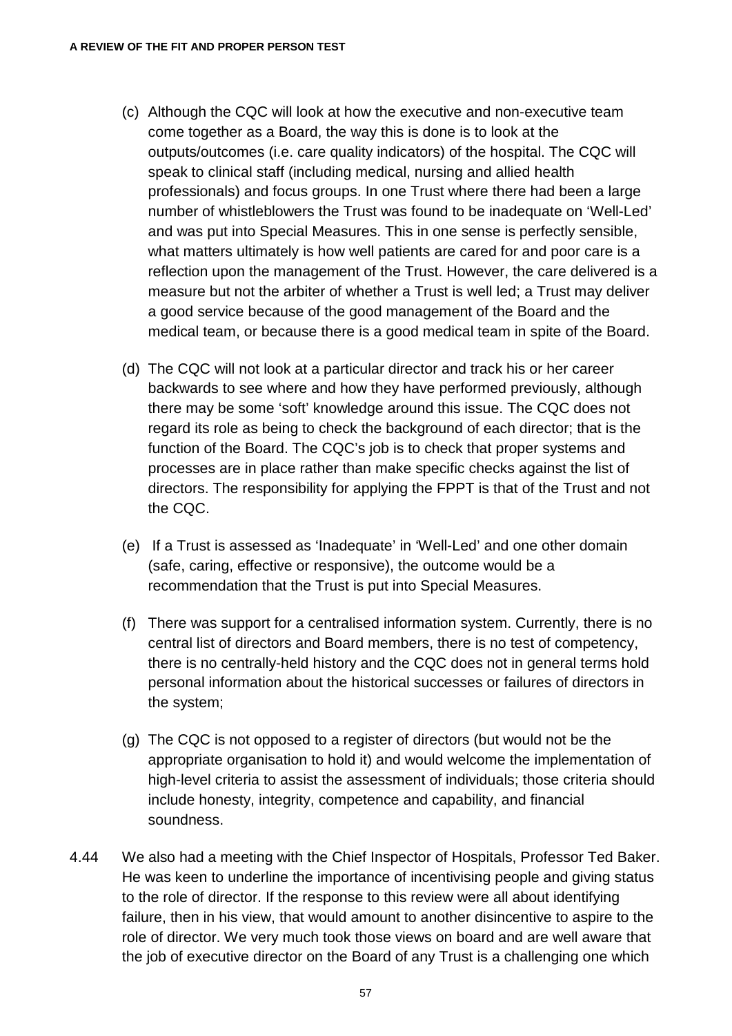(c) Although the CQC will look at how the executive and non-executive team come together as a Board, the way this is done is to look at the outputs/outcomes (i.e. care quality indicators) of the hospital. The CQC will speak to clinical staff (including medical, nursing and allied health professionals) and focus groups. In one Trust where there had been a large number of whistleblowers the Trust was found to be inadequate on 'Well-Led' and was put into Special Measures. This in one sense is perfectly sensible, what matters ultimately is how well patients are cared for and poor care is a reflection upon the management of the Trust. However, the care delivered is a measure but not the arbiter of whether a Trust is well led; a Trust may deliver a good service because of the good management of the Board and the medical team, or because there is a good medical team in spite of the Board.

(d) The CQC will not look at a particular director and track his or her career backwards to see where and how they have performed previously, although there may be some 'soft' knowledge around this issue. The CQC does not regard its role as being to check the background of each director; that is the function of the Board. The CQC's job is to check that proper systems and processes are in place rather than make specific checks against the list of directors. The responsibility for applying the FPPT is that of the Trust and not the CQC.

(e) If a Trust is assessed as 'Inadequate' in 'Well-Led' and one other domain (safe, caring, effective or responsive), the outcome would be a recommendation that the Trust is put into Special Measures.

(f) There was support for a centralised information system. Currently, there is no central list of directors and Board members, there is no test of competency, there is no centrally-held history and the CQC does not in general terms hold personal information about the historical successes or failures of directors in the system;

(g) The CQC is not opposed to a register of directors (but would not be the appropriate organisation to hold it) and would welcome the implementation of high-level criteria to assist the assessment of individuals; those criteria should include honesty, integrity, competence and capability, and financial soundness.

4.44 We also had a meeting with the Chief Inspector of Hospitals, Professor Ted Baker. He was keen to underline the importance of incentivising people and giving status to the role of director. If the response to this review were all about identifying failure, then in his view, that would amount to another disincentive to aspire to the role of director. We very much took those views on board and are well aware that the job of executive director on the Board of any Trust is a challenging one which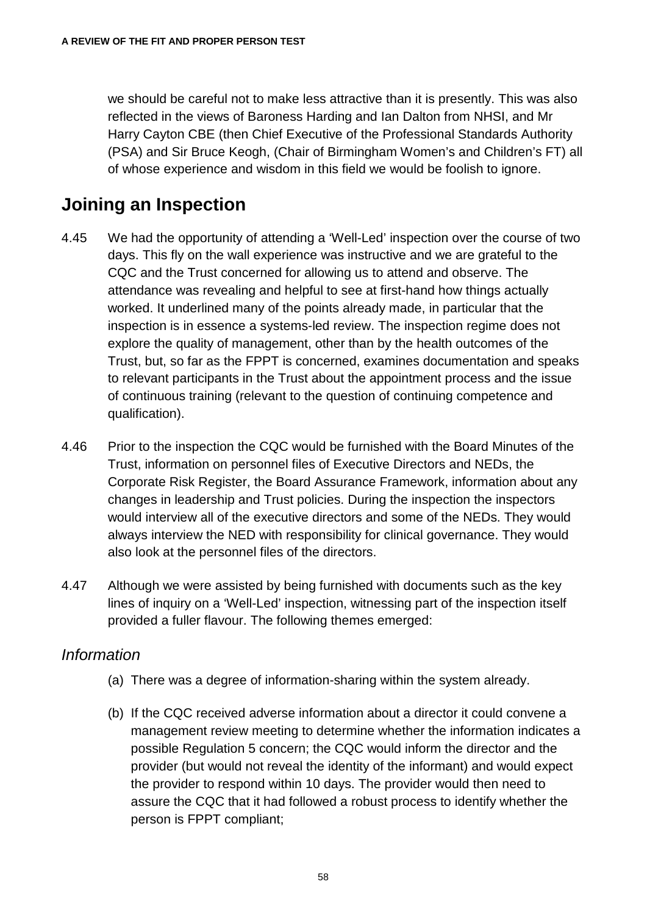we should be careful not to make less attractive than it is presently. This was also reflected in the views of Baroness Harding and Ian Dalton from NHSI, and Mr Harry Cayton CBE (then Chief Executive of the Professional Standards Authority (PSA) and Sir Bruce Keogh, (Chair of Birmingham Women's and Children's FT) all of whose experience and wisdom in this field we would be foolish to ignore.

## Joining an Inspection

4.45 We had the opportunity of attending a 'Well-Led' inspection over the course of two days. This fly on the wall experience was instructive and we are grateful to the CQC and the Trust concerned for allowing us to attend and observe. The attendance was revealing and helpful to see at first-hand how things actually worked. It underlined many of the points already made, in particular that the inspection is in essence a systems-led review. The inspection regime does not explore the quality of management, other than by the health outcomes of the Trust, but, so far as the FPPT is concerned, examines documentation and speaks to relevant participants in the Trust about the appointment process and the issue of continuous training (relevant to the question of continuing competence and qualification).

4.46 Prior to the inspection the CQC would be furnished with the Board Minutes of the Trust, information on personnel files of Executive Directors and NEDs, the Corporate Risk Register, the Board Assurance Framework, information about any changes in leadership and Trust policies. During the inspection the inspectors would interview all of the executive directors and some of the NEDs. They would always interview the NED with responsibility for clinical governance. They would also look at the personnel files of the directors.

4.47 Although we were assisted by being furnished with documents such as the key lines of inquiry on a 'Well-Led' inspection, witnessing part of the inspection itself provided a fuller flavour. The following themes emerged:

### *Information*

(a) There was a degree of information-sharing within the system already.

(b) If the CQC received adverse information about a director it could convene a management review meeting to determine whether the information indicates a possible Regulation 5 concern; the CQC would inform the director and the provider (but would not reveal the identity of the informant) and would expect the provider to respond within 10 days. The provider would then need to assure the CQC that it had followed a robust process to identify whether the person is FPPT compliant;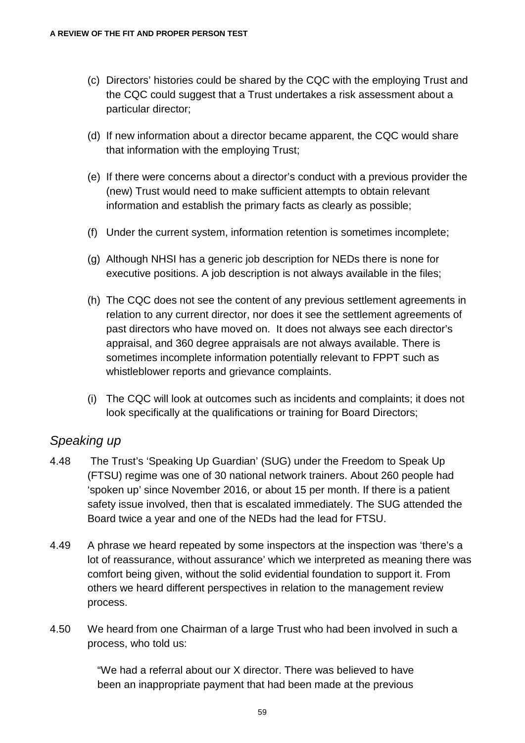(c) Directors' histories could be shared by the CQC with the employing Trust and the CQC could suggest that a Trust undertakes a risk assessment about a particular director;

(d) If new information about a director became apparent, the CQC would share that information with the employing Trust;

(e) If there were concerns about a director's conduct with a previous provider the (new) Trust would need to make sufficient attempts to obtain relevant information and establish the primary facts as clearly as possible;

(f) Under the current system, information retention is sometimes incomplete;

(g) Although NHSI has a generic job description for NEDs there is none for executive positions. A job description is not always available in the files;

(h) The CQC does not see the content of any previous settlement agreements in relation to any current director, nor does it see the settlement agreements of past directors who have moved on. It does not always see each director's appraisal, and 360 degree appraisals are not always available. There is sometimes incomplete information potentially relevant to FPPT such as whistleblower reports and grievance complaints.

(i) The CQC will look at outcomes such as incidents and complaints; it does not look specifically at the qualifications or training for Board Directors;

## *Speaking up*

4.48 The Trust's 'Speaking Up Guardian' (SUG) under the Freedom to Speak Up (FTSU) regime was one of 30 national network trainers. About 260 people had 'spoken up' since November 2016, or about 15 per month. If there is a patient safety issue involved, then that is escalated immediately. The SUG attended the Board twice a year and one of the NEDs had the lead for FTSU.

4.49 A phrase we heard repeated by some inspectors at the inspection was 'there's a lot of reassurance, without assurance' which we interpreted as meaning there was comfort being given, without the solid evidential foundation to support it. From others we heard different perspectives in relation to the management review process.

4.50 We heard from one Chairman of a large Trust who had been involved in such a process, who told us:

> "We had a referral about our X director. There was believed to have been an inappropriate payment that had been made at the previous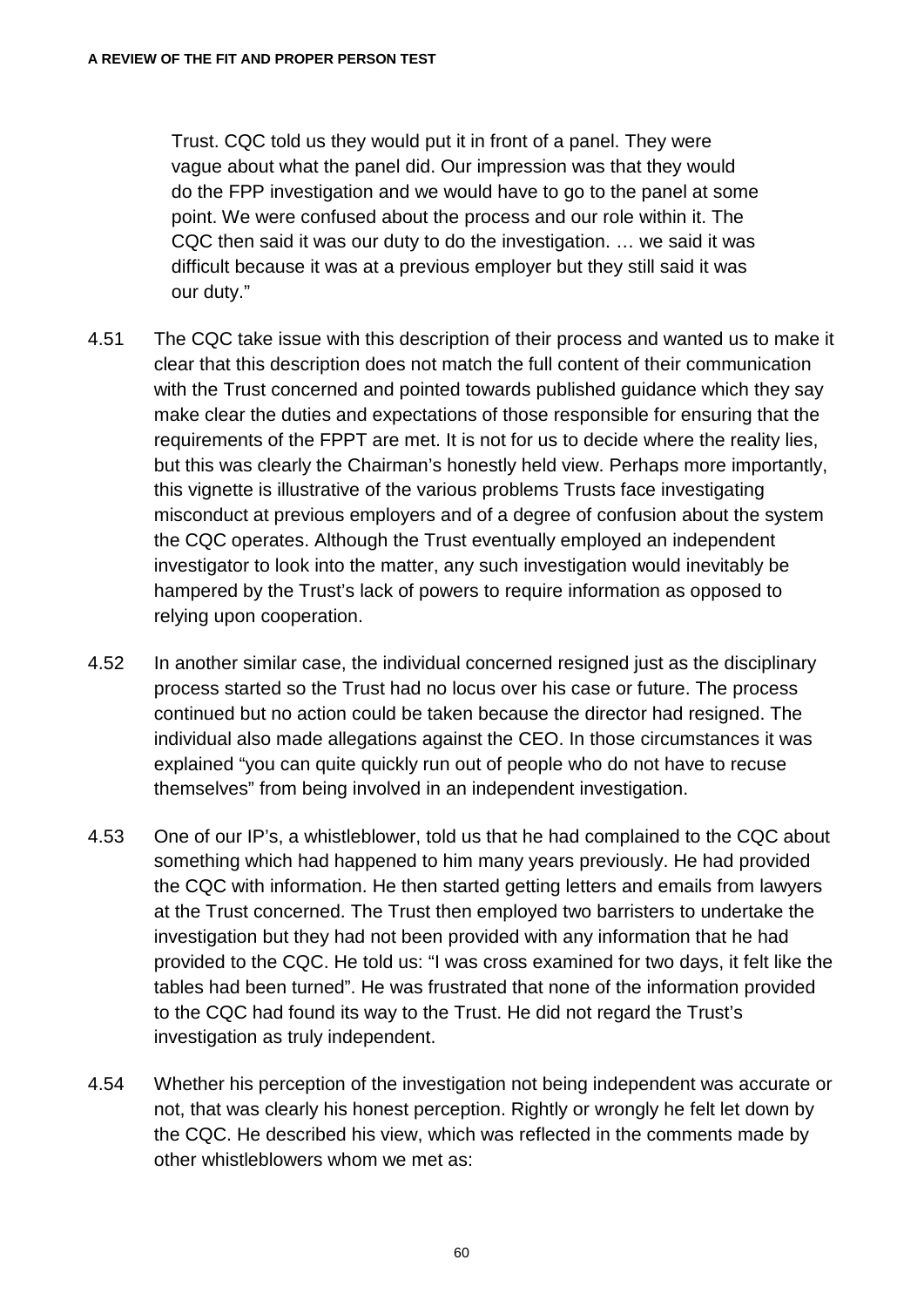Trust. CQC told us they would put it in front of a panel. They were vague about what the panel did. Our impression was that they would do the FPP investigation and we would have to go to the panel at some point. We were confused about the process and our role within it. The CQC then said it was our duty to do the investigation. … we said it was difficult because it was at a previous employer but they still said it was our duty."

4.51 The CQC take issue with this description of their process and wanted us to make it clear that this description does not match the full content of their communication with the Trust concerned and pointed towards published guidance which they say make clear the duties and expectations of those responsible for ensuring that the requirements of the FPPT are met. It is not for us to decide where the reality lies, but this was clearly the Chairman's honestly held view. Perhaps more importantly, this vignette is illustrative of the various problems Trusts face investigating misconduct at previous employers and of a degree of confusion about the system the CQC operates. Although the Trust eventually employed an independent investigator to look into the matter, any such investigation would inevitably be hampered by the Trust's lack of powers to require information as opposed to relying upon cooperation.

4.52 In another similar case, the individual concerned resigned just as the disciplinary process started so the Trust had no locus over his case or future. The process continued but no action could be taken because the director had resigned. The individual also made allegations against the CEO. In those circumstances it was explained "you can quite quickly run out of people who do not have to recuse themselves" from being involved in an independent investigation.

4.53 One of our IP's, a whistleblower, told us that he had complained to the CQC about something which had happened to him many years previously. He had provided the CQC with information. He then started getting letters and emails from lawyers at the Trust concerned. The Trust then employed two barristers to undertake the investigation but they had not been provided with any information that he had provided to the CQC. He told us: "I was cross examined for two days, it felt like the tables had been turned". He was frustrated that none of the information provided to the CQC had found its way to the Trust. He did not regard the Trust's investigation as truly independent.

4.54 Whether his perception of the investigation not being independent was accurate or not, that was clearly his honest perception. Rightly or wrongly he felt let down by the CQC. He described his view, which was reflected in the comments made by other whistleblowers whom we met as: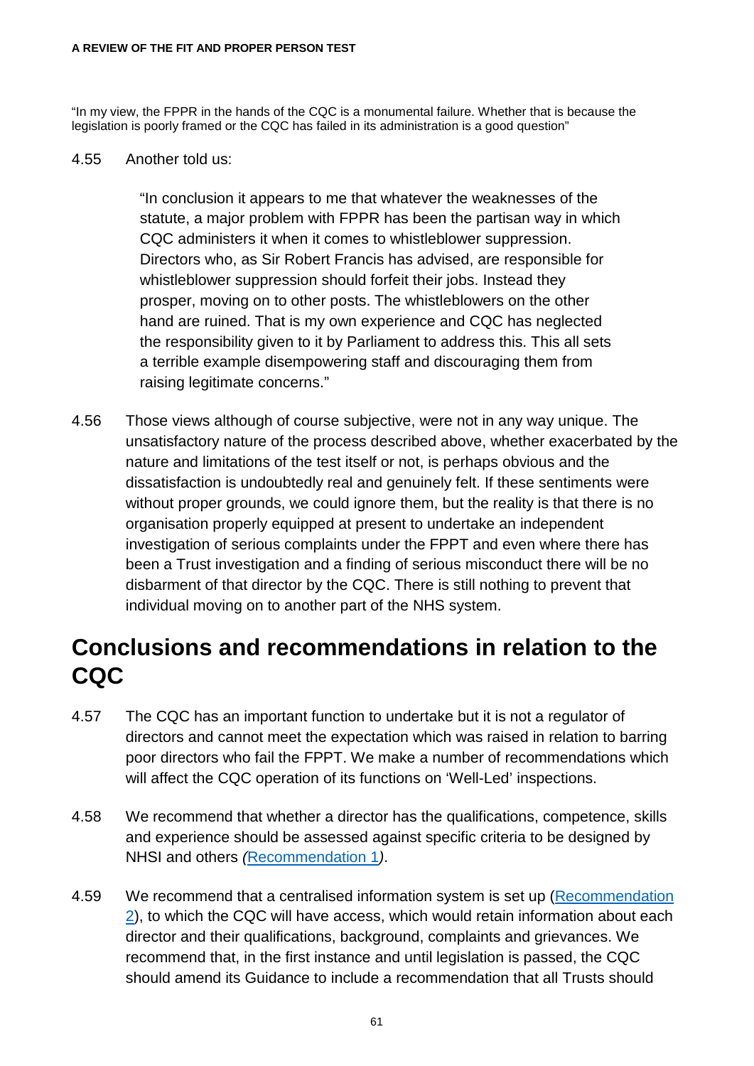"In my view, the FPPR in the hands of the CQC is a monumental failure. Whether that is because the legislation is poorly framed or the CQC has failed in its administration is a good question"

4.55 Another told us:

> "In conclusion it appears to me that whatever the weaknesses of the statute, a major problem with FPPR has been the partisan way in which CQC administers it when it comes to whistleblower suppression. Directors who, as Sir Robert Francis has advised, are responsible for whistleblower suppression should forfeit their jobs. Instead they prosper, moving on to other posts. The whistleblowers on the other hand are ruined. That is my own experience and CQC has neglected the responsibility given to it by Parliament to address this. This all sets a terrible example disempowering staff and discouraging them from raising legitimate concerns."

4.56 Those views although of course subjective, were not in any way unique. The unsatisfactory nature of the process described above, whether exacerbated by the nature and limitations of the test itself or not, is perhaps obvious and the dissatisfaction is undoubtedly real and genuinely felt. If these sentiments were without proper grounds, we could ignore them, but the reality is that there is no organisation properly equipped at present to undertake an independent investigation of serious complaints under the FPPT and even where there has been a Trust investigation and a finding of serious misconduct there will be no disbarment of that director by the CQC. There is still nothing to prevent that individual moving on to another part of the NHS system.

## Conclusions and recommendations in relation to the CQC

4.57 The CQC has an important function to undertake but it is not a regulator of directors and cannot meet the expectation which was raised in relation to barring poor directors who fail the FPPT. We make a number of recommendations which will affect the CQC operation of its functions on 'Well-Led' inspections.

4.58 We recommend that whether a director has the qualifications, competence, skills and experience should be assessed against specific criteria to be designed by NHSI and others *(*Recommendation 1*)*.

4.59 We recommend that a centralised information system is set up (Recommendation 2), to which the CQC will have access, which would retain information about each director and their qualifications, background, complaints and grievances. We recommend that, in the first instance and until legislation is passed, the CQC should amend its Guidance to include a recommendation that all Trusts should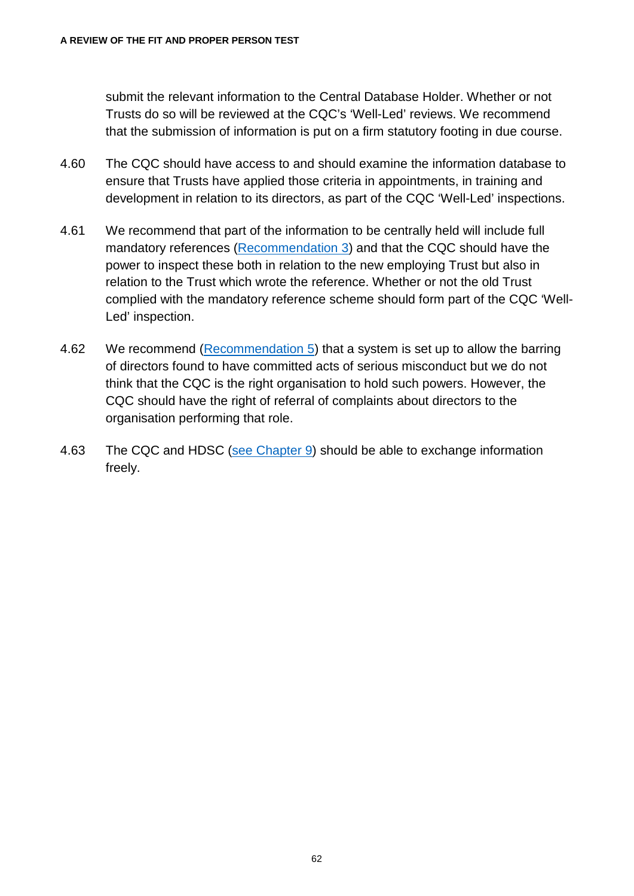submit the relevant information to the Central Database Holder. Whether or not Trusts do so will be reviewed at the CQC's 'Well-Led' reviews. We recommend that the submission of information is put on a firm statutory footing in due course.

4.60 The CQC should have access to and should examine the information database to ensure that Trusts have applied those criteria in appointments, in training and development in relation to its directors, as part of the CQC 'Well-Led' inspections.

4.61 We recommend that part of the information to be centrally held will include full mandatory references (Recommendation 3) and that the CQC should have the power to inspect these both in relation to the new employing Trust but also in relation to the Trust which wrote the reference. Whether or not the old Trust complied with the mandatory reference scheme should form part of the CQC 'Well-Led' inspection.

4.62 We recommend (Recommendation 5) that a system is set up to allow the barring of directors found to have committed acts of serious misconduct but we do not think that the CQC is the right organisation to hold such powers. However, the CQC should have the right of referral of complaints about directors to the organisation performing that role.

4.63 The CQC and HDSC (see Chapter 9) should be able to exchange information freely.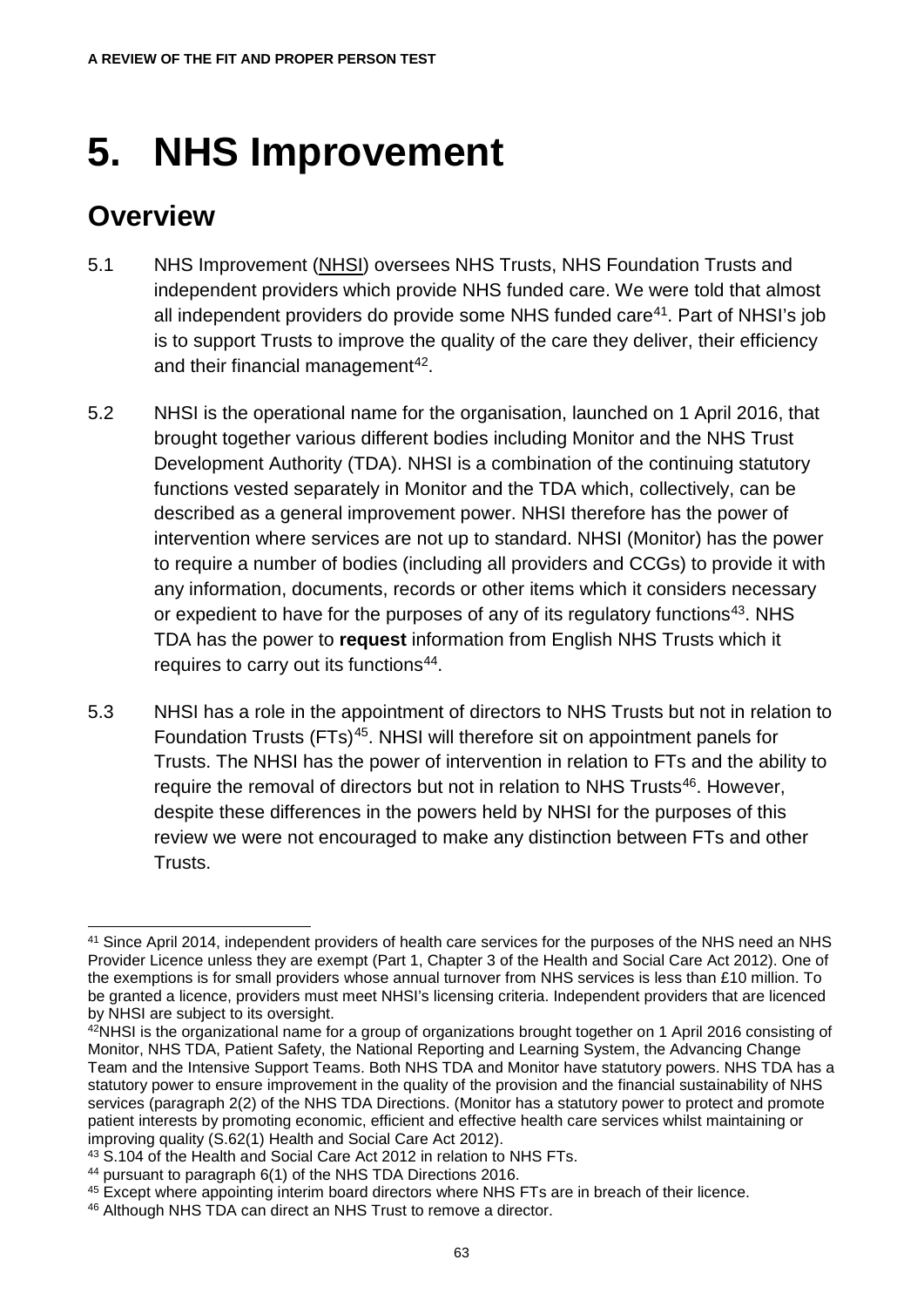# 5. NHS Improvement

## Overview

5.1 NHS Improvement (NHSI) oversees NHS Trusts, NHS Foundation Trusts and independent providers which provide NHS funded care. We were told that almost all independent providers do provide some NHS funded care[41]. Part of NHSI's job is to support Trusts to improve the quality of the care they deliver, their efficiency and their financial management[42].

5.2 NHSI is the operational name for the organisation, launched on 1 April 2016, that brought together various different bodies including Monitor and the NHS Trust Development Authority (TDA). NHSI is a combination of the continuing statutory functions vested separately in Monitor and the TDA which, collectively, can be described as a general improvement power. NHSI therefore has the power of intervention where services are not up to standard. NHSI (Monitor) has the power to require a number of bodies (including all providers and CCGs) to provide it with any information, documents, records or other items which it considers necessary or expedient to have for the purposes of any of its regulatory functions[43]. NHS TDA has the power to **request** information from English NHS Trusts which it requires to carry out its functions[44].

5.3 NHSI has a role in the appointment of directors to NHS Trusts but not in relation to Foundation Trusts (FTs)[45]. NHSI will therefore sit on appointment panels for Trusts. The NHSI has the power of intervention in relation to FTs and the ability to require the removal of directors but not in relation to NHS Trusts[46]. However, despite these differences in the powers held by NHSI for the purposes of this review we were not encouraged to make any distinction between FTs and other Trusts.

---

[41] Since April 2014, independent providers of health care services for the purposes of the NHS need an NHS Provider Licence unless they are exempt (Part 1, Chapter 3 of the Health and Social Care Act 2012). One of the exemptions is for small providers whose annual turnover from NHS services is less than £10 million. To be granted a licence, providers must meet NHSI's licensing criteria. Independent providers that are licenced by NHSI are subject to its oversight.

[42] NHSI is the organizational name for a group of organizations brought together on 1 April 2016 consisting of Monitor, NHS TDA, Patient Safety, the National Reporting and Learning System, the Advancing Change Team and the Intensive Support Teams. Both NHS TDA and Monitor have statutory powers. NHS TDA has a statutory power to ensure improvement in the quality of the provision and the financial sustainability of NHS services (paragraph 2(2) of the NHS TDA Directions. (Monitor has a statutory power to protect and promote patient interests by promoting economic, efficient and effective health care services whilst maintaining or improving quality (S.62(1) Health and Social Care Act 2012).

[43] S.104 of the Health and Social Care Act 2012 in relation to NHS FTs.

[44] pursuant to paragraph 6(1) of the NHS TDA Directions 2016.

[45] Except where appointing interim board directors where NHS FTs are in breach of their licence.

[46] Although NHS TDA can direct an NHS Trust to remove a director.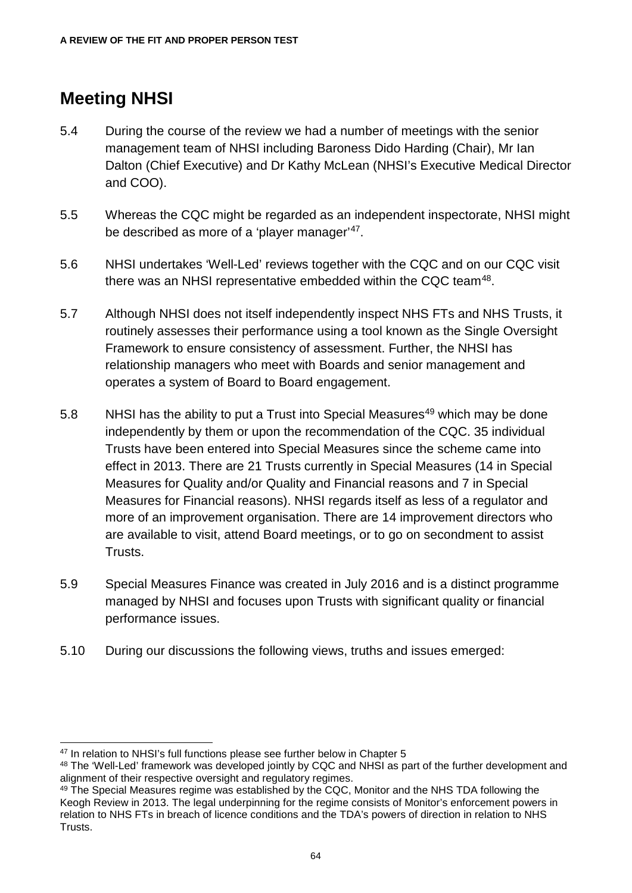## Meeting NHSI

5.4 During the course of the review we had a number of meetings with the senior management team of NHSI including Baroness Dido Harding (Chair), Mr Ian Dalton (Chief Executive) and Dr Kathy McLean (NHSI's Executive Medical Director and COO).

5.5 Whereas the CQC might be regarded as an independent inspectorate, NHSI might be described as more of a 'player manager'[47].

5.6 NHSI undertakes 'Well-Led' reviews together with the CQC and on our CQC visit there was an NHSI representative embedded within the CQC team[48].

5.7 Although NHSI does not itself independently inspect NHS FTs and NHS Trusts, it routinely assesses their performance using a tool known as the Single Oversight Framework to ensure consistency of assessment. Further, the NHSI has relationship managers who meet with Boards and senior management and operates a system of Board to Board engagement.

5.8 NHSI has the ability to put a Trust into Special Measures[49] which may be done independently by them or upon the recommendation of the CQC. 35 individual Trusts have been entered into Special Measures since the scheme came into effect in 2013. There are 21 Trusts currently in Special Measures (14 in Special Measures for Quality and/or Quality and Financial reasons and 7 in Special Measures for Financial reasons). NHSI regards itself as less of a regulator and more of an improvement organisation. There are 14 improvement directors who are available to visit, attend Board meetings, or to go on secondment to assist Trusts.

5.9 Special Measures Finance was created in July 2016 and is a distinct programme managed by NHSI and focuses upon Trusts with significant quality or financial performance issues.

5.10 During our discussions the following views, truths and issues emerged:

---

[47] In relation to NHSI's full functions please see further below in Chapter 5

[48] The 'Well-Led' framework was developed jointly by CQC and NHSI as part of the further development and alignment of their respective oversight and regulatory regimes.

[49] The Special Measures regime was established by the CQC, Monitor and the NHS TDA following the Keogh Review in 2013. The legal underpinning for the regime consists of Monitor's enforcement powers in relation to NHS FTs in breach of licence conditions and the TDA's powers of direction in relation to NHS Trusts.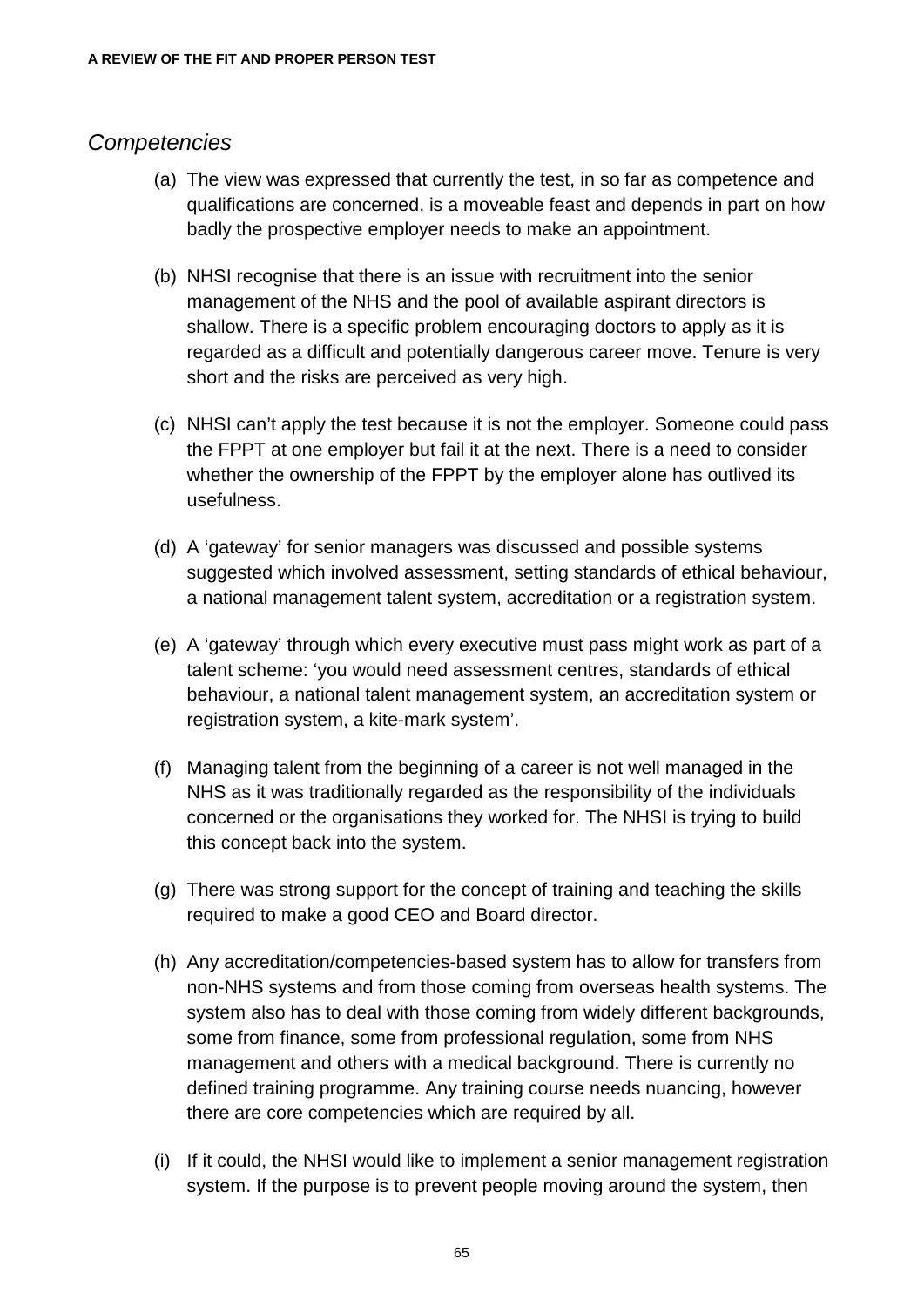*Competencies*

(a) The view was expressed that currently the test, in so far as competence and qualifications are concerned, is a moveable feast and depends in part on how badly the prospective employer needs to make an appointment.

(b) NHSI recognise that there is an issue with recruitment into the senior management of the NHS and the pool of available aspirant directors is shallow. There is a specific problem encouraging doctors to apply as it is regarded as a difficult and potentially dangerous career move. Tenure is very short and the risks are perceived as very high.

(c) NHSI can't apply the test because it is not the employer. Someone could pass the FPPT at one employer but fail it at the next. There is a need to consider whether the ownership of the FPPT by the employer alone has outlived its usefulness.

(d) A 'gateway' for senior managers was discussed and possible systems suggested which involved assessment, setting standards of ethical behaviour, a national management talent system, accreditation or a registration system.

(e) A 'gateway' through which every executive must pass might work as part of a talent scheme: 'you would need assessment centres, standards of ethical behaviour, a national talent management system, an accreditation system or registration system, a kite-mark system'.

(f) Managing talent from the beginning of a career is not well managed in the NHS as it was traditionally regarded as the responsibility of the individuals concerned or the organisations they worked for. The NHSI is trying to build this concept back into the system.

(g) There was strong support for the concept of training and teaching the skills required to make a good CEO and Board director.

(h) Any accreditation/competencies-based system has to allow for transfers from non-NHS systems and from those coming from overseas health systems. The system also has to deal with those coming from widely different backgrounds, some from finance, some from professional regulation, some from NHS management and others with a medical background. There is currently no defined training programme. Any training course needs nuancing, however there are core competencies which are required by all.

(i) If it could, the NHSI would like to implement a senior management registration system. If the purpose is to prevent people moving around the system, then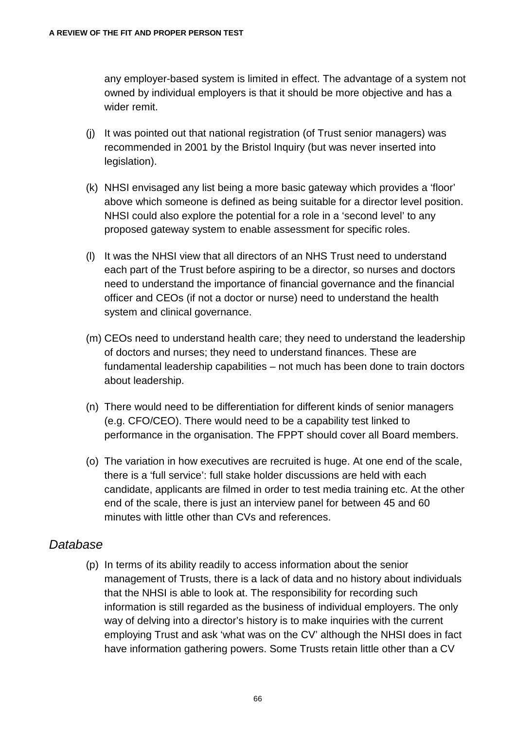any employer-based system is limited in effect. The advantage of a system not owned by individual employers is that it should be more objective and has a wider remit.

(j) It was pointed out that national registration (of Trust senior managers) was recommended in 2001 by the Bristol Inquiry (but was never inserted into legislation).

(k) NHSI envisaged any list being a more basic gateway which provides a 'floor' above which someone is defined as being suitable for a director level position. NHSI could also explore the potential for a role in a 'second level' to any proposed gateway system to enable assessment for specific roles.

(l) It was the NHSI view that all directors of an NHS Trust need to understand each part of the Trust before aspiring to be a director, so nurses and doctors need to understand the importance of financial governance and the financial officer and CEOs (if not a doctor or nurse) need to understand the health system and clinical governance.

(m) CEOs need to understand health care; they need to understand the leadership of doctors and nurses; they need to understand finances. These are fundamental leadership capabilities – not much has been done to train doctors about leadership.

(n) There would need to be differentiation for different kinds of senior managers (e.g. CFO/CEO). There would need to be a capability test linked to performance in the organisation. The FPPT should cover all Board members.

(o) The variation in how executives are recruited is huge. At one end of the scale, there is a 'full service': full stake holder discussions are held with each candidate, applicants are filmed in order to test media training etc. At the other end of the scale, there is just an interview panel for between 45 and 60 minutes with little other than CVs and references.

## *Database*

(p) In terms of its ability readily to access information about the senior management of Trusts, there is a lack of data and no history about individuals that the NHSI is able to look at. The responsibility for recording such information is still regarded as the business of individual employers. The only way of delving into a director's history is to make inquiries with the current employing Trust and ask 'what was on the CV' although the NHSI does in fact have information gathering powers. Some Trusts retain little other than a CV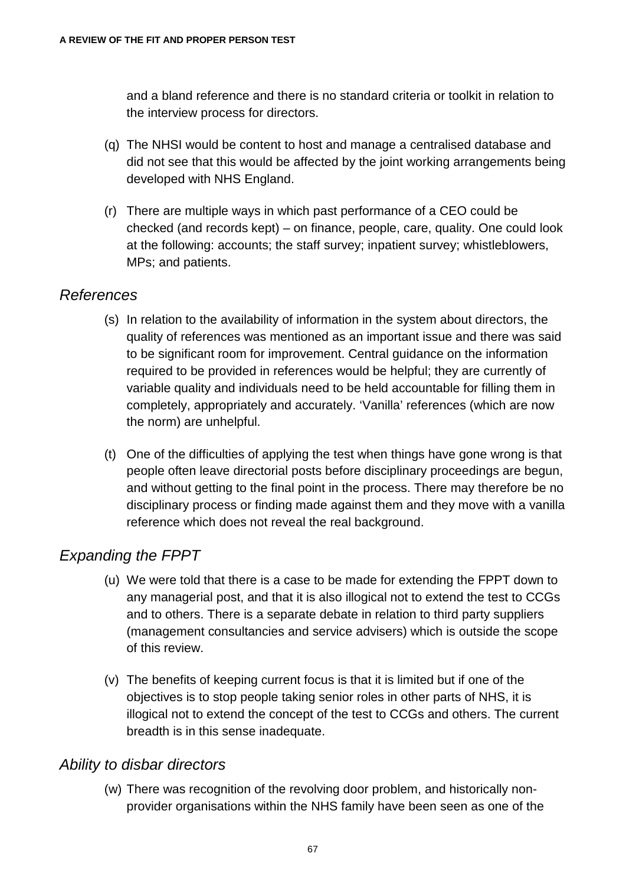and a bland reference and there is no standard criteria or toolkit in relation to the interview process for directors.

(q) The NHSI would be content to host and manage a centralised database and did not see that this would be affected by the joint working arrangements being developed with NHS England.

(r) There are multiple ways in which past performance of a CEO could be checked (and records kept) – on finance, people, care, quality. One could look at the following: accounts; the staff survey; inpatient survey; whistleblowers, MPs; and patients.

## *References*

(s) In relation to the availability of information in the system about directors, the quality of references was mentioned as an important issue and there was said to be significant room for improvement. Central guidance on the information required to be provided in references would be helpful; they are currently of variable quality and individuals need to be held accountable for filling them in completely, appropriately and accurately. 'Vanilla' references (which are now the norm) are unhelpful.

(t) One of the difficulties of applying the test when things have gone wrong is that people often leave directorial posts before disciplinary proceedings are begun, and without getting to the final point in the process. There may therefore be no disciplinary process or finding made against them and they move with a vanilla reference which does not reveal the real background.

## *Expanding the FPPT*

(u) We were told that there is a case to be made for extending the FPPT down to any managerial post, and that it is also illogical not to extend the test to CCGs and to others. There is a separate debate in relation to third party suppliers (management consultancies and service advisers) which is outside the scope of this review.

(v) The benefits of keeping current focus is that it is limited but if one of the objectives is to stop people taking senior roles in other parts of NHS, it is illogical not to extend the concept of the test to CCGs and others. The current breadth is in this sense inadequate.

## *Ability to disbar directors*

(w) There was recognition of the revolving door problem, and historically non-provider organisations within the NHS family have been seen as one of the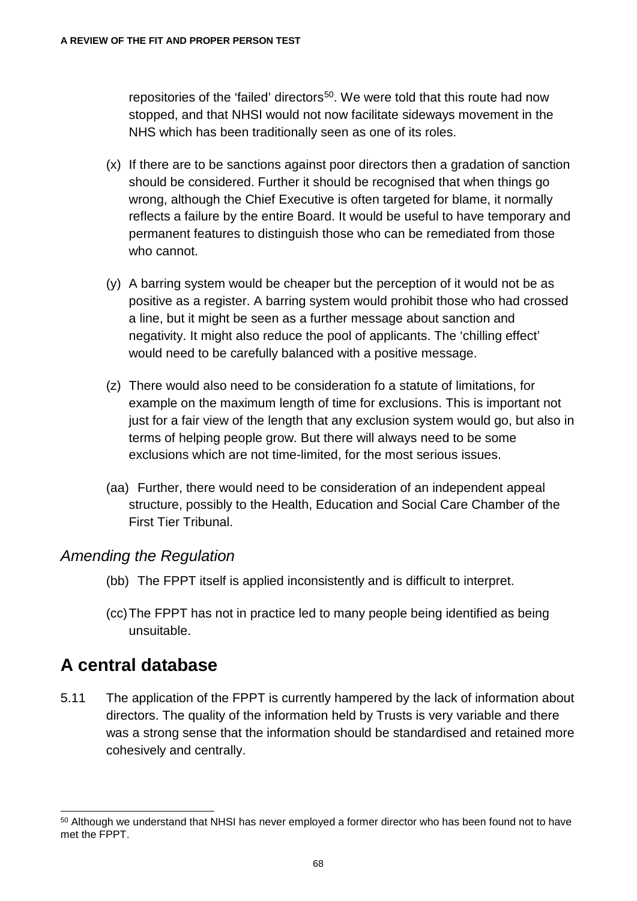repositories of the 'failed' directors[50]. We were told that this route had now stopped, and that NHSI would not now facilitate sideways movement in the NHS which has been traditionally seen as one of its roles.

(x) If there are to be sanctions against poor directors then a gradation of sanction should be considered. Further it should be recognised that when things go wrong, although the Chief Executive is often targeted for blame, it normally reflects a failure by the entire Board. It would be useful to have temporary and permanent features to distinguish those who can be remediated from those who cannot.

(y) A barring system would be cheaper but the perception of it would not be as positive as a register. A barring system would prohibit those who had crossed a line, but it might be seen as a further message about sanction and negativity. It might also reduce the pool of applicants. The 'chilling effect' would need to be carefully balanced with a positive message.

(z) There would also need to be consideration fo a statute of limitations, for example on the maximum length of time for exclusions. This is important not just for a fair view of the length that any exclusion system would go, but also in terms of helping people grow. But there will always need to be some exclusions which are not time-limited, for the most serious issues.

(aa) Further, there would need to be consideration of an independent appeal structure, possibly to the Health, Education and Social Care Chamber of the First Tier Tribunal.

### *Amending the Regulation*

(bb) The FPPT itself is applied inconsistently and is difficult to interpret.

(cc) The FPPT has not in practice led to many people being identified as being unsuitable.

## A central database

5.11 The application of the FPPT is currently hampered by the lack of information about directors. The quality of the information held by Trusts is very variable and there was a strong sense that the information should be standardised and retained more cohesively and centrally.

[50] Although we understand that NHSI has never employed a former director who has been found not to have met the FPPT.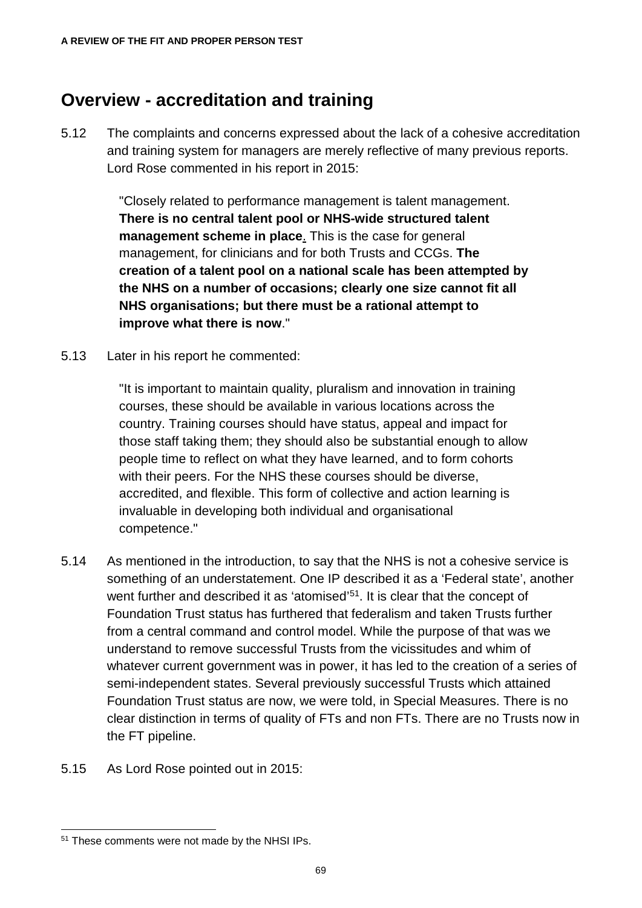## Overview - accreditation and training

5.12 The complaints and concerns expressed about the lack of a cohesive accreditation and training system for managers are merely reflective of many previous reports. Lord Rose commented in his report in 2015:

> "Closely related to performance management is talent management. **There is no central talent pool or NHS-wide structured talent management scheme in place**. This is the case for general management, for clinicians and for both Trusts and CCGs. **The creation of a talent pool on a national scale has been attempted by the NHS on a number of occasions; clearly one size cannot fit all NHS organisations; but there must be a rational attempt to improve what there is now**."

5.13 Later in his report he commented:

> "It is important to maintain quality, pluralism and innovation in training courses, these should be available in various locations across the country. Training courses should have status, appeal and impact for those staff taking them; they should also be substantial enough to allow people time to reflect on what they have learned, and to form cohorts with their peers. For the NHS these courses should be diverse, accredited, and flexible. This form of collective and action learning is invaluable in developing both individual and organisational competence."

5.14 As mentioned in the introduction, to say that the NHS is not a cohesive service is something of an understatement. One IP described it as a 'Federal state', another went further and described it as 'atomised'[51]. It is clear that the concept of Foundation Trust status has furthered that federalism and taken Trusts further from a central command and control model. While the purpose of that was we understand to remove successful Trusts from the vicissitudes and whim of whatever current government was in power, it has led to the creation of a series of semi-independent states. Several previously successful Trusts which attained Foundation Trust status are now, we were told, in Special Measures. There is no clear distinction in terms of quality of FTs and non FTs. There are no Trusts now in the FT pipeline.

5.15 As Lord Rose pointed out in 2015:

[51] These comments were not made by the NHSI IPs.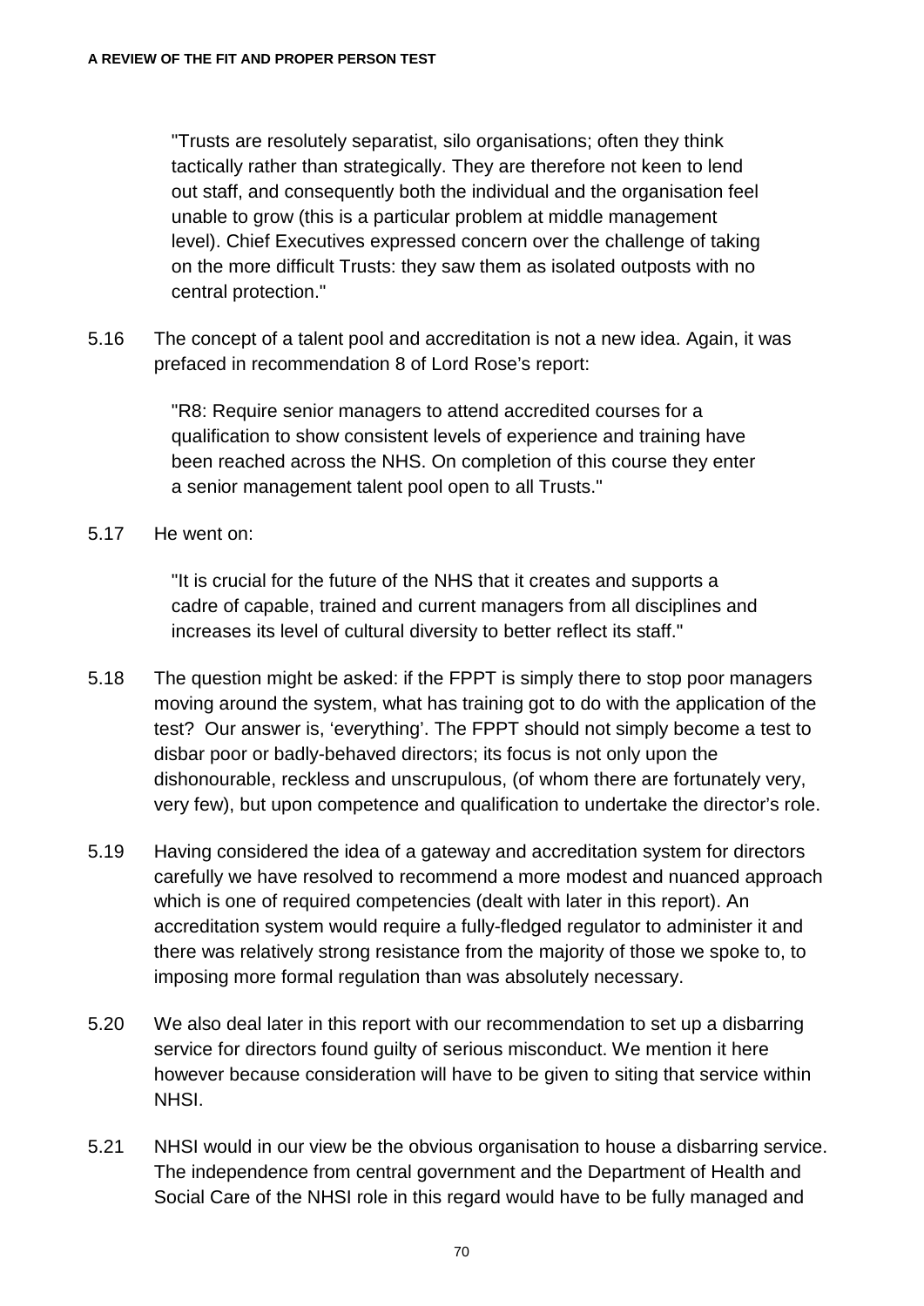> "Trusts are resolutely separatist, silo organisations; often they think tactically rather than strategically. They are therefore not keen to lend out staff, and consequently both the individual and the organisation feel unable to grow (this is a particular problem at middle management level). Chief Executives expressed concern over the challenge of taking on the more difficult Trusts: they saw them as isolated outposts with no central protection."

5.16 The concept of a talent pool and accreditation is not a new idea. Again, it was prefaced in recommendation 8 of Lord Rose's report:

> "R8: Require senior managers to attend accredited courses for a qualification to show consistent levels of experience and training have been reached across the NHS. On completion of this course they enter a senior management talent pool open to all Trusts."

5.17 He went on:

> "It is crucial for the future of the NHS that it creates and supports a cadre of capable, trained and current managers from all disciplines and increases its level of cultural diversity to better reflect its staff."

5.18 The question might be asked: if the FPPT is simply there to stop poor managers moving around the system, what has training got to do with the application of the test? Our answer is, 'everything'. The FPPT should not simply become a test to disbar poor or badly-behaved directors; its focus is not only upon the dishonourable, reckless and unscrupulous, (of whom there are fortunately very, very few), but upon competence and qualification to undertake the director's role.

5.19 Having considered the idea of a gateway and accreditation system for directors carefully we have resolved to recommend a more modest and nuanced approach which is one of required competencies (dealt with later in this report). An accreditation system would require a fully-fledged regulator to administer it and there was relatively strong resistance from the majority of those we spoke to, to imposing more formal regulation than was absolutely necessary.

5.20 We also deal later in this report with our recommendation to set up a disbarring service for directors found guilty of serious misconduct. We mention it here however because consideration will have to be given to siting that service within NHSI.

5.21 NHSI would in our view be the obvious organisation to house a disbarring service. The independence from central government and the Department of Health and Social Care of the NHSI role in this regard would have to be fully managed and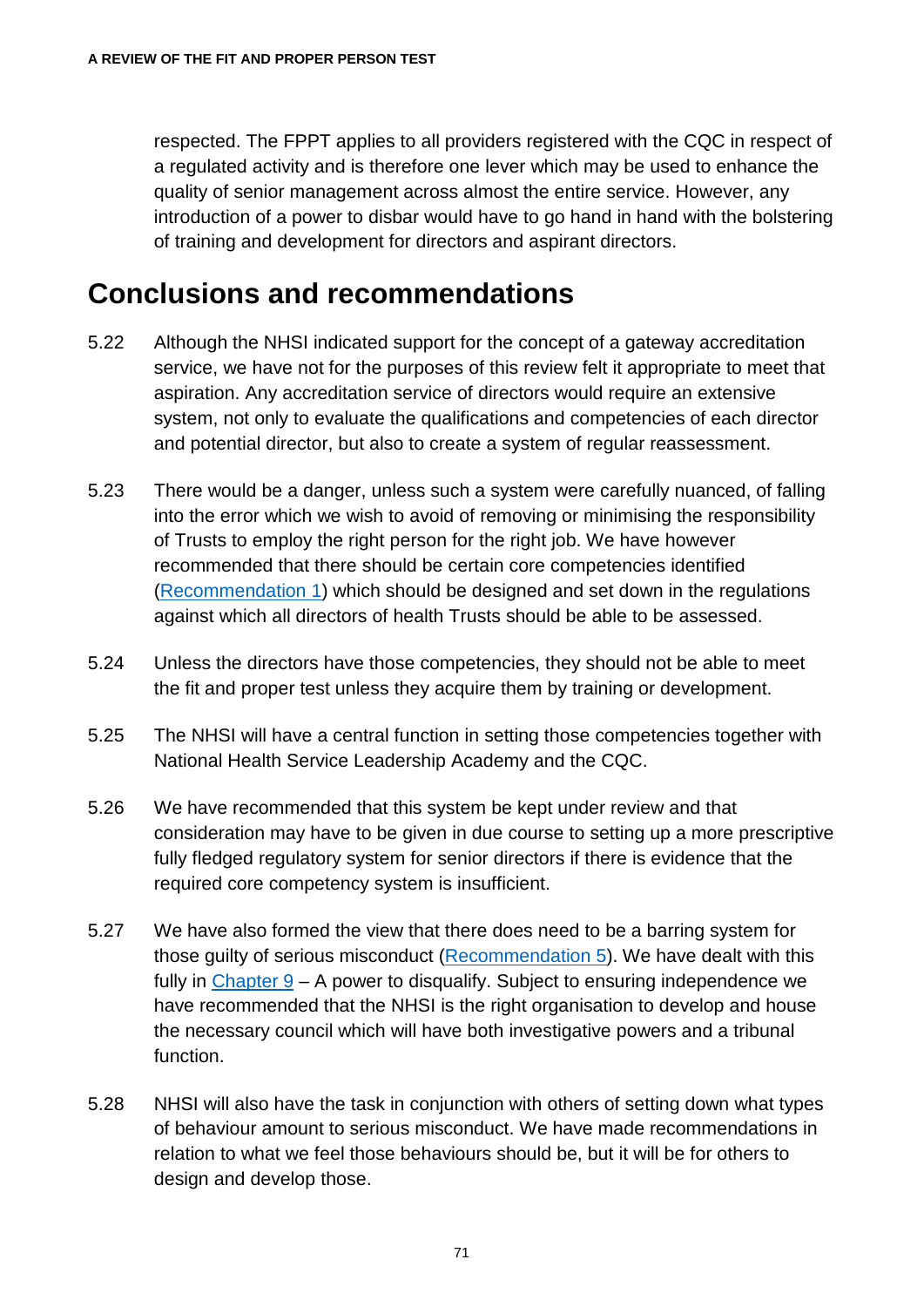respected. The FPPT applies to all providers registered with the CQC in respect of a regulated activity and is therefore one lever which may be used to enhance the quality of senior management across almost the entire service. However, any introduction of a power to disbar would have to go hand in hand with the bolstering of training and development for directors and aspirant directors.

## Conclusions and recommendations

5.22 Although the NHSI indicated support for the concept of a gateway accreditation service, we have not for the purposes of this review felt it appropriate to meet that aspiration. Any accreditation service of directors would require an extensive system, not only to evaluate the qualifications and competencies of each director and potential director, but also to create a system of regular reassessment.

5.23 There would be a danger, unless such a system were carefully nuanced, of falling into the error which we wish to avoid of removing or minimising the responsibility of Trusts to employ the right person for the right job. We have however recommended that there should be certain core competencies identified (Recommendation 1) which should be designed and set down in the regulations against which all directors of health Trusts should be able to be assessed.

5.24 Unless the directors have those competencies, they should not be able to meet the fit and proper test unless they acquire them by training or development.

5.25 The NHSI will have a central function in setting those competencies together with National Health Service Leadership Academy and the CQC.

5.26 We have recommended that this system be kept under review and that consideration may have to be given in due course to setting up a more prescriptive fully fledged regulatory system for senior directors if there is evidence that the required core competency system is insufficient.

5.27 We have also formed the view that there does need to be a barring system for those guilty of serious misconduct (Recommendation 5). We have dealt with this fully in Chapter 9 – A power to disqualify. Subject to ensuring independence we have recommended that the NHSI is the right organisation to develop and house the necessary council which will have both investigative powers and a tribunal function.

5.28 NHSI will also have the task in conjunction with others of setting down what types of behaviour amount to serious misconduct. We have made recommendations in relation to what we feel those behaviours should be, but it will be for others to design and develop those.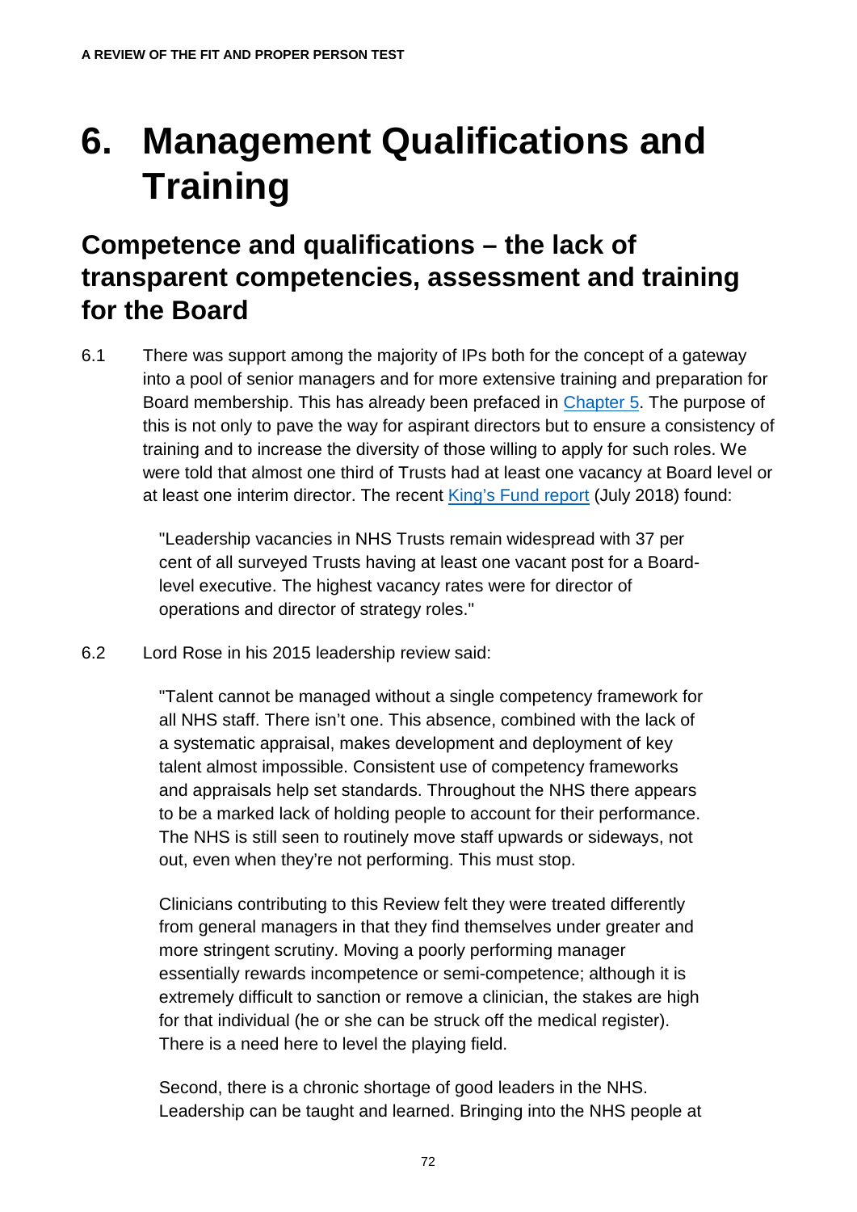// Page 78 of 146 (doc 355396f2e1e2)
# 6. Management Qualifications and Training

## Competence and qualifications – the lack of transparent competencies, assessment and training for the Board

6.1 There was support among the majority of IPs both for the concept of a gateway into a pool of senior managers and for more extensive training and preparation for Board membership. This has already been prefaced in [Chapter 5](). The purpose of this is not only to pave the way for aspirant directors but to ensure a consistency of training and to increase the diversity of those willing to apply for such roles. We were told that almost one third of Trusts had at least one vacancy at Board level or at least one interim director. The recent [King's Fund report]() (July 2018) found:

> "Leadership vacancies in NHS Trusts remain widespread with 37 per cent of all surveyed Trusts having at least one vacant post for a Board-level executive. The highest vacancy rates were for director of operations and director of strategy roles."

6.2 Lord Rose in his 2015 leadership review said:

> "Talent cannot be managed without a single competency framework for all NHS staff. There isn't one. This absence, combined with the lack of a systematic appraisal, makes development and deployment of key talent almost impossible. Consistent use of competency frameworks and appraisals help set standards. Throughout the NHS there appears to be a marked lack of holding people to account for their performance. The NHS is still seen to routinely move staff upwards or sideways, not out, even when they're not performing. This must stop.
>
> Clinicians contributing to this Review felt they were treated differently from general managers in that they find themselves under greater and more stringent scrutiny. Moving a poorly performing manager essentially rewards incompetence or semi-competence; although it is extremely difficult to sanction or remove a clinician, the stakes are high for that individual (he or she can be struck off the medical register). There is a need here to level the playing field.
>
> Second, there is a chronic shortage of good leaders in the NHS. Leadership can be taught and learned. Bringing into the NHS people at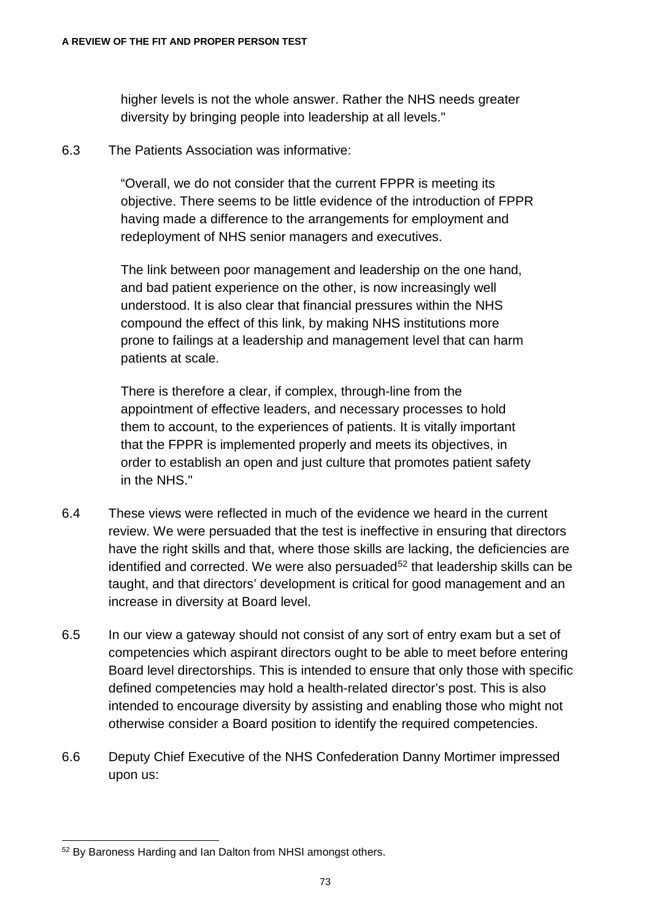higher levels is not the whole answer. Rather the NHS needs greater diversity by bringing people into leadership at all levels."

6.3 The Patients Association was informative:

> "Overall, we do not consider that the current FPPR is meeting its objective. There seems to be little evidence of the introduction of FPPR having made a difference to the arrangements for employment and redeployment of NHS senior managers and executives.
>
> The link between poor management and leadership on the one hand, and bad patient experience on the other, is now increasingly well understood. It is also clear that financial pressures within the NHS compound the effect of this link, by making NHS institutions more prone to failings at a leadership and management level that can harm patients at scale.
>
> There is therefore a clear, if complex, through-line from the appointment of effective leaders, and necessary processes to hold them to account, to the experiences of patients. It is vitally important that the FPPR is implemented properly and meets its objectives, in order to establish an open and just culture that promotes patient safety in the NHS."

6.4 These views were reflected in much of the evidence we heard in the current review. We were persuaded that the test is ineffective in ensuring that directors have the right skills and that, where those skills are lacking, the deficiencies are identified and corrected. We were also persuaded[52] that leadership skills can be taught, and that directors' development is critical for good management and an increase in diversity at Board level.

6.5 In our view a gateway should not consist of any sort of entry exam but a set of competencies which aspirant directors ought to be able to meet before entering Board level directorships. This is intended to ensure that only those with specific defined competencies may hold a health-related director's post. This is also intended to encourage diversity by assisting and enabling those who might not otherwise consider a Board position to identify the required competencies.

6.6 Deputy Chief Executive of the NHS Confederation Danny Mortimer impressed upon us:

---

[52] By Baroness Harding and Ian Dalton from NHSI amongst others.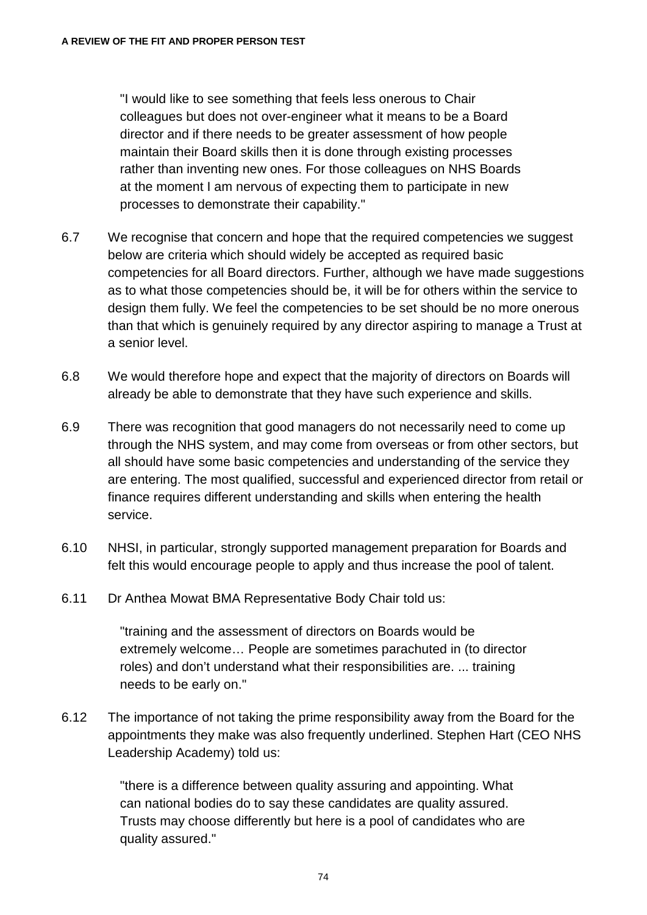> "I would like to see something that feels less onerous to Chair colleagues but does not over-engineer what it means to be a Board director and if there needs to be greater assessment of how people maintain their Board skills then it is done through existing processes rather than inventing new ones. For those colleagues on NHS Boards at the moment I am nervous of expecting them to participate in new processes to demonstrate their capability."

6.7 We recognise that concern and hope that the required competencies we suggest below are criteria which should widely be accepted as required basic competencies for all Board directors. Further, although we have made suggestions as to what those competencies should be, it will be for others within the service to design them fully. We feel the competencies to be set should be no more onerous than that which is genuinely required by any director aspiring to manage a Trust at a senior level.

6.8 We would therefore hope and expect that the majority of directors on Boards will already be able to demonstrate that they have such experience and skills.

6.9 There was recognition that good managers do not necessarily need to come up through the NHS system, and may come from overseas or from other sectors, but all should have some basic competencies and understanding of the service they are entering. The most qualified, successful and experienced director from retail or finance requires different understanding and skills when entering the health service.

6.10 NHSI, in particular, strongly supported management preparation for Boards and felt this would encourage people to apply and thus increase the pool of talent.

6.11 Dr Anthea Mowat BMA Representative Body Chair told us:

> "training and the assessment of directors on Boards would be extremely welcome… People are sometimes parachuted in (to director roles) and don't understand what their responsibilities are. ... training needs to be early on."

6.12 The importance of not taking the prime responsibility away from the Board for the appointments they make was also frequently underlined. Stephen Hart (CEO NHS Leadership Academy) told us:

> "there is a difference between quality assuring and appointing. What can national bodies do to say these candidates are quality assured. Trusts may choose differently but here is a pool of candidates who are quality assured."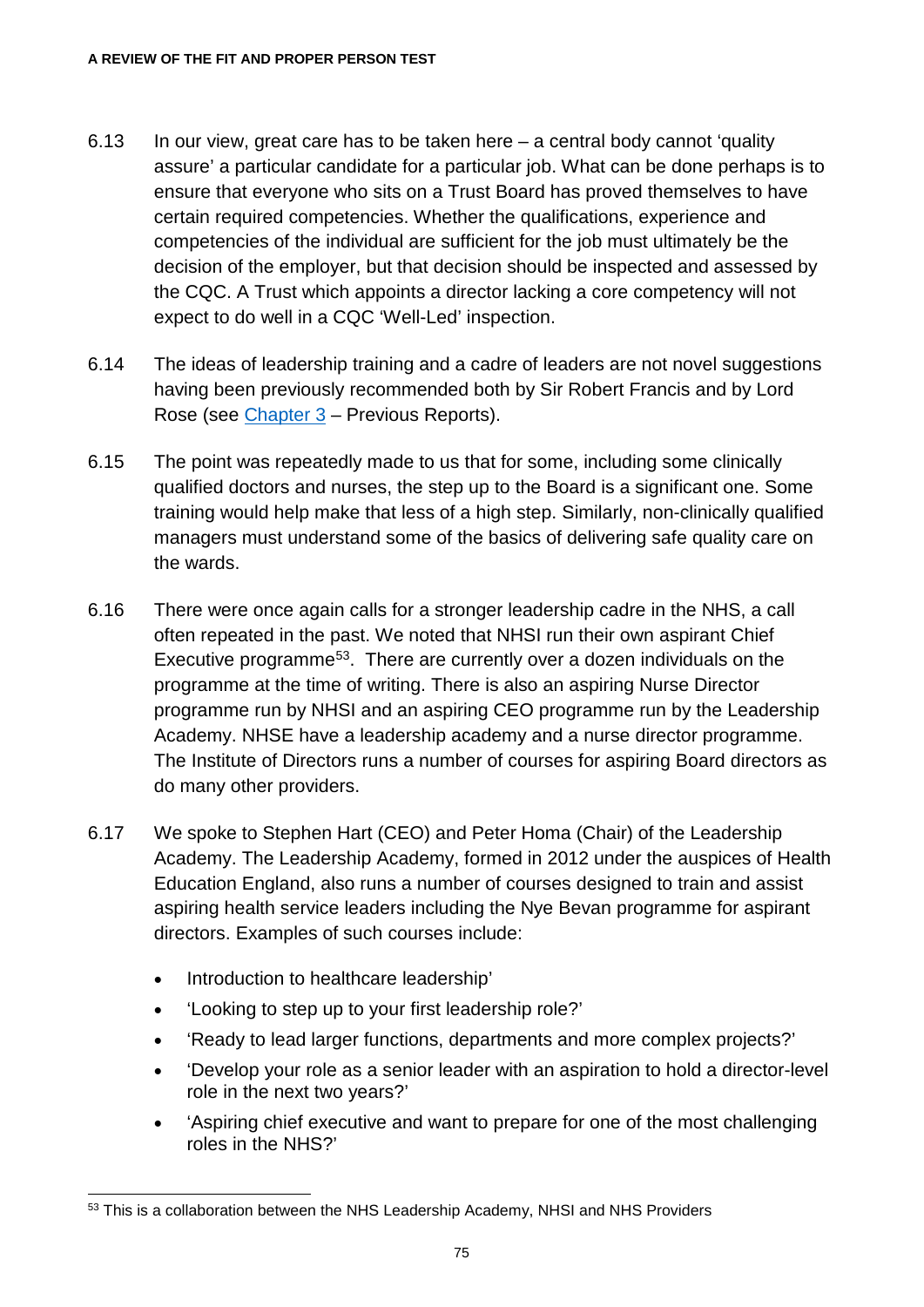6.13 In our view, great care has to be taken here – a central body cannot 'quality assure' a particular candidate for a particular job. What can be done perhaps is to ensure that everyone who sits on a Trust Board has proved themselves to have certain required competencies. Whether the qualifications, experience and competencies of the individual are sufficient for the job must ultimately be the decision of the employer, but that decision should be inspected and assessed by the CQC. A Trust which appoints a director lacking a core competency will not expect to do well in a CQC 'Well-Led' inspection.

6.14 The ideas of leadership training and a cadre of leaders are not novel suggestions having been previously recommended both by Sir Robert Francis and by Lord Rose (see Chapter 3 – Previous Reports).

6.15 The point was repeatedly made to us that for some, including some clinically qualified doctors and nurses, the step up to the Board is a significant one. Some training would help make that less of a high step. Similarly, non-clinically qualified managers must understand some of the basics of delivering safe quality care on the wards.

6.16 There were once again calls for a stronger leadership cadre in the NHS, a call often repeated in the past. We noted that NHSI run their own aspirant Chief Executive programme[53]. There are currently over a dozen individuals on the programme at the time of writing. There is also an aspiring Nurse Director programme run by NHSI and an aspiring CEO programme run by the Leadership Academy. NHSE have a leadership academy and a nurse director programme. The Institute of Directors runs a number of courses for aspiring Board directors as do many other providers.

6.17 We spoke to Stephen Hart (CEO) and Peter Homa (Chair) of the Leadership Academy. The Leadership Academy, formed in 2012 under the auspices of Health Education England, also runs a number of courses designed to train and assist aspiring health service leaders including the Nye Bevan programme for aspirant directors. Examples of such courses include:

- Introduction to healthcare leadership'
- 'Looking to step up to your first leadership role?'
- 'Ready to lead larger functions, departments and more complex projects?'
- 'Develop your role as a senior leader with an aspiration to hold a director-level role in the next two years?'
- 'Aspiring chief executive and want to prepare for one of the most challenging roles in the NHS?'

[53] This is a collaboration between the NHS Leadership Academy, NHSI and NHS Providers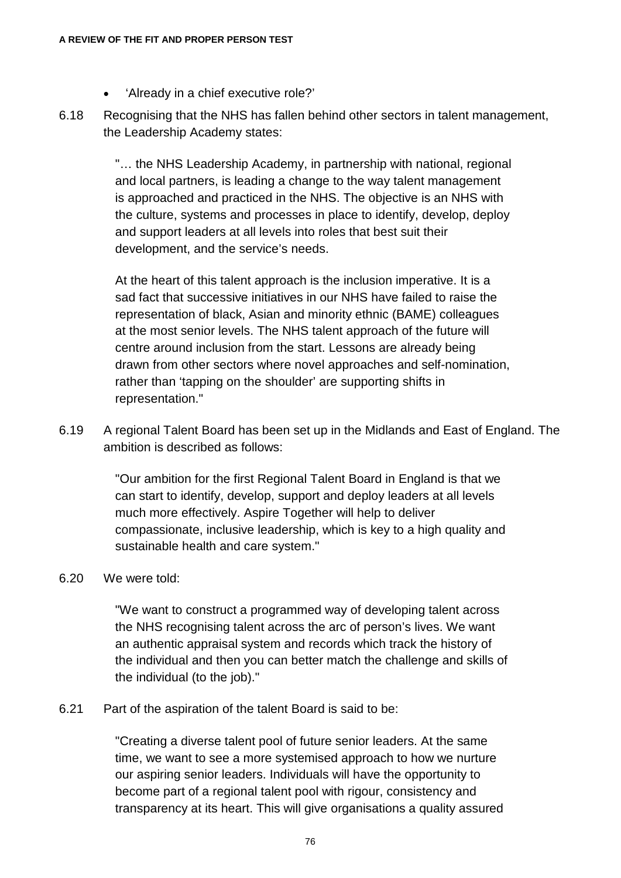- 'Already in a chief executive role?'

6.18 Recognising that the NHS has fallen behind other sectors in talent management, the Leadership Academy states:

> "… the NHS Leadership Academy, in partnership with national, regional and local partners, is leading a change to the way talent management is approached and practiced in the NHS. The objective is an NHS with the culture, systems and processes in place to identify, develop, deploy and support leaders at all levels into roles that best suit their development, and the service's needs.
>
> At the heart of this talent approach is the inclusion imperative. It is a sad fact that successive initiatives in our NHS have failed to raise the representation of black, Asian and minority ethnic (BAME) colleagues at the most senior levels. The NHS talent approach of the future will centre around inclusion from the start. Lessons are already being drawn from other sectors where novel approaches and self-nomination, rather than 'tapping on the shoulder' are supporting shifts in representation."

6.19 A regional Talent Board has been set up in the Midlands and East of England. The ambition is described as follows:

> "Our ambition for the first Regional Talent Board in England is that we can start to identify, develop, support and deploy leaders at all levels much more effectively. Aspire Together will help to deliver compassionate, inclusive leadership, which is key to a high quality and sustainable health and care system."

6.20 We were told:

> "We want to construct a programmed way of developing talent across the NHS recognising talent across the arc of person's lives. We want an authentic appraisal system and records which track the history of the individual and then you can better match the challenge and skills of the individual (to the job)."

6.21 Part of the aspiration of the talent Board is said to be:

> "Creating a diverse talent pool of future senior leaders. At the same time, we want to see a more systemised approach to how we nurture our aspiring senior leaders. Individuals will have the opportunity to become part of a regional talent pool with rigour, consistency and transparency at its heart. This will give organisations a quality assured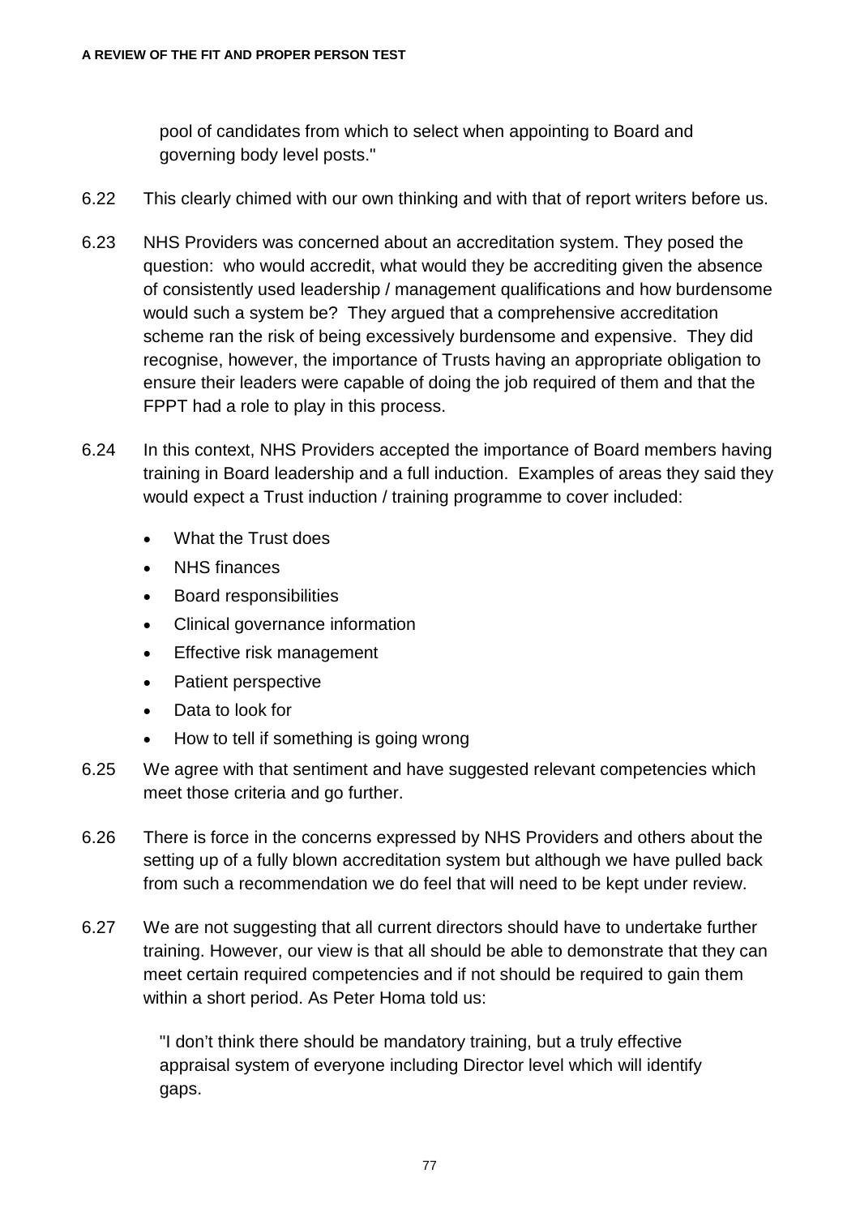pool of candidates from which to select when appointing to Board and governing body level posts."

6.22 This clearly chimed with our own thinking and with that of report writers before us.

6.23 NHS Providers was concerned about an accreditation system. They posed the question: who would accredit, what would they be accrediting given the absence of consistently used leadership / management qualifications and how burdensome would such a system be? They argued that a comprehensive accreditation scheme ran the risk of being excessively burdensome and expensive. They did recognise, however, the importance of Trusts having an appropriate obligation to ensure their leaders were capable of doing the job required of them and that the FPPT had a role to play in this process.

6.24 In this context, NHS Providers accepted the importance of Board members having training in Board leadership and a full induction. Examples of areas they said they would expect a Trust induction / training programme to cover included:

- What the Trust does
- NHS finances
- Board responsibilities
- Clinical governance information
- Effective risk management
- Patient perspective
- Data to look for
- How to tell if something is going wrong

6.25 We agree with that sentiment and have suggested relevant competencies which meet those criteria and go further.

6.26 There is force in the concerns expressed by NHS Providers and others about the setting up of a fully blown accreditation system but although we have pulled back from such a recommendation we do feel that will need to be kept under review.

6.27 We are not suggesting that all current directors should have to undertake further training. However, our view is that all should be able to demonstrate that they can meet certain required competencies and if not should be required to gain them within a short period. As Peter Homa told us:

"I don't think there should be mandatory training, but a truly effective appraisal system of everyone including Director level which will identify gaps.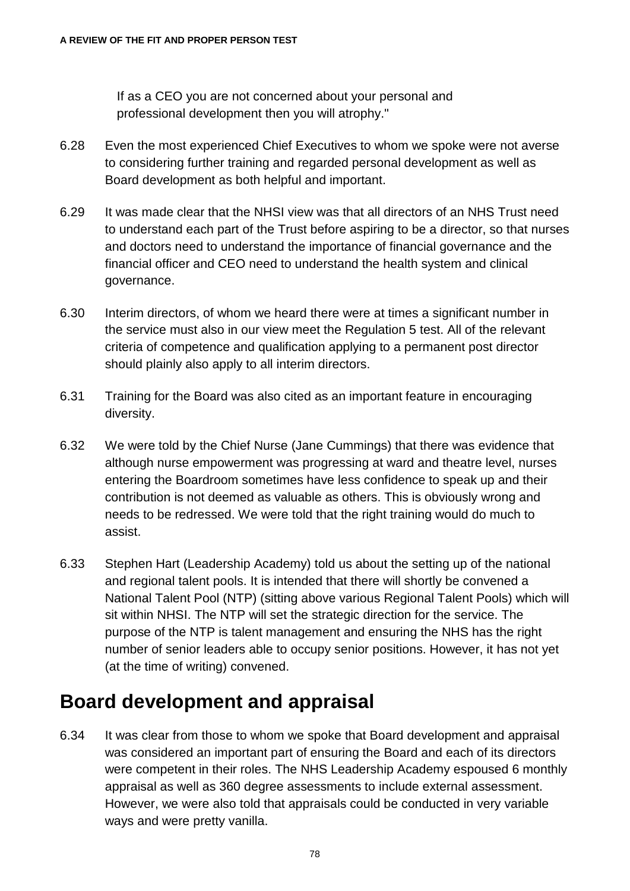If as a CEO you are not concerned about your personal and professional development then you will atrophy."

6.28 Even the most experienced Chief Executives to whom we spoke were not averse to considering further training and regarded personal development as well as Board development as both helpful and important.

6.29 It was made clear that the NHSI view was that all directors of an NHS Trust need to understand each part of the Trust before aspiring to be a director, so that nurses and doctors need to understand the importance of financial governance and the financial officer and CEO need to understand the health system and clinical governance.

6.30 Interim directors, of whom we heard there were at times a significant number in the service must also in our view meet the Regulation 5 test. All of the relevant criteria of competence and qualification applying to a permanent post director should plainly also apply to all interim directors.

6.31 Training for the Board was also cited as an important feature in encouraging diversity.

6.32 We were told by the Chief Nurse (Jane Cummings) that there was evidence that although nurse empowerment was progressing at ward and theatre level, nurses entering the Boardroom sometimes have less confidence to speak up and their contribution is not deemed as valuable as others. This is obviously wrong and needs to be redressed. We were told that the right training would do much to assist.

6.33 Stephen Hart (Leadership Academy) told us about the setting up of the national and regional talent pools. It is intended that there will shortly be convened a National Talent Pool (NTP) (sitting above various Regional Talent Pools) which will sit within NHSI. The NTP will set the strategic direction for the service. The purpose of the NTP is talent management and ensuring the NHS has the right number of senior leaders able to occupy senior positions. However, it has not yet (at the time of writing) convened.

## Board development and appraisal

6.34 It was clear from those to whom we spoke that Board development and appraisal was considered an important part of ensuring the Board and each of its directors were competent in their roles. The NHS Leadership Academy espoused 6 monthly appraisal as well as 360 degree assessments to include external assessment. However, we were also told that appraisals could be conducted in very variable ways and were pretty vanilla.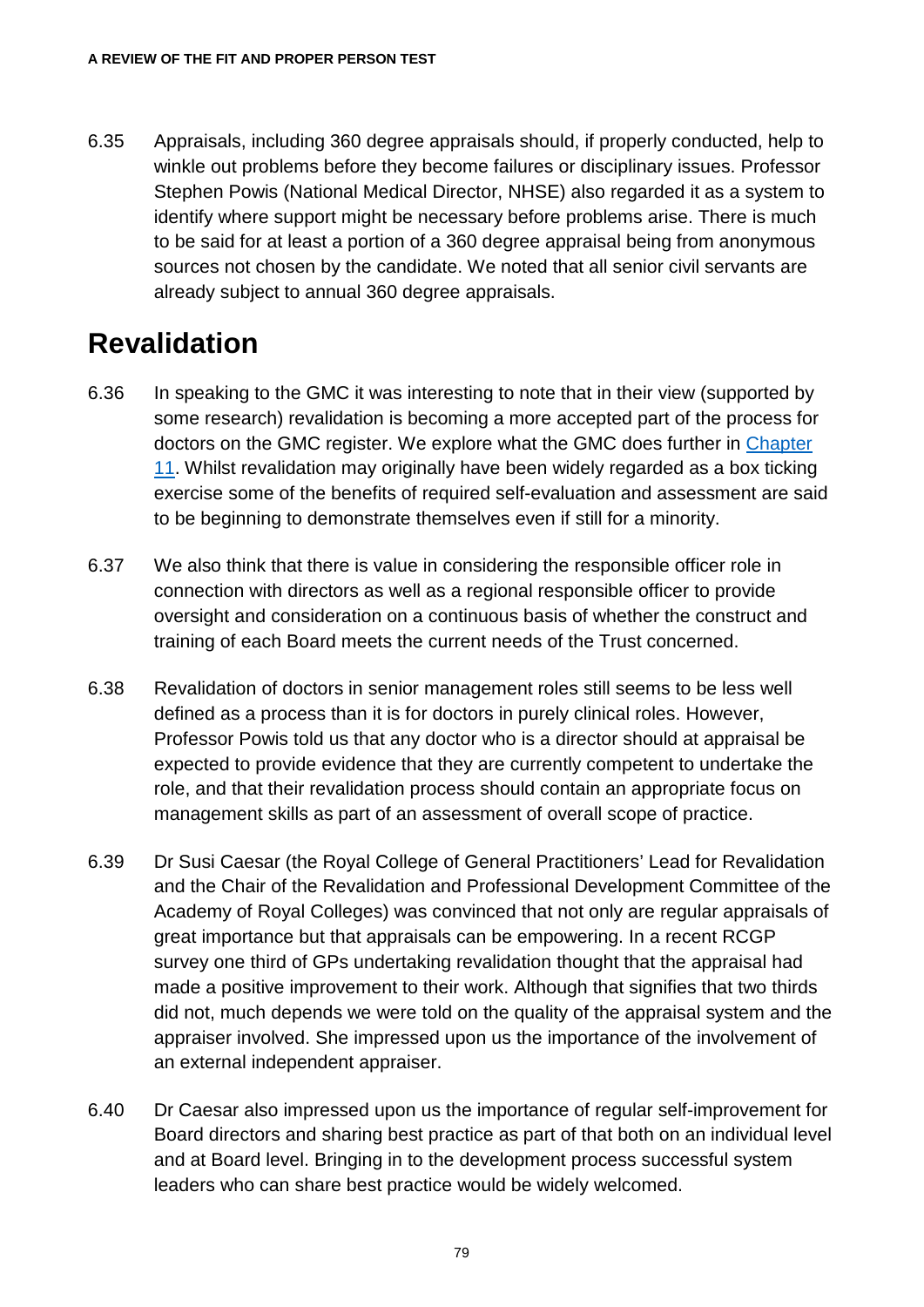6.35 Appraisals, including 360 degree appraisals should, if properly conducted, help to winkle out problems before they become failures or disciplinary issues. Professor Stephen Powis (National Medical Director, NHSE) also regarded it as a system to identify where support might be necessary before problems arise. There is much to be said for at least a portion of a 360 degree appraisal being from anonymous sources not chosen by the candidate. We noted that all senior civil servants are already subject to annual 360 degree appraisals.

## Revalidation

6.36 In speaking to the GMC it was interesting to note that in their view (supported by some research) revalidation is becoming a more accepted part of the process for doctors on the GMC register. We explore what the GMC does further in Chapter 11. Whilst revalidation may originally have been widely regarded as a box ticking exercise some of the benefits of required self-evaluation and assessment are said to be beginning to demonstrate themselves even if still for a minority.

6.37 We also think that there is value in considering the responsible officer role in connection with directors as well as a regional responsible officer to provide oversight and consideration on a continuous basis of whether the construct and training of each Board meets the current needs of the Trust concerned.

6.38 Revalidation of doctors in senior management roles still seems to be less well defined as a process than it is for doctors in purely clinical roles. However, Professor Powis told us that any doctor who is a director should at appraisal be expected to provide evidence that they are currently competent to undertake the role, and that their revalidation process should contain an appropriate focus on management skills as part of an assessment of overall scope of practice.

6.39 Dr Susi Caesar (the Royal College of General Practitioners' Lead for Revalidation and the Chair of the Revalidation and Professional Development Committee of the Academy of Royal Colleges) was convinced that not only are regular appraisals of great importance but that appraisals can be empowering. In a recent RCGP survey one third of GPs undertaking revalidation thought that the appraisal had made a positive improvement to their work. Although that signifies that two thirds did not, much depends we were told on the quality of the appraisal system and the appraiser involved. She impressed upon us the importance of the involvement of an external independent appraiser.

6.40 Dr Caesar also impressed upon us the importance of regular self-improvement for Board directors and sharing best practice as part of that both on an individual level and at Board level. Bringing in to the development process successful system leaders who can share best practice would be widely welcomed.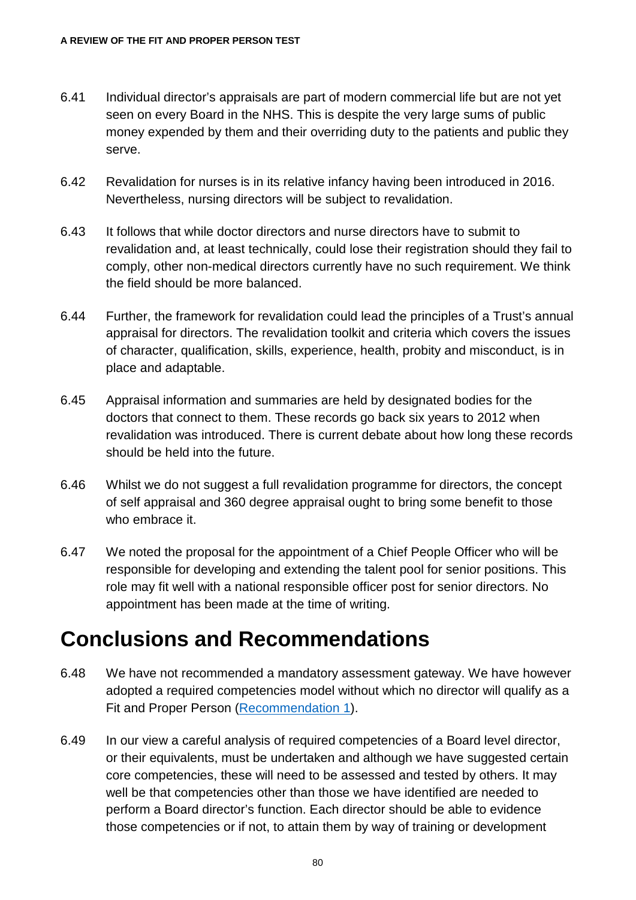6.41 Individual director's appraisals are part of modern commercial life but are not yet seen on every Board in the NHS. This is despite the very large sums of public money expended by them and their overriding duty to the patients and public they serve.

6.42 Revalidation for nurses is in its relative infancy having been introduced in 2016. Nevertheless, nursing directors will be subject to revalidation.

6.43 It follows that while doctor directors and nurse directors have to submit to revalidation and, at least technically, could lose their registration should they fail to comply, other non-medical directors currently have no such requirement. We think the field should be more balanced.

6.44 Further, the framework for revalidation could lead the principles of a Trust's annual appraisal for directors. The revalidation toolkit and criteria which covers the issues of character, qualification, skills, experience, health, probity and misconduct, is in place and adaptable.

6.45 Appraisal information and summaries are held by designated bodies for the doctors that connect to them. These records go back six years to 2012 when revalidation was introduced. There is current debate about how long these records should be held into the future.

6.46 Whilst we do not suggest a full revalidation programme for directors, the concept of self appraisal and 360 degree appraisal ought to bring some benefit to those who embrace it.

6.47 We noted the proposal for the appointment of a Chief People Officer who will be responsible for developing and extending the talent pool for senior positions. This role may fit well with a national responsible officer post for senior directors. No appointment has been made at the time of writing.

# Conclusions and Recommendations

6.48 We have not recommended a mandatory assessment gateway. We have however adopted a required competencies model without which no director will qualify as a Fit and Proper Person (Recommendation 1).

6.49 In our view a careful analysis of required competencies of a Board level director, or their equivalents, must be undertaken and although we have suggested certain core competencies, these will need to be assessed and tested by others. It may well be that competencies other than those we have identified are needed to perform a Board director's function. Each director should be able to evidence those competencies or if not, to attain them by way of training or development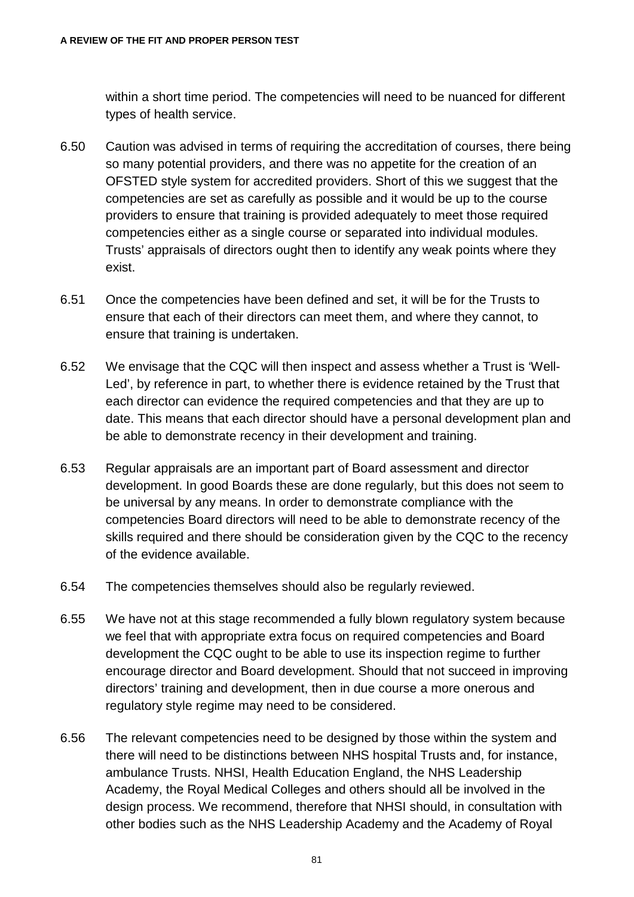within a short time period. The competencies will need to be nuanced for different types of health service.

6.50 Caution was advised in terms of requiring the accreditation of courses, there being so many potential providers, and there was no appetite for the creation of an OFSTED style system for accredited providers. Short of this we suggest that the competencies are set as carefully as possible and it would be up to the course providers to ensure that training is provided adequately to meet those required competencies either as a single course or separated into individual modules. Trusts' appraisals of directors ought then to identify any weak points where they exist.

6.51 Once the competencies have been defined and set, it will be for the Trusts to ensure that each of their directors can meet them, and where they cannot, to ensure that training is undertaken.

6.52 We envisage that the CQC will then inspect and assess whether a Trust is 'Well-Led', by reference in part, to whether there is evidence retained by the Trust that each director can evidence the required competencies and that they are up to date. This means that each director should have a personal development plan and be able to demonstrate recency in their development and training.

6.53 Regular appraisals are an important part of Board assessment and director development. In good Boards these are done regularly, but this does not seem to be universal by any means. In order to demonstrate compliance with the competencies Board directors will need to be able to demonstrate recency of the skills required and there should be consideration given by the CQC to the recency of the evidence available.

6.54 The competencies themselves should also be regularly reviewed.

6.55 We have not at this stage recommended a fully blown regulatory system because we feel that with appropriate extra focus on required competencies and Board development the CQC ought to be able to use its inspection regime to further encourage director and Board development. Should that not succeed in improving directors' training and development, then in due course a more onerous and regulatory style regime may need to be considered.

6.56 The relevant competencies need to be designed by those within the system and there will need to be distinctions between NHS hospital Trusts and, for instance, ambulance Trusts. NHSI, Health Education England, the NHS Leadership Academy, the Royal Medical Colleges and others should all be involved in the design process. We recommend, therefore that NHSI should, in consultation with other bodies such as the NHS Leadership Academy and the Academy of Royal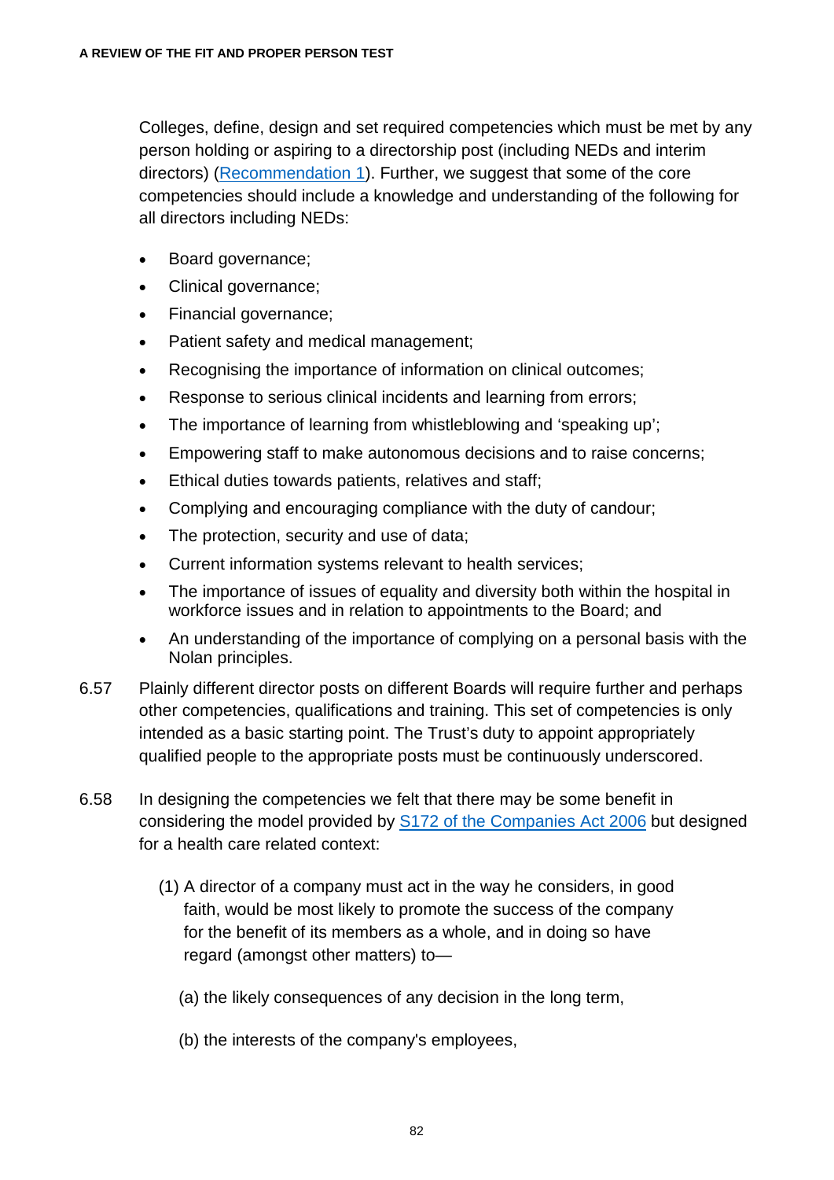Colleges, define, design and set required competencies which must be met by any person holding or aspiring to a directorship post (including NEDs and interim directors) (Recommendation 1). Further, we suggest that some of the core competencies should include a knowledge and understanding of the following for all directors including NEDs:

- Board governance;
- Clinical governance;
- Financial governance;
- Patient safety and medical management;
- Recognising the importance of information on clinical outcomes;
- Response to serious clinical incidents and learning from errors;
- The importance of learning from whistleblowing and 'speaking up';
- Empowering staff to make autonomous decisions and to raise concerns;
- Ethical duties towards patients, relatives and staff;
- Complying and encouraging compliance with the duty of candour;
- The protection, security and use of data;
- Current information systems relevant to health services;
- The importance of issues of equality and diversity both within the hospital in workforce issues and in relation to appointments to the Board; and
- An understanding of the importance of complying on a personal basis with the Nolan principles.

6.57 Plainly different director posts on different Boards will require further and perhaps other competencies, qualifications and training. This set of competencies is only intended as a basic starting point. The Trust's duty to appoint appropriately qualified people to the appropriate posts must be continuously underscored.

6.58 In designing the competencies we felt that there may be some benefit in considering the model provided by S172 of the Companies Act 2006 but designed for a health care related context:

> (1) A director of a company must act in the way he considers, in good faith, would be most likely to promote the success of the company for the benefit of its members as a whole, and in doing so have regard (amongst other matters) to—
>
> (a) the likely consequences of any decision in the long term,
>
> (b) the interests of the company's employees,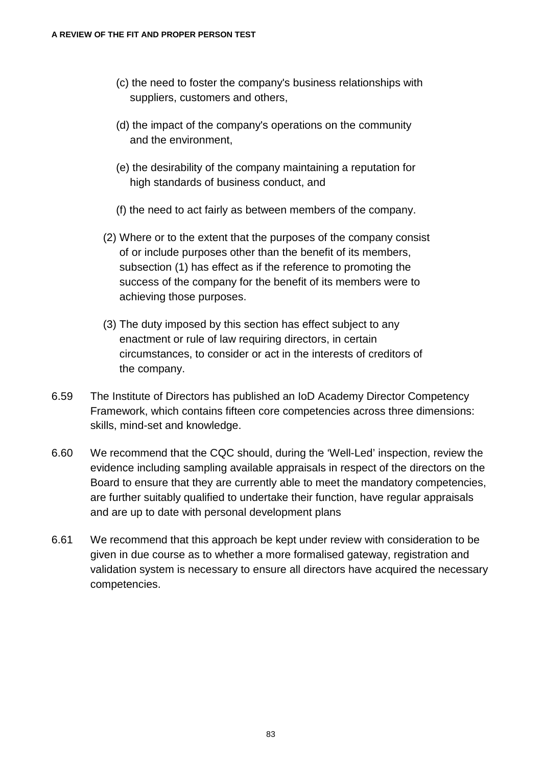(c) the need to foster the company's business relationships with suppliers, customers and others,

(d) the impact of the company's operations on the community and the environment,

(e) the desirability of the company maintaining a reputation for high standards of business conduct, and

(f) the need to act fairly as between members of the company.

(2) Where or to the extent that the purposes of the company consist of or include purposes other than the benefit of its members, subsection (1) has effect as if the reference to promoting the success of the company for the benefit of its members were to achieving those purposes.

(3) The duty imposed by this section has effect subject to any enactment or rule of law requiring directors, in certain circumstances, to consider or act in the interests of creditors of the company.

6.59 The Institute of Directors has published an IoD Academy Director Competency Framework, which contains fifteen core competencies across three dimensions: skills, mind-set and knowledge.

6.60 We recommend that the CQC should, during the 'Well-Led' inspection, review the evidence including sampling available appraisals in respect of the directors on the Board to ensure that they are currently able to meet the mandatory competencies, are further suitably qualified to undertake their function, have regular appraisals and are up to date with personal development plans

6.61 We recommend that this approach be kept under review with consideration to be given in due course as to whether a more formalised gateway, registration and validation system is necessary to ensure all directors have acquired the necessary competencies.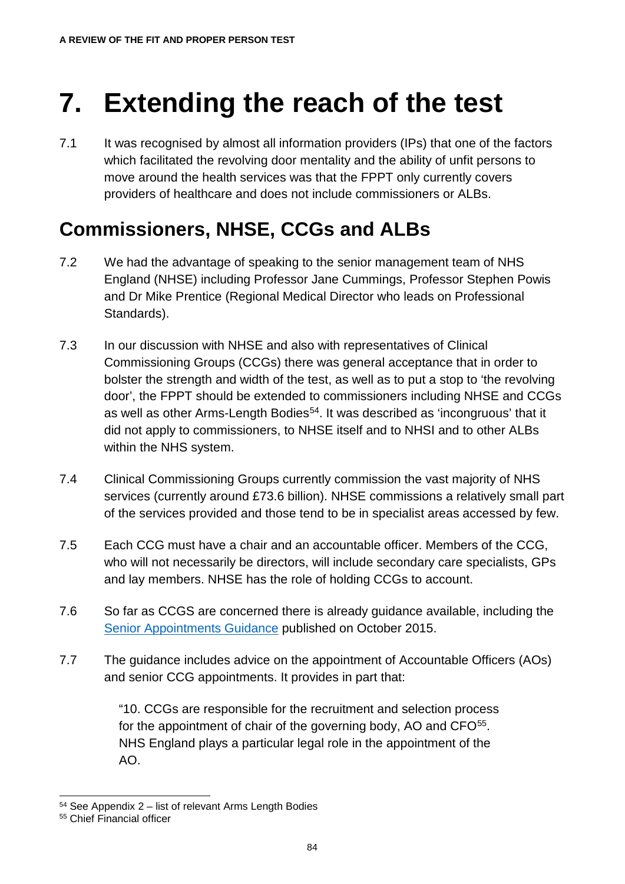# 7. Extending the reach of the test

7.1 It was recognised by almost all information providers (IPs) that one of the factors which facilitated the revolving door mentality and the ability of unfit persons to move around the health services was that the FPPT only currently covers providers of healthcare and does not include commissioners or ALBs.

## Commissioners, NHSE, CCGs and ALBs

7.2 We had the advantage of speaking to the senior management team of NHS England (NHSE) including Professor Jane Cummings, Professor Stephen Powis and Dr Mike Prentice (Regional Medical Director who leads on Professional Standards).

7.3 In our discussion with NHSE and also with representatives of Clinical Commissioning Groups (CCGs) there was general acceptance that in order to bolster the strength and width of the test, as well as to put a stop to 'the revolving door', the FPPT should be extended to commissioners including NHSE and CCGs as well as other Arms-Length Bodies[54]. It was described as 'incongruous' that it did not apply to commissioners, to NHSE itself and to NHSI and to other ALBs within the NHS system.

7.4 Clinical Commissioning Groups currently commission the vast majority of NHS services (currently around £73.6 billion). NHSE commissions a relatively small part of the services provided and those tend to be in specialist areas accessed by few.

7.5 Each CCG must have a chair and an accountable officer. Members of the CCG, who will not necessarily be directors, will include secondary care specialists, GPs and lay members. NHSE has the role of holding CCGs to account.

7.6 So far as CCGS are concerned there is already guidance available, including the Senior Appointments Guidance published on October 2015.

7.7 The guidance includes advice on the appointment of Accountable Officers (AOs) and senior CCG appointments. It provides in part that:

> "10. CCGs are responsible for the recruitment and selection process for the appointment of chair of the governing body, AO and CFO[55]. NHS England plays a particular legal role in the appointment of the AO.

[54] See Appendix 2 – list of relevant Arms Length Bodies

[55] Chief Financial officer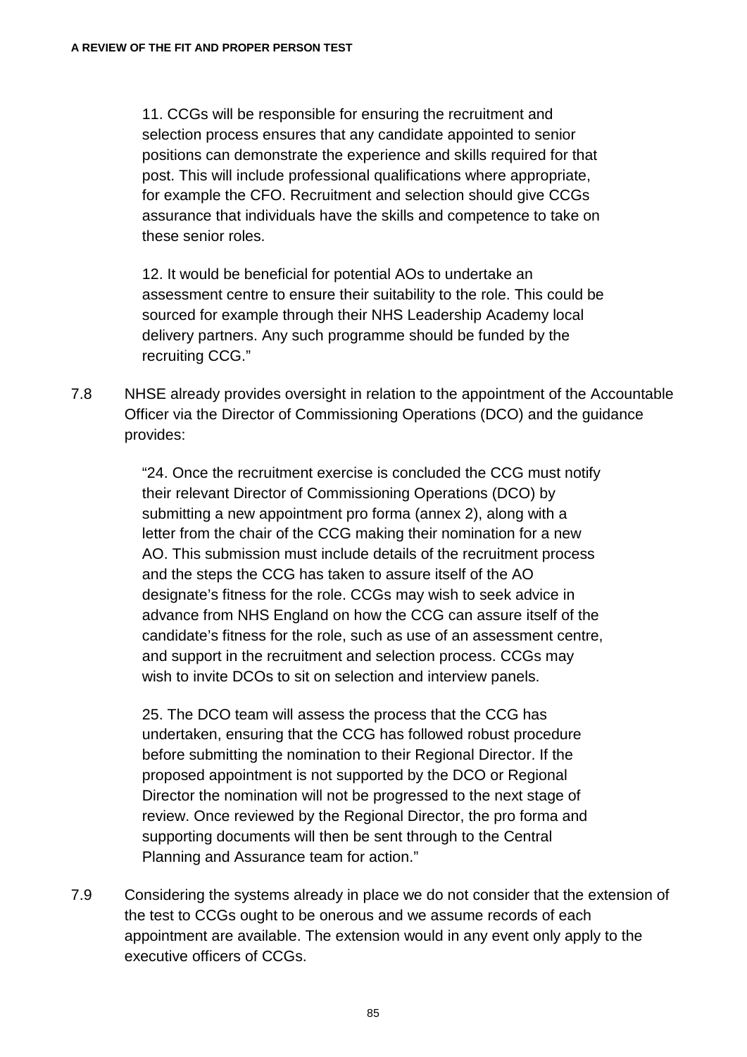> 11. CCGs will be responsible for ensuring the recruitment and selection process ensures that any candidate appointed to senior positions can demonstrate the experience and skills required for that post. This will include professional qualifications where appropriate, for example the CFO. Recruitment and selection should give CCGs assurance that individuals have the skills and competence to take on these senior roles.
>
> 12. It would be beneficial for potential AOs to undertake an assessment centre to ensure their suitability to the role. This could be sourced for example through their NHS Leadership Academy local delivery partners. Any such programme should be funded by the recruiting CCG."

7.8 NHSE already provides oversight in relation to the appointment of the Accountable Officer via the Director of Commissioning Operations (DCO) and the guidance provides:

> "24. Once the recruitment exercise is concluded the CCG must notify their relevant Director of Commissioning Operations (DCO) by submitting a new appointment pro forma (annex 2), along with a letter from the chair of the CCG making their nomination for a new AO. This submission must include details of the recruitment process and the steps the CCG has taken to assure itself of the AO designate's fitness for the role. CCGs may wish to seek advice in advance from NHS England on how the CCG can assure itself of the candidate's fitness for the role, such as use of an assessment centre, and support in the recruitment and selection process. CCGs may wish to invite DCOs to sit on selection and interview panels.
>
> 25. The DCO team will assess the process that the CCG has undertaken, ensuring that the CCG has followed robust procedure before submitting the nomination to their Regional Director. If the proposed appointment is not supported by the DCO or Regional Director the nomination will not be progressed to the next stage of review. Once reviewed by the Regional Director, the pro forma and supporting documents will then be sent through to the Central Planning and Assurance team for action."

7.9 Considering the systems already in place we do not consider that the extension of the test to CCGs ought to be onerous and we assume records of each appointment are available. The extension would in any event only apply to the executive officers of CCGs.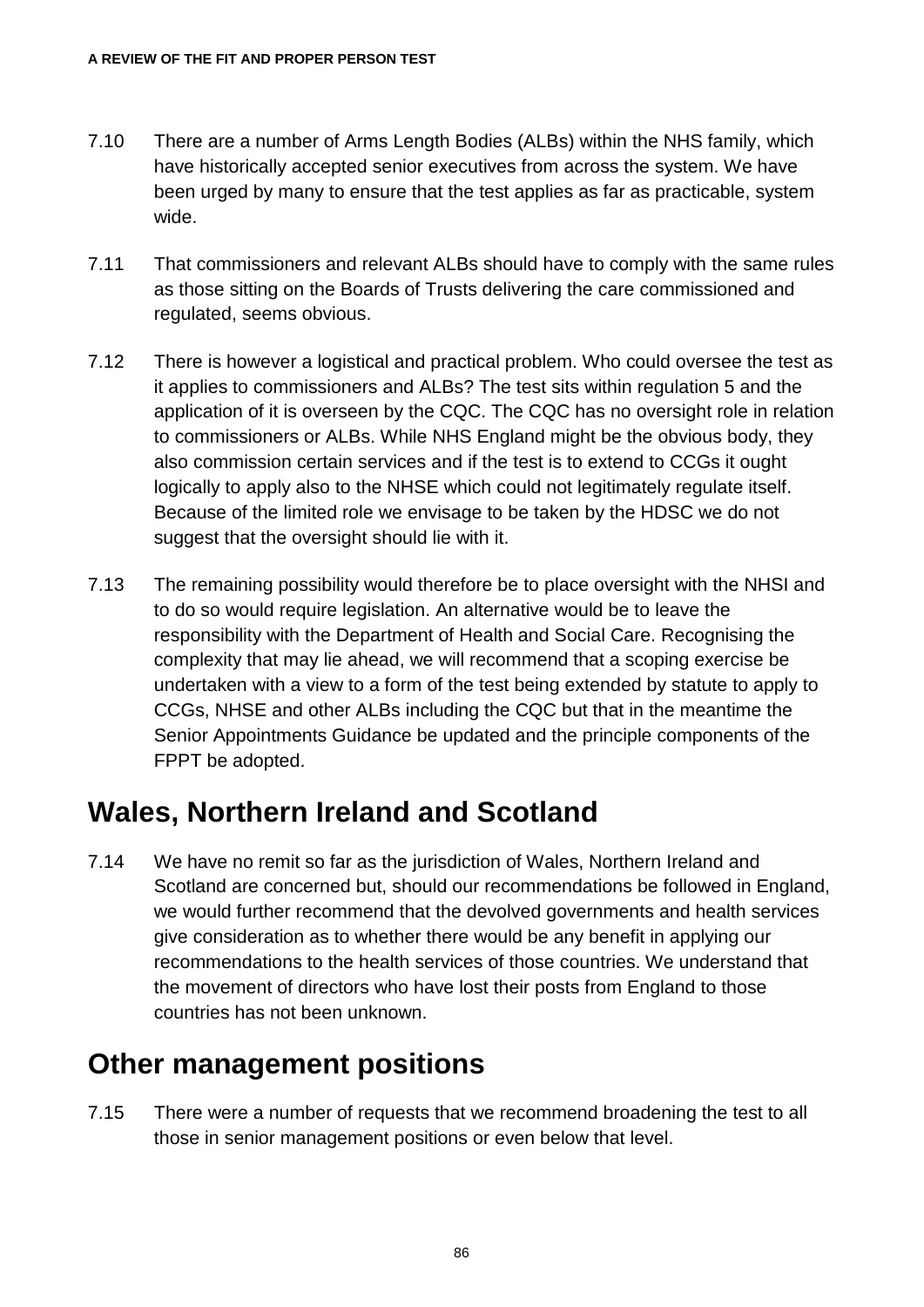7.10 There are a number of Arms Length Bodies (ALBs) within the NHS family, which have historically accepted senior executives from across the system. We have been urged by many to ensure that the test applies as far as practicable, system wide.

7.11 That commissioners and relevant ALBs should have to comply with the same rules as those sitting on the Boards of Trusts delivering the care commissioned and regulated, seems obvious.

7.12 There is however a logistical and practical problem. Who could oversee the test as it applies to commissioners and ALBs? The test sits within regulation 5 and the application of it is overseen by the CQC. The CQC has no oversight role in relation to commissioners or ALBs. While NHS England might be the obvious body, they also commission certain services and if the test is to extend to CCGs it ought logically to apply also to the NHSE which could not legitimately regulate itself. Because of the limited role we envisage to be taken by the HDSC we do not suggest that the oversight should lie with it.

7.13 The remaining possibility would therefore be to place oversight with the NHSI and to do so would require legislation. An alternative would be to leave the responsibility with the Department of Health and Social Care. Recognising the complexity that may lie ahead, we will recommend that a scoping exercise be undertaken with a view to a form of the test being extended by statute to apply to CCGs, NHSE and other ALBs including the CQC but that in the meantime the Senior Appointments Guidance be updated and the principle components of the FPPT be adopted.

## Wales, Northern Ireland and Scotland

7.14 We have no remit so far as the jurisdiction of Wales, Northern Ireland and Scotland are concerned but, should our recommendations be followed in England, we would further recommend that the devolved governments and health services give consideration as to whether there would be any benefit in applying our recommendations to the health services of those countries. We understand that the movement of directors who have lost their posts from England to those countries has not been unknown.

## Other management positions

7.15 There were a number of requests that we recommend broadening the test to all those in senior management positions or even below that level.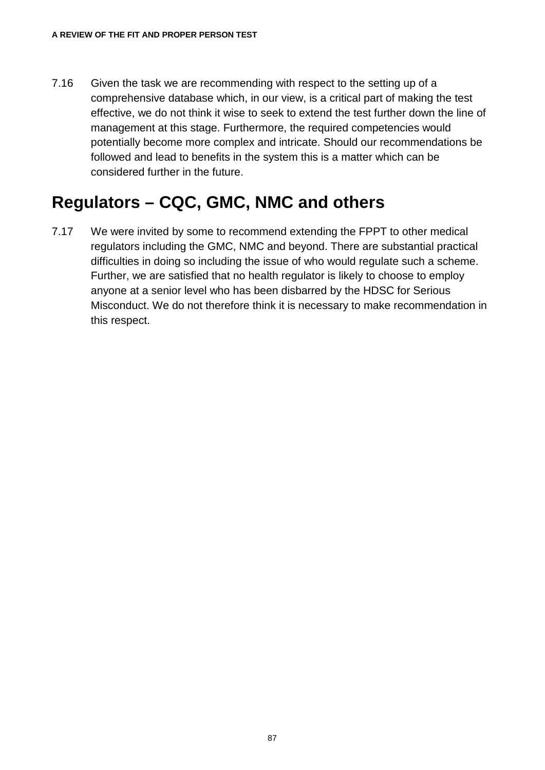7.16 Given the task we are recommending with respect to the setting up of a comprehensive database which, in our view, is a critical part of making the test effective, we do not think it wise to seek to extend the test further down the line of management at this stage. Furthermore, the required competencies would potentially become more complex and intricate. Should our recommendations be followed and lead to benefits in the system this is a matter which can be considered further in the future.

## Regulators – CQC, GMC, NMC and others

7.17 We were invited by some to recommend extending the FPPT to other medical regulators including the GMC, NMC and beyond. There are substantial practical difficulties in doing so including the issue of who would regulate such a scheme. Further, we are satisfied that no health regulator is likely to choose to employ anyone at a senior level who has been disbarred by the HDSC for Serious Misconduct. We do not therefore think it is necessary to make recommendation in this respect.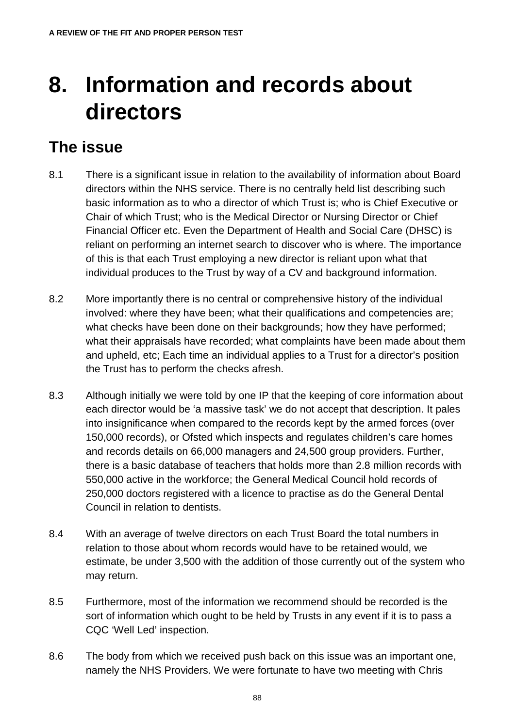# 8. Information and records about directors

## The issue

8.1 There is a significant issue in relation to the availability of information about Board directors within the NHS service. There is no centrally held list describing such basic information as to who a director of which Trust is; who is Chief Executive or Chair of which Trust; who is the Medical Director or Nursing Director or Chief Financial Officer etc. Even the Department of Health and Social Care (DHSC) is reliant on performing an internet search to discover who is where. The importance of this is that each Trust employing a new director is reliant upon what that individual produces to the Trust by way of a CV and background information.

8.2 More importantly there is no central or comprehensive history of the individual involved: where they have been; what their qualifications and competencies are; what checks have been done on their backgrounds; how they have performed; what their appraisals have recorded; what complaints have been made about them and upheld, etc; Each time an individual applies to a Trust for a director's position the Trust has to perform the checks afresh.

8.3 Although initially we were told by one IP that the keeping of core information about each director would be 'a massive task' we do not accept that description. It pales into insignificance when compared to the records kept by the armed forces (over 150,000 records), or Ofsted which inspects and regulates children's care homes and records details on 66,000 managers and 24,500 group providers. Further, there is a basic database of teachers that holds more than 2.8 million records with 550,000 active in the workforce; the General Medical Council hold records of 250,000 doctors registered with a licence to practise as do the General Dental Council in relation to dentists.

8.4 With an average of twelve directors on each Trust Board the total numbers in relation to those about whom records would have to be retained would, we estimate, be under 3,500 with the addition of those currently out of the system who may return.

8.5 Furthermore, most of the information we recommend should be recorded is the sort of information which ought to be held by Trusts in any event if it is to pass a CQC 'Well Led' inspection.

8.6 The body from which we received push back on this issue was an important one, namely the NHS Providers. We were fortunate to have two meeting with Chris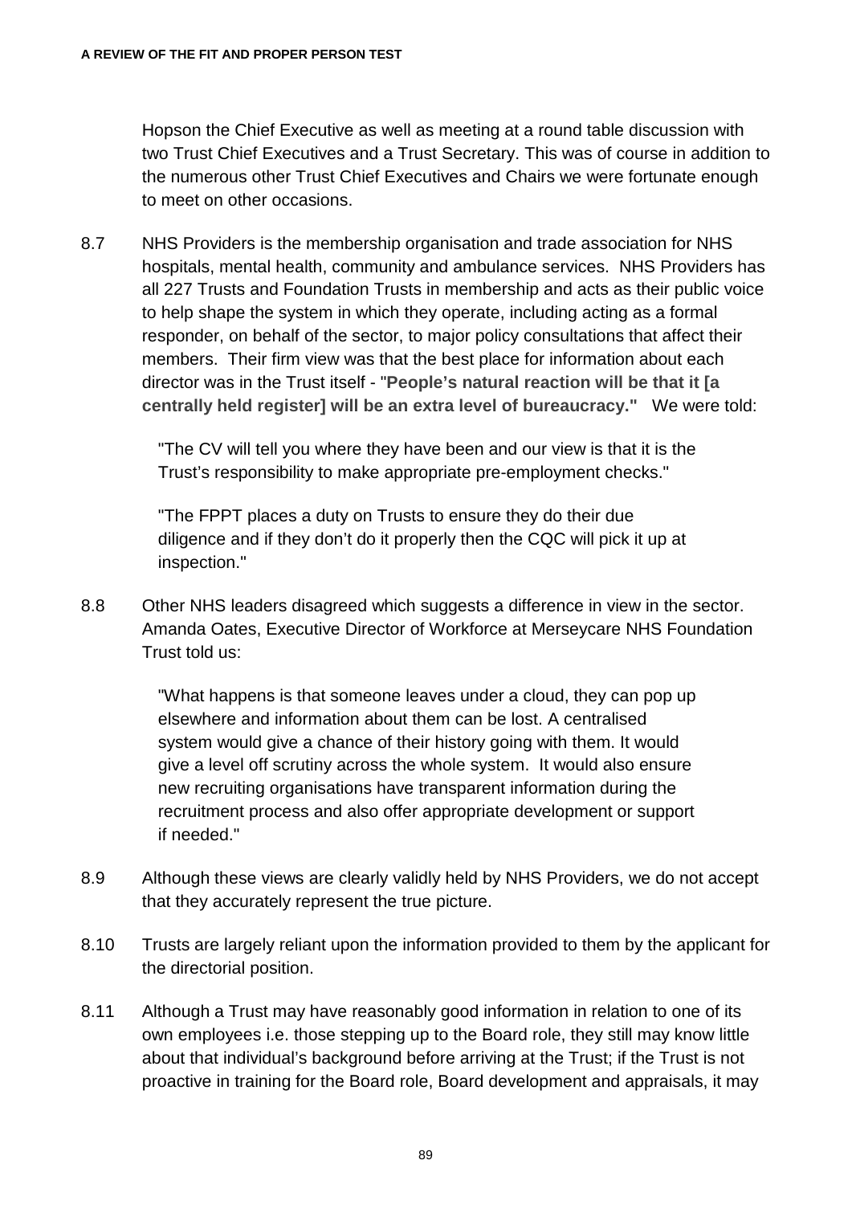Hopson the Chief Executive as well as meeting at a round table discussion with two Trust Chief Executives and a Trust Secretary. This was of course in addition to the numerous other Trust Chief Executives and Chairs we were fortunate enough to meet on other occasions.

8.7 NHS Providers is the membership organisation and trade association for NHS hospitals, mental health, community and ambulance services. NHS Providers has all 227 Trusts and Foundation Trusts in membership and acts as their public voice to help shape the system in which they operate, including acting as a formal responder, on behalf of the sector, to major policy consultations that affect their members. Their firm view was that the best place for information about each director was in the Trust itself - "**People's natural reaction will be that it [a centrally held register] will be an extra level of bureaucracy."** We were told:

> "The CV will tell you where they have been and our view is that it is the Trust's responsibility to make appropriate pre-employment checks."
>
> "The FPPT places a duty on Trusts to ensure they do their due diligence and if they don't do it properly then the CQC will pick it up at inspection."

8.8 Other NHS leaders disagreed which suggests a difference in view in the sector. Amanda Oates, Executive Director of Workforce at Merseycare NHS Foundation Trust told us:

> "What happens is that someone leaves under a cloud, they can pop up elsewhere and information about them can be lost. A centralised system would give a chance of their history going with them. It would give a level off scrutiny across the whole system. It would also ensure new recruiting organisations have transparent information during the recruitment process and also offer appropriate development or support if needed."

8.9 Although these views are clearly validly held by NHS Providers, we do not accept that they accurately represent the true picture.

8.10 Trusts are largely reliant upon the information provided to them by the applicant for the directorial position.

8.11 Although a Trust may have reasonably good information in relation to one of its own employees i.e. those stepping up to the Board role, they still may know little about that individual's background before arriving at the Trust; if the Trust is not proactive in training for the Board role, Board development and appraisals, it may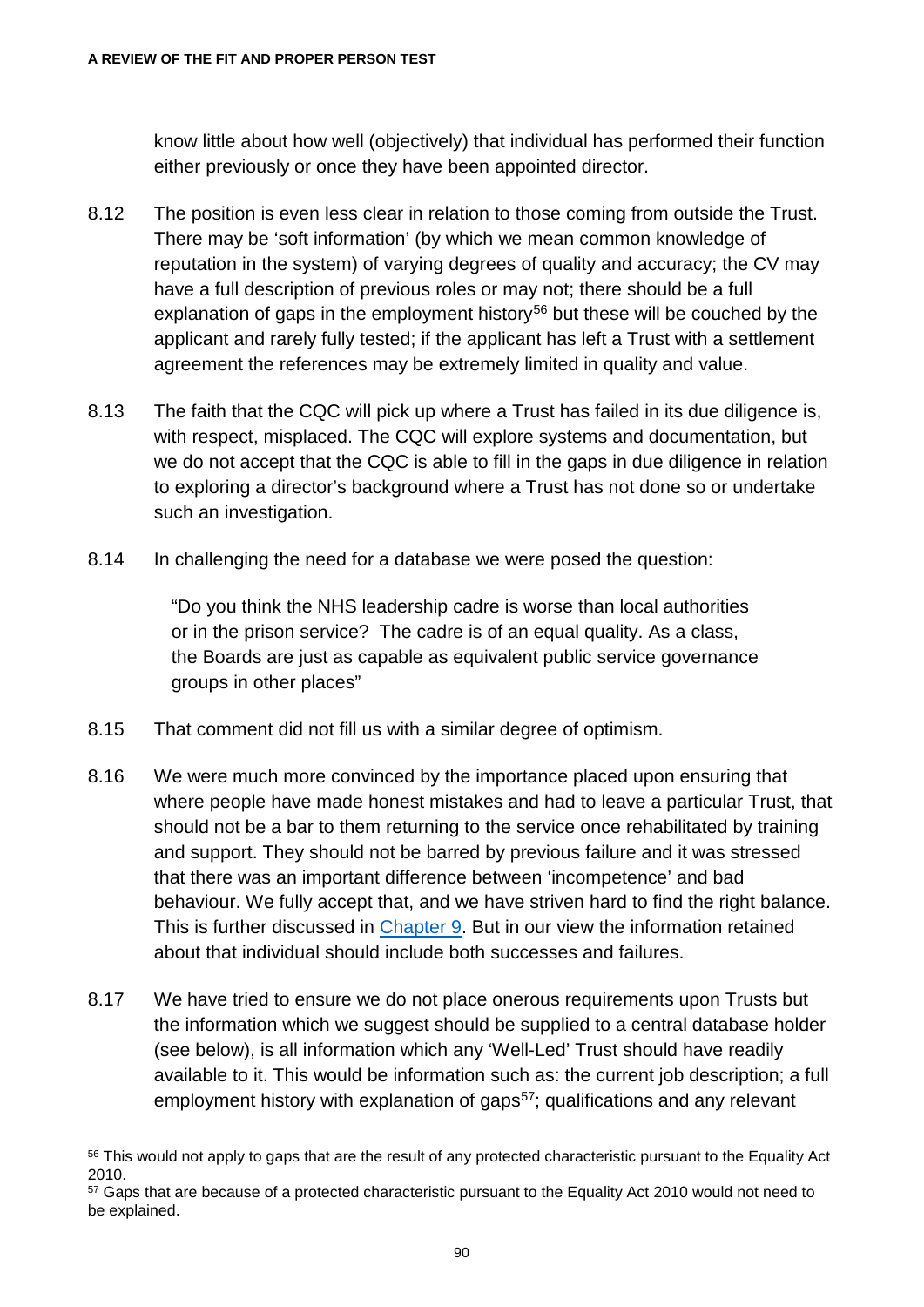know little about how well (objectively) that individual has performed their function either previously or once they have been appointed director.

8.12 The position is even less clear in relation to those coming from outside the Trust. There may be 'soft information' (by which we mean common knowledge of reputation in the system) of varying degrees of quality and accuracy; the CV may have a full description of previous roles or may not; there should be a full explanation of gaps in the employment history[56] but these will be couched by the applicant and rarely fully tested; if the applicant has left a Trust with a settlement agreement the references may be extremely limited in quality and value.

8.13 The faith that the CQC will pick up where a Trust has failed in its due diligence is, with respect, misplaced. The CQC will explore systems and documentation, but we do not accept that the CQC is able to fill in the gaps in due diligence in relation to exploring a director's background where a Trust has not done so or undertake such an investigation.

8.14 In challenging the need for a database we were posed the question:

> "Do you think the NHS leadership cadre is worse than local authorities or in the prison service? The cadre is of an equal quality. As a class, the Boards are just as capable as equivalent public service governance groups in other places"

8.15 That comment did not fill us with a similar degree of optimism.

8.16 We were much more convinced by the importance placed upon ensuring that where people have made honest mistakes and had to leave a particular Trust, that should not be a bar to them returning to the service once rehabilitated by training and support. They should not be barred by previous failure and it was stressed that there was an important difference between 'incompetence' and bad behaviour. We fully accept that, and we have striven hard to find the right balance. This is further discussed in Chapter 9. But in our view the information retained about that individual should include both successes and failures.

8.17 We have tried to ensure we do not place onerous requirements upon Trusts but the information which we suggest should be supplied to a central database holder (see below), is all information which any 'Well-Led' Trust should have readily available to it. This would be information such as: the current job description; a full employment history with explanation of gaps[57]; qualifications and any relevant

---

[56] This would not apply to gaps that are the result of any protected characteristic pursuant to the Equality Act 2010.

[57] Gaps that are because of a protected characteristic pursuant to the Equality Act 2010 would not need to be explained.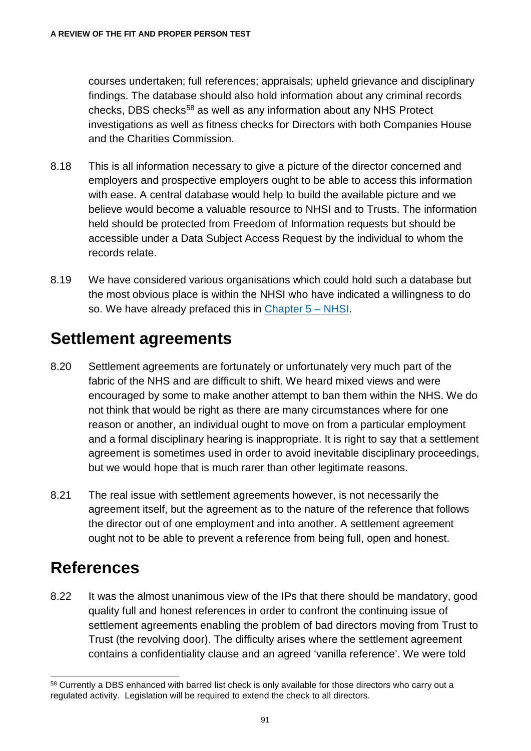courses undertaken; full references; appraisals; upheld grievance and disciplinary findings. The database should also hold information about any criminal records checks, DBS checks[58] as well as any information about any NHS Protect investigations as well as fitness checks for Directors with both Companies House and the Charities Commission.

8.18 This is all information necessary to give a picture of the director concerned and employers and prospective employers ought to be able to access this information with ease. A central database would help to build the available picture and we believe would become a valuable resource to NHSI and to Trusts. The information held should be protected from Freedom of Information requests but should be accessible under a Data Subject Access Request by the individual to whom the records relate.

8.19 We have considered various organisations which could hold such a database but the most obvious place is within the NHSI who have indicated a willingness to do so. We have already prefaced this in [Chapter 5 – NHSI](#).

## Settlement agreements

8.20 Settlement agreements are fortunately or unfortunately very much part of the fabric of the NHS and are difficult to shift. We heard mixed views and were encouraged by some to make another attempt to ban them within the NHS. We do not think that would be right as there are many circumstances where for one reason or another, an individual ought to move on from a particular employment and a formal disciplinary hearing is inappropriate. It is right to say that a settlement agreement is sometimes used in order to avoid inevitable disciplinary proceedings, but we would hope that is much rarer than other legitimate reasons.

8.21 The real issue with settlement agreements however, is not necessarily the agreement itself, but the agreement as to the nature of the reference that follows the director out of one employment and into another. A settlement agreement ought not to be able to prevent a reference from being full, open and honest.

## References

8.22 It was the almost unanimous view of the IPs that there should be mandatory, good quality full and honest references in order to confront the continuing issue of settlement agreements enabling the problem of bad directors moving from Trust to Trust (the revolving door). The difficulty arises where the settlement agreement contains a confidentiality clause and an agreed 'vanilla reference'. We were told

[58] Currently a DBS enhanced with barred list check is only available for those directors who carry out a regulated activity. Legislation will be required to extend the check to all directors.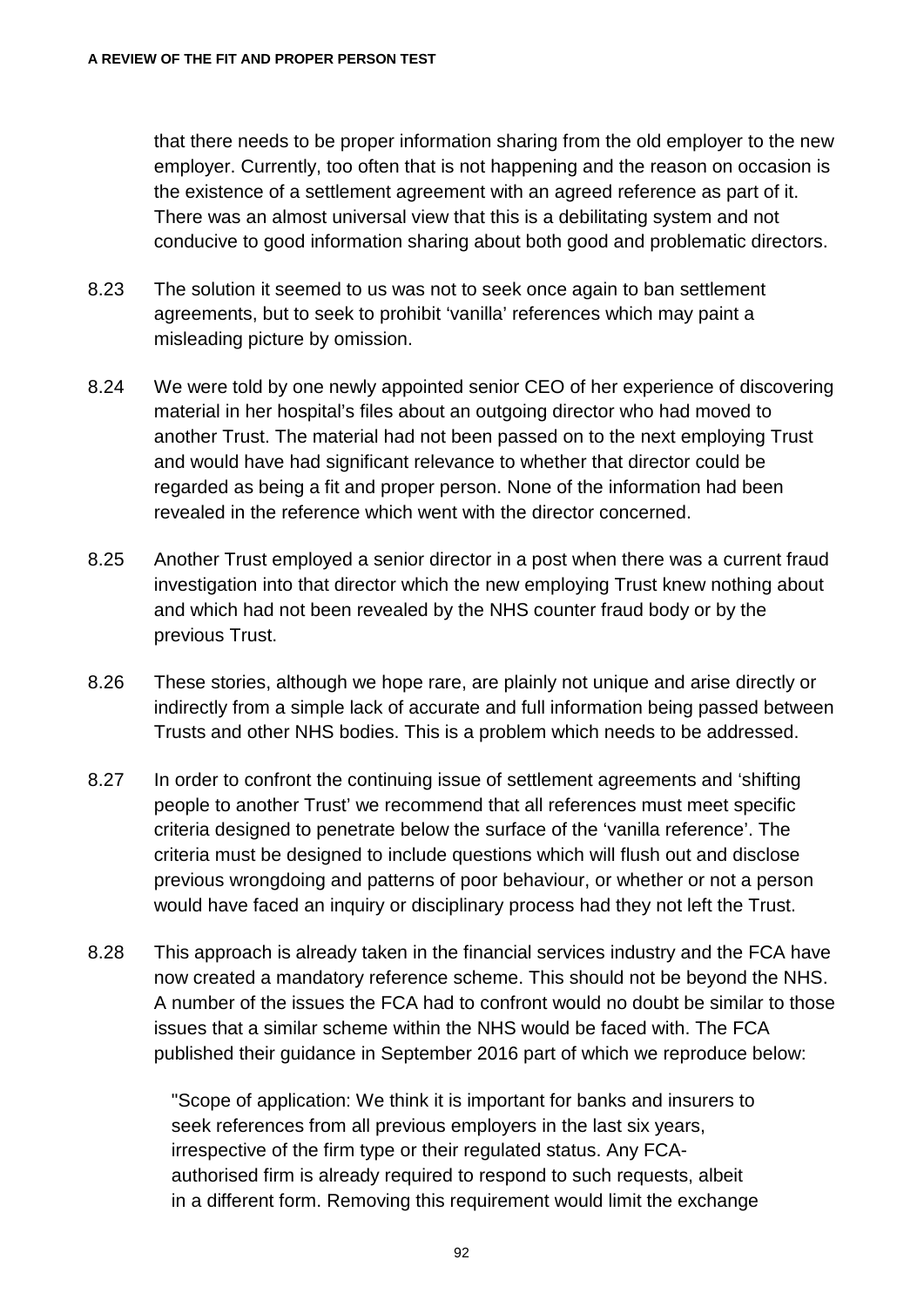that there needs to be proper information sharing from the old employer to the new employer. Currently, too often that is not happening and the reason on occasion is the existence of a settlement agreement with an agreed reference as part of it. There was an almost universal view that this is a debilitating system and not conducive to good information sharing about both good and problematic directors.

8.23 The solution it seemed to us was not to seek once again to ban settlement agreements, but to seek to prohibit 'vanilla' references which may paint a misleading picture by omission.

8.24 We were told by one newly appointed senior CEO of her experience of discovering material in her hospital's files about an outgoing director who had moved to another Trust. The material had not been passed on to the next employing Trust and would have had significant relevance to whether that director could be regarded as being a fit and proper person. None of the information had been revealed in the reference which went with the director concerned.

8.25 Another Trust employed a senior director in a post when there was a current fraud investigation into that director which the new employing Trust knew nothing about and which had not been revealed by the NHS counter fraud body or by the previous Trust.

8.26 These stories, although we hope rare, are plainly not unique and arise directly or indirectly from a simple lack of accurate and full information being passed between Trusts and other NHS bodies. This is a problem which needs to be addressed.

8.27 In order to confront the continuing issue of settlement agreements and 'shifting people to another Trust' we recommend that all references must meet specific criteria designed to penetrate below the surface of the 'vanilla reference'. The criteria must be designed to include questions which will flush out and disclose previous wrongdoing and patterns of poor behaviour, or whether or not a person would have faced an inquiry or disciplinary process had they not left the Trust.

8.28 This approach is already taken in the financial services industry and the FCA have now created a mandatory reference scheme. This should not be beyond the NHS. A number of the issues the FCA had to confront would no doubt be similar to those issues that a similar scheme within the NHS would be faced with. The FCA published their guidance in September 2016 part of which we reproduce below:

> "Scope of application: We think it is important for banks and insurers to seek references from all previous employers in the last six years, irrespective of the firm type or their regulated status. Any FCA-authorised firm is already required to respond to such requests, albeit in a different form. Removing this requirement would limit the exchange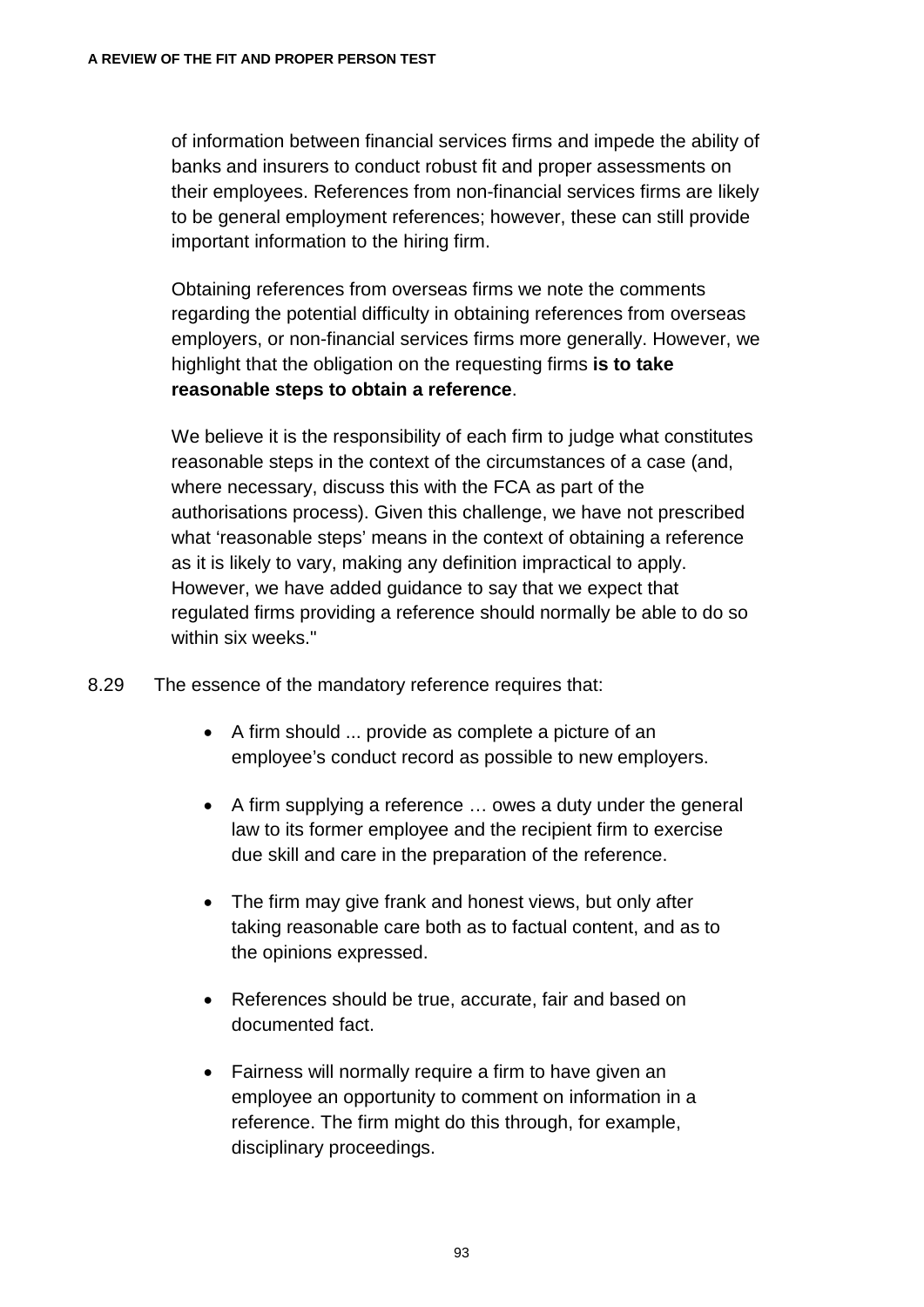of information between financial services firms and impede the ability of banks and insurers to conduct robust fit and proper assessments on their employees. References from non-financial services firms are likely to be general employment references; however, these can still provide important information to the hiring firm.

Obtaining references from overseas firms we note the comments regarding the potential difficulty in obtaining references from overseas employers, or non-financial services firms more generally. However, we highlight that the obligation on the requesting firms **is to take reasonable steps to obtain a reference**.

We believe it is the responsibility of each firm to judge what constitutes reasonable steps in the context of the circumstances of a case (and, where necessary, discuss this with the FCA as part of the authorisations process). Given this challenge, we have not prescribed what 'reasonable steps' means in the context of obtaining a reference as it is likely to vary, making any definition impractical to apply. However, we have added guidance to say that we expect that regulated firms providing a reference should normally be able to do so within six weeks."

8.29 The essence of the mandatory reference requires that:

- A firm should ... provide as complete a picture of an employee's conduct record as possible to new employers.
- A firm supplying a reference … owes a duty under the general law to its former employee and the recipient firm to exercise due skill and care in the preparation of the reference.
- The firm may give frank and honest views, but only after taking reasonable care both as to factual content, and as to the opinions expressed.
- References should be true, accurate, fair and based on documented fact.
- Fairness will normally require a firm to have given an employee an opportunity to comment on information in a reference. The firm might do this through, for example, disciplinary proceedings.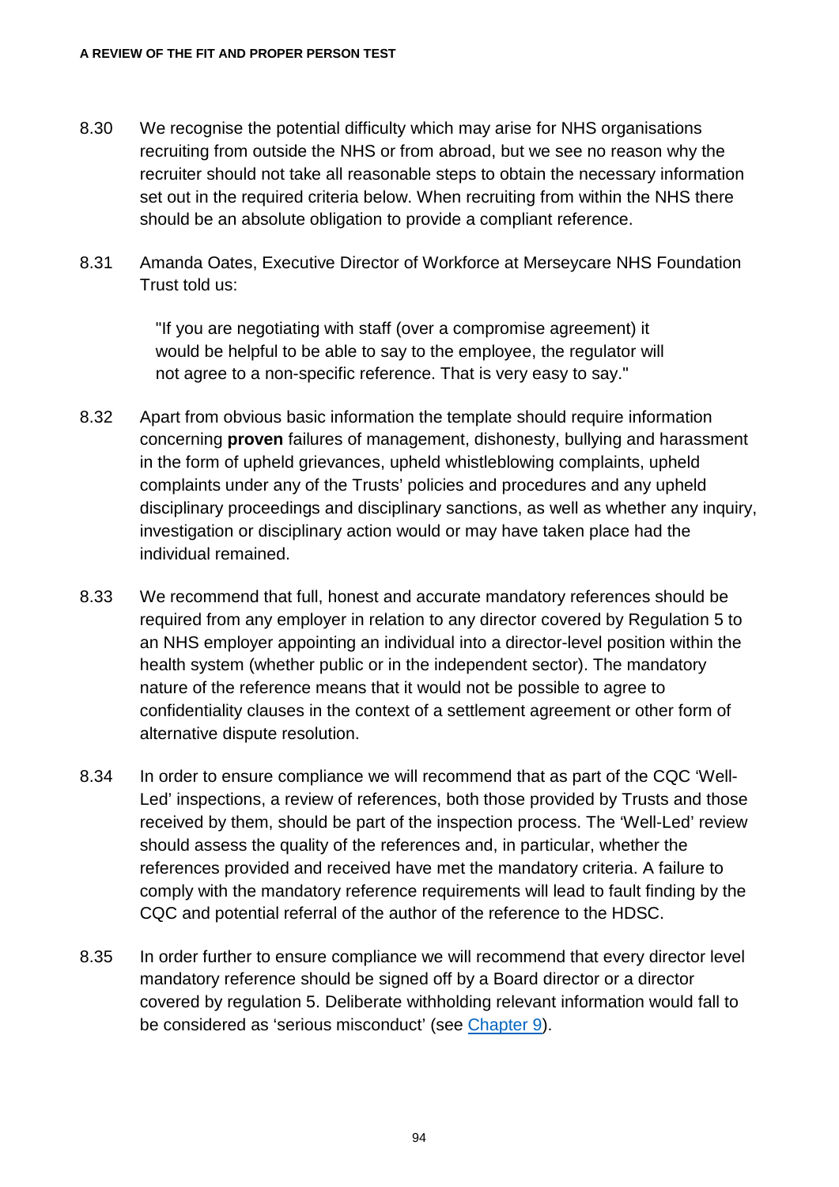8.30 We recognise the potential difficulty which may arise for NHS organisations recruiting from outside the NHS or from abroad, but we see no reason why the recruiter should not take all reasonable steps to obtain the necessary information set out in the required criteria below. When recruiting from within the NHS there should be an absolute obligation to provide a compliant reference.

8.31 Amanda Oates, Executive Director of Workforce at Merseycare NHS Foundation Trust told us:

> "If you are negotiating with staff (over a compromise agreement) it would be helpful to be able to say to the employee, the regulator will not agree to a non-specific reference. That is very easy to say."

8.32 Apart from obvious basic information the template should require information concerning **proven** failures of management, dishonesty, bullying and harassment in the form of upheld grievances, upheld whistleblowing complaints, upheld complaints under any of the Trusts' policies and procedures and any upheld disciplinary proceedings and disciplinary sanctions, as well as whether any inquiry, investigation or disciplinary action would or may have taken place had the individual remained.

8.33 We recommend that full, honest and accurate mandatory references should be required from any employer in relation to any director covered by Regulation 5 to an NHS employer appointing an individual into a director-level position within the health system (whether public or in the independent sector). The mandatory nature of the reference means that it would not be possible to agree to confidentiality clauses in the context of a settlement agreement or other form of alternative dispute resolution.

8.34 In order to ensure compliance we will recommend that as part of the CQC 'Well-Led' inspections, a review of references, both those provided by Trusts and those received by them, should be part of the inspection process. The 'Well-Led' review should assess the quality of the references and, in particular, whether the references provided and received have met the mandatory criteria. A failure to comply with the mandatory reference requirements will lead to fault finding by the CQC and potential referral of the author of the reference to the HDSC.

8.35 In order further to ensure compliance we will recommend that every director level mandatory reference should be signed off by a Board director or a director covered by regulation 5. Deliberate withholding relevant information would fall to be considered as 'serious misconduct' (see Chapter 9).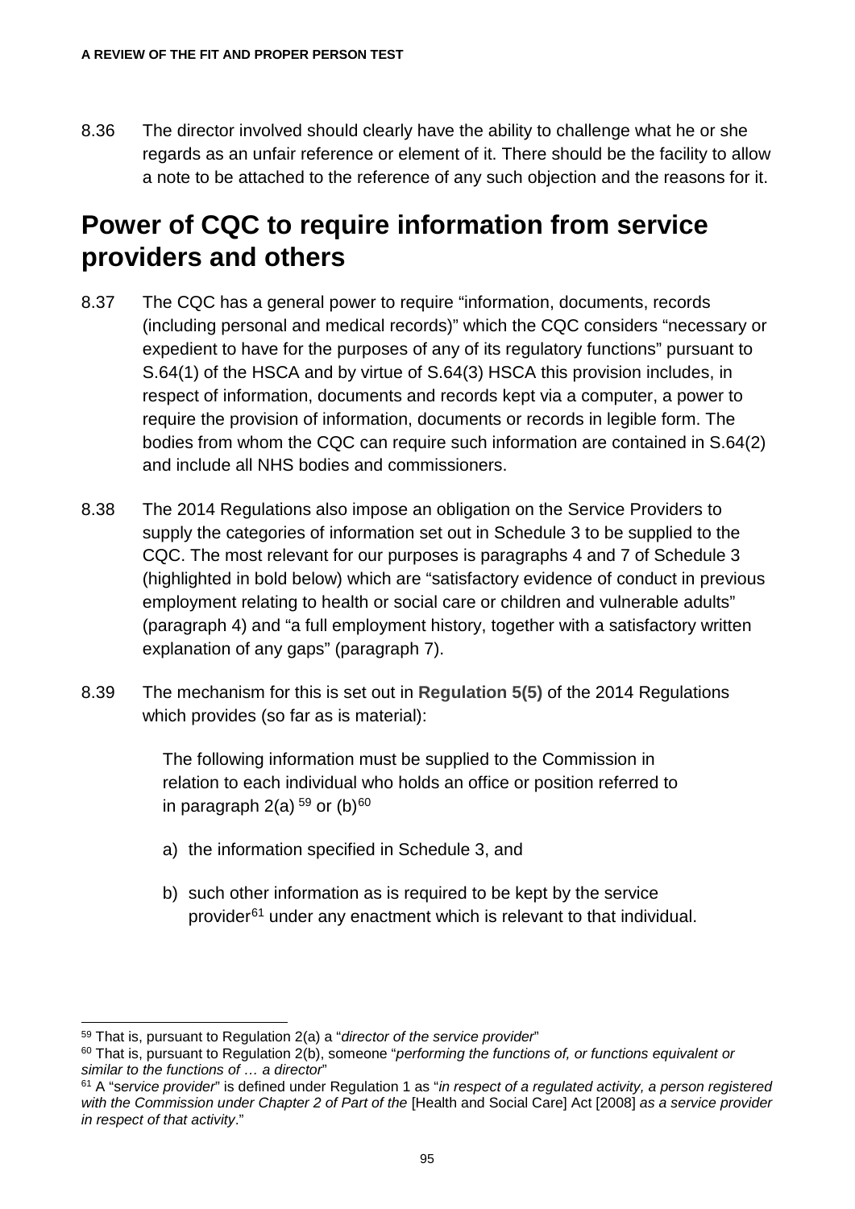8.36 The director involved should clearly have the ability to challenge what he or she regards as an unfair reference or element of it. There should be the facility to allow a note to be attached to the reference of any such objection and the reasons for it.

## Power of CQC to require information from service providers and others

8.37 The CQC has a general power to require "information, documents, records (including personal and medical records)" which the CQC considers "necessary or expedient to have for the purposes of any of its regulatory functions" pursuant to S.64(1) of the HSCA and by virtue of S.64(3) HSCA this provision includes, in respect of information, documents and records kept via a computer, a power to require the provision of information, documents or records in legible form. The bodies from whom the CQC can require such information are contained in S.64(2) and include all NHS bodies and commissioners.

8.38 The 2014 Regulations also impose an obligation on the Service Providers to supply the categories of information set out in Schedule 3 to be supplied to the CQC. The most relevant for our purposes is paragraphs 4 and 7 of Schedule 3 (highlighted in bold below) which are "satisfactory evidence of conduct in previous employment relating to health or social care or children and vulnerable adults" (paragraph 4) and "a full employment history, together with a satisfactory written explanation of any gaps" (paragraph 7).

8.39 The mechanism for this is set out in **Regulation 5(5)** of the 2014 Regulations which provides (so far as is material):

> The following information must be supplied to the Commission in relation to each individual who holds an office or position referred to in paragraph 2(a) [59] or (b)[60]
>
> a) the information specified in Schedule 3, and
>
> b) such other information as is required to be kept by the service provider[61] under any enactment which is relevant to that individual.

---

[59] That is, pursuant to Regulation 2(a) a "*director of the service provider*"

[60] That is, pursuant to Regulation 2(b), someone "*performing the functions of, or functions equivalent or similar to the functions of … a director*"

[61] A "*service provider*" is defined under Regulation 1 as "*in respect of a regulated activity, a person registered with the Commission under Chapter 2 of Part of the* [Health and Social Care] Act [2008] *as a service provider in respect of that activity*."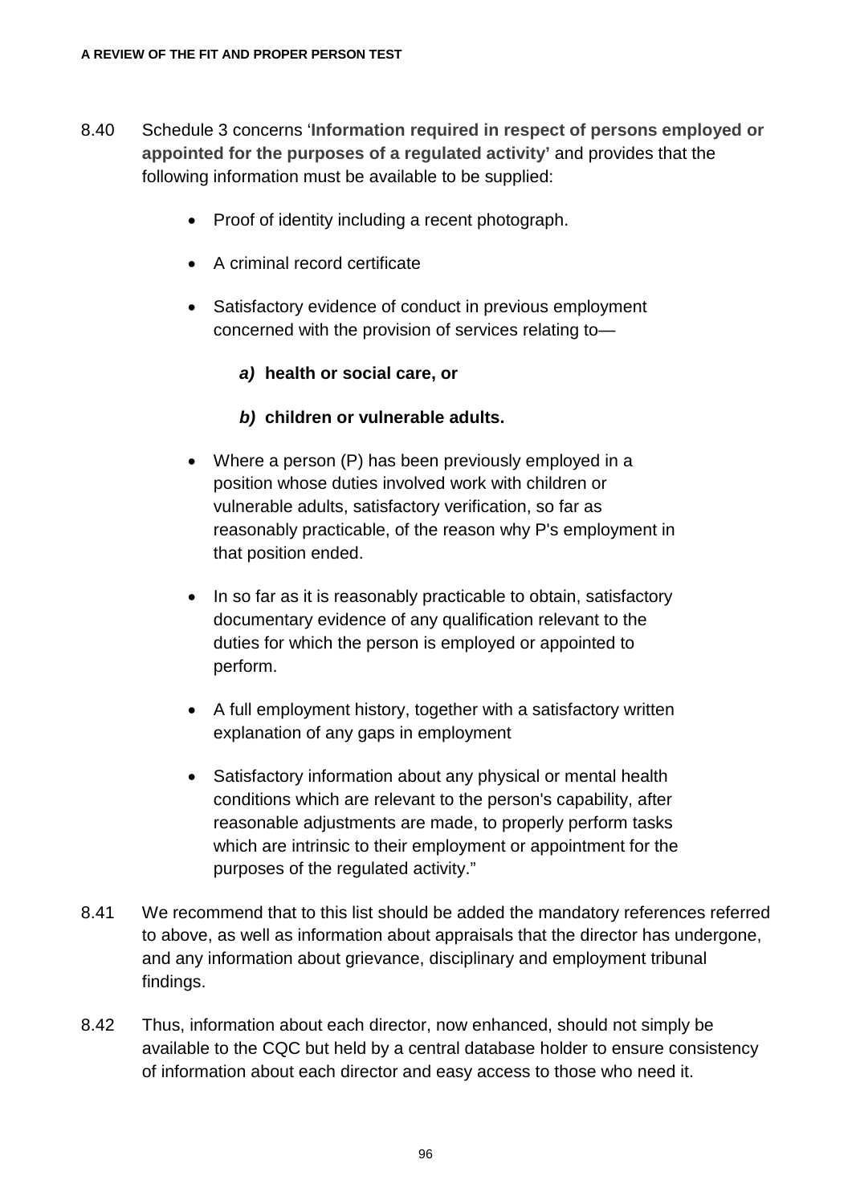8.40 Schedule 3 concerns '**Information required in respect of persons employed or appointed for the purposes of a regulated activity**' and provides that the following information must be available to be supplied:

- Proof of identity including a recent photograph.
- A criminal record certificate
- Satisfactory evidence of conduct in previous employment concerned with the provision of services relating to—

  ***a)*** **health or social care, or**

  ***b)*** **children or vulnerable adults.**

- Where a person (P) has been previously employed in a position whose duties involved work with children or vulnerable adults, satisfactory verification, so far as reasonably practicable, of the reason why P's employment in that position ended.
- In so far as it is reasonably practicable to obtain, satisfactory documentary evidence of any qualification relevant to the duties for which the person is employed or appointed to perform.
- A full employment history, together with a satisfactory written explanation of any gaps in employment
- Satisfactory information about any physical or mental health conditions which are relevant to the person's capability, after reasonable adjustments are made, to properly perform tasks which are intrinsic to their employment or appointment for the purposes of the regulated activity."

8.41 We recommend that to this list should be added the mandatory references referred to above, as well as information about appraisals that the director has undergone, and any information about grievance, disciplinary and employment tribunal findings.

8.42 Thus, information about each director, now enhanced, should not simply be available to the CQC but held by a central database holder to ensure consistency of information about each director and easy access to those who need it.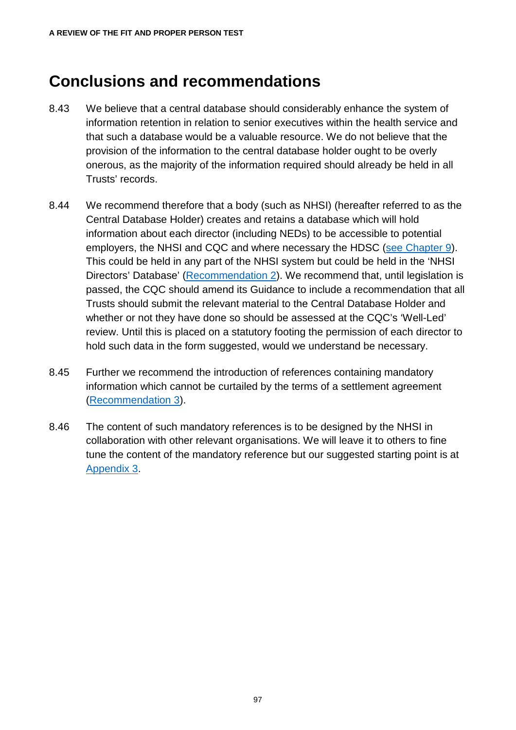## Conclusions and recommendations

8.43 We believe that a central database should considerably enhance the system of information retention in relation to senior executives within the health service and that such a database would be a valuable resource. We do not believe that the provision of the information to the central database holder ought to be overly onerous, as the majority of the information required should already be held in all Trusts' records.

8.44 We recommend therefore that a body (such as NHSI) (hereafter referred to as the Central Database Holder) creates and retains a database which will hold information about each director (including NEDs) to be accessible to potential employers, the NHSI and CQC and where necessary the HDSC (see Chapter 9). This could be held in any part of the NHSI system but could be held in the 'NHSI Directors' Database' (Recommendation 2). We recommend that, until legislation is passed, the CQC should amend its Guidance to include a recommendation that all Trusts should submit the relevant material to the Central Database Holder and whether or not they have done so should be assessed at the CQC's 'Well-Led' review. Until this is placed on a statutory footing the permission of each director to hold such data in the form suggested, would we understand be necessary.

8.45 Further we recommend the introduction of references containing mandatory information which cannot be curtailed by the terms of a settlement agreement (Recommendation 3).

8.46 The content of such mandatory references is to be designed by the NHSI in collaboration with other relevant organisations. We will leave it to others to fine tune the content of the mandatory reference but our suggested starting point is at Appendix 3.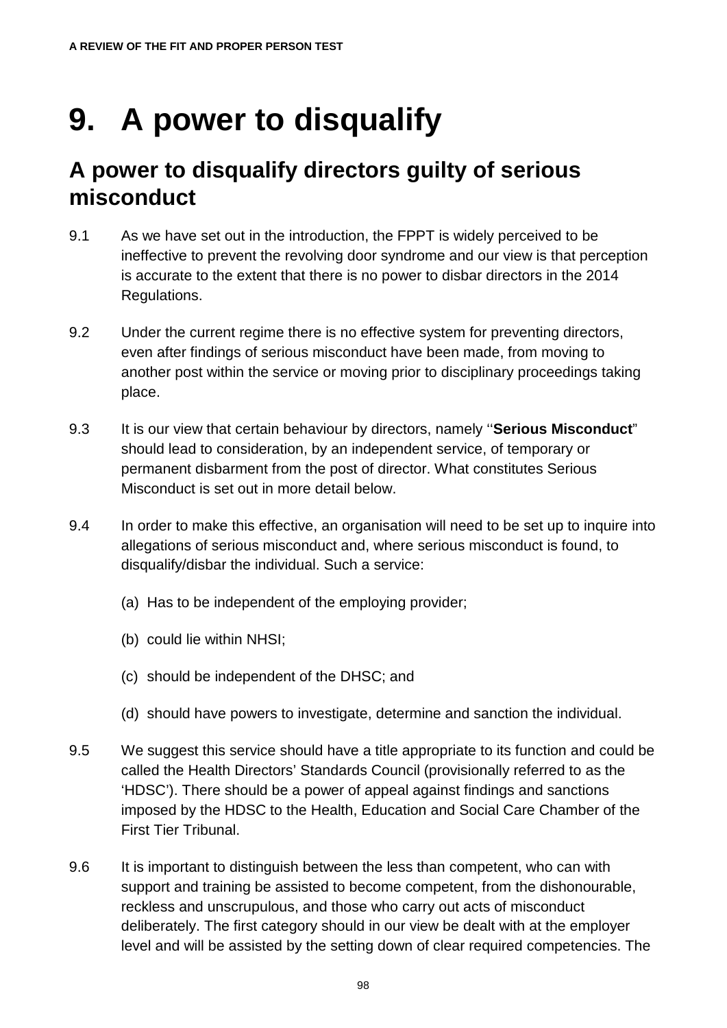# 9. A power to disqualify

## A power to disqualify directors guilty of serious misconduct

9.1 As we have set out in the introduction, the FPPT is widely perceived to be ineffective to prevent the revolving door syndrome and our view is that perception is accurate to the extent that there is no power to disbar directors in the 2014 Regulations.

9.2 Under the current regime there is no effective system for preventing directors, even after findings of serious misconduct have been made, from moving to another post within the service or moving prior to disciplinary proceedings taking place.

9.3 It is our view that certain behaviour by directors, namely ''**Serious Misconduct**" should lead to consideration, by an independent service, of temporary or permanent disbarment from the post of director. What constitutes Serious Misconduct is set out in more detail below.

9.4 In order to make this effective, an organisation will need to be set up to inquire into allegations of serious misconduct and, where serious misconduct is found, to disqualify/disbar the individual. Such a service:

(a) Has to be independent of the employing provider;

(b) could lie within NHSI;

(c) should be independent of the DHSC; and

(d) should have powers to investigate, determine and sanction the individual.

9.5 We suggest this service should have a title appropriate to its function and could be called the Health Directors' Standards Council (provisionally referred to as the 'HDSC'). There should be a power of appeal against findings and sanctions imposed by the HDSC to the Health, Education and Social Care Chamber of the First Tier Tribunal.

9.6 It is important to distinguish between the less than competent, who can with support and training be assisted to become competent, from the dishonourable, reckless and unscrupulous, and those who carry out acts of misconduct deliberately. The first category should in our view be dealt with at the employer level and will be assisted by the setting down of clear required competencies. The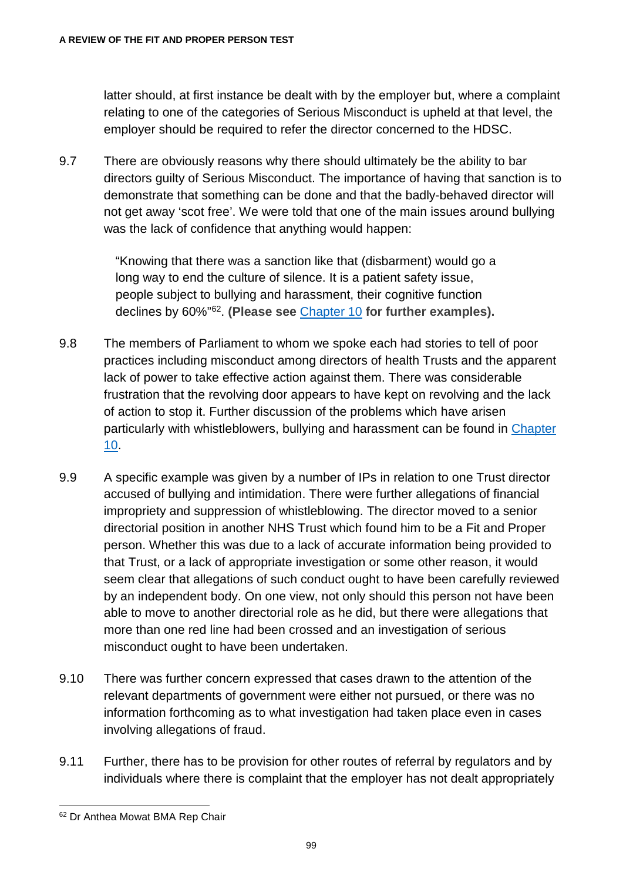latter should, at first instance be dealt with by the employer but, where a complaint relating to one of the categories of Serious Misconduct is upheld at that level, the employer should be required to refer the director concerned to the HDSC.

9.7 There are obviously reasons why there should ultimately be the ability to bar directors guilty of Serious Misconduct. The importance of having that sanction is to demonstrate that something can be done and that the badly-behaved director will not get away 'scot free'. We were told that one of the main issues around bullying was the lack of confidence that anything would happen:

> "Knowing that there was a sanction like that (disbarment) would go a long way to end the culture of silence. It is a patient safety issue, people subject to bullying and harassment, their cognitive function declines by 60%"[62]. **(Please see** [Chapter 10](#) **for further examples).**

9.8 The members of Parliament to whom we spoke each had stories to tell of poor practices including misconduct among directors of health Trusts and the apparent lack of power to take effective action against them. There was considerable frustration that the revolving door appears to have kept on revolving and the lack of action to stop it. Further discussion of the problems which have arisen particularly with whistleblowers, bullying and harassment can be found in [Chapter 10](#).

9.9 A specific example was given by a number of IPs in relation to one Trust director accused of bullying and intimidation. There were further allegations of financial impropriety and suppression of whistleblowing. The director moved to a senior directorial position in another NHS Trust which found him to be a Fit and Proper person. Whether this was due to a lack of accurate information being provided to that Trust, or a lack of appropriate investigation or some other reason, it would seem clear that allegations of such conduct ought to have been carefully reviewed by an independent body. On one view, not only should this person not have been able to move to another directorial role as he did, but there were allegations that more than one red line had been crossed and an investigation of serious misconduct ought to have been undertaken.

9.10 There was further concern expressed that cases drawn to the attention of the relevant departments of government were either not pursued, or there was no information forthcoming as to what investigation had taken place even in cases involving allegations of fraud.

9.11 Further, there has to be provision for other routes of referral by regulators and by individuals where there is complaint that the employer has not dealt appropriately

---

[62] Dr Anthea Mowat BMA Rep Chair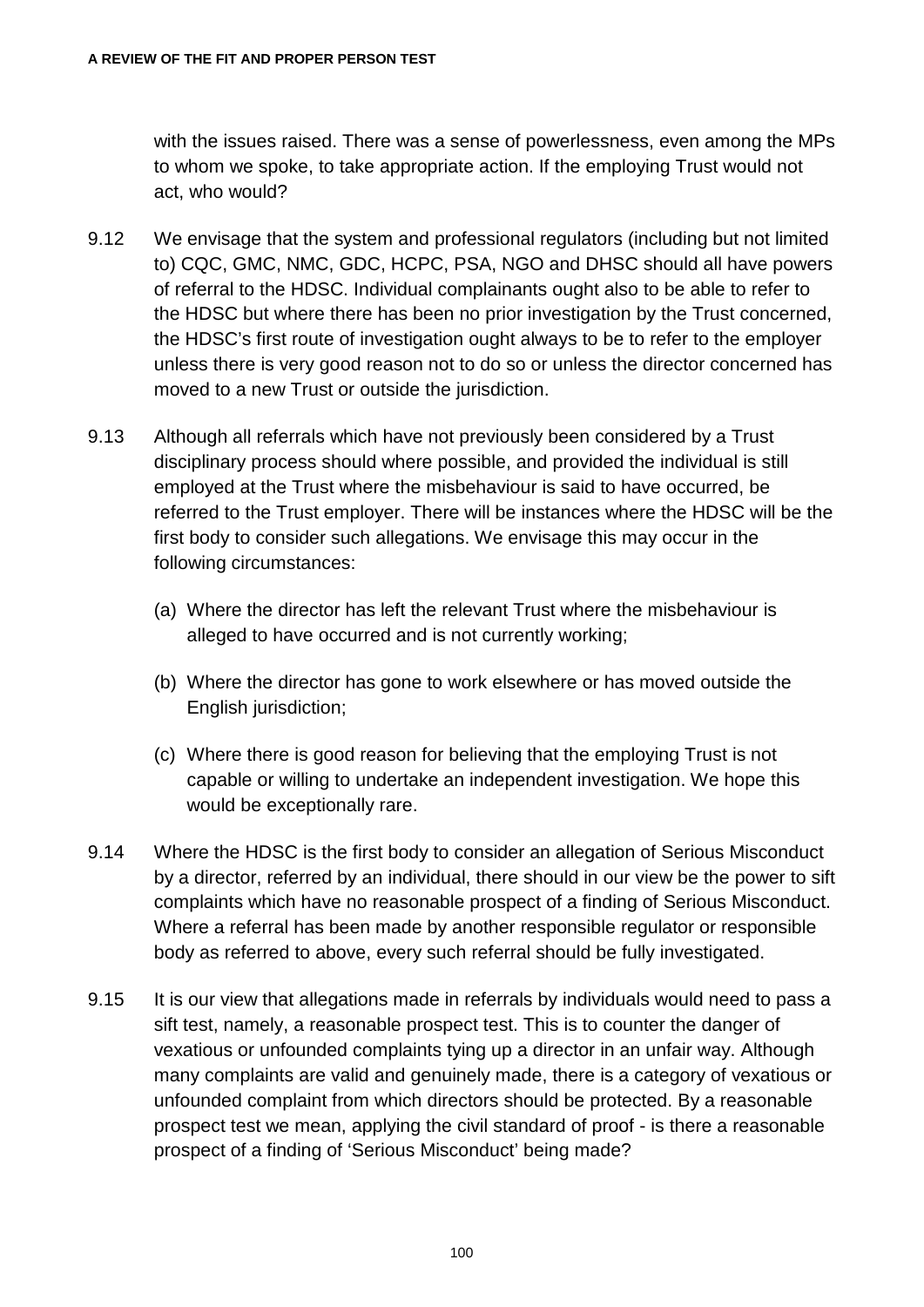with the issues raised. There was a sense of powerlessness, even among the MPs to whom we spoke, to take appropriate action. If the employing Trust would not act, who would?

9.12 We envisage that the system and professional regulators (including but not limited to) CQC, GMC, NMC, GDC, HCPC, PSA, NGO and DHSC should all have powers of referral to the HDSC. Individual complainants ought also to be able to refer to the HDSC but where there has been no prior investigation by the Trust concerned, the HDSC's first route of investigation ought always to be to refer to the employer unless there is very good reason not to do so or unless the director concerned has moved to a new Trust or outside the jurisdiction.

9.13 Although all referrals which have not previously been considered by a Trust disciplinary process should where possible, and provided the individual is still employed at the Trust where the misbehaviour is said to have occurred, be referred to the Trust employer. There will be instances where the HDSC will be the first body to consider such allegations. We envisage this may occur in the following circumstances:

(a) Where the director has left the relevant Trust where the misbehaviour is alleged to have occurred and is not currently working;

(b) Where the director has gone to work elsewhere or has moved outside the English jurisdiction;

(c) Where there is good reason for believing that the employing Trust is not capable or willing to undertake an independent investigation. We hope this would be exceptionally rare.

9.14 Where the HDSC is the first body to consider an allegation of Serious Misconduct by a director, referred by an individual, there should in our view be the power to sift complaints which have no reasonable prospect of a finding of Serious Misconduct. Where a referral has been made by another responsible regulator or responsible body as referred to above, every such referral should be fully investigated.

9.15 It is our view that allegations made in referrals by individuals would need to pass a sift test, namely, a reasonable prospect test. This is to counter the danger of vexatious or unfounded complaints tying up a director in an unfair way. Although many complaints are valid and genuinely made, there is a category of vexatious or unfounded complaint from which directors should be protected. By a reasonable prospect test we mean, applying the civil standard of proof - is there a reasonable prospect of a finding of 'Serious Misconduct' being made?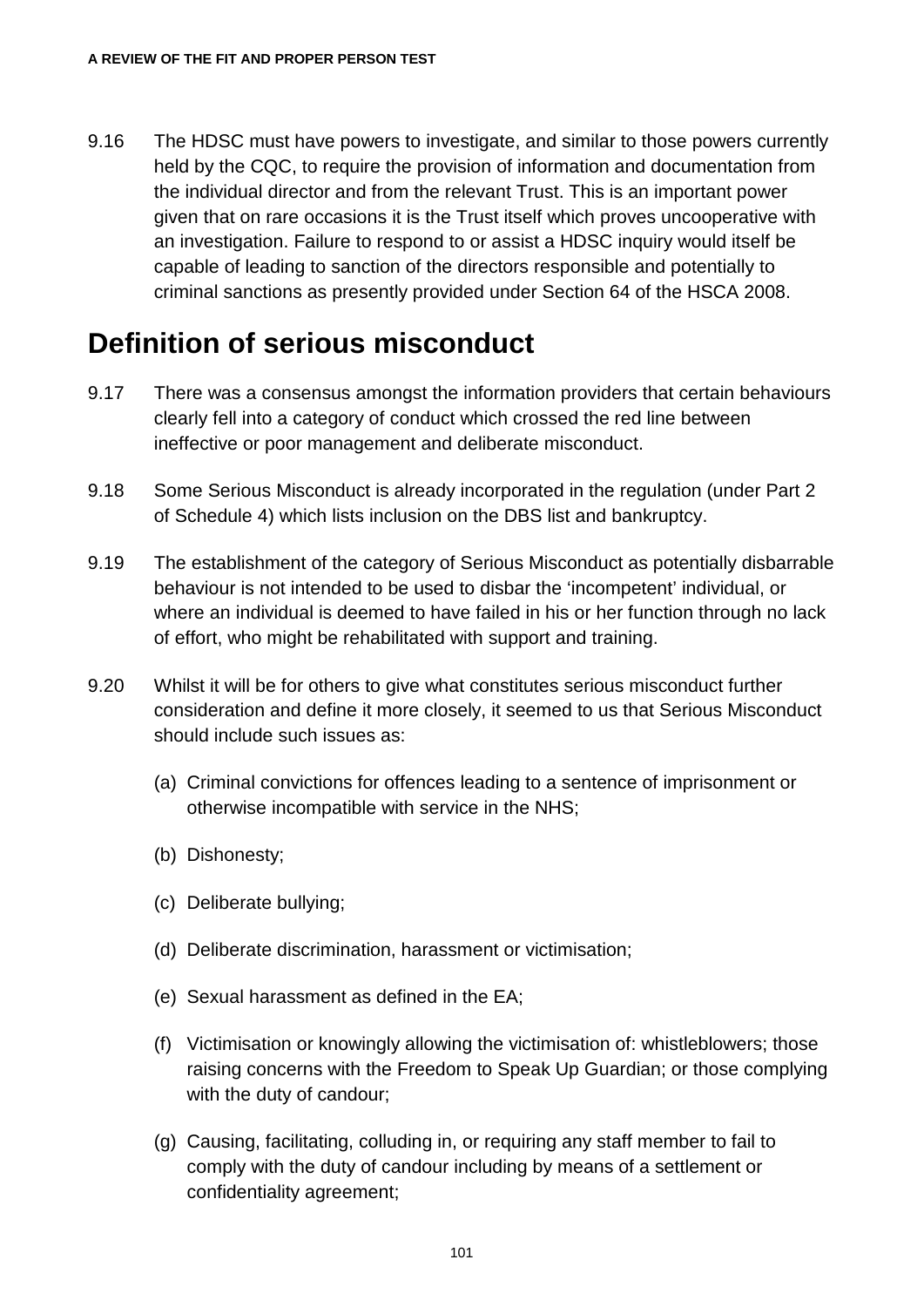9.16 The HDSC must have powers to investigate, and similar to those powers currently held by the CQC, to require the provision of information and documentation from the individual director and from the relevant Trust. This is an important power given that on rare occasions it is the Trust itself which proves uncooperative with an investigation. Failure to respond to or assist a HDSC inquiry would itself be capable of leading to sanction of the directors responsible and potentially to criminal sanctions as presently provided under Section 64 of the HSCA 2008.

## Definition of serious misconduct

9.17 There was a consensus amongst the information providers that certain behaviours clearly fell into a category of conduct which crossed the red line between ineffective or poor management and deliberate misconduct.

9.18 Some Serious Misconduct is already incorporated in the regulation (under Part 2 of Schedule 4) which lists inclusion on the DBS list and bankruptcy.

9.19 The establishment of the category of Serious Misconduct as potentially disbarrable behaviour is not intended to be used to disbar the 'incompetent' individual, or where an individual is deemed to have failed in his or her function through no lack of effort, who might be rehabilitated with support and training.

9.20 Whilst it will be for others to give what constitutes serious misconduct further consideration and define it more closely, it seemed to us that Serious Misconduct should include such issues as:

(a) Criminal convictions for offences leading to a sentence of imprisonment or otherwise incompatible with service in the NHS;

(b) Dishonesty;

(c) Deliberate bullying;

(d) Deliberate discrimination, harassment or victimisation;

(e) Sexual harassment as defined in the EA;

(f) Victimisation or knowingly allowing the victimisation of: whistleblowers; those raising concerns with the Freedom to Speak Up Guardian; or those complying with the duty of candour;

(g) Causing, facilitating, colluding in, or requiring any staff member to fail to comply with the duty of candour including by means of a settlement or confidentiality agreement;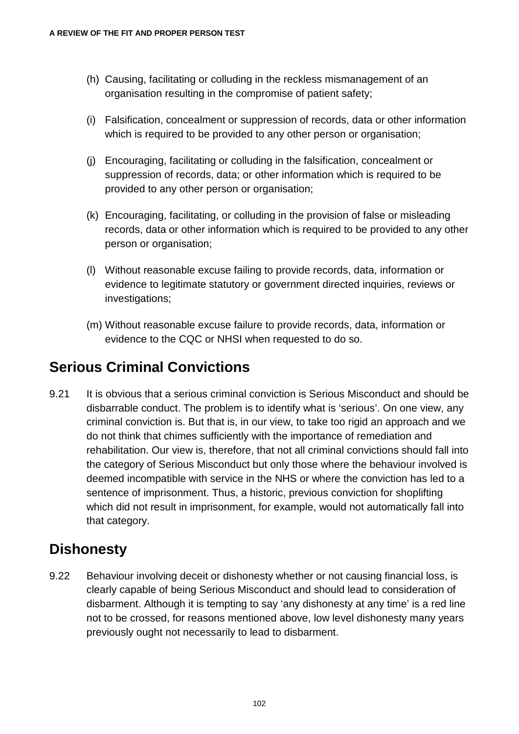(h) Causing, facilitating or colluding in the reckless mismanagement of an organisation resulting in the compromise of patient safety;

(i) Falsification, concealment or suppression of records, data or other information which is required to be provided to any other person or organisation;

(j) Encouraging, facilitating or colluding in the falsification, concealment or suppression of records, data; or other information which is required to be provided to any other person or organisation;

(k) Encouraging, facilitating, or colluding in the provision of false or misleading records, data or other information which is required to be provided to any other person or organisation;

(l) Without reasonable excuse failing to provide records, data, information or evidence to legitimate statutory or government directed inquiries, reviews or investigations;

(m) Without reasonable excuse failure to provide records, data, information or evidence to the CQC or NHSI when requested to do so.

## Serious Criminal Convictions

9.21 It is obvious that a serious criminal conviction is Serious Misconduct and should be disbarrable conduct. The problem is to identify what is 'serious'. On one view, any criminal conviction is. But that is, in our view, to take too rigid an approach and we do not think that chimes sufficiently with the importance of remediation and rehabilitation. Our view is, therefore, that not all criminal convictions should fall into the category of Serious Misconduct but only those where the behaviour involved is deemed incompatible with service in the NHS or where the conviction has led to a sentence of imprisonment. Thus, a historic, previous conviction for shoplifting which did not result in imprisonment, for example, would not automatically fall into that category.

## Dishonesty

9.22 Behaviour involving deceit or dishonesty whether or not causing financial loss, is clearly capable of being Serious Misconduct and should lead to consideration of disbarment. Although it is tempting to say 'any dishonesty at any time' is a red line not to be crossed, for reasons mentioned above, low level dishonesty many years previously ought not necessarily to lead to disbarment.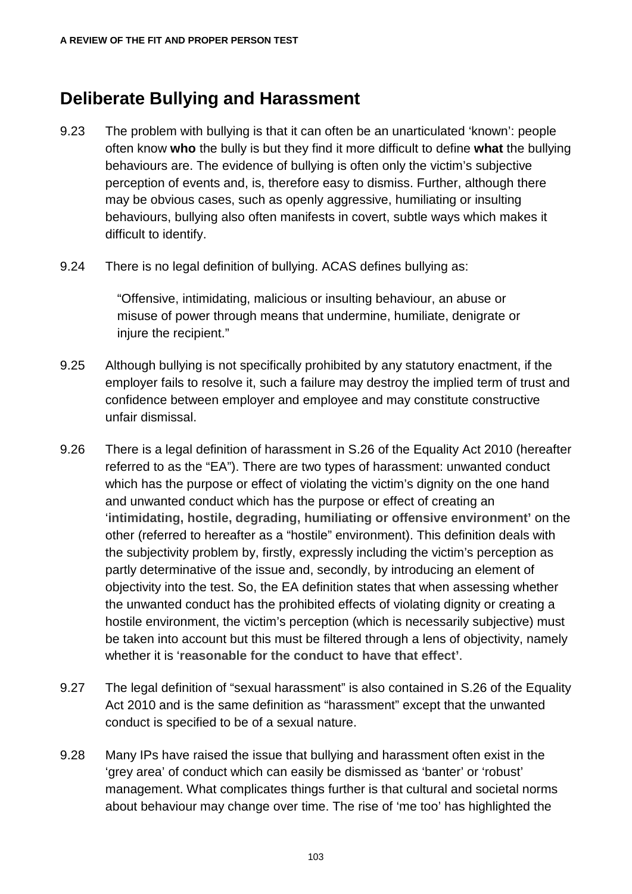## Deliberate Bullying and Harassment

9.23 The problem with bullying is that it can often be an unarticulated 'known': people often know **who** the bully is but they find it more difficult to define **what** the bullying behaviours are. The evidence of bullying is often only the victim's subjective perception of events and, is, therefore easy to dismiss. Further, although there may be obvious cases, such as openly aggressive, humiliating or insulting behaviours, bullying also often manifests in covert, subtle ways which makes it difficult to identify.

9.24 There is no legal definition of bullying. ACAS defines bullying as:

> "Offensive, intimidating, malicious or insulting behaviour, an abuse or misuse of power through means that undermine, humiliate, denigrate or injure the recipient."

9.25 Although bullying is not specifically prohibited by any statutory enactment, if the employer fails to resolve it, such a failure may destroy the implied term of trust and confidence between employer and employee and may constitute constructive unfair dismissal.

9.26 There is a legal definition of harassment in S.26 of the Equality Act 2010 (hereafter referred to as the "EA"). There are two types of harassment: unwanted conduct which has the purpose or effect of violating the victim's dignity on the one hand and unwanted conduct which has the purpose or effect of creating an '**intimidating, hostile, degrading, humiliating or offensive environment'** on the other (referred to hereafter as a "hostile" environment). This definition deals with the subjectivity problem by, firstly, expressly including the victim's perception as partly determinative of the issue and, secondly, by introducing an element of objectivity into the test. So, the EA definition states that when assessing whether the unwanted conduct has the prohibited effects of violating dignity or creating a hostile environment, the victim's perception (which is necessarily subjective) must be taken into account but this must be filtered through a lens of objectivity, namely whether it is '**reasonable for the conduct to have that effect'**.

9.27 The legal definition of "sexual harassment" is also contained in S.26 of the Equality Act 2010 and is the same definition as "harassment" except that the unwanted conduct is specified to be of a sexual nature.

9.28 Many IPs have raised the issue that bullying and harassment often exist in the 'grey area' of conduct which can easily be dismissed as 'banter' or 'robust' management. What complicates things further is that cultural and societal norms about behaviour may change over time. The rise of 'me too' has highlighted the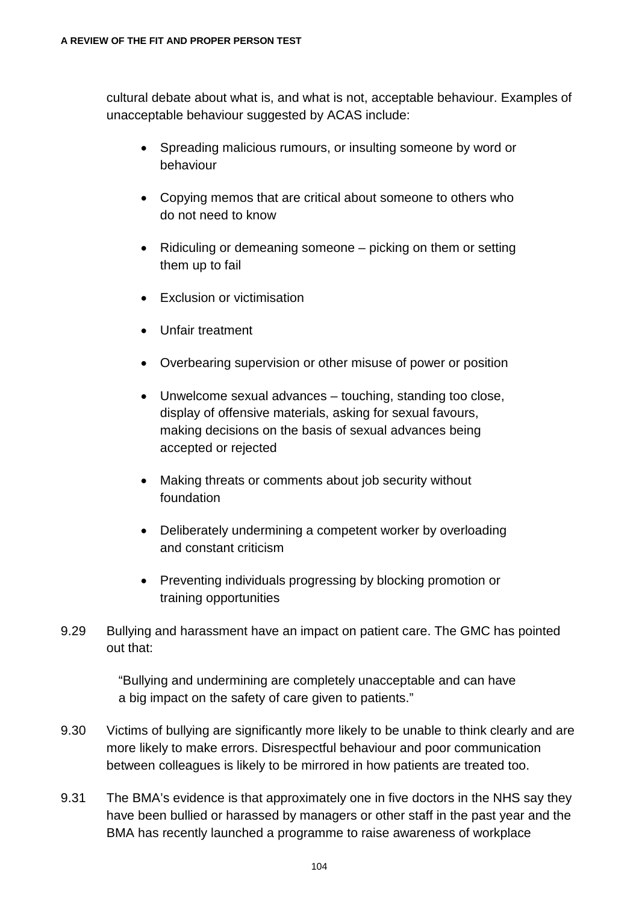cultural debate about what is, and what is not, acceptable behaviour. Examples of unacceptable behaviour suggested by ACAS include:

- Spreading malicious rumours, or insulting someone by word or behaviour
- Copying memos that are critical about someone to others who do not need to know
- Ridiculing or demeaning someone – picking on them or setting them up to fail
- Exclusion or victimisation
- Unfair treatment
- Overbearing supervision or other misuse of power or position
- Unwelcome sexual advances – touching, standing too close, display of offensive materials, asking for sexual favours, making decisions on the basis of sexual advances being accepted or rejected
- Making threats or comments about job security without foundation
- Deliberately undermining a competent worker by overloading and constant criticism
- Preventing individuals progressing by blocking promotion or training opportunities

9.29 Bullying and harassment have an impact on patient care. The GMC has pointed out that:

> "Bullying and undermining are completely unacceptable and can have a big impact on the safety of care given to patients."

9.30 Victims of bullying are significantly more likely to be unable to think clearly and are more likely to make errors. Disrespectful behaviour and poor communication between colleagues is likely to be mirrored in how patients are treated too.

9.31 The BMA's evidence is that approximately one in five doctors in the NHS say they have been bullied or harassed by managers or other staff in the past year and the BMA has recently launched a programme to raise awareness of workplace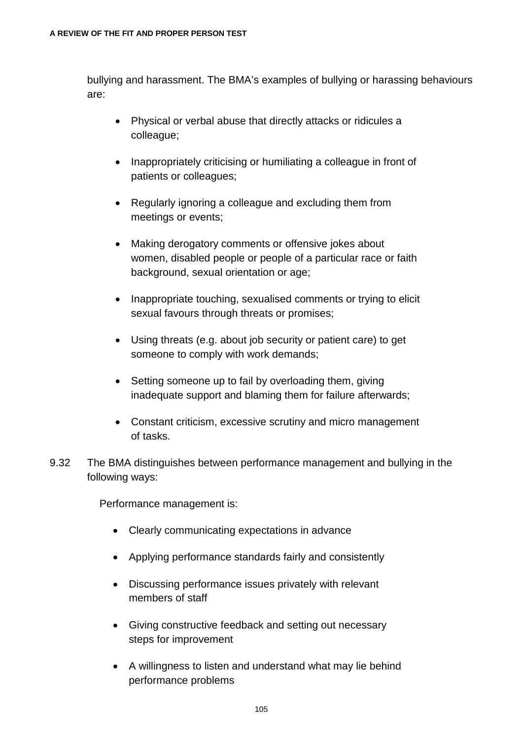bullying and harassment. The BMA's examples of bullying or harassing behaviours are:

- Physical or verbal abuse that directly attacks or ridicules a colleague;
- Inappropriately criticising or humiliating a colleague in front of patients or colleagues;
- Regularly ignoring a colleague and excluding them from meetings or events;
- Making derogatory comments or offensive jokes about women, disabled people or people of a particular race or faith background, sexual orientation or age;
- Inappropriate touching, sexualised comments or trying to elicit sexual favours through threats or promises;
- Using threats (e.g. about job security or patient care) to get someone to comply with work demands;
- Setting someone up to fail by overloading them, giving inadequate support and blaming them for failure afterwards;
- Constant criticism, excessive scrutiny and micro management of tasks.

9.32 The BMA distinguishes between performance management and bullying in the following ways:

Performance management is:

- Clearly communicating expectations in advance
- Applying performance standards fairly and consistently
- Discussing performance issues privately with relevant members of staff
- Giving constructive feedback and setting out necessary steps for improvement
- A willingness to listen and understand what may lie behind performance problems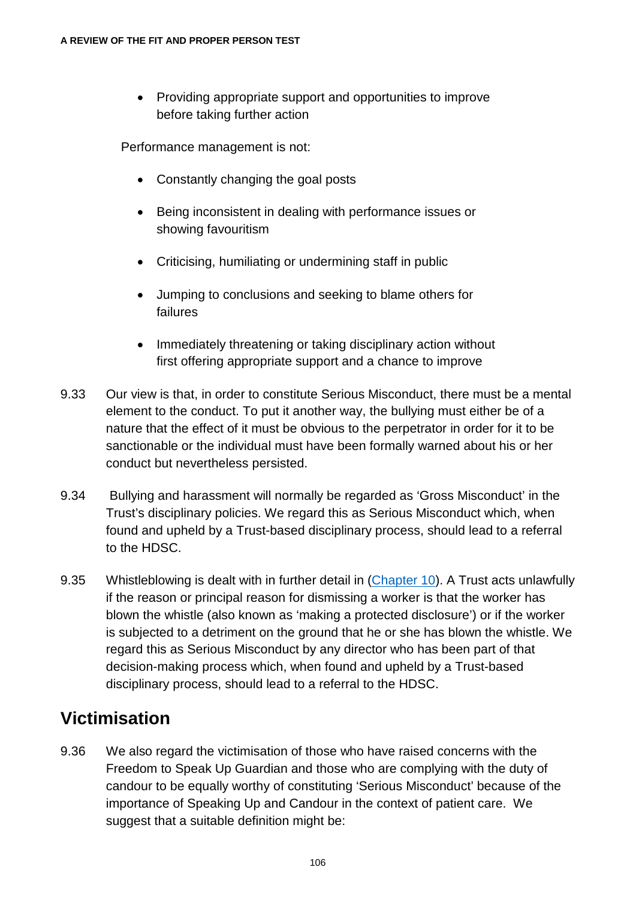- Providing appropriate support and opportunities to improve before taking further action

Performance management is not:

- Constantly changing the goal posts
- Being inconsistent in dealing with performance issues or showing favouritism
- Criticising, humiliating or undermining staff in public
- Jumping to conclusions and seeking to blame others for failures
- Immediately threatening or taking disciplinary action without first offering appropriate support and a chance to improve

9.33 Our view is that, in order to constitute Serious Misconduct, there must be a mental element to the conduct. To put it another way, the bullying must either be of a nature that the effect of it must be obvious to the perpetrator in order for it to be sanctionable or the individual must have been formally warned about his or her conduct but nevertheless persisted.

9.34 Bullying and harassment will normally be regarded as 'Gross Misconduct' in the Trust's disciplinary policies. We regard this as Serious Misconduct which, when found and upheld by a Trust-based disciplinary process, should lead to a referral to the HDSC.

9.35 Whistleblowing is dealt with in further detail in (Chapter 10). A Trust acts unlawfully if the reason or principal reason for dismissing a worker is that the worker has blown the whistle (also known as 'making a protected disclosure') or if the worker is subjected to a detriment on the ground that he or she has blown the whistle. We regard this as Serious Misconduct by any director who has been part of that decision-making process which, when found and upheld by a Trust-based disciplinary process, should lead to a referral to the HDSC.

## Victimisation

9.36 We also regard the victimisation of those who have raised concerns with the Freedom to Speak Up Guardian and those who are complying with the duty of candour to be equally worthy of constituting 'Serious Misconduct' because of the importance of Speaking Up and Candour in the context of patient care. We suggest that a suitable definition might be: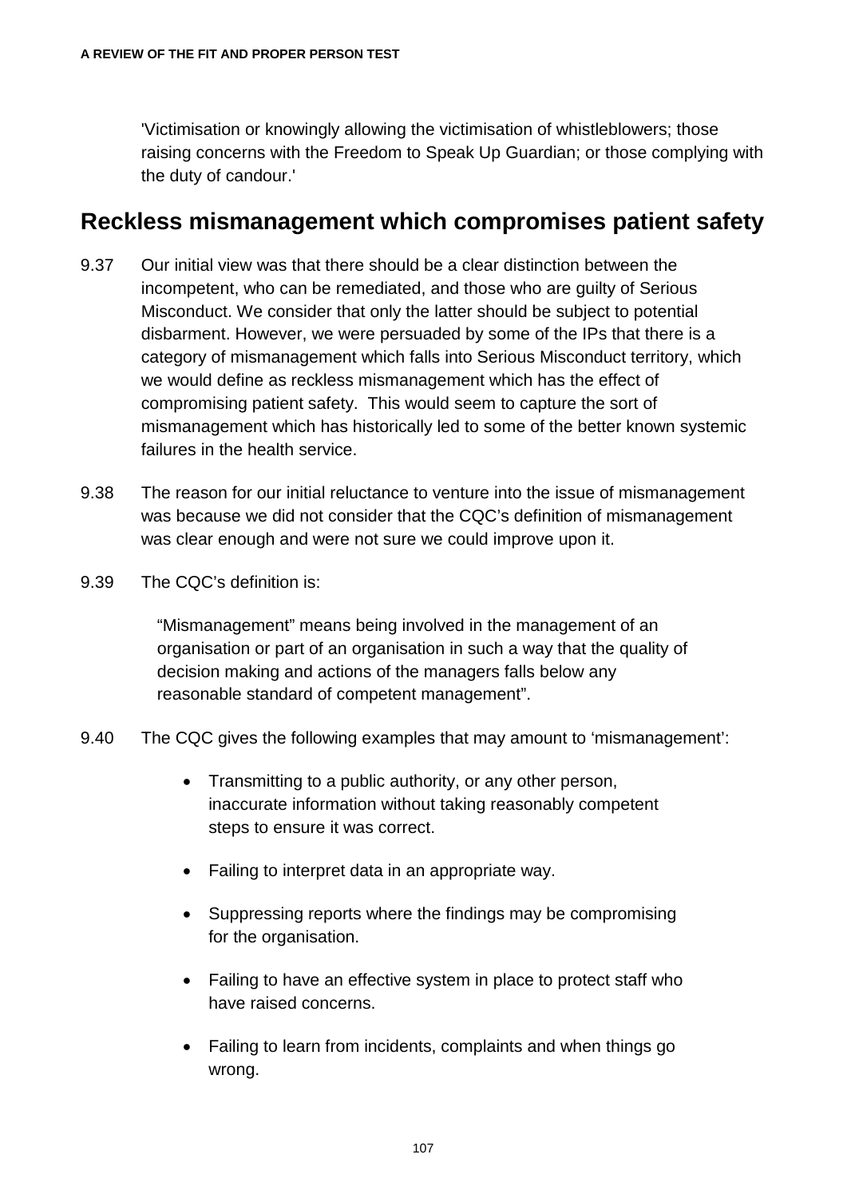'Victimisation or knowingly allowing the victimisation of whistleblowers; those raising concerns with the Freedom to Speak Up Guardian; or those complying with the duty of candour.'

## Reckless mismanagement which compromises patient safety

9.37 Our initial view was that there should be a clear distinction between the incompetent, who can be remediated, and those who are guilty of Serious Misconduct. We consider that only the latter should be subject to potential disbarment. However, we were persuaded by some of the IPs that there is a category of mismanagement which falls into Serious Misconduct territory, which we would define as reckless mismanagement which has the effect of compromising patient safety. This would seem to capture the sort of mismanagement which has historically led to some of the better known systemic failures in the health service.

9.38 The reason for our initial reluctance to venture into the issue of mismanagement was because we did not consider that the CQC's definition of mismanagement was clear enough and were not sure we could improve upon it.

9.39 The CQC's definition is:

> "Mismanagement" means being involved in the management of an organisation or part of an organisation in such a way that the quality of decision making and actions of the managers falls below any reasonable standard of competent management".

9.40 The CQC gives the following examples that may amount to 'mismanagement':

- Transmitting to a public authority, or any other person, inaccurate information without taking reasonably competent steps to ensure it was correct.
- Failing to interpret data in an appropriate way.
- Suppressing reports where the findings may be compromising for the organisation.
- Failing to have an effective system in place to protect staff who have raised concerns.
- Failing to learn from incidents, complaints and when things go wrong.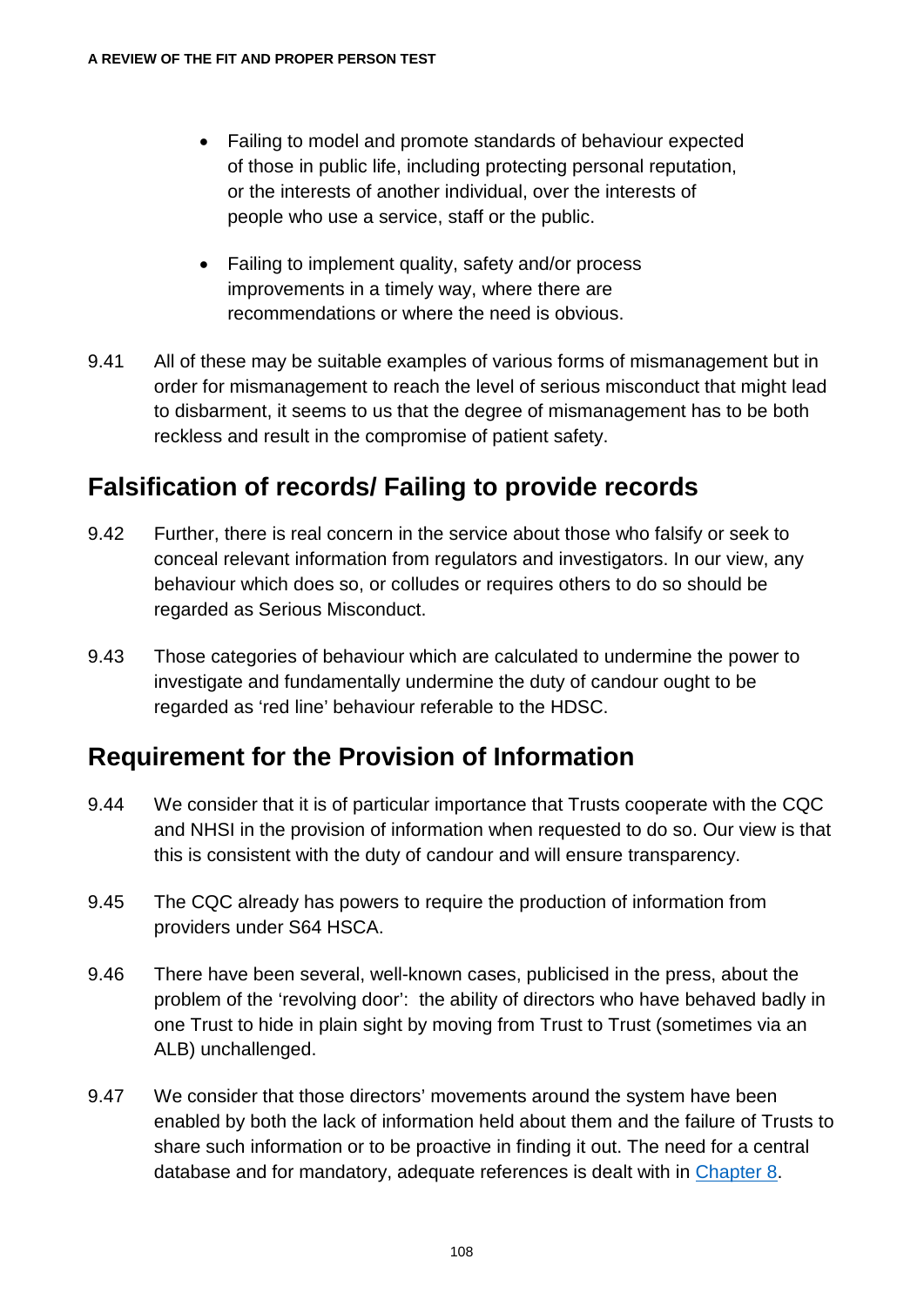- Failing to model and promote standards of behaviour expected of those in public life, including protecting personal reputation, or the interests of another individual, over the interests of people who use a service, staff or the public.

- Failing to implement quality, safety and/or process improvements in a timely way, where there are recommendations or where the need is obvious.

9.41 All of these may be suitable examples of various forms of mismanagement but in order for mismanagement to reach the level of serious misconduct that might lead to disbarment, it seems to us that the degree of mismanagement has to be both reckless and result in the compromise of patient safety.

## Falsification of records/ Failing to provide records

9.42 Further, there is real concern in the service about those who falsify or seek to conceal relevant information from regulators and investigators. In our view, any behaviour which does so, or colludes or requires others to do so should be regarded as Serious Misconduct.

9.43 Those categories of behaviour which are calculated to undermine the power to investigate and fundamentally undermine the duty of candour ought to be regarded as 'red line' behaviour referable to the HDSC.

## Requirement for the Provision of Information

9.44 We consider that it is of particular importance that Trusts cooperate with the CQC and NHSI in the provision of information when requested to do so. Our view is that this is consistent with the duty of candour and will ensure transparency.

9.45 The CQC already has powers to require the production of information from providers under S64 HSCA.

9.46 There have been several, well-known cases, publicised in the press, about the problem of the 'revolving door': the ability of directors who have behaved badly in one Trust to hide in plain sight by moving from Trust to Trust (sometimes via an ALB) unchallenged.

9.47 We consider that those directors' movements around the system have been enabled by both the lack of information held about them and the failure of Trusts to share such information or to be proactive in finding it out. The need for a central database and for mandatory, adequate references is dealt with in Chapter 8.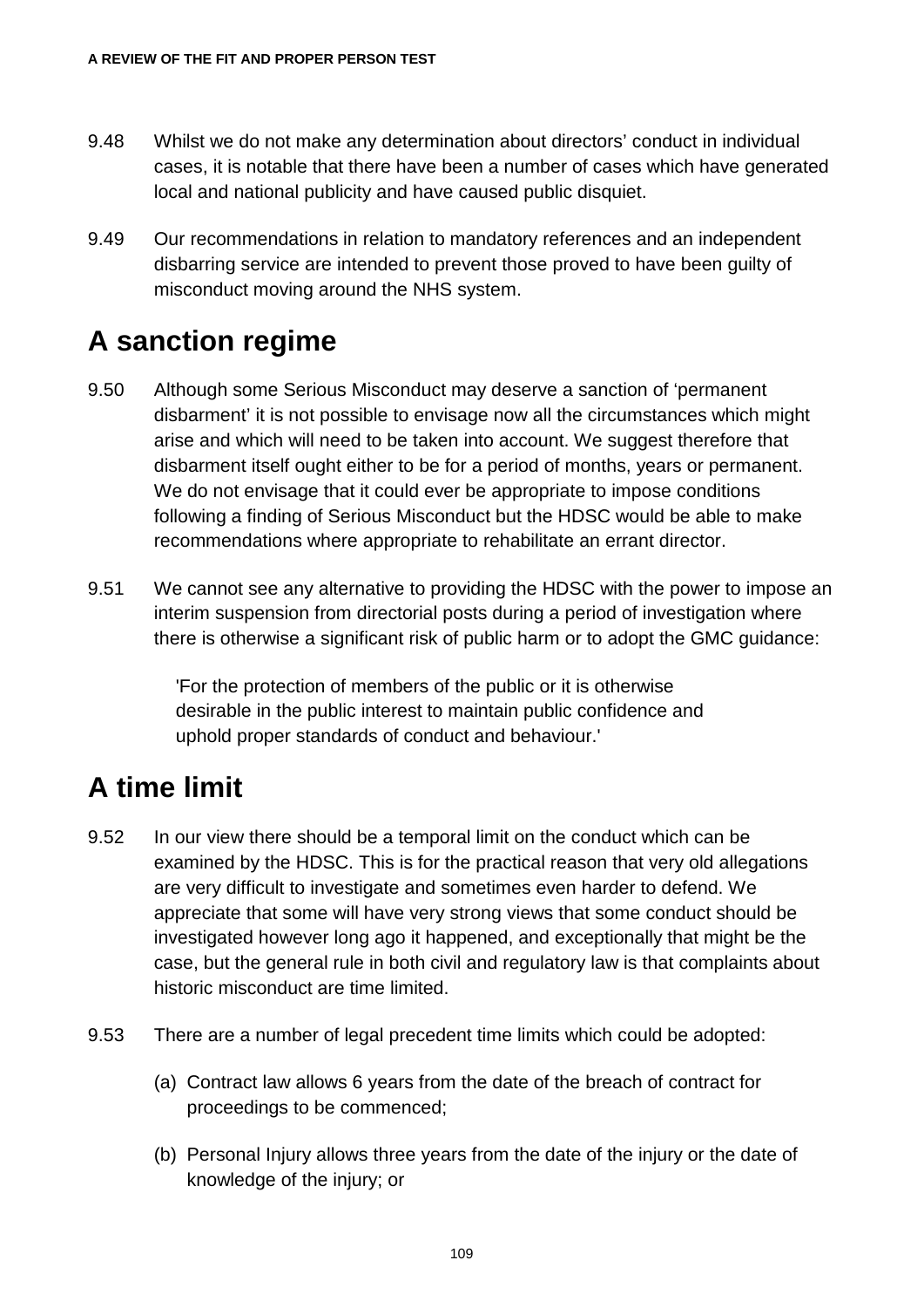9.48 Whilst we do not make any determination about directors' conduct in individual cases, it is notable that there have been a number of cases which have generated local and national publicity and have caused public disquiet.

9.49 Our recommendations in relation to mandatory references and an independent disbarring service are intended to prevent those proved to have been guilty of misconduct moving around the NHS system.

## A sanction regime

9.50 Although some Serious Misconduct may deserve a sanction of 'permanent disbarment' it is not possible to envisage now all the circumstances which might arise and which will need to be taken into account. We suggest therefore that disbarment itself ought either to be for a period of months, years or permanent. We do not envisage that it could ever be appropriate to impose conditions following a finding of Serious Misconduct but the HDSC would be able to make recommendations where appropriate to rehabilitate an errant director.

9.51 We cannot see any alternative to providing the HDSC with the power to impose an interim suspension from directorial posts during a period of investigation where there is otherwise a significant risk of public harm or to adopt the GMC guidance:

> 'For the protection of members of the public or it is otherwise desirable in the public interest to maintain public confidence and uphold proper standards of conduct and behaviour.'

## A time limit

9.52 In our view there should be a temporal limit on the conduct which can be examined by the HDSC. This is for the practical reason that very old allegations are very difficult to investigate and sometimes even harder to defend. We appreciate that some will have very strong views that some conduct should be investigated however long ago it happened, and exceptionally that might be the case, but the general rule in both civil and regulatory law is that complaints about historic misconduct are time limited.

9.53 There are a number of legal precedent time limits which could be adopted:

(a) Contract law allows 6 years from the date of the breach of contract for proceedings to be commenced;

(b) Personal Injury allows three years from the date of the injury or the date of knowledge of the injury; or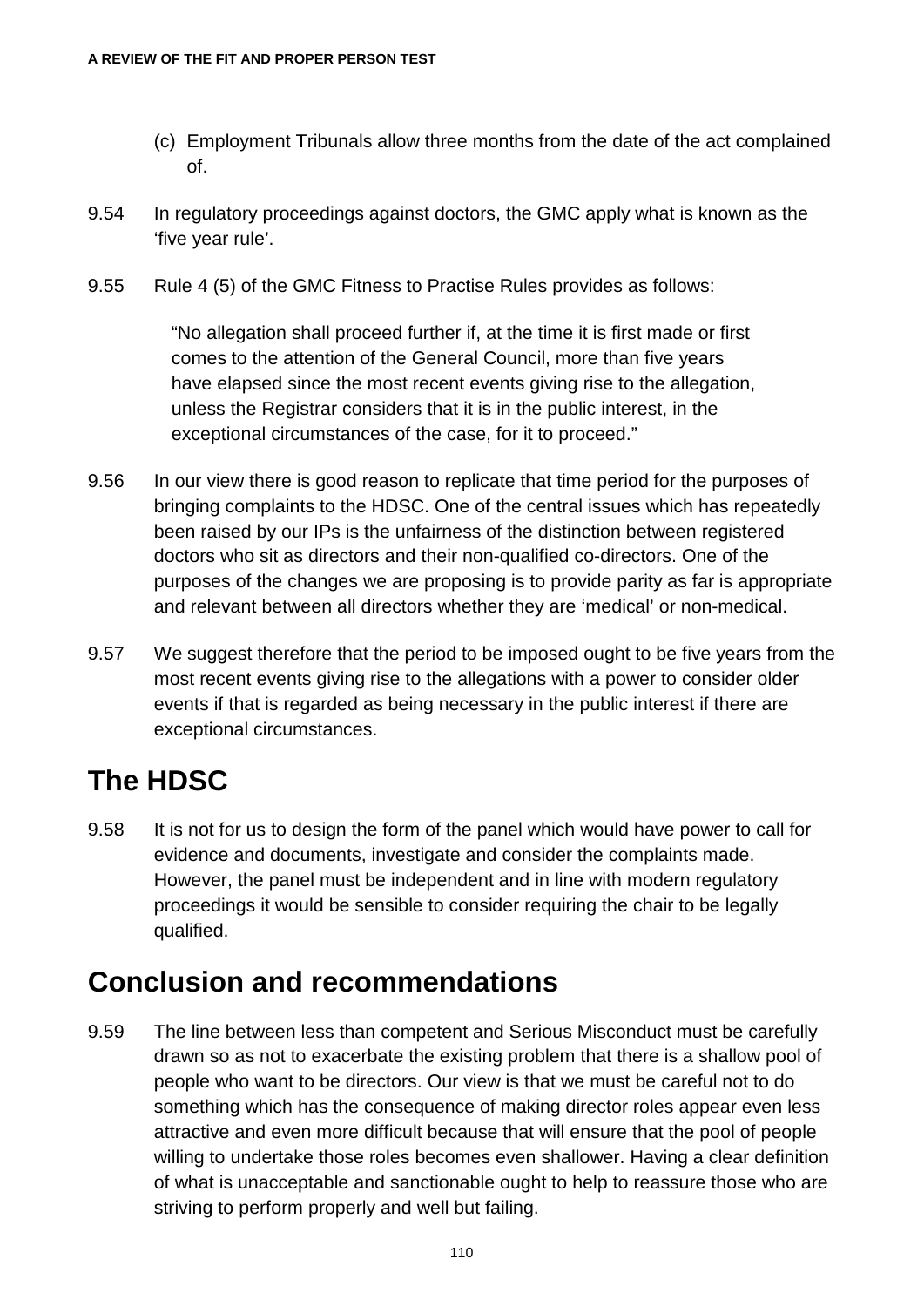(c) Employment Tribunals allow three months from the date of the act complained of.

9.54 In regulatory proceedings against doctors, the GMC apply what is known as the 'five year rule'.

9.55 Rule 4 (5) of the GMC Fitness to Practise Rules provides as follows:

> "No allegation shall proceed further if, at the time it is first made or first comes to the attention of the General Council, more than five years have elapsed since the most recent events giving rise to the allegation, unless the Registrar considers that it is in the public interest, in the exceptional circumstances of the case, for it to proceed."

9.56 In our view there is good reason to replicate that time period for the purposes of bringing complaints to the HDSC. One of the central issues which has repeatedly been raised by our IPs is the unfairness of the distinction between registered doctors who sit as directors and their non-qualified co-directors. One of the purposes of the changes we are proposing is to provide parity as far is appropriate and relevant between all directors whether they are 'medical' or non-medical.

9.57 We suggest therefore that the period to be imposed ought to be five years from the most recent events giving rise to the allegations with a power to consider older events if that is regarded as being necessary in the public interest if there are exceptional circumstances.

## The HDSC

9.58 It is not for us to design the form of the panel which would have power to call for evidence and documents, investigate and consider the complaints made. However, the panel must be independent and in line with modern regulatory proceedings it would be sensible to consider requiring the chair to be legally qualified.

## Conclusion and recommendations

9.59 The line between less than competent and Serious Misconduct must be carefully drawn so as not to exacerbate the existing problem that there is a shallow pool of people who want to be directors. Our view is that we must be careful not to do something which has the consequence of making director roles appear even less attractive and even more difficult because that will ensure that the pool of people willing to undertake those roles becomes even shallower. Having a clear definition of what is unacceptable and sanctionable ought to help to reassure those who are striving to perform properly and well but failing.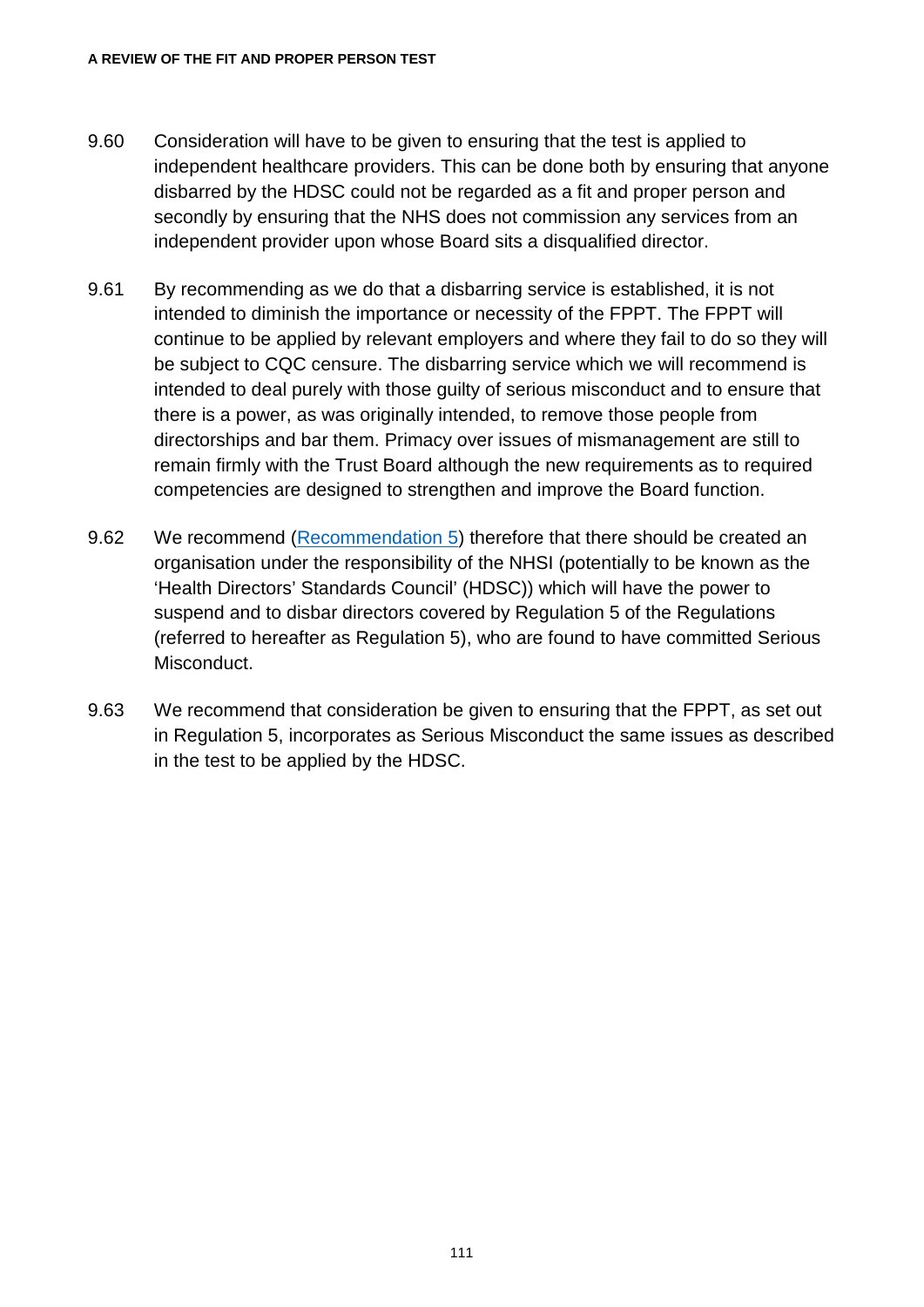9.60 Consideration will have to be given to ensuring that the test is applied to independent healthcare providers. This can be done both by ensuring that anyone disbarred by the HDSC could not be regarded as a fit and proper person and secondly by ensuring that the NHS does not commission any services from an independent provider upon whose Board sits a disqualified director.

9.61 By recommending as we do that a disbarring service is established, it is not intended to diminish the importance or necessity of the FPPT. The FPPT will continue to be applied by relevant employers and where they fail to do so they will be subject to CQC censure. The disbarring service which we will recommend is intended to deal purely with those guilty of serious misconduct and to ensure that there is a power, as was originally intended, to remove those people from directorships and bar them. Primacy over issues of mismanagement are still to remain firmly with the Trust Board although the new requirements as to required competencies are designed to strengthen and improve the Board function.

9.62 We recommend (Recommendation 5) therefore that there should be created an organisation under the responsibility of the NHSI (potentially to be known as the 'Health Directors' Standards Council' (HDSC)) which will have the power to suspend and to disbar directors covered by Regulation 5 of the Regulations (referred to hereafter as Regulation 5), who are found to have committed Serious Misconduct.

9.63 We recommend that consideration be given to ensuring that the FPPT, as set out in Regulation 5, incorporates as Serious Misconduct the same issues as described in the test to be applied by the HDSC.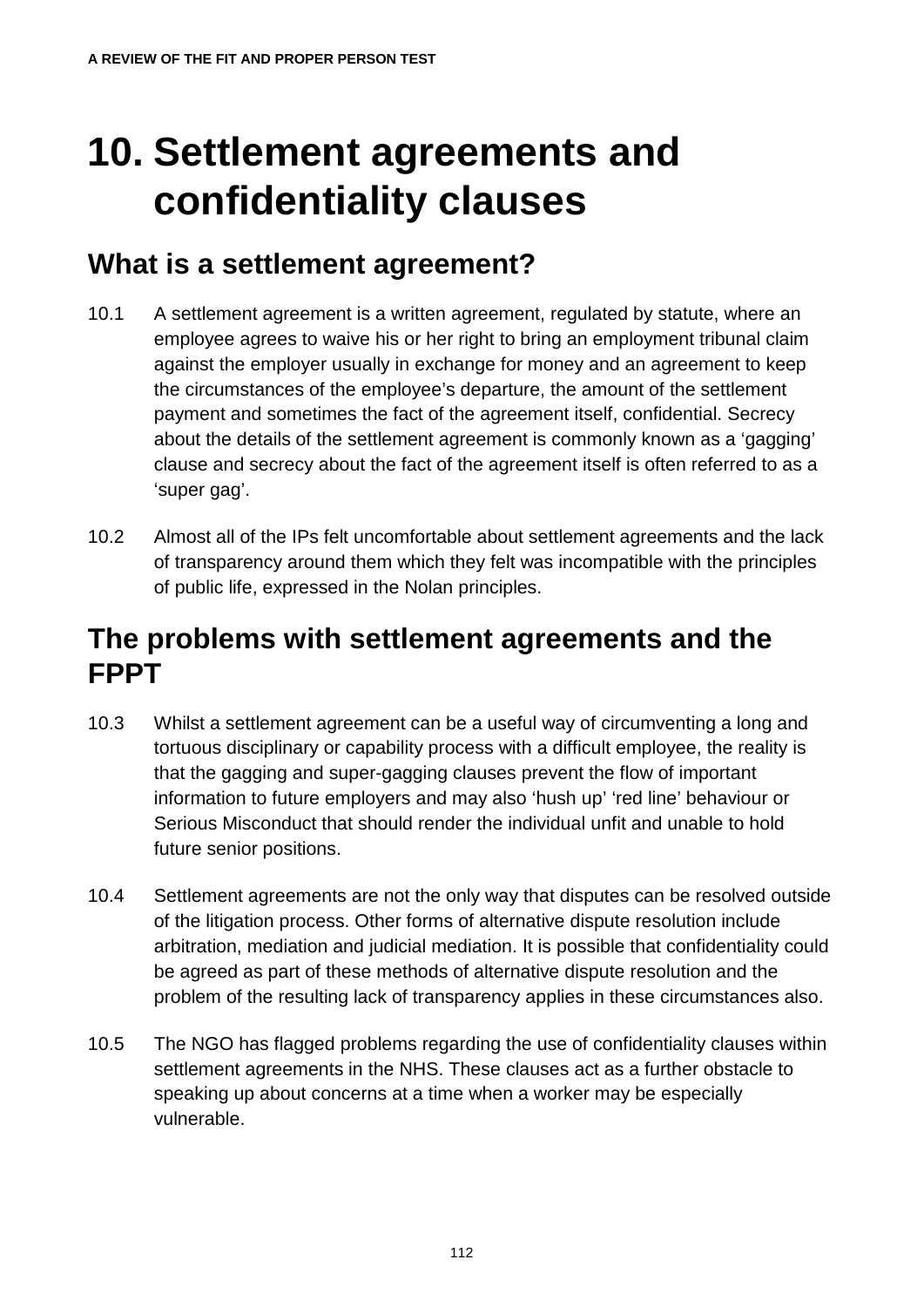# 10. Settlement agreements and confidentiality clauses

## What is a settlement agreement?

10.1 A settlement agreement is a written agreement, regulated by statute, where an employee agrees to waive his or her right to bring an employment tribunal claim against the employer usually in exchange for money and an agreement to keep the circumstances of the employee's departure, the amount of the settlement payment and sometimes the fact of the agreement itself, confidential. Secrecy about the details of the settlement agreement is commonly known as a 'gagging' clause and secrecy about the fact of the agreement itself is often referred to as a 'super gag'.

10.2 Almost all of the IPs felt uncomfortable about settlement agreements and the lack of transparency around them which they felt was incompatible with the principles of public life, expressed in the Nolan principles.

## The problems with settlement agreements and the FPPT

10.3 Whilst a settlement agreement can be a useful way of circumventing a long and tortuous disciplinary or capability process with a difficult employee, the reality is that the gagging and super-gagging clauses prevent the flow of important information to future employers and may also 'hush up' 'red line' behaviour or Serious Misconduct that should render the individual unfit and unable to hold future senior positions.

10.4 Settlement agreements are not the only way that disputes can be resolved outside of the litigation process. Other forms of alternative dispute resolution include arbitration, mediation and judicial mediation. It is possible that confidentiality could be agreed as part of these methods of alternative dispute resolution and the problem of the resulting lack of transparency applies in these circumstances also.

10.5 The NGO has flagged problems regarding the use of confidentiality clauses within settlement agreements in the NHS. These clauses act as a further obstacle to speaking up about concerns at a time when a worker may be especially vulnerable.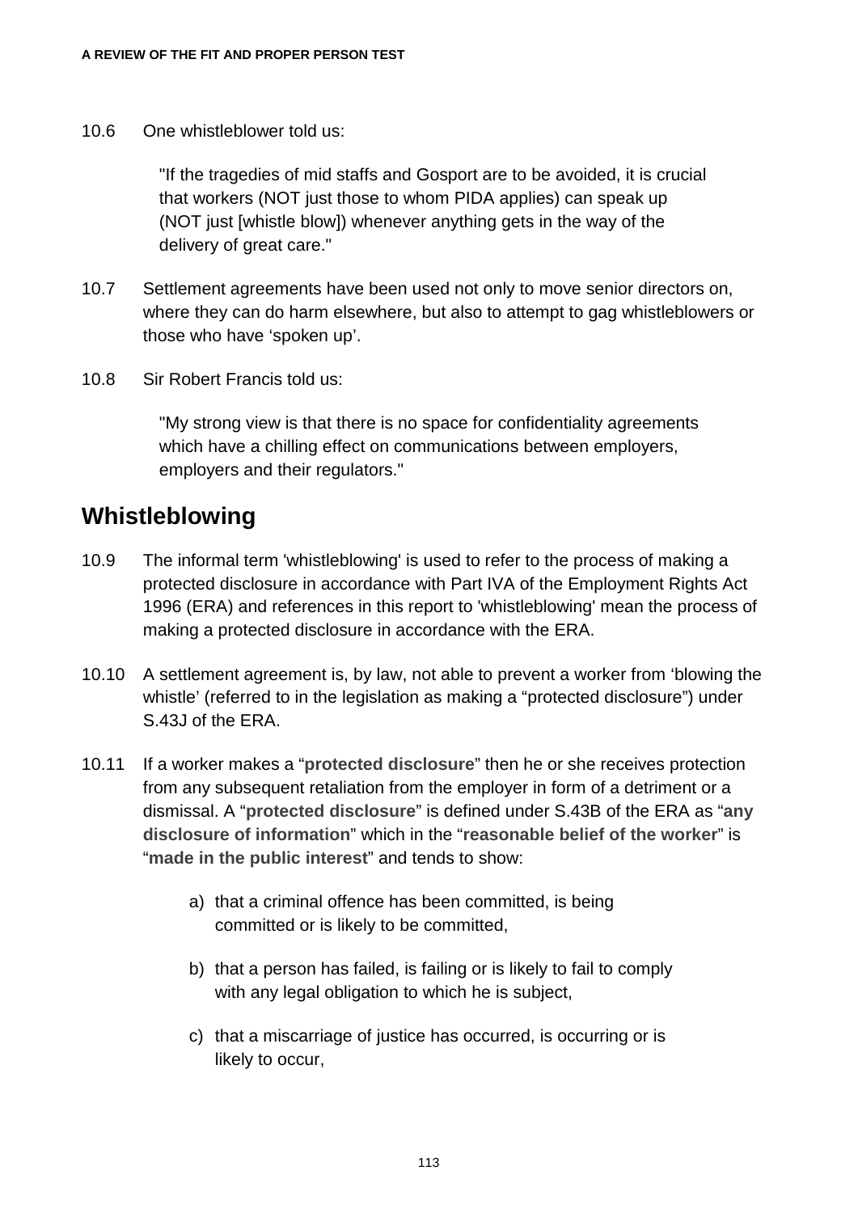10.6 One whistleblower told us:

> "If the tragedies of mid staffs and Gosport are to be avoided, it is crucial that workers (NOT just those to whom PIDA applies) can speak up (NOT just [whistle blow]) whenever anything gets in the way of the delivery of great care."

10.7 Settlement agreements have been used not only to move senior directors on, where they can do harm elsewhere, but also to attempt to gag whistleblowers or those who have 'spoken up'.

10.8 Sir Robert Francis told us:

> "My strong view is that there is no space for confidentiality agreements which have a chilling effect on communications between employers, employers and their regulators."

## Whistleblowing

10.9 The informal term 'whistleblowing' is used to refer to the process of making a protected disclosure in accordance with Part IVA of the Employment Rights Act 1996 (ERA) and references in this report to 'whistleblowing' mean the process of making a protected disclosure in accordance with the ERA.

10.10 A settlement agreement is, by law, not able to prevent a worker from 'blowing the whistle' (referred to in the legislation as making a "protected disclosure") under S.43J of the ERA.

10.11 If a worker makes a "**protected disclosure**" then he or she receives protection from any subsequent retaliation from the employer in form of a detriment or a dismissal. A "**protected disclosure**" is defined under S.43B of the ERA as "**any disclosure of information**" which in the "**reasonable belief of the worker**" is "**made in the public interest**" and tends to show:

a) that a criminal offence has been committed, is being committed or is likely to be committed,

b) that a person has failed, is failing or is likely to fail to comply with any legal obligation to which he is subject,

c) that a miscarriage of justice has occurred, is occurring or is likely to occur,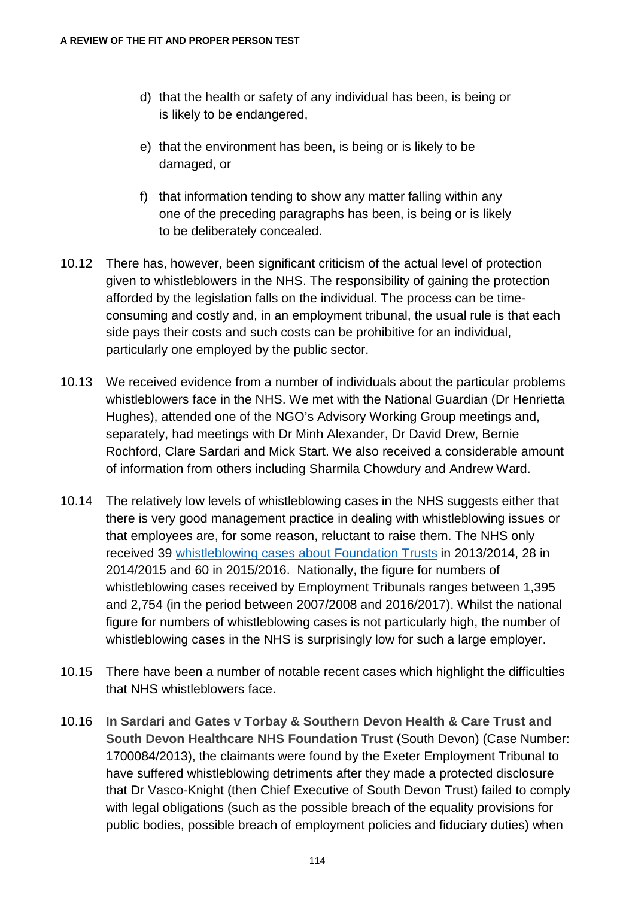d) that the health or safety of any individual has been, is being or is likely to be endangered,

e) that the environment has been, is being or is likely to be damaged, or

f) that information tending to show any matter falling within any one of the preceding paragraphs has been, is being or is likely to be deliberately concealed.

10.12 There has, however, been significant criticism of the actual level of protection given to whistleblowers in the NHS. The responsibility of gaining the protection afforded by the legislation falls on the individual. The process can be time-consuming and costly and, in an employment tribunal, the usual rule is that each side pays their costs and such costs can be prohibitive for an individual, particularly one employed by the public sector.

10.13 We received evidence from a number of individuals about the particular problems whistleblowers face in the NHS. We met with the National Guardian (Dr Henrietta Hughes), attended one of the NGO's Advisory Working Group meetings and, separately, had meetings with Dr Minh Alexander, Dr David Drew, Bernie Rochford, Clare Sardari and Mick Start. We also received a considerable amount of information from others including Sharmila Chowdury and Andrew Ward.

10.14 The relatively low levels of whistleblowing cases in the NHS suggests either that there is very good management practice in dealing with whistleblowing issues or that employees are, for some reason, reluctant to raise them. The NHS only received 39 whistleblowing cases about Foundation Trusts in 2013/2014, 28 in 2014/2015 and 60 in 2015/2016. Nationally, the figure for numbers of whistleblowing cases received by Employment Tribunals ranges between 1,395 and 2,754 (in the period between 2007/2008 and 2016/2017). Whilst the national figure for numbers of whistleblowing cases is not particularly high, the number of whistleblowing cases in the NHS is surprisingly low for such a large employer.

10.15 There have been a number of notable recent cases which highlight the difficulties that NHS whistleblowers face.

10.16 **In Sardari and Gates v Torbay & Southern Devon Health & Care Trust and South Devon Healthcare NHS Foundation Trust** (South Devon) (Case Number: 1700084/2013), the claimants were found by the Exeter Employment Tribunal to have suffered whistleblowing detriments after they made a protected disclosure that Dr Vasco-Knight (then Chief Executive of South Devon Trust) failed to comply with legal obligations (such as the possible breach of the equality provisions for public bodies, possible breach of employment policies and fiduciary duties) when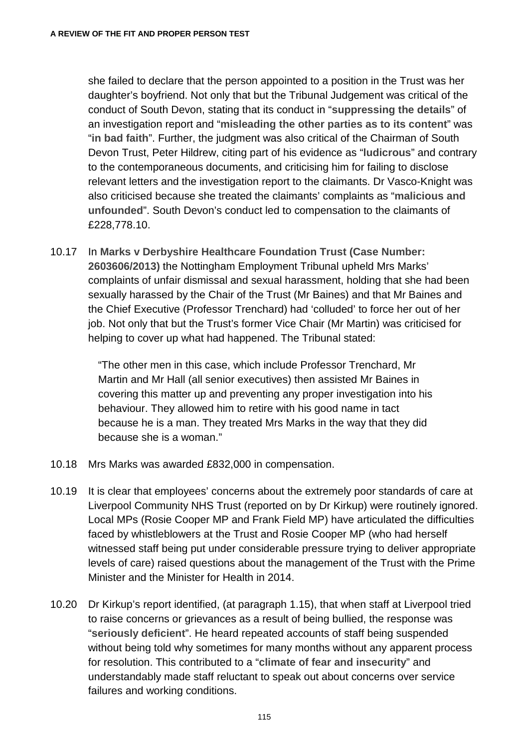she failed to declare that the person appointed to a position in the Trust was her daughter's boyfriend. Not only that but the Tribunal Judgement was critical of the conduct of South Devon, stating that its conduct in "**suppressing the details**" of an investigation report and "**misleading the other parties as to its content**" was "**in bad faith**". Further, the judgment was also critical of the Chairman of South Devon Trust, Peter Hildrew, citing part of his evidence as "**ludicrous**" and contrary to the contemporaneous documents, and criticising him for failing to disclose relevant letters and the investigation report to the claimants. Dr Vasco-Knight was also criticised because she treated the claimants' complaints as "**malicious and unfounded**". South Devon's conduct led to compensation to the claimants of £228,778.10.

10.17 In **Marks v Derbyshire Healthcare Foundation Trust (Case Number: 2603606/2013)** the Nottingham Employment Tribunal upheld Mrs Marks' complaints of unfair dismissal and sexual harassment, holding that she had been sexually harassed by the Chair of the Trust (Mr Baines) and that Mr Baines and the Chief Executive (Professor Trenchard) had 'colluded' to force her out of her job. Not only that but the Trust's former Vice Chair (Mr Martin) was criticised for helping to cover up what had happened. The Tribunal stated:

> "The other men in this case, which include Professor Trenchard, Mr Martin and Mr Hall (all senior executives) then assisted Mr Baines in covering this matter up and preventing any proper investigation into his behaviour. They allowed him to retire with his good name in tact because he is a man. They treated Mrs Marks in the way that they did because she is a woman."

10.18 Mrs Marks was awarded £832,000 in compensation.

10.19 It is clear that employees' concerns about the extremely poor standards of care at Liverpool Community NHS Trust (reported on by Dr Kirkup) were routinely ignored. Local MPs (Rosie Cooper MP and Frank Field MP) have articulated the difficulties faced by whistleblowers at the Trust and Rosie Cooper MP (who had herself witnessed staff being put under considerable pressure trying to deliver appropriate levels of care) raised questions about the management of the Trust with the Prime Minister and the Minister for Health in 2014.

10.20 Dr Kirkup's report identified, (at paragraph 1.15), that when staff at Liverpool tried to raise concerns or grievances as a result of being bullied, the response was "**seriously deficient**". He heard repeated accounts of staff being suspended without being told why sometimes for many months without any apparent process for resolution. This contributed to a "**climate of fear and insecurity**" and understandably made staff reluctant to speak out about concerns over service failures and working conditions.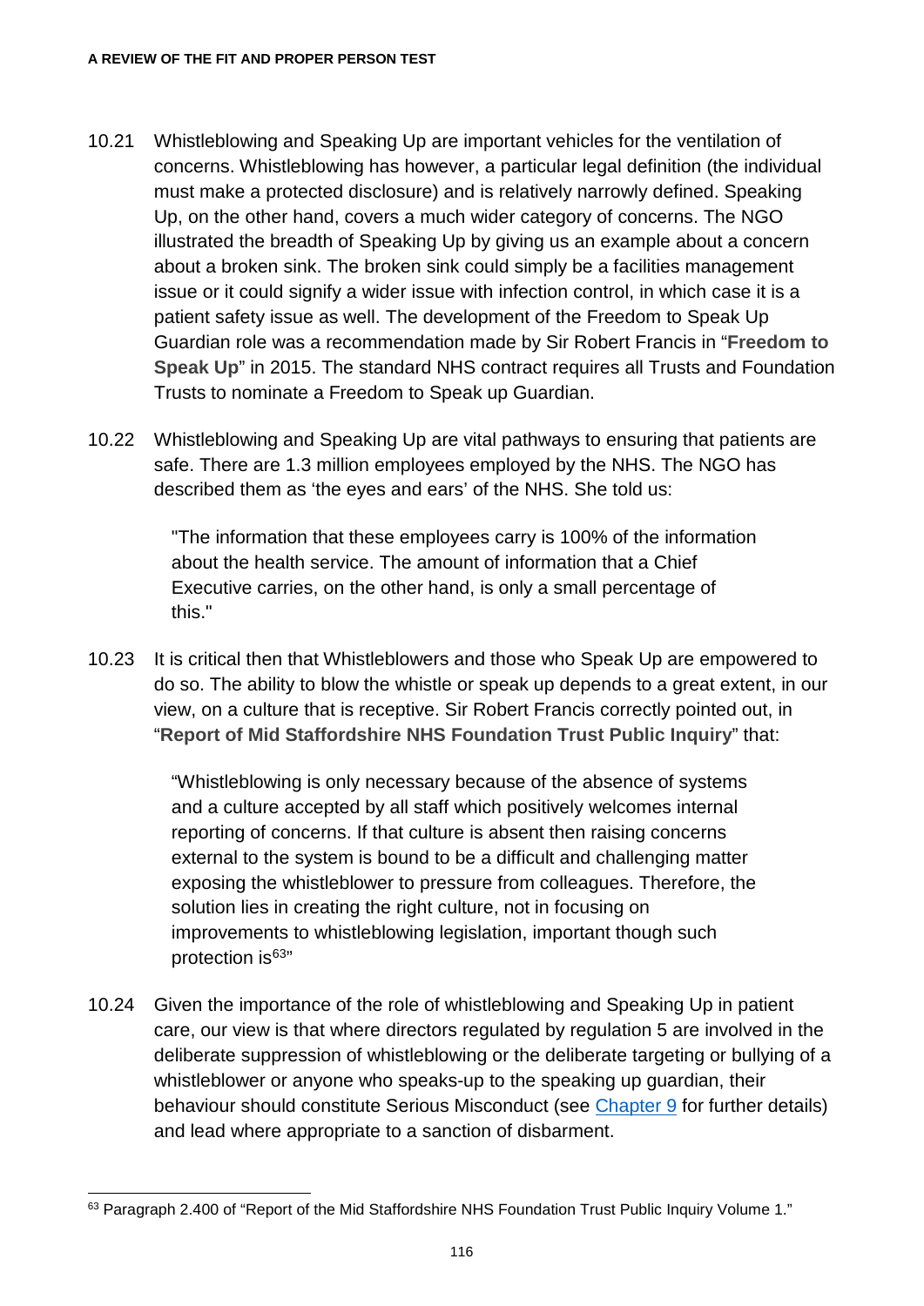10.21 Whistleblowing and Speaking Up are important vehicles for the ventilation of concerns. Whistleblowing has however, a particular legal definition (the individual must make a protected disclosure) and is relatively narrowly defined. Speaking Up, on the other hand, covers a much wider category of concerns. The NGO illustrated the breadth of Speaking Up by giving us an example about a concern about a broken sink. The broken sink could simply be a facilities management issue or it could signify a wider issue with infection control, in which case it is a patient safety issue as well. The development of the Freedom to Speak Up Guardian role was a recommendation made by Sir Robert Francis in "**Freedom to Speak Up**" in 2015. The standard NHS contract requires all Trusts and Foundation Trusts to nominate a Freedom to Speak up Guardian.

10.22 Whistleblowing and Speaking Up are vital pathways to ensuring that patients are safe. There are 1.3 million employees employed by the NHS. The NGO has described them as 'the eyes and ears' of the NHS. She told us:

> "The information that these employees carry is 100% of the information about the health service. The amount of information that a Chief Executive carries, on the other hand, is only a small percentage of this."

10.23 It is critical then that Whistleblowers and those who Speak Up are empowered to do so. The ability to blow the whistle or speak up depends to a great extent, in our view, on a culture that is receptive. Sir Robert Francis correctly pointed out, in "**Report of Mid Staffordshire NHS Foundation Trust Public Inquiry**" that:

> "Whistleblowing is only necessary because of the absence of systems and a culture accepted by all staff which positively welcomes internal reporting of concerns. If that culture is absent then raising concerns external to the system is bound to be a difficult and challenging matter exposing the whistleblower to pressure from colleagues. Therefore, the solution lies in creating the right culture, not in focusing on improvements to whistleblowing legislation, important though such protection is[63]"

10.24 Given the importance of the role of whistleblowing and Speaking Up in patient care, our view is that where directors regulated by regulation 5 are involved in the deliberate suppression of whistleblowing or the deliberate targeting or bullying of a whistleblower or anyone who speaks-up to the speaking up guardian, their behaviour should constitute Serious Misconduct (see Chapter 9 for further details) and lead where appropriate to a sanction of disbarment.

---

[63] Paragraph 2.400 of "Report of the Mid Staffordshire NHS Foundation Trust Public Inquiry Volume 1."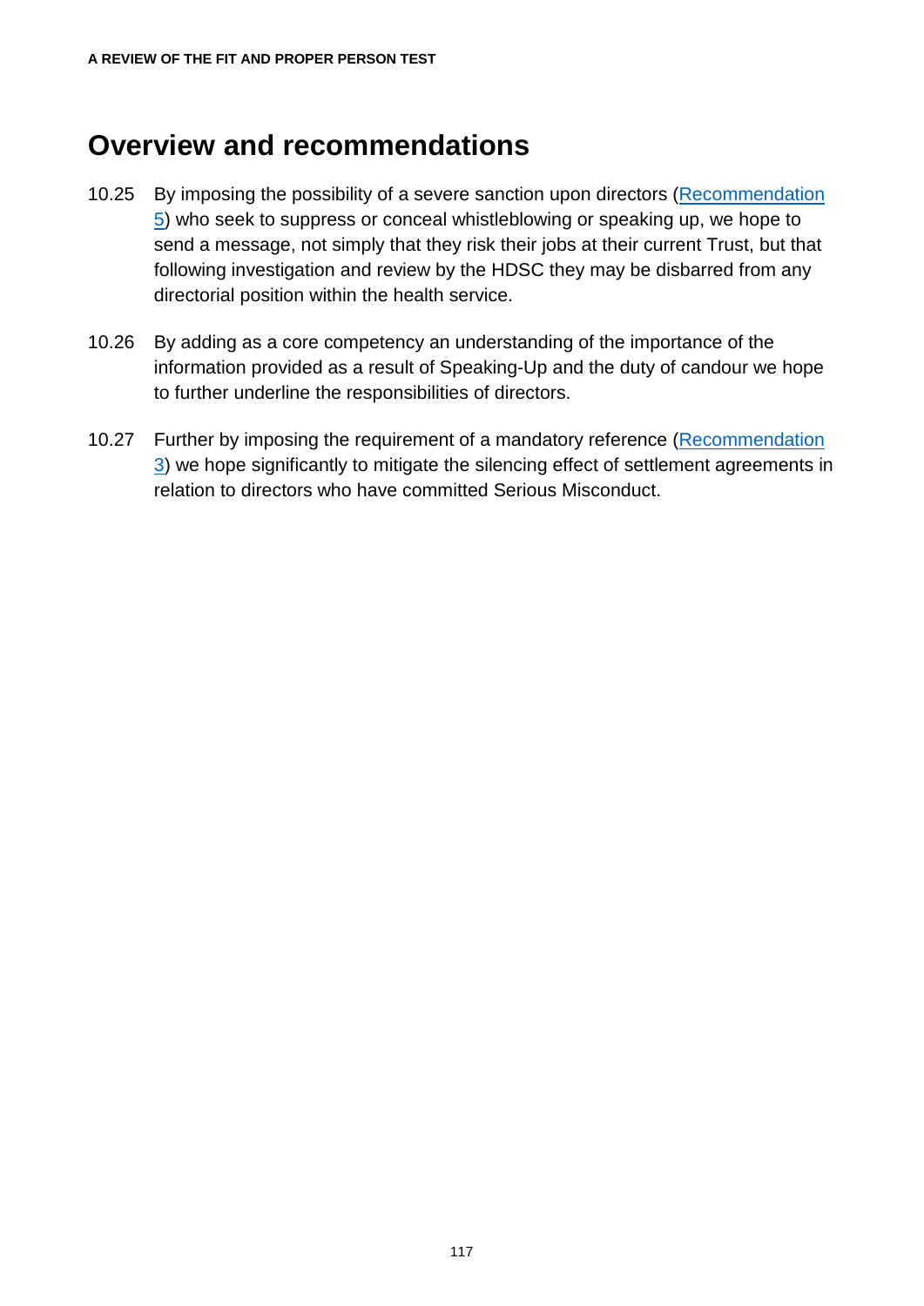## Overview and recommendations

10.25 By imposing the possibility of a severe sanction upon directors (Recommendation 5) who seek to suppress or conceal whistleblowing or speaking up, we hope to send a message, not simply that they risk their jobs at their current Trust, but that following investigation and review by the HDSC they may be disbarred from any directorial position within the health service.

10.26 By adding as a core competency an understanding of the importance of the information provided as a result of Speaking-Up and the duty of candour we hope to further underline the responsibilities of directors.

10.27 Further by imposing the requirement of a mandatory reference (Recommendation 3) we hope significantly to mitigate the silencing effect of settlement agreements in relation to directors who have committed Serious Misconduct.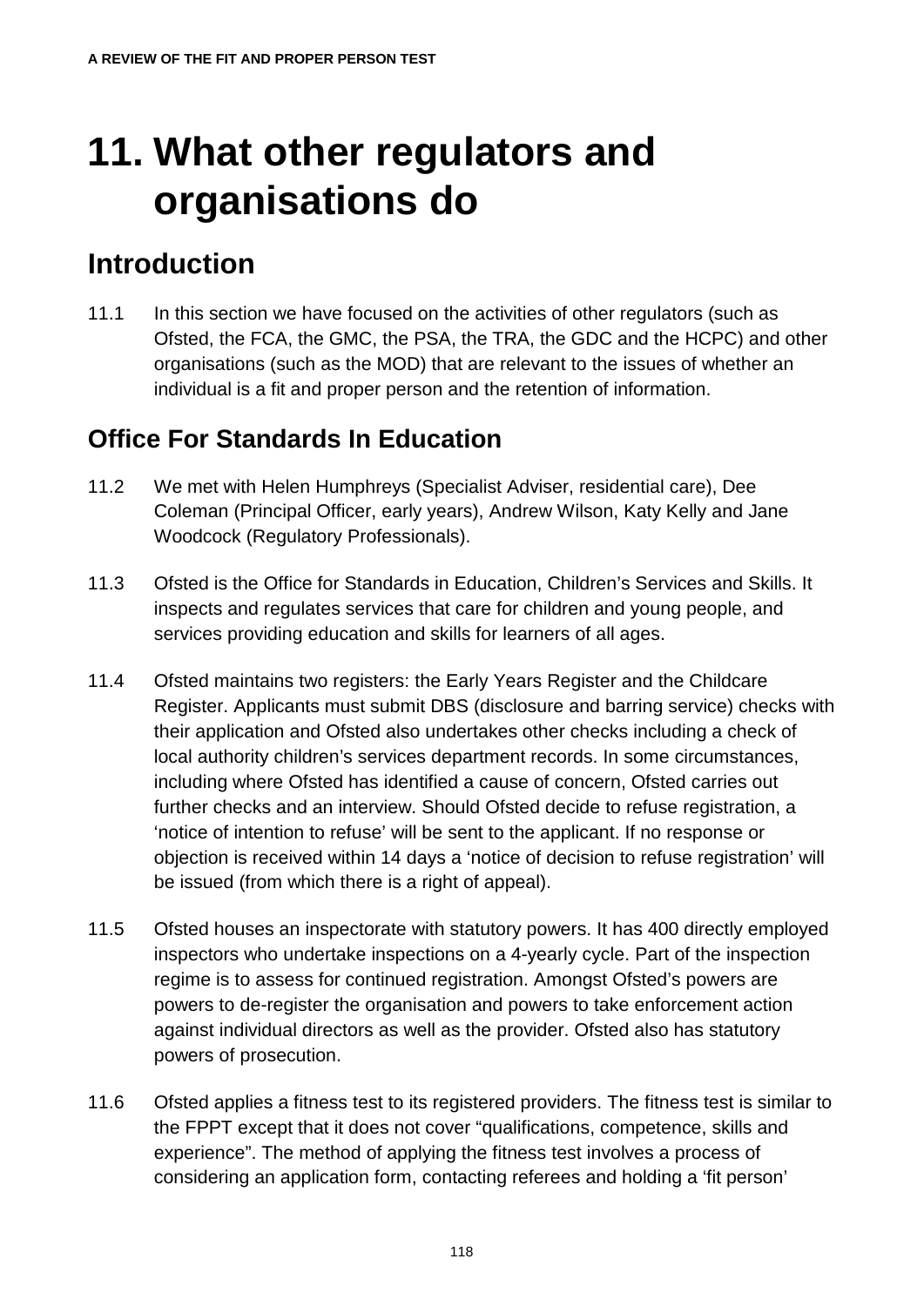# 11. What other regulators and organisations do

## Introduction

11.1 In this section we have focused on the activities of other regulators (such as Ofsted, the FCA, the GMC, the PSA, the TRA, the GDC and the HCPC) and other organisations (such as the MOD) that are relevant to the issues of whether an individual is a fit and proper person and the retention of information.

## Office For Standards In Education

11.2 We met with Helen Humphreys (Specialist Adviser, residential care), Dee Coleman (Principal Officer, early years), Andrew Wilson, Katy Kelly and Jane Woodcock (Regulatory Professionals).

11.3 Ofsted is the Office for Standards in Education, Children's Services and Skills. It inspects and regulates services that care for children and young people, and services providing education and skills for learners of all ages.

11.4 Ofsted maintains two registers: the Early Years Register and the Childcare Register. Applicants must submit DBS (disclosure and barring service) checks with their application and Ofsted also undertakes other checks including a check of local authority children's services department records. In some circumstances, including where Ofsted has identified a cause of concern, Ofsted carries out further checks and an interview. Should Ofsted decide to refuse registration, a 'notice of intention to refuse' will be sent to the applicant. If no response or objection is received within 14 days a 'notice of decision to refuse registration' will be issued (from which there is a right of appeal).

11.5 Ofsted houses an inspectorate with statutory powers. It has 400 directly employed inspectors who undertake inspections on a 4-yearly cycle. Part of the inspection regime is to assess for continued registration. Amongst Ofsted's powers are powers to de-register the organisation and powers to take enforcement action against individual directors as well as the provider. Ofsted also has statutory powers of prosecution.

11.6 Ofsted applies a fitness test to its registered providers. The fitness test is similar to the FPPT except that it does not cover "qualifications, competence, skills and experience". The method of applying the fitness test involves a process of considering an application form, contacting referees and holding a 'fit person'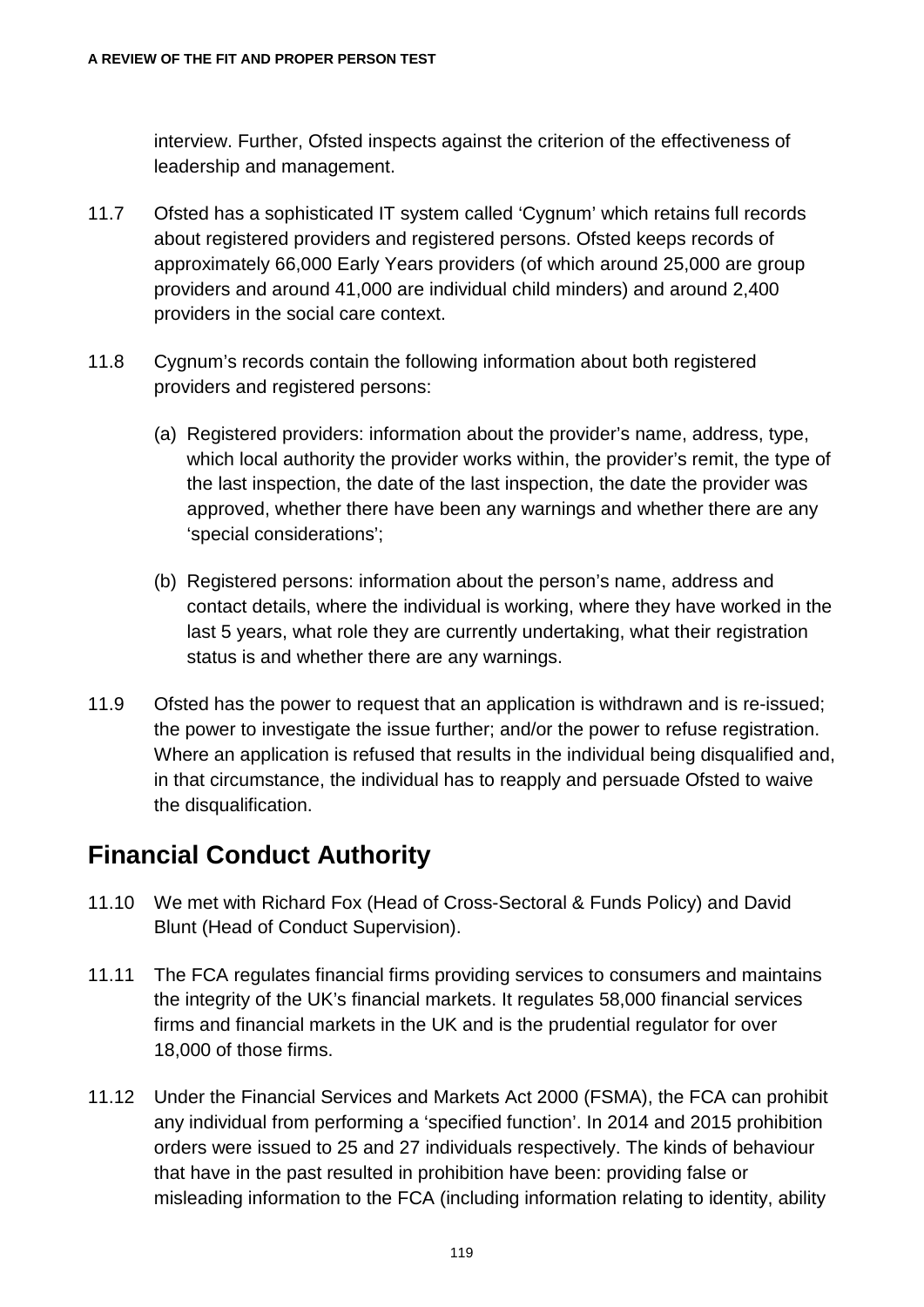interview. Further, Ofsted inspects against the criterion of the effectiveness of leadership and management.

11.7 Ofsted has a sophisticated IT system called 'Cygnum' which retains full records about registered providers and registered persons. Ofsted keeps records of approximately 66,000 Early Years providers (of which around 25,000 are group providers and around 41,000 are individual child minders) and around 2,400 providers in the social care context.

11.8 Cygnum's records contain the following information about both registered providers and registered persons:

(a) Registered providers: information about the provider's name, address, type, which local authority the provider works within, the provider's remit, the type of the last inspection, the date of the last inspection, the date the provider was approved, whether there have been any warnings and whether there are any 'special considerations';

(b) Registered persons: information about the person's name, address and contact details, where the individual is working, where they have worked in the last 5 years, what role they are currently undertaking, what their registration status is and whether there are any warnings.

11.9 Ofsted has the power to request that an application is withdrawn and is re-issued; the power to investigate the issue further; and/or the power to refuse registration. Where an application is refused that results in the individual being disqualified and, in that circumstance, the individual has to reapply and persuade Ofsted to waive the disqualification.

## Financial Conduct Authority

11.10 We met with Richard Fox (Head of Cross-Sectoral & Funds Policy) and David Blunt (Head of Conduct Supervision).

11.11 The FCA regulates financial firms providing services to consumers and maintains the integrity of the UK's financial markets. It regulates 58,000 financial services firms and financial markets in the UK and is the prudential regulator for over 18,000 of those firms.

11.12 Under the Financial Services and Markets Act 2000 (FSMA), the FCA can prohibit any individual from performing a 'specified function'. In 2014 and 2015 prohibition orders were issued to 25 and 27 individuals respectively. The kinds of behaviour that have in the past resulted in prohibition have been: providing false or misleading information to the FCA (including information relating to identity, ability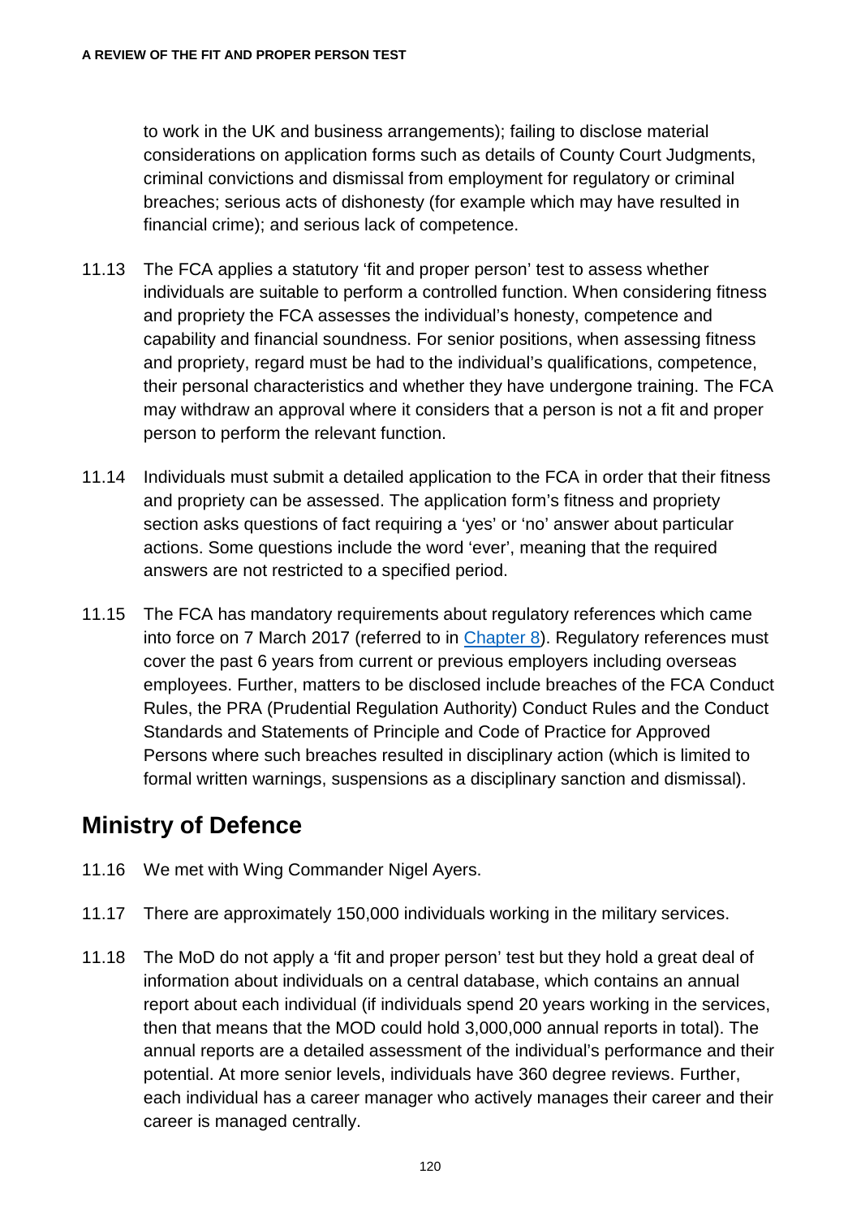to work in the UK and business arrangements); failing to disclose material considerations on application forms such as details of County Court Judgments, criminal convictions and dismissal from employment for regulatory or criminal breaches; serious acts of dishonesty (for example which may have resulted in financial crime); and serious lack of competence.

11.13 The FCA applies a statutory 'fit and proper person' test to assess whether individuals are suitable to perform a controlled function. When considering fitness and propriety the FCA assesses the individual's honesty, competence and capability and financial soundness. For senior positions, when assessing fitness and propriety, regard must be had to the individual's qualifications, competence, their personal characteristics and whether they have undergone training. The FCA may withdraw an approval where it considers that a person is not a fit and proper person to perform the relevant function.

11.14 Individuals must submit a detailed application to the FCA in order that their fitness and propriety can be assessed. The application form's fitness and propriety section asks questions of fact requiring a 'yes' or 'no' answer about particular actions. Some questions include the word 'ever', meaning that the required answers are not restricted to a specified period.

11.15 The FCA has mandatory requirements about regulatory references which came into force on 7 March 2017 (referred to in Chapter 8). Regulatory references must cover the past 6 years from current or previous employers including overseas employees. Further, matters to be disclosed include breaches of the FCA Conduct Rules, the PRA (Prudential Regulation Authority) Conduct Rules and the Conduct Standards and Statements of Principle and Code of Practice for Approved Persons where such breaches resulted in disciplinary action (which is limited to formal written warnings, suspensions as a disciplinary sanction and dismissal).

## Ministry of Defence

11.16 We met with Wing Commander Nigel Ayers.

11.17 There are approximately 150,000 individuals working in the military services.

11.18 The MoD do not apply a 'fit and proper person' test but they hold a great deal of information about individuals on a central database, which contains an annual report about each individual (if individuals spend 20 years working in the services, then that means that the MOD could hold 3,000,000 annual reports in total). The annual reports are a detailed assessment of the individual's performance and their potential. At more senior levels, individuals have 360 degree reviews. Further, each individual has a career manager who actively manages their career and their career is managed centrally.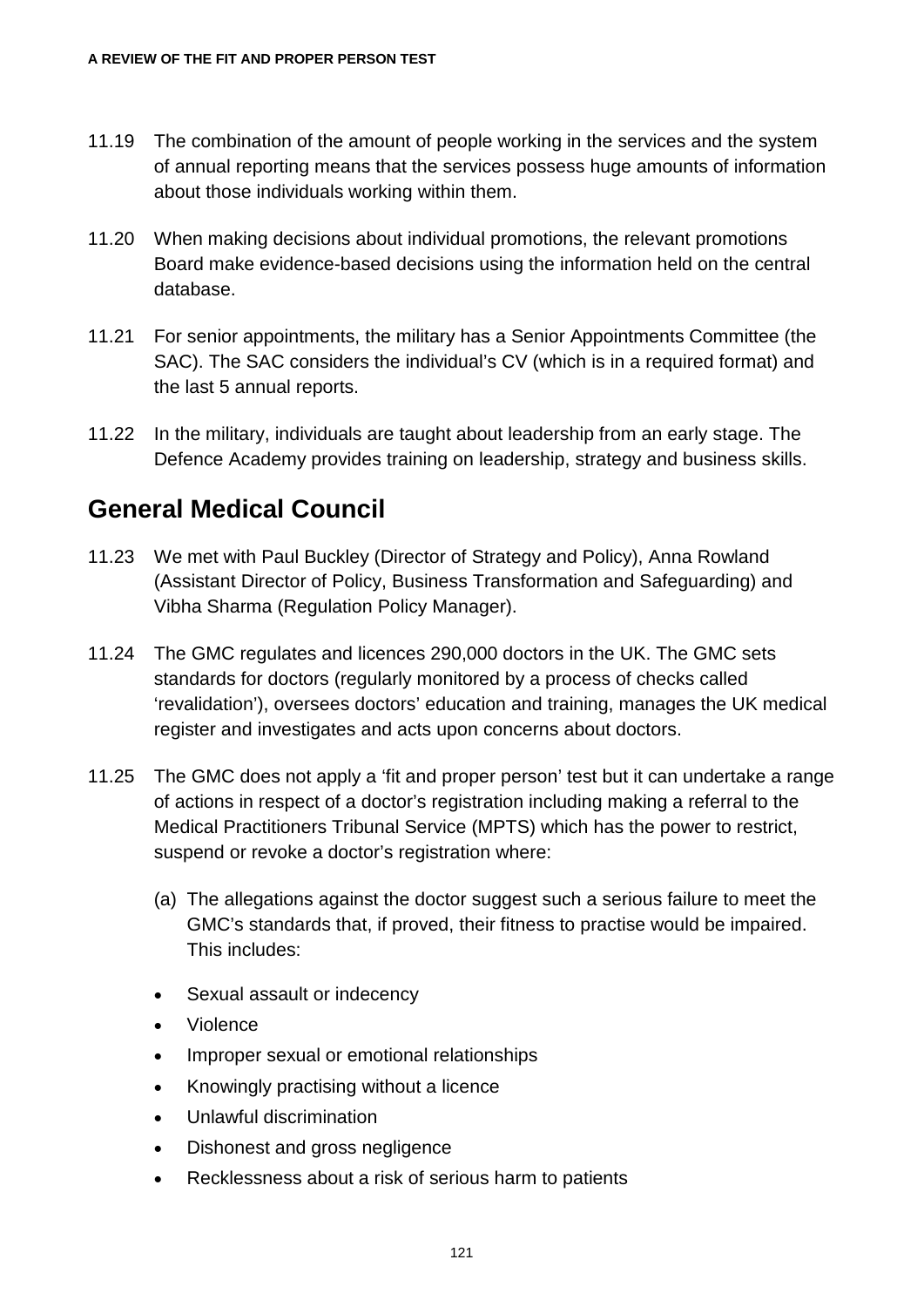11.19 The combination of the amount of people working in the services and the system of annual reporting means that the services possess huge amounts of information about those individuals working within them.

11.20 When making decisions about individual promotions, the relevant promotions Board make evidence-based decisions using the information held on the central database.

11.21 For senior appointments, the military has a Senior Appointments Committee (the SAC). The SAC considers the individual's CV (which is in a required format) and the last 5 annual reports.

11.22 In the military, individuals are taught about leadership from an early stage. The Defence Academy provides training on leadership, strategy and business skills.

## General Medical Council

11.23 We met with Paul Buckley (Director of Strategy and Policy), Anna Rowland (Assistant Director of Policy, Business Transformation and Safeguarding) and Vibha Sharma (Regulation Policy Manager).

11.24 The GMC regulates and licences 290,000 doctors in the UK. The GMC sets standards for doctors (regularly monitored by a process of checks called 'revalidation'), oversees doctors' education and training, manages the UK medical register and investigates and acts upon concerns about doctors.

11.25 The GMC does not apply a 'fit and proper person' test but it can undertake a range of actions in respect of a doctor's registration including making a referral to the Medical Practitioners Tribunal Service (MPTS) which has the power to restrict, suspend or revoke a doctor's registration where:

(a) The allegations against the doctor suggest such a serious failure to meet the GMC's standards that, if proved, their fitness to practise would be impaired. This includes:

- Sexual assault or indecency
- Violence
- Improper sexual or emotional relationships
- Knowingly practising without a licence
- Unlawful discrimination
- Dishonest and gross negligence
- Recklessness about a risk of serious harm to patients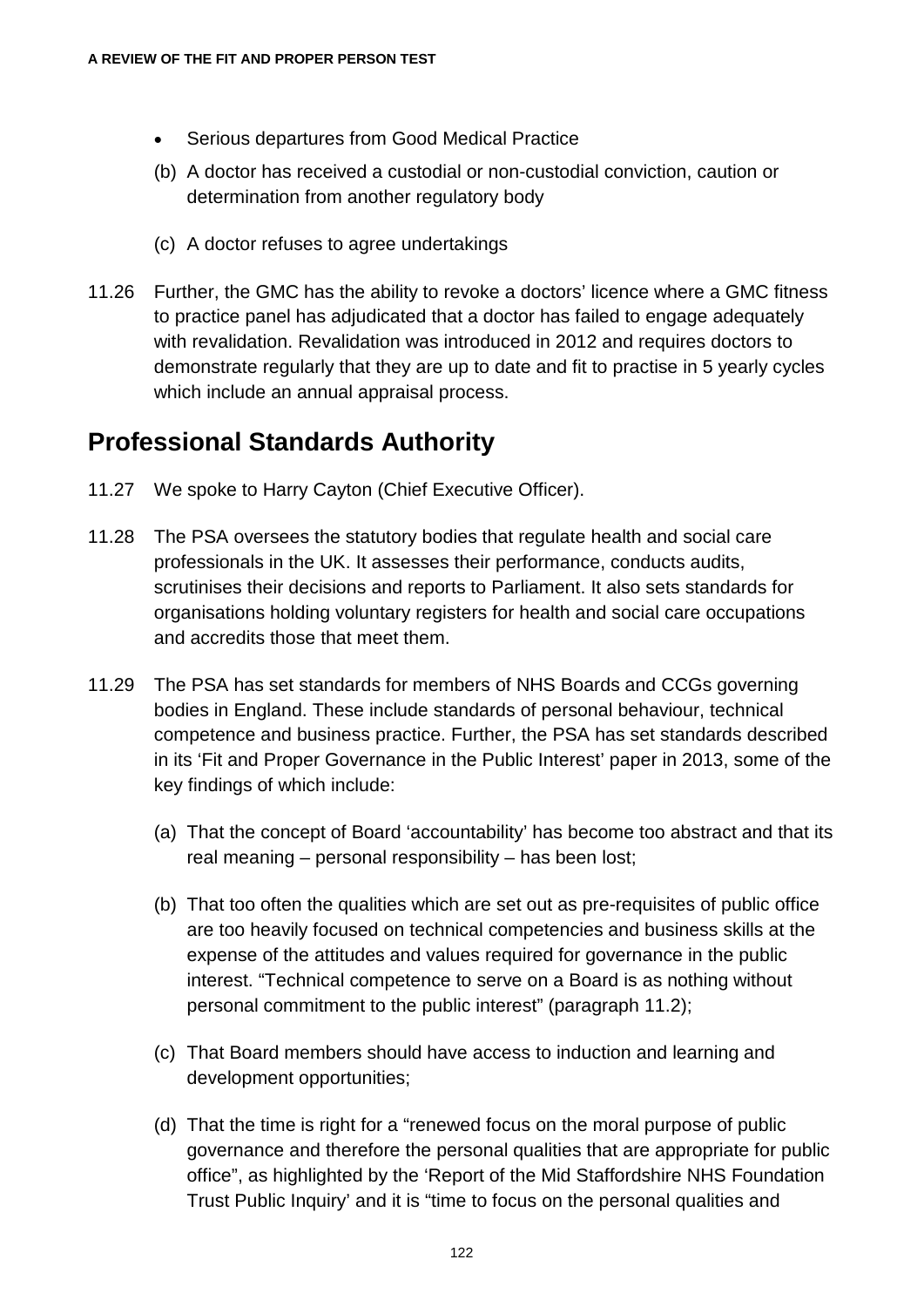- Serious departures from Good Medical Practice

(b) A doctor has received a custodial or non-custodial conviction, caution or determination from another regulatory body

(c) A doctor refuses to agree undertakings

11.26 Further, the GMC has the ability to revoke a doctors' licence where a GMC fitness to practice panel has adjudicated that a doctor has failed to engage adequately with revalidation. Revalidation was introduced in 2012 and requires doctors to demonstrate regularly that they are up to date and fit to practise in 5 yearly cycles which include an annual appraisal process.

## Professional Standards Authority

11.27 We spoke to Harry Cayton (Chief Executive Officer).

11.28 The PSA oversees the statutory bodies that regulate health and social care professionals in the UK. It assesses their performance, conducts audits, scrutinises their decisions and reports to Parliament. It also sets standards for organisations holding voluntary registers for health and social care occupations and accredits those that meet them.

11.29 The PSA has set standards for members of NHS Boards and CCGs governing bodies in England. These include standards of personal behaviour, technical competence and business practice. Further, the PSA has set standards described in its 'Fit and Proper Governance in the Public Interest' paper in 2013, some of the key findings of which include:

(a) That the concept of Board 'accountability' has become too abstract and that its real meaning – personal responsibility – has been lost;

(b) That too often the qualities which are set out as pre-requisites of public office are too heavily focused on technical competencies and business skills at the expense of the attitudes and values required for governance in the public interest. "Technical competence to serve on a Board is as nothing without personal commitment to the public interest" (paragraph 11.2);

(c) That Board members should have access to induction and learning and development opportunities;

(d) That the time is right for a "renewed focus on the moral purpose of public governance and therefore the personal qualities that are appropriate for public office", as highlighted by the 'Report of the Mid Staffordshire NHS Foundation Trust Public Inquiry' and it is "time to focus on the personal qualities and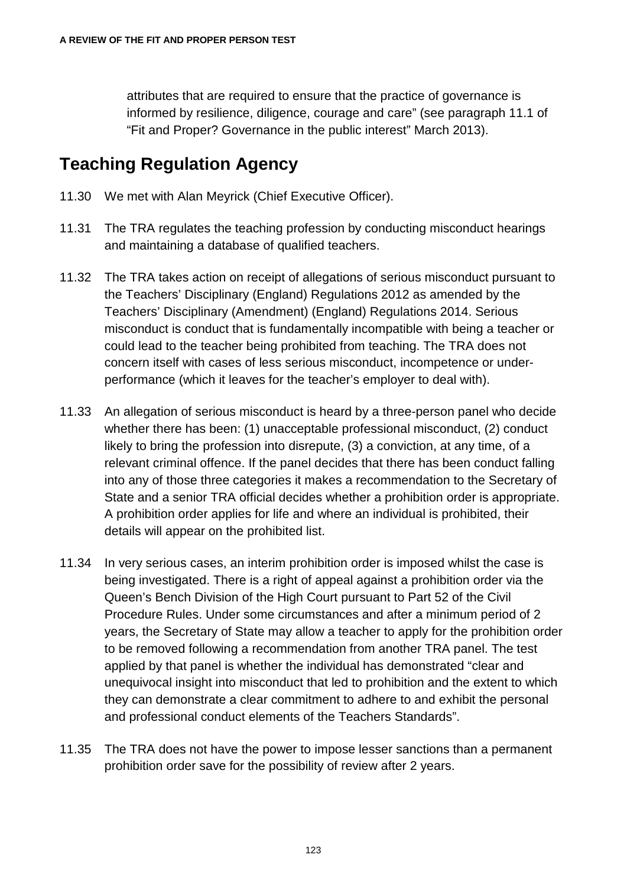attributes that are required to ensure that the practice of governance is informed by resilience, diligence, courage and care" (see paragraph 11.1 of "Fit and Proper? Governance in the public interest" March 2013).

## Teaching Regulation Agency

11.30 We met with Alan Meyrick (Chief Executive Officer).

11.31 The TRA regulates the teaching profession by conducting misconduct hearings and maintaining a database of qualified teachers.

11.32 The TRA takes action on receipt of allegations of serious misconduct pursuant to the Teachers' Disciplinary (England) Regulations 2012 as amended by the Teachers' Disciplinary (Amendment) (England) Regulations 2014. Serious misconduct is conduct that is fundamentally incompatible with being a teacher or could lead to the teacher being prohibited from teaching. The TRA does not concern itself with cases of less serious misconduct, incompetence or under-performance (which it leaves for the teacher's employer to deal with).

11.33 An allegation of serious misconduct is heard by a three-person panel who decide whether there has been: (1) unacceptable professional misconduct, (2) conduct likely to bring the profession into disrepute, (3) a conviction, at any time, of a relevant criminal offence. If the panel decides that there has been conduct falling into any of those three categories it makes a recommendation to the Secretary of State and a senior TRA official decides whether a prohibition order is appropriate. A prohibition order applies for life and where an individual is prohibited, their details will appear on the prohibited list.

11.34 In very serious cases, an interim prohibition order is imposed whilst the case is being investigated. There is a right of appeal against a prohibition order via the Queen's Bench Division of the High Court pursuant to Part 52 of the Civil Procedure Rules. Under some circumstances and after a minimum period of 2 years, the Secretary of State may allow a teacher to apply for the prohibition order to be removed following a recommendation from another TRA panel. The test applied by that panel is whether the individual has demonstrated "clear and unequivocal insight into misconduct that led to prohibition and the extent to which they can demonstrate a clear commitment to adhere to and exhibit the personal and professional conduct elements of the Teachers Standards".

11.35 The TRA does not have the power to impose lesser sanctions than a permanent prohibition order save for the possibility of review after 2 years.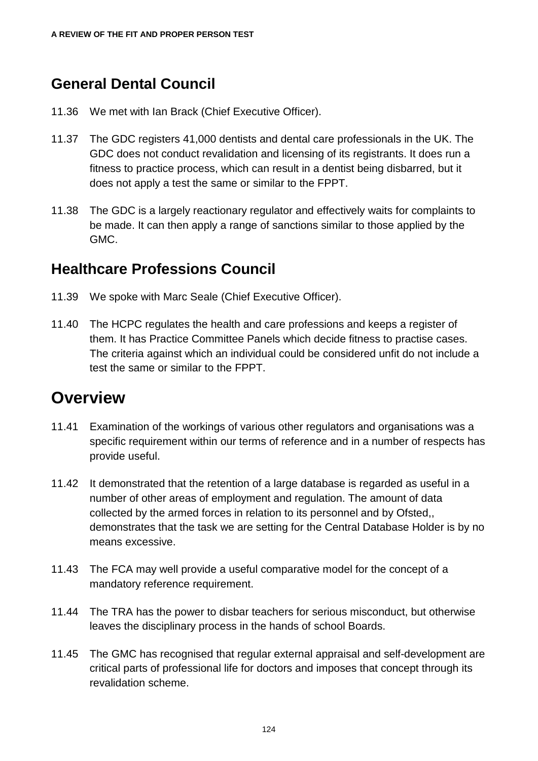## General Dental Council

11.36 We met with Ian Brack (Chief Executive Officer).

11.37 The GDC registers 41,000 dentists and dental care professionals in the UK. The GDC does not conduct revalidation and licensing of its registrants. It does run a fitness to practice process, which can result in a dentist being disbarred, but it does not apply a test the same or similar to the FPPT.

11.38 The GDC is a largely reactionary regulator and effectively waits for complaints to be made. It can then apply a range of sanctions similar to those applied by the GMC.

## Healthcare Professions Council

11.39 We spoke with Marc Seale (Chief Executive Officer).

11.40 The HCPC regulates the health and care professions and keeps a register of them. It has Practice Committee Panels which decide fitness to practise cases. The criteria against which an individual could be considered unfit do not include a test the same or similar to the FPPT.

# Overview

11.41 Examination of the workings of various other regulators and organisations was a specific requirement within our terms of reference and in a number of respects has provide useful.

11.42 It demonstrated that the retention of a large database is regarded as useful in a number of other areas of employment and regulation. The amount of data collected by the armed forces in relation to its personnel and by Ofsted,, demonstrates that the task we are setting for the Central Database Holder is by no means excessive.

11.43 The FCA may well provide a useful comparative model for the concept of a mandatory reference requirement.

11.44 The TRA has the power to disbar teachers for serious misconduct, but otherwise leaves the disciplinary process in the hands of school Boards.

11.45 The GMC has recognised that regular external appraisal and self-development are critical parts of professional life for doctors and imposes that concept through its revalidation scheme.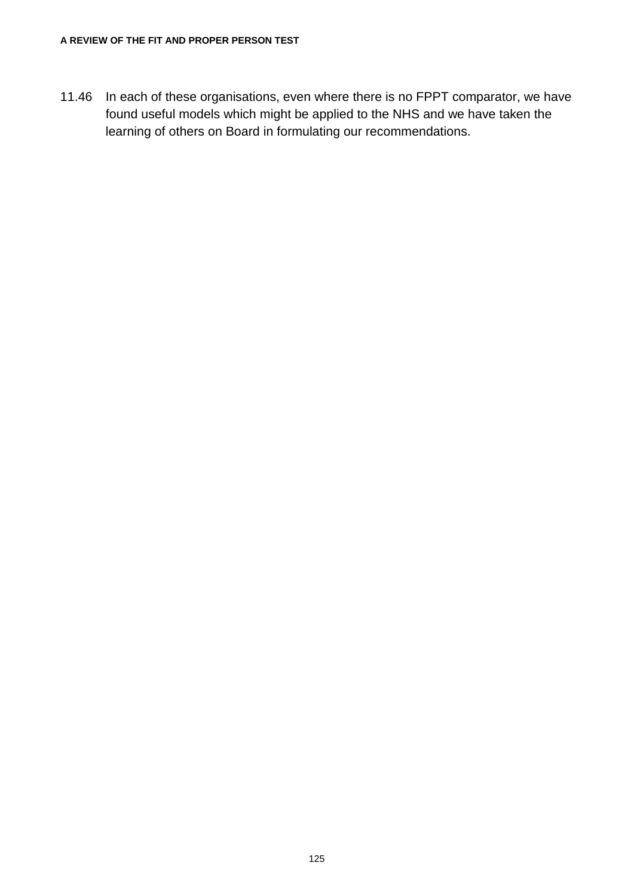11.46 In each of these organisations, even where there is no FPPT comparator, we have found useful models which might be applied to the NHS and we have taken the learning of others on Board in formulating our recommendations.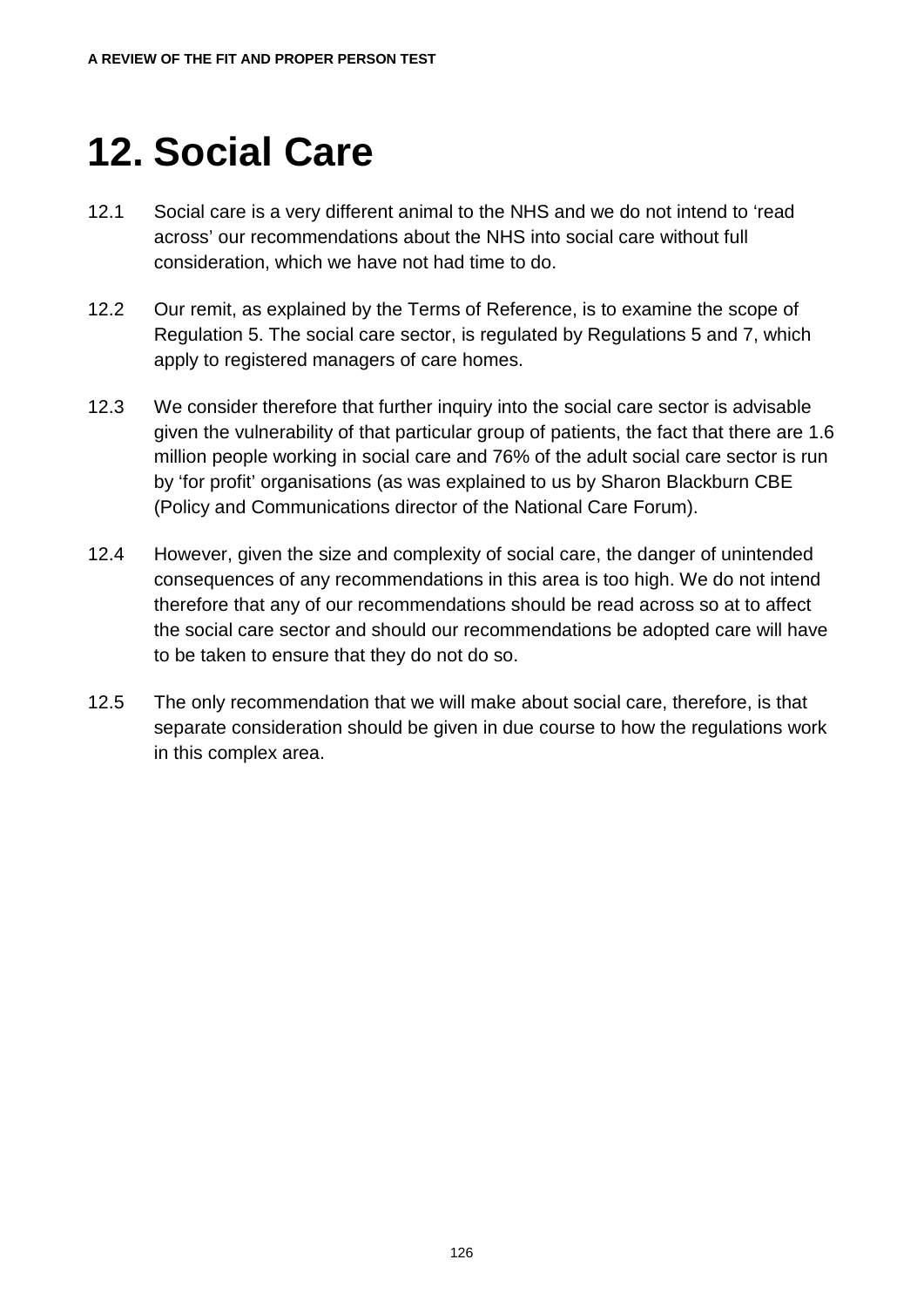# 12. Social Care

12.1 Social care is a very different animal to the NHS and we do not intend to 'read across' our recommendations about the NHS into social care without full consideration, which we have not had time to do.

12.2 Our remit, as explained by the Terms of Reference, is to examine the scope of Regulation 5. The social care sector, is regulated by Regulations 5 and 7, which apply to registered managers of care homes.

12.3 We consider therefore that further inquiry into the social care sector is advisable given the vulnerability of that particular group of patients, the fact that there are 1.6 million people working in social care and 76% of the adult social care sector is run by 'for profit' organisations (as was explained to us by Sharon Blackburn CBE (Policy and Communications director of the National Care Forum).

12.4 However, given the size and complexity of social care, the danger of unintended consequences of any recommendations in this area is too high. We do not intend therefore that any of our recommendations should be read across so at to affect the social care sector and should our recommendations be adopted care will have to be taken to ensure that they do not do so.

12.5 The only recommendation that we will make about social care, therefore, is that separate consideration should be given in due course to how the regulations work in this complex area.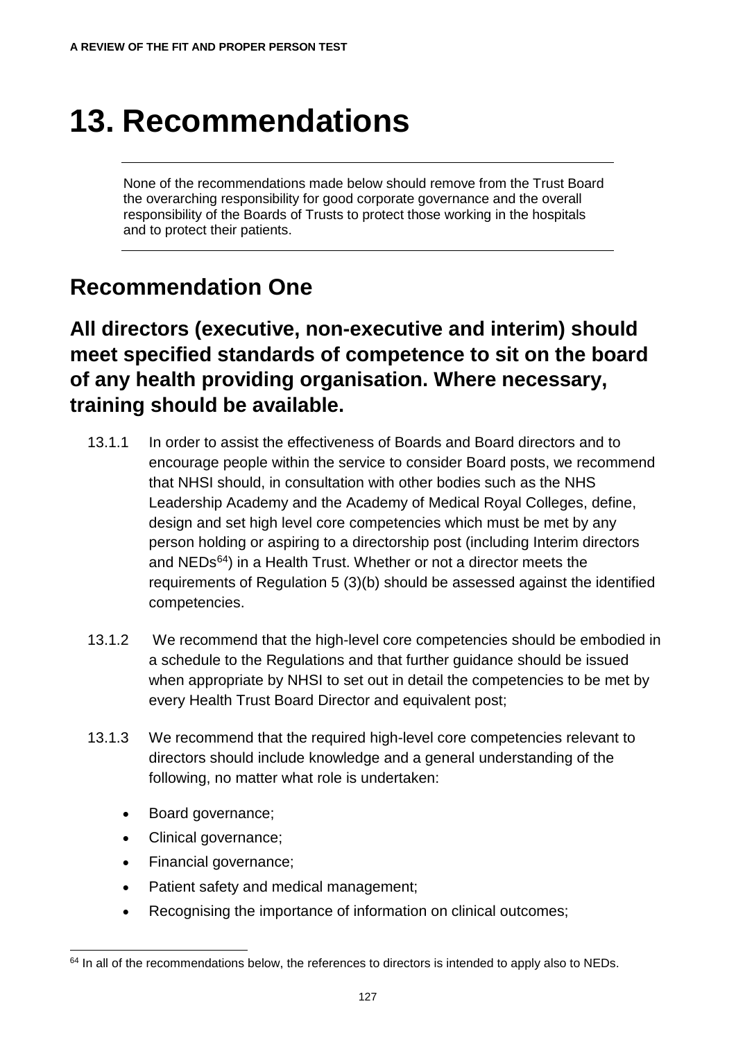# 13. Recommendations

---

None of the recommendations made below should remove from the Trust Board the overarching responsibility for good corporate governance and the overall responsibility of the Boards of Trusts to protect those working in the hospitals and to protect their patients.

---

## Recommendation One

### All directors (executive, non-executive and interim) should meet specified standards of competence to sit on the board of any health providing organisation. Where necessary, training should be available.

13.1.1 In order to assist the effectiveness of Boards and Board directors and to encourage people within the service to consider Board posts, we recommend that NHSI should, in consultation with other bodies such as the NHS Leadership Academy and the Academy of Medical Royal Colleges, define, design and set high level core competencies which must be met by any person holding or aspiring to a directorship post (including Interim directors and NEDs[64]) in a Health Trust. Whether or not a director meets the requirements of Regulation 5 (3)(b) should be assessed against the identified competencies.

13.1.2 We recommend that the high-level core competencies should be embodied in a schedule to the Regulations and that further guidance should be issued when appropriate by NHSI to set out in detail the competencies to be met by every Health Trust Board Director and equivalent post;

13.1.3 We recommend that the required high-level core competencies relevant to directors should include knowledge and a general understanding of the following, no matter what role is undertaken:

- Board governance;
- Clinical governance;
- Financial governance;
- Patient safety and medical management;
- Recognising the importance of information on clinical outcomes;

[64] In all of the recommendations below, the references to directors is intended to apply also to NEDs.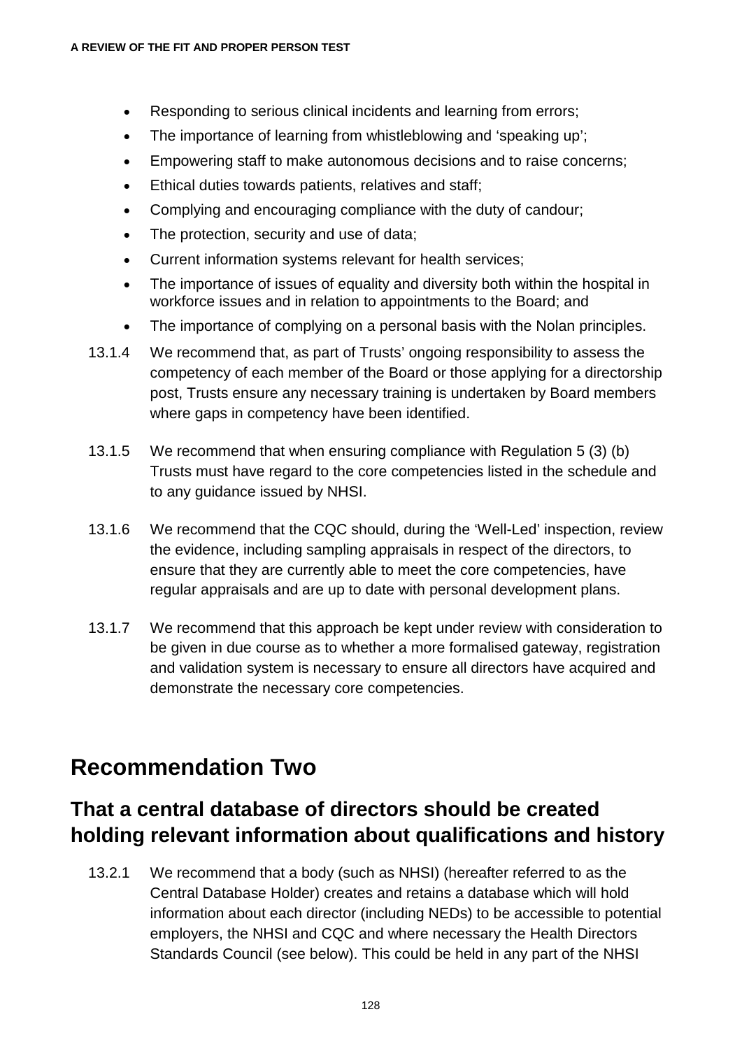- Responding to serious clinical incidents and learning from errors;
- The importance of learning from whistleblowing and 'speaking up';
- Empowering staff to make autonomous decisions and to raise concerns;
- Ethical duties towards patients, relatives and staff;
- Complying and encouraging compliance with the duty of candour;
- The protection, security and use of data;
- Current information systems relevant for health services;
- The importance of issues of equality and diversity both within the hospital in workforce issues and in relation to appointments to the Board; and
- The importance of complying on a personal basis with the Nolan principles.

13.1.4 We recommend that, as part of Trusts' ongoing responsibility to assess the competency of each member of the Board or those applying for a directorship post, Trusts ensure any necessary training is undertaken by Board members where gaps in competency have been identified.

13.1.5 We recommend that when ensuring compliance with Regulation 5 (3) (b) Trusts must have regard to the core competencies listed in the schedule and to any guidance issued by NHSI.

13.1.6 We recommend that the CQC should, during the 'Well-Led' inspection, review the evidence, including sampling appraisals in respect of the directors, to ensure that they are currently able to meet the core competencies, have regular appraisals and are up to date with personal development plans.

13.1.7 We recommend that this approach be kept under review with consideration to be given in due course as to whether a more formalised gateway, registration and validation system is necessary to ensure all directors have acquired and demonstrate the necessary core competencies.

# Recommendation Two

## That a central database of directors should be created holding relevant information about qualifications and history

13.2.1 We recommend that a body (such as NHSI) (hereafter referred to as the Central Database Holder) creates and retains a database which will hold information about each director (including NEDs) to be accessible to potential employers, the NHSI and CQC and where necessary the Health Directors Standards Council (see below). This could be held in any part of the NHSI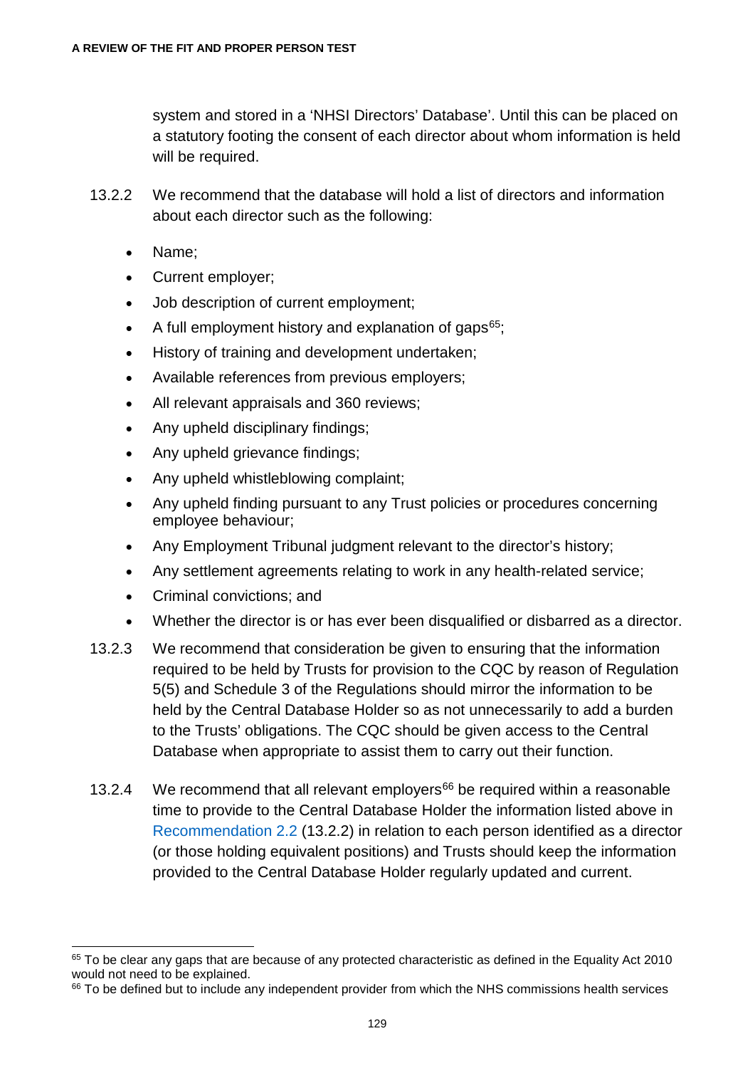system and stored in a 'NHSI Directors' Database'. Until this can be placed on a statutory footing the consent of each director about whom information is held will be required.

13.2.2 We recommend that the database will hold a list of directors and information about each director such as the following:

- Name;
- Current employer;
- Job description of current employment;
- A full employment history and explanation of gaps[65];
- History of training and development undertaken;
- Available references from previous employers;
- All relevant appraisals and 360 reviews;
- Any upheld disciplinary findings;
- Any upheld grievance findings;
- Any upheld whistleblowing complaint;
- Any upheld finding pursuant to any Trust policies or procedures concerning employee behaviour;
- Any Employment Tribunal judgment relevant to the director's history;
- Any settlement agreements relating to work in any health-related service;
- Criminal convictions; and
- Whether the director is or has ever been disqualified or disbarred as a director.

13.2.3 We recommend that consideration be given to ensuring that the information required to be held by Trusts for provision to the CQC by reason of Regulation 5(5) and Schedule 3 of the Regulations should mirror the information to be held by the Central Database Holder so as not unnecessarily to add a burden to the Trusts' obligations. The CQC should be given access to the Central Database when appropriate to assist them to carry out their function.

13.2.4 We recommend that all relevant employers[66] be required within a reasonable time to provide to the Central Database Holder the information listed above in Recommendation 2.2 (13.2.2) in relation to each person identified as a director (or those holding equivalent positions) and Trusts should keep the information provided to the Central Database Holder regularly updated and current.

---

[65] To be clear any gaps that are because of any protected characteristic as defined in the Equality Act 2010 would not need to be explained.

[66] To be defined but to include any independent provider from which the NHS commissions health services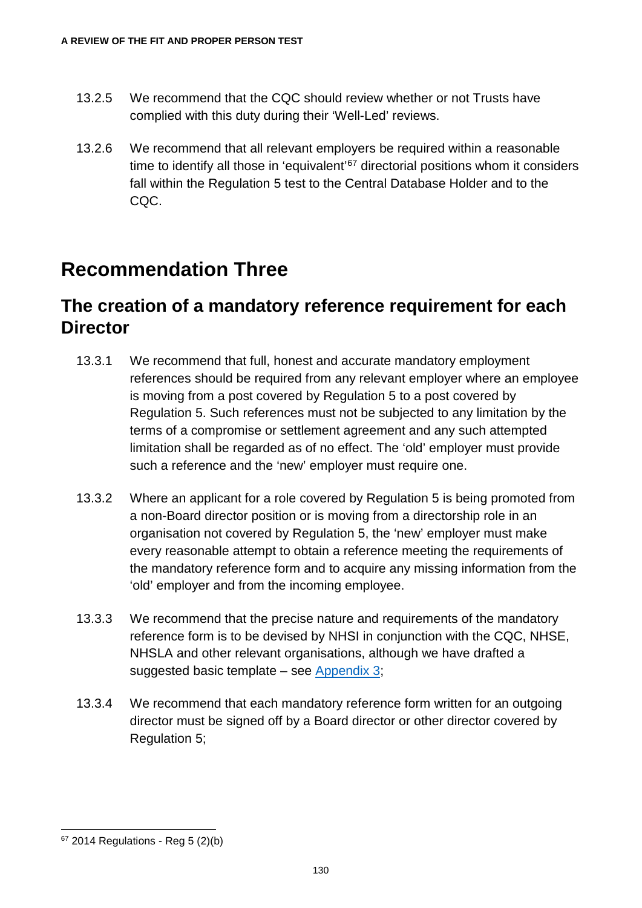13.2.5 We recommend that the CQC should review whether or not Trusts have complied with this duty during their 'Well-Led' reviews.

13.2.6 We recommend that all relevant employers be required within a reasonable time to identify all those in 'equivalent'[67] directorial positions whom it considers fall within the Regulation 5 test to the Central Database Holder and to the CQC.

# Recommendation Three

## The creation of a mandatory reference requirement for each Director

13.3.1 We recommend that full, honest and accurate mandatory employment references should be required from any relevant employer where an employee is moving from a post covered by Regulation 5 to a post covered by Regulation 5. Such references must not be subjected to any limitation by the terms of a compromise or settlement agreement and any such attempted limitation shall be regarded as of no effect. The 'old' employer must provide such a reference and the 'new' employer must require one.

13.3.2 Where an applicant for a role covered by Regulation 5 is being promoted from a non-Board director position or is moving from a directorship role in an organisation not covered by Regulation 5, the 'new' employer must make every reasonable attempt to obtain a reference meeting the requirements of the mandatory reference form and to acquire any missing information from the 'old' employer and from the incoming employee.

13.3.3 We recommend that the precise nature and requirements of the mandatory reference form is to be devised by NHSI in conjunction with the CQC, NHSE, NHSLA and other relevant organisations, although we have drafted a suggested basic template – see Appendix 3;

13.3.4 We recommend that each mandatory reference form written for an outgoing director must be signed off by a Board director or other director covered by Regulation 5;

[67] 2014 Regulations - Reg 5 (2)(b)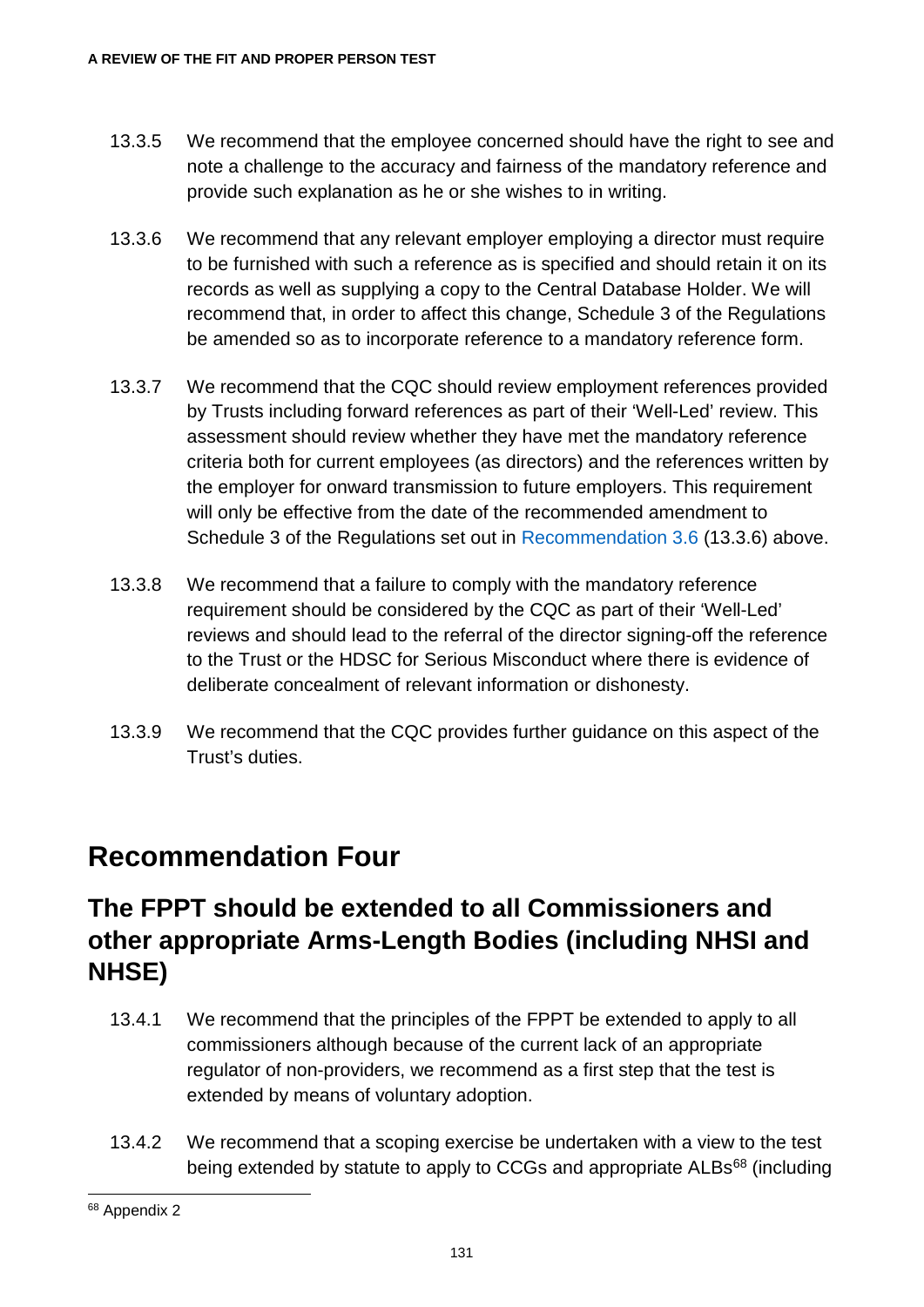13.3.5 We recommend that the employee concerned should have the right to see and note a challenge to the accuracy and fairness of the mandatory reference and provide such explanation as he or she wishes to in writing.

13.3.6 We recommend that any relevant employer employing a director must require to be furnished with such a reference as is specified and should retain it on its records as well as supplying a copy to the Central Database Holder. We will recommend that, in order to affect this change, Schedule 3 of the Regulations be amended so as to incorporate reference to a mandatory reference form.

13.3.7 We recommend that the CQC should review employment references provided by Trusts including forward references as part of their 'Well-Led' review. This assessment should review whether they have met the mandatory reference criteria both for current employees (as directors) and the references written by the employer for onward transmission to future employers. This requirement will only be effective from the date of the recommended amendment to Schedule 3 of the Regulations set out in Recommendation 3.6 (13.3.6) above.

13.3.8 We recommend that a failure to comply with the mandatory reference requirement should be considered by the CQC as part of their 'Well-Led' reviews and should lead to the referral of the director signing-off the reference to the Trust or the HDSC for Serious Misconduct where there is evidence of deliberate concealment of relevant information or dishonesty.

13.3.9 We recommend that the CQC provides further guidance on this aspect of the Trust's duties.

# Recommendation Four

## The FPPT should be extended to all Commissioners and other appropriate Arms-Length Bodies (including NHSI and NHSE)

13.4.1 We recommend that the principles of the FPPT be extended to apply to all commissioners although because of the current lack of an appropriate regulator of non-providers, we recommend as a first step that the test is extended by means of voluntary adoption.

13.4.2 We recommend that a scoping exercise be undertaken with a view to the test being extended by statute to apply to CCGs and appropriate ALBs[68] (including

[68] Appendix 2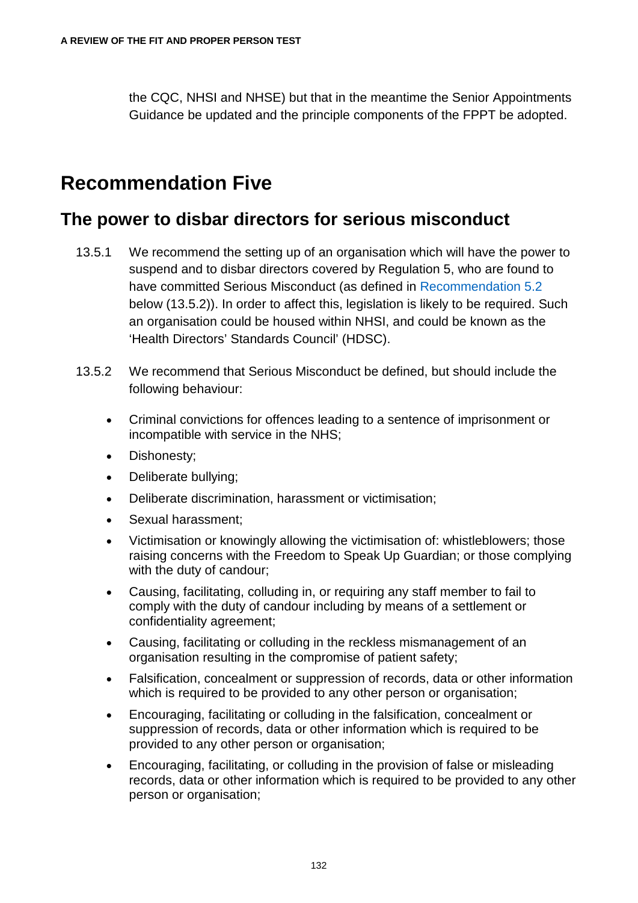the CQC, NHSI and NHSE) but that in the meantime the Senior Appointments Guidance be updated and the principle components of the FPPT be adopted.

# Recommendation Five

## The power to disbar directors for serious misconduct

13.5.1 We recommend the setting up of an organisation which will have the power to suspend and to disbar directors covered by Regulation 5, who are found to have committed Serious Misconduct (as defined in Recommendation 5.2 below (13.5.2)). In order to affect this, legislation is likely to be required. Such an organisation could be housed within NHSI, and could be known as the 'Health Directors' Standards Council' (HDSC).

13.5.2 We recommend that Serious Misconduct be defined, but should include the following behaviour:

- Criminal convictions for offences leading to a sentence of imprisonment or incompatible with service in the NHS;
- Dishonesty;
- Deliberate bullying;
- Deliberate discrimination, harassment or victimisation;
- Sexual harassment;
- Victimisation or knowingly allowing the victimisation of: whistleblowers; those raising concerns with the Freedom to Speak Up Guardian; or those complying with the duty of candour;
- Causing, facilitating, colluding in, or requiring any staff member to fail to comply with the duty of candour including by means of a settlement or confidentiality agreement;
- Causing, facilitating or colluding in the reckless mismanagement of an organisation resulting in the compromise of patient safety;
- Falsification, concealment or suppression of records, data or other information which is required to be provided to any other person or organisation;
- Encouraging, facilitating or colluding in the falsification, concealment or suppression of records, data or other information which is required to be provided to any other person or organisation;
- Encouraging, facilitating, or colluding in the provision of false or misleading records, data or other information which is required to be provided to any other person or organisation;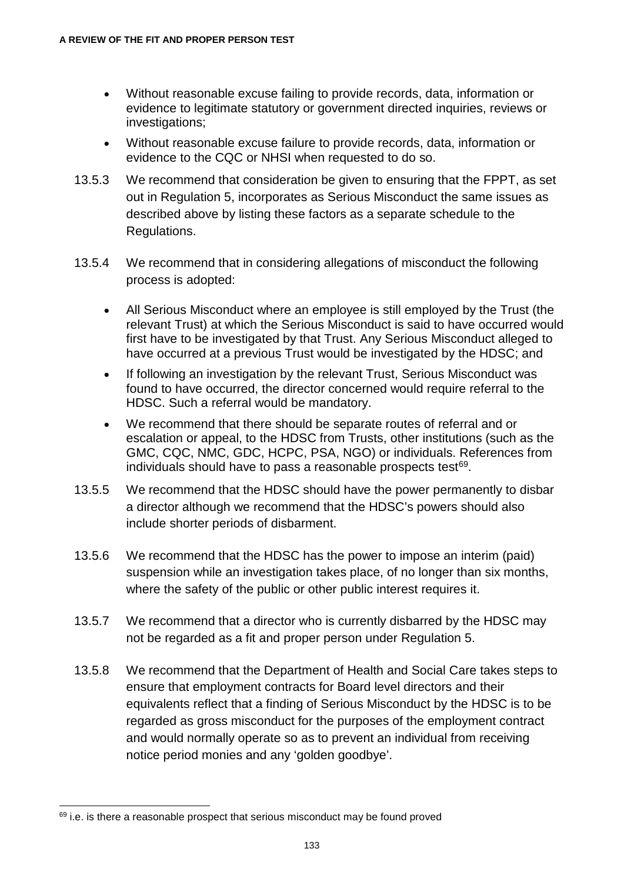- Without reasonable excuse failing to provide records, data, information or evidence to legitimate statutory or government directed inquiries, reviews or investigations;
- Without reasonable excuse failure to provide records, data, information or evidence to the CQC or NHSI when requested to do so.

13.5.3 We recommend that consideration be given to ensuring that the FPPT, as set out in Regulation 5, incorporates as Serious Misconduct the same issues as described above by listing these factors as a separate schedule to the Regulations.

13.5.4 We recommend that in considering allegations of misconduct the following process is adopted:

- All Serious Misconduct where an employee is still employed by the Trust (the relevant Trust) at which the Serious Misconduct is said to have occurred would first have to be investigated by that Trust. Any Serious Misconduct alleged to have occurred at a previous Trust would be investigated by the HDSC; and
- If following an investigation by the relevant Trust, Serious Misconduct was found to have occurred, the director concerned would require referral to the HDSC. Such a referral would be mandatory.
- We recommend that there should be separate routes of referral and or escalation or appeal, to the HDSC from Trusts, other institutions (such as the GMC, CQC, NMC, GDC, HCPC, PSA, NGO) or individuals. References from individuals should have to pass a reasonable prospects test[69].

13.5.5 We recommend that the HDSC should have the power permanently to disbar a director although we recommend that the HDSC's powers should also include shorter periods of disbarment.

13.5.6 We recommend that the HDSC has the power to impose an interim (paid) suspension while an investigation takes place, of no longer than six months, where the safety of the public or other public interest requires it.

13.5.7 We recommend that a director who is currently disbarred by the HDSC may not be regarded as a fit and proper person under Regulation 5.

13.5.8 We recommend that the Department of Health and Social Care takes steps to ensure that employment contracts for Board level directors and their equivalents reflect that a finding of Serious Misconduct by the HDSC is to be regarded as gross misconduct for the purposes of the employment contract and would normally operate so as to prevent an individual from receiving notice period monies and any 'golden goodbye'.

---

[69] i.e. is there a reasonable prospect that serious misconduct may be found proved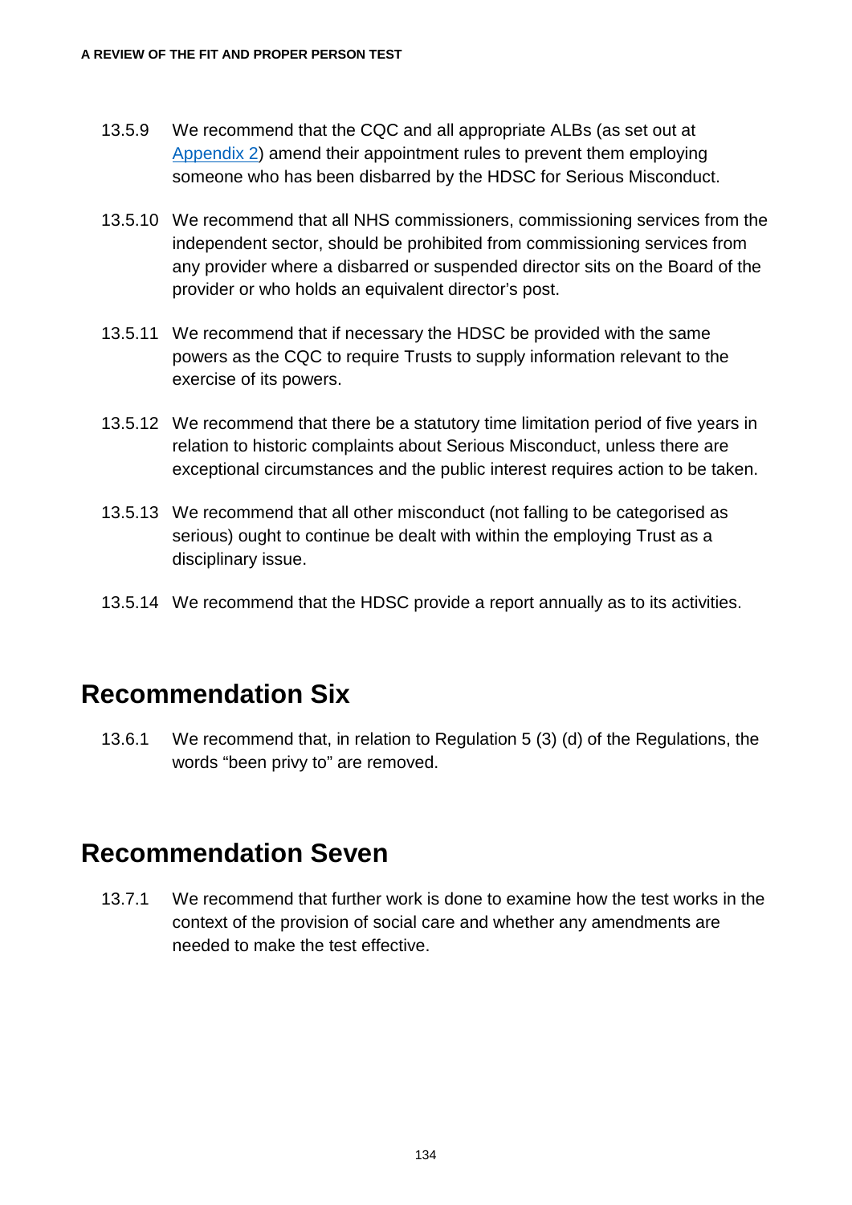13.5.9 We recommend that the CQC and all appropriate ALBs (as set out at Appendix 2) amend their appointment rules to prevent them employing someone who has been disbarred by the HDSC for Serious Misconduct.

13.5.10 We recommend that all NHS commissioners, commissioning services from the independent sector, should be prohibited from commissioning services from any provider where a disbarred or suspended director sits on the Board of the provider or who holds an equivalent director's post.

13.5.11 We recommend that if necessary the HDSC be provided with the same powers as the CQC to require Trusts to supply information relevant to the exercise of its powers.

13.5.12 We recommend that there be a statutory time limitation period of five years in relation to historic complaints about Serious Misconduct, unless there are exceptional circumstances and the public interest requires action to be taken.

13.5.13 We recommend that all other misconduct (not falling to be categorised as serious) ought to continue be dealt with within the employing Trust as a disciplinary issue.

13.5.14 We recommend that the HDSC provide a report annually as to its activities.

## Recommendation Six

13.6.1 We recommend that, in relation to Regulation 5 (3) (d) of the Regulations, the words "been privy to" are removed.

## Recommendation Seven

13.7.1 We recommend that further work is done to examine how the test works in the context of the provision of social care and whether any amendments are needed to make the test effective.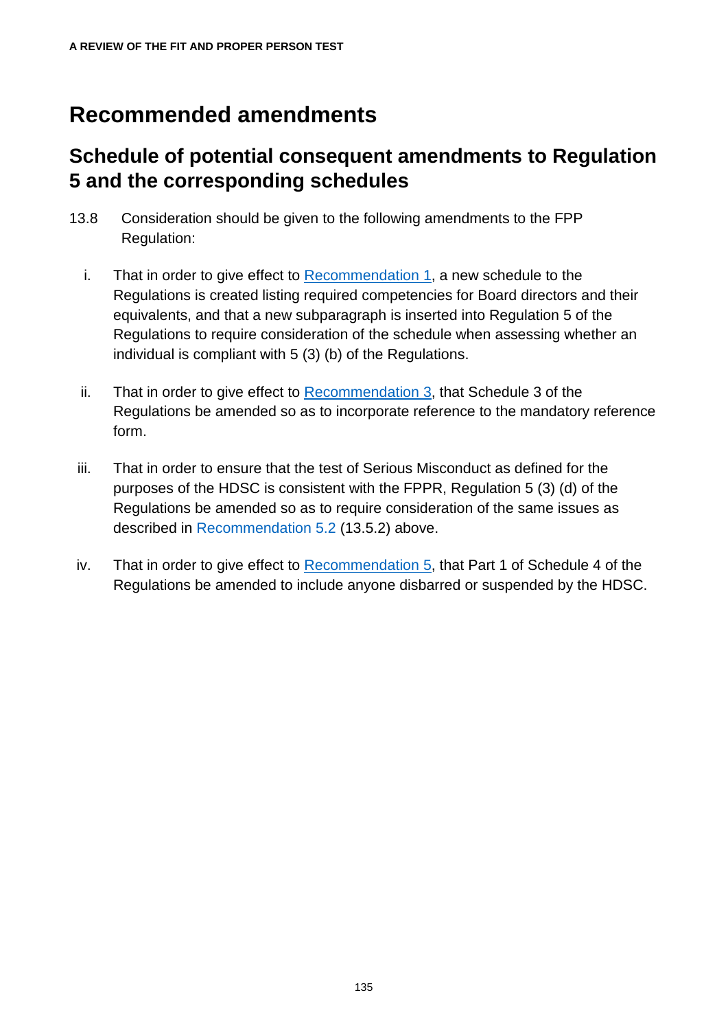## Recommended amendments

### Schedule of potential consequent amendments to Regulation 5 and the corresponding schedules

13.8 Consideration should be given to the following amendments to the FPP Regulation:

i. That in order to give effect to Recommendation 1, a new schedule to the Regulations is created listing required competencies for Board directors and their equivalents, and that a new subparagraph is inserted into Regulation 5 of the Regulations to require consideration of the schedule when assessing whether an individual is compliant with 5 (3) (b) of the Regulations.

ii. That in order to give effect to Recommendation 3, that Schedule 3 of the Regulations be amended so as to incorporate reference to the mandatory reference form.

iii. That in order to ensure that the test of Serious Misconduct as defined for the purposes of the HDSC is consistent with the FPPR, Regulation 5 (3) (d) of the Regulations be amended so as to require consideration of the same issues as described in Recommendation 5.2 (13.5.2) above.

iv. That in order to give effect to Recommendation 5, that Part 1 of Schedule 4 of the Regulations be amended to include anyone disbarred or suspended by the HDSC.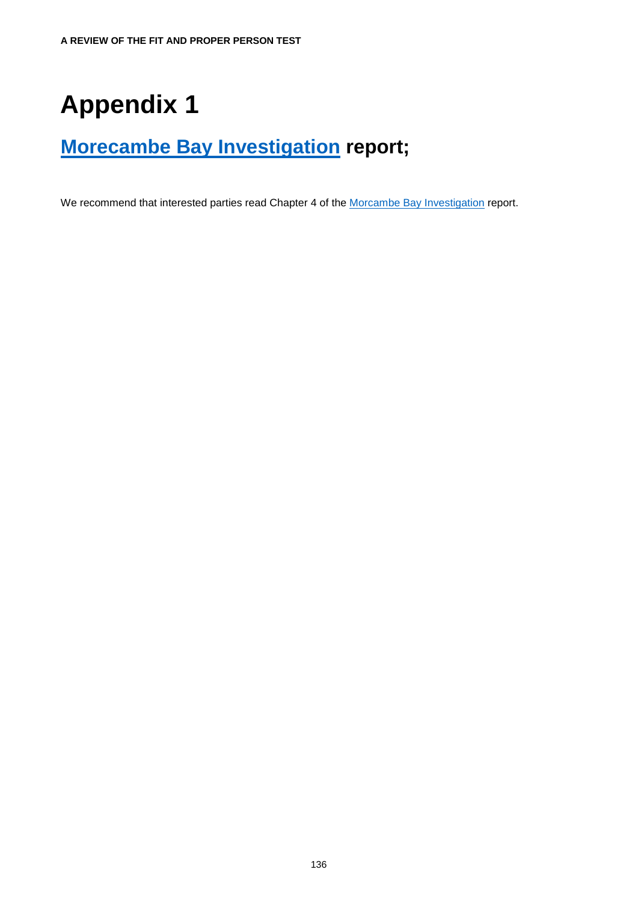# Appendix 1

## Morecambe Bay Investigation report;

We recommend that interested parties read Chapter 4 of the Morecambe Bay Investigation report.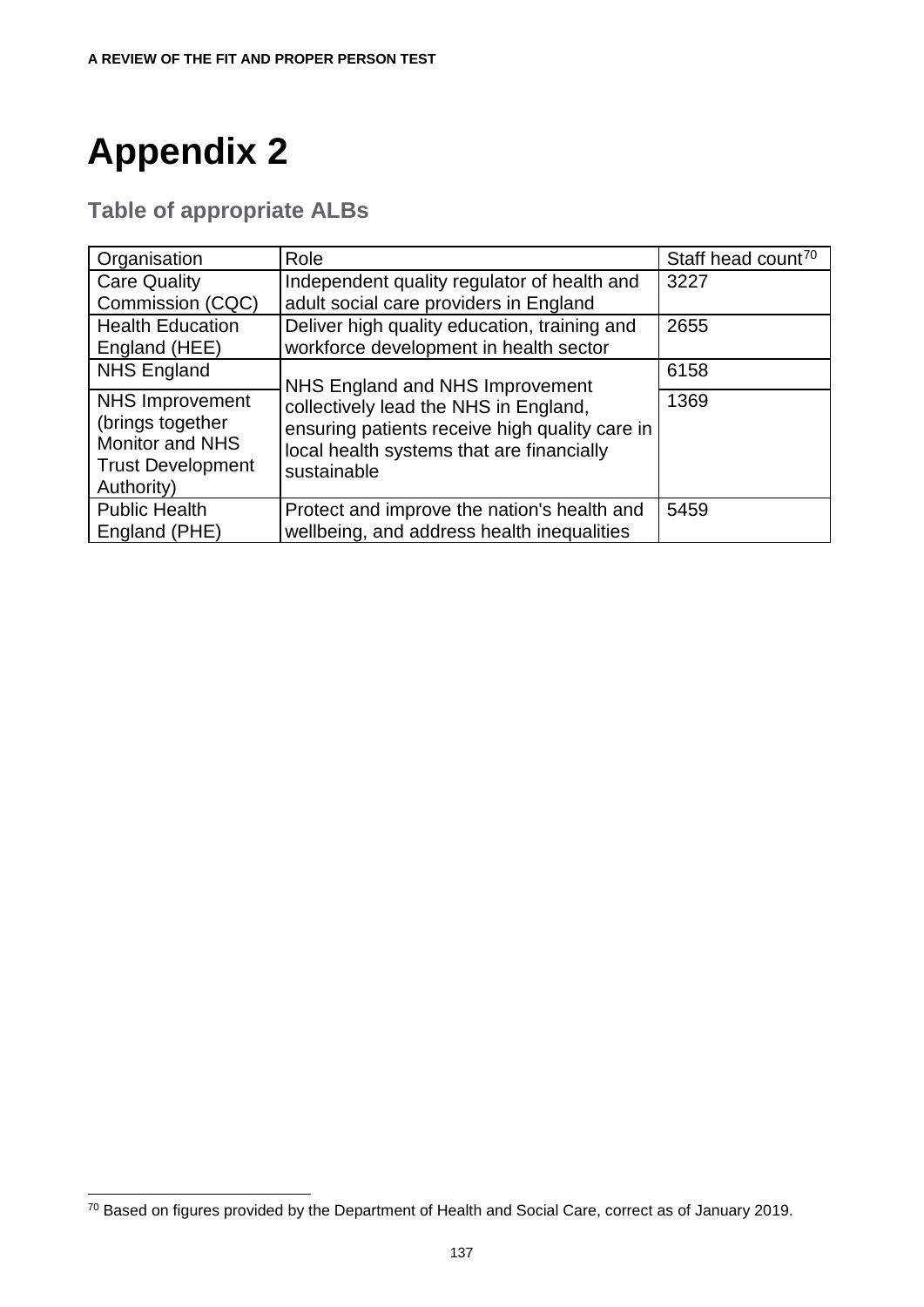# Appendix 2

## Table of appropriate ALBs

| Organisation | Role | Staff head count[70] |
|---|---|---|
| Care Quality Commission (CQC) | Independent quality regulator of health and adult social care providers in England | 3227 |
| Health Education England (HEE) | Deliver high quality education, training and workforce development in health sector | 2655 |
| NHS England | NHS England and NHS Improvement collectively lead the NHS in England, ensuring patients receive high quality care in local health systems that are financially sustainable | 6158 |
| NHS Improvement (brings together Monitor and NHS Trust Development Authority) | | 1369 |
| Public Health England (PHE) | Protect and improve the nation's health and wellbeing, and address health inequalities | 5459 |

[70] Based on figures provided by the Department of Health and Social Care, correct as of January 2019.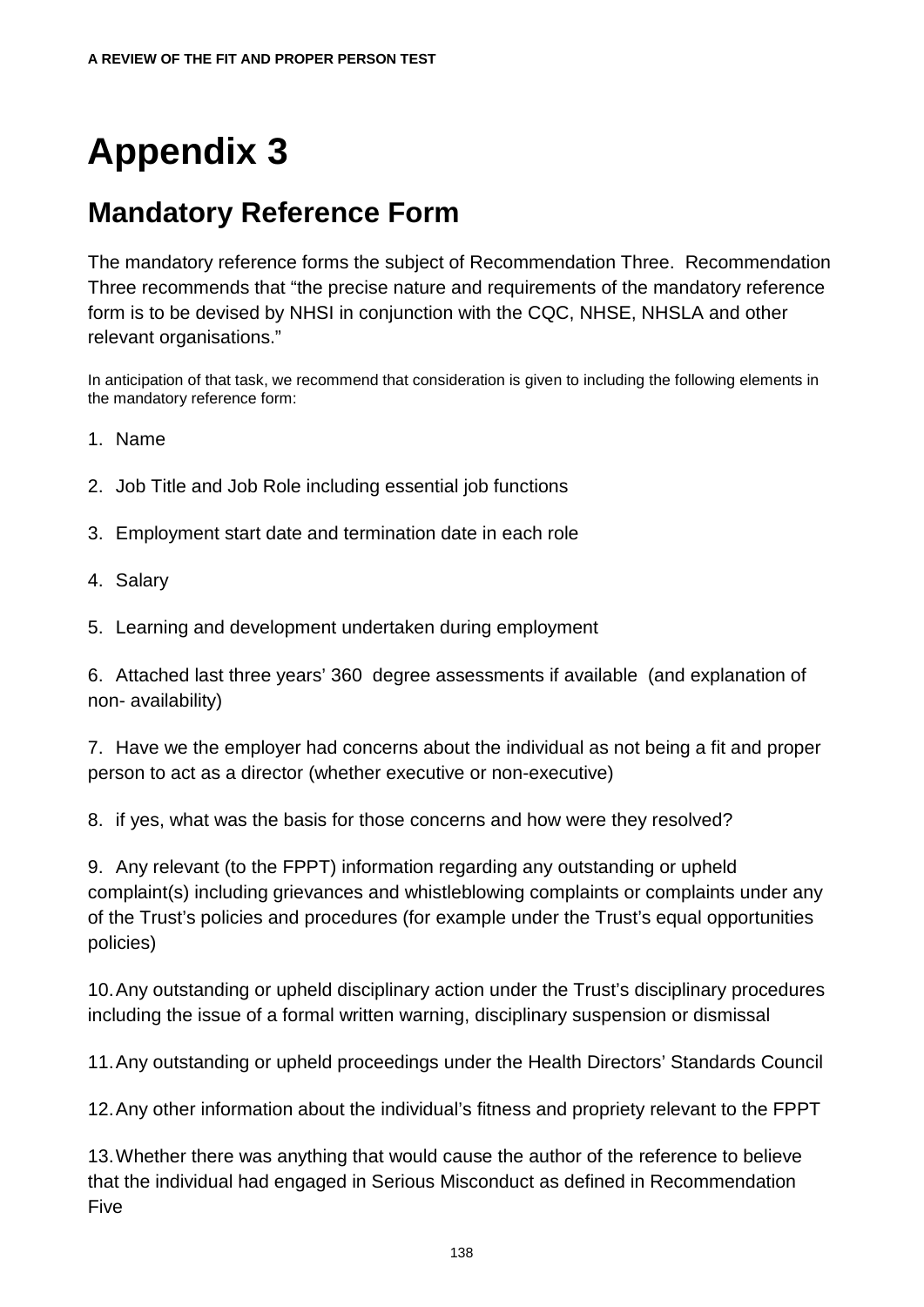# Appendix 3

## Mandatory Reference Form

The mandatory reference forms the subject of Recommendation Three. Recommendation Three recommends that "the precise nature and requirements of the mandatory reference form is to be devised by NHSI in conjunction with the CQC, NHSE, NHSLA and other relevant organisations."

In anticipation of that task, we recommend that consideration is given to including the following elements in the mandatory reference form:

1. Name

2. Job Title and Job Role including essential job functions

3. Employment start date and termination date in each role

4. Salary

5. Learning and development undertaken during employment

6. Attached last three years' 360 degree assessments if available (and explanation of non- availability)

7. Have we the employer had concerns about the individual as not being a fit and proper person to act as a director (whether executive or non-executive)

8. if yes, what was the basis for those concerns and how were they resolved?

9. Any relevant (to the FPPT) information regarding any outstanding or upheld complaint(s) including grievances and whistleblowing complaints or complaints under any of the Trust's policies and procedures (for example under the Trust's equal opportunities policies)

10. Any outstanding or upheld disciplinary action under the Trust's disciplinary procedures including the issue of a formal written warning, disciplinary suspension or dismissal

11. Any outstanding or upheld proceedings under the Health Directors' Standards Council

12. Any other information about the individual's fitness and propriety relevant to the FPPT

13. Whether there was anything that would cause the author of the reference to believe that the individual had engaged in Serious Misconduct as defined in Recommendation Five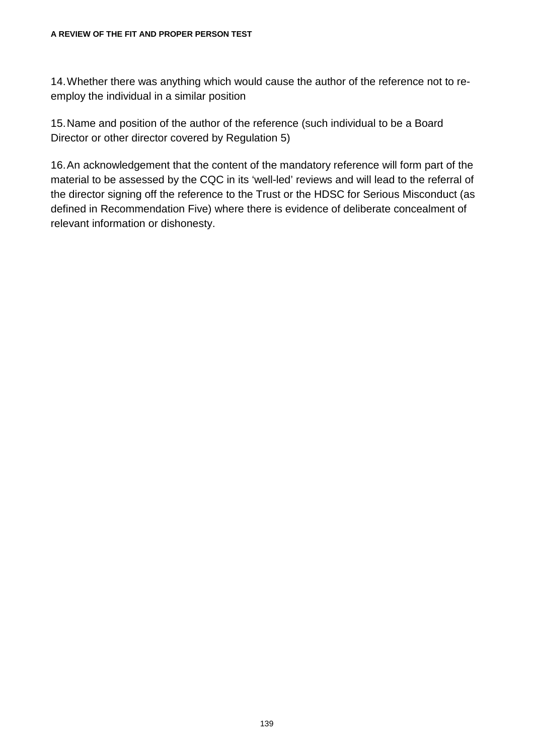14. Whether there was anything which would cause the author of the reference not to re-employ the individual in a similar position

15. Name and position of the author of the reference (such individual to be a Board Director or other director covered by Regulation 5)

16. An acknowledgement that the content of the mandatory reference will form part of the material to be assessed by the CQC in its 'well-led' reviews and will lead to the referral of the director signing off the reference to the Trust or the HDSC for Serious Misconduct (as defined in Recommendation Five) where there is evidence of deliberate concealment of relevant information or dishonesty.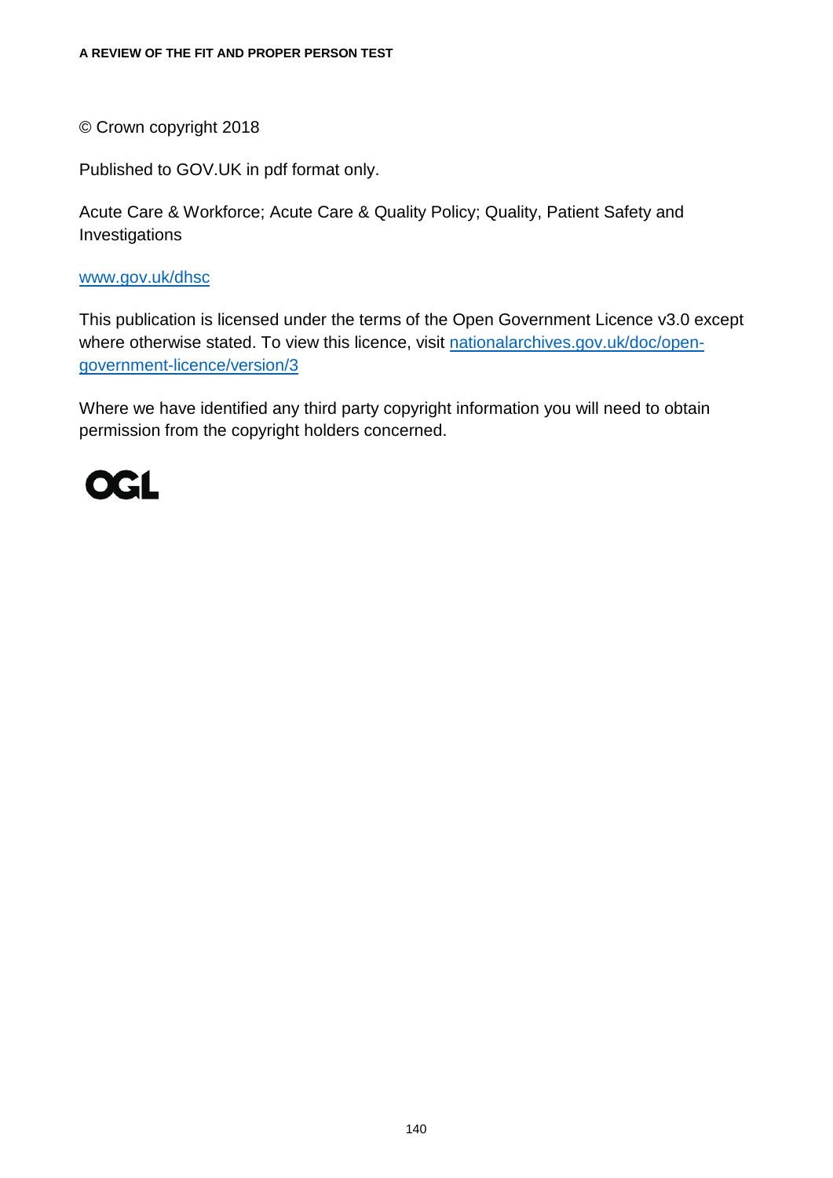© Crown copyright 2018

Published to GOV.UK in pdf format only.

Acute Care & Workforce; Acute Care & Quality Policy; Quality, Patient Safety and Investigations

[www.gov.uk/dhsc](http://www.gov.uk/dhsc)

This publication is licensed under the terms of the Open Government Licence v3.0 except where otherwise stated. To view this licence, visit [nationalarchives.gov.uk/doc/open-government-licence/version/3](http://nationalarchives.gov.uk/doc/open-government-licence/version/3)

Where we have identified any third party copyright information you will need to obtain permission from the copyright holders concerned.

OGL